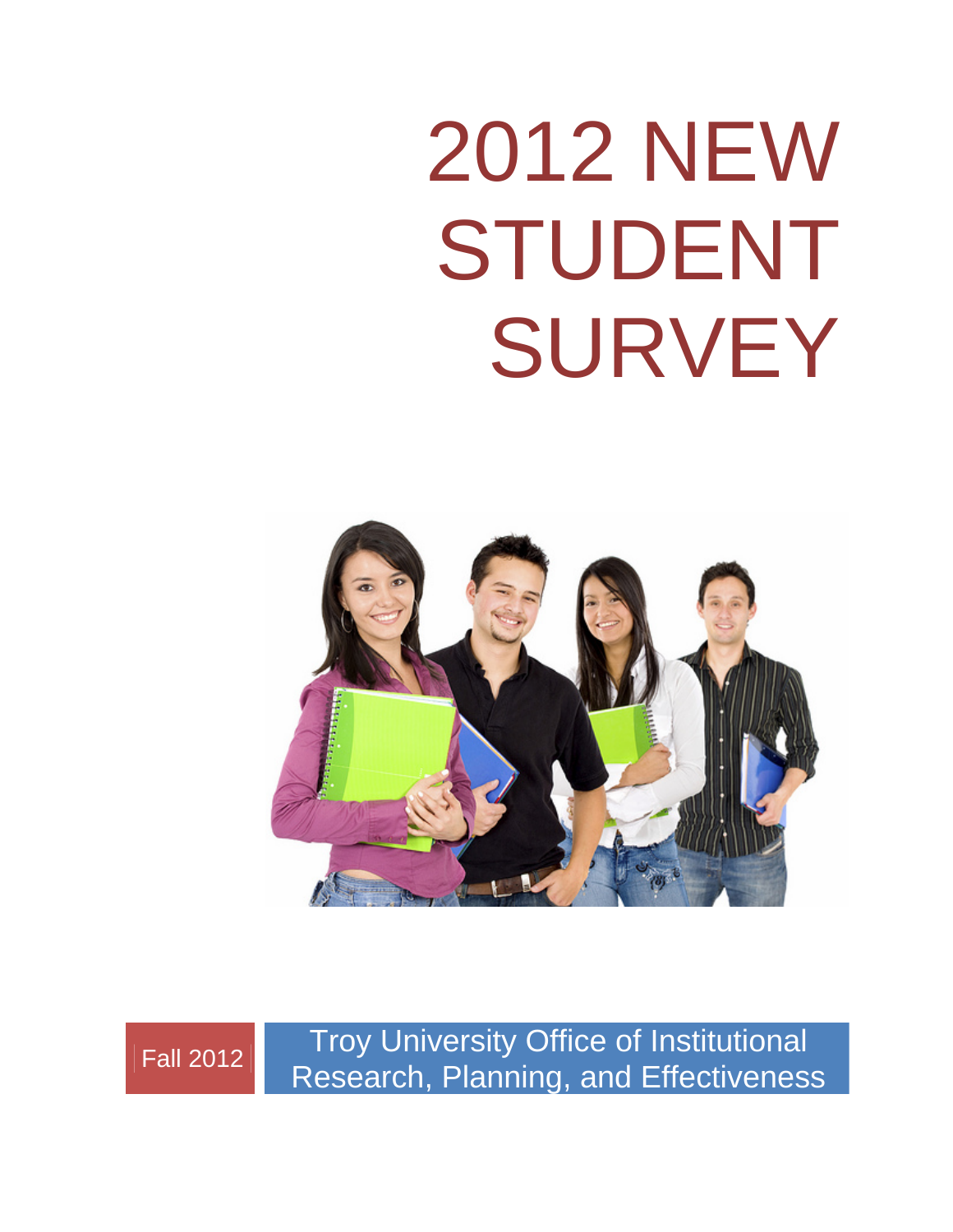# 2012 NEW STUDENT SURVEY

Fall 2012

Troy University Office of Institutional Research, Planning, and Effectiveness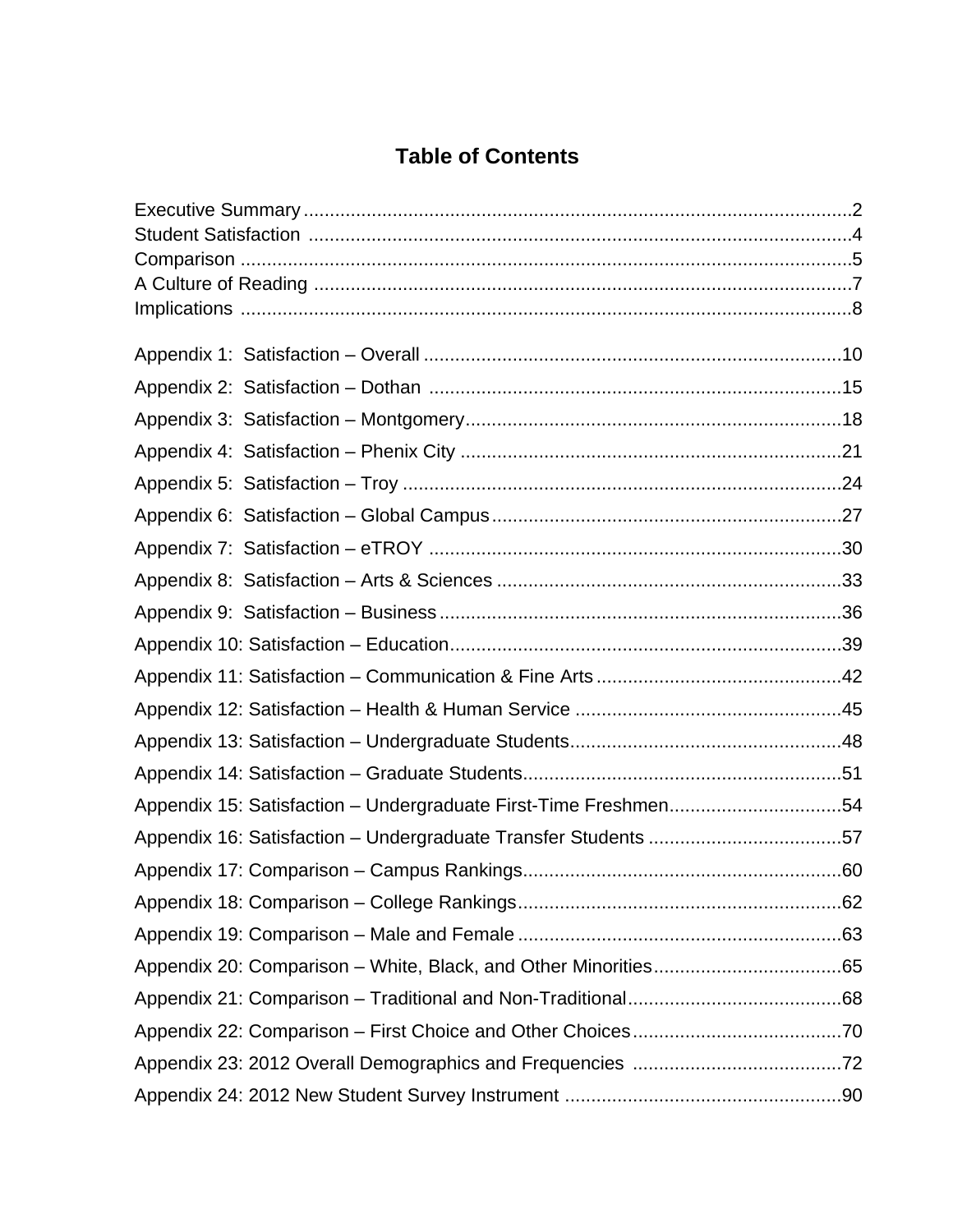# Table of Contents

Executive Summary ........................................................................................................2
Student Satisfaction .......................................................................................................4
Comparison ....................................................................................................................5
A Culture of Reading ......................................................................................................7
Implications ....................................................................................................................8

Appendix 1: Satisfaction – Overall ................................................................................10
Appendix 2: Satisfaction – Dothan ...............................................................................15
Appendix 3: Satisfaction – Montgomery........................................................................18
Appendix 4: Satisfaction – Phenix City .........................................................................21
Appendix 5: Satisfaction – Troy ....................................................................................24
Appendix 6: Satisfaction – Global Campus...................................................................27
Appendix 7: Satisfaction – eTROY ...............................................................................30
Appendix 8: Satisfaction – Arts & Sciences ..................................................................33
Appendix 9: Satisfaction – Business.............................................................................36
Appendix 10: Satisfaction – Education..........................................................................39
Appendix 11: Satisfaction – Communication & Fine Arts ..............................................42
Appendix 12: Satisfaction – Health & Human Service ..................................................45
Appendix 13: Satisfaction – Undergraduate Students....................................................48
Appendix 14: Satisfaction – Graduate Students.............................................................51
Appendix 15: Satisfaction – Undergraduate First-Time Freshmen.................................54
Appendix 16: Satisfaction – Undergraduate Transfer Students .....................................57
Appendix 17: Comparison – Campus Rankings.............................................................60
Appendix 18: Comparison – College Rankings..............................................................62
Appendix 19: Comparison – Male and Female ..............................................................63
Appendix 20: Comparison – White, Black, and Other Minorities....................................65
Appendix 21: Comparison – Traditional and Non-Traditional.........................................68
Appendix 22: Comparison – First Choice and Other Choices........................................70
Appendix 23: 2012 Overall Demographics and Frequencies ........................................72
Appendix 24: 2012 New Student Survey Instrument .....................................................90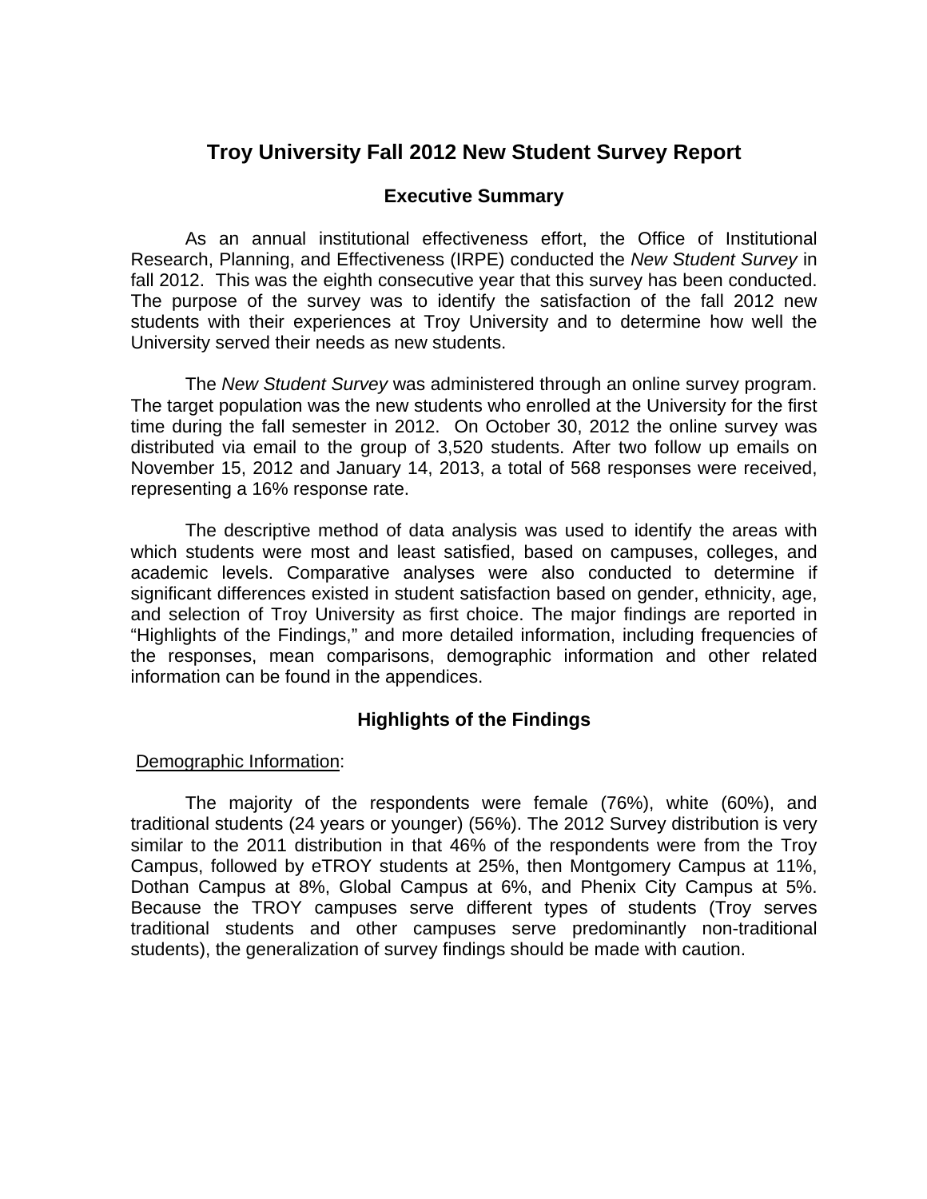# Troy University Fall 2012 New Student Survey Report

## Executive Summary

As an annual institutional effectiveness effort, the Office of Institutional Research, Planning, and Effectiveness (IRPE) conducted the *New Student Survey* in fall 2012. This was the eighth consecutive year that this survey has been conducted. The purpose of the survey was to identify the satisfaction of the fall 2012 new students with their experiences at Troy University and to determine how well the University served their needs as new students.

The *New Student Survey* was administered through an online survey program. The target population was the new students who enrolled at the University for the first time during the fall semester in 2012. On October 30, 2012 the online survey was distributed via email to the group of 3,520 students. After two follow up emails on November 15, 2012 and January 14, 2013, a total of 568 responses were received, representing a 16% response rate.

The descriptive method of data analysis was used to identify the areas with which students were most and least satisfied, based on campuses, colleges, and academic levels. Comparative analyses were also conducted to determine if significant differences existed in student satisfaction based on gender, ethnicity, age, and selection of Troy University as first choice. The major findings are reported in "Highlights of the Findings," and more detailed information, including frequencies of the responses, mean comparisons, demographic information and other related information can be found in the appendices.

## Highlights of the Findings

<u>Demographic Information</u>:

The majority of the respondents were female (76%), white (60%), and traditional students (24 years or younger) (56%). The 2012 Survey distribution is very similar to the 2011 distribution in that 46% of the respondents were from the Troy Campus, followed by eTROY students at 25%, then Montgomery Campus at 11%, Dothan Campus at 8%, Global Campus at 6%, and Phenix City Campus at 5%. Because the TROY campuses serve different types of students (Troy serves traditional students and other campuses serve predominantly non-traditional students), the generalization of survey findings should be made with caution.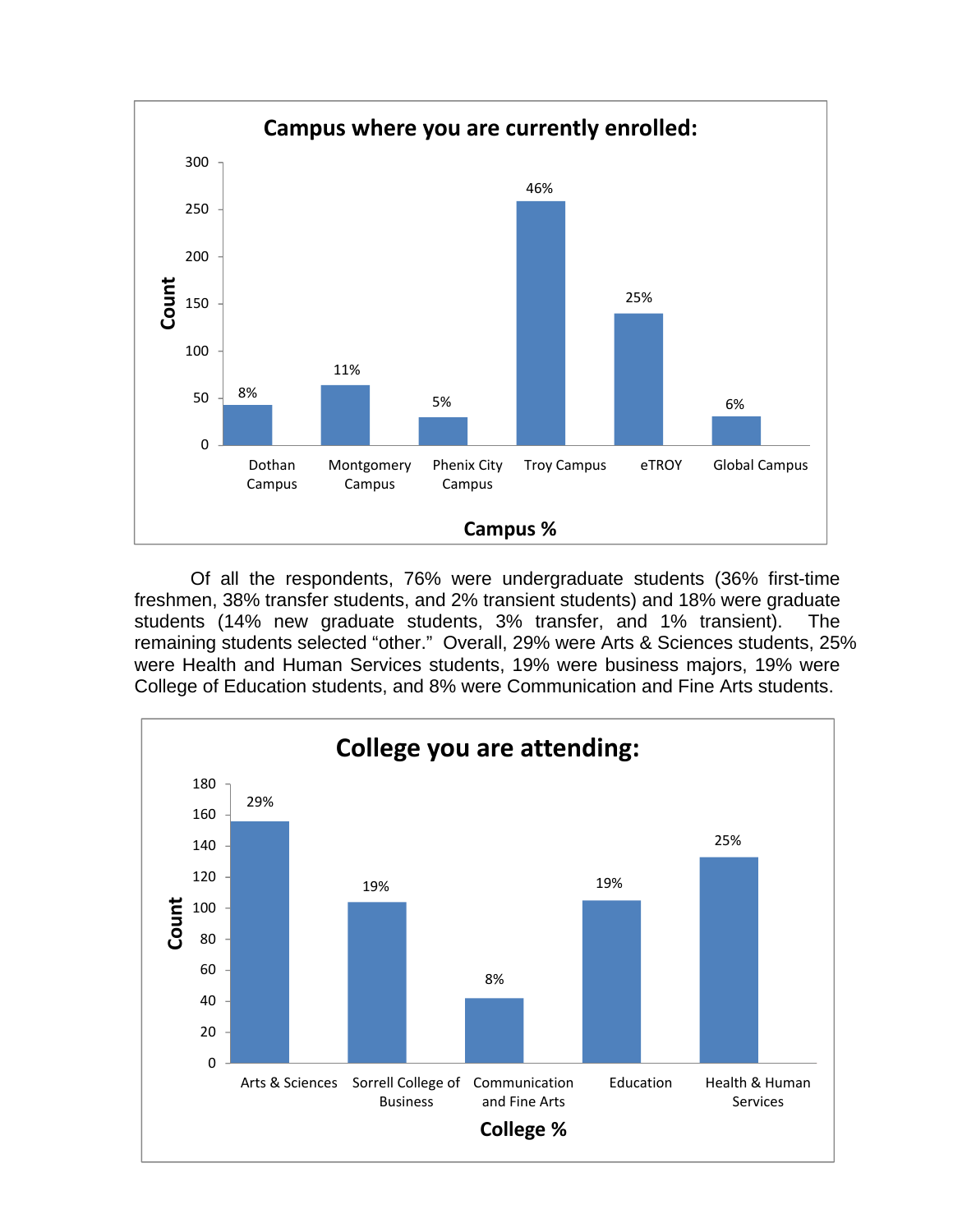Campus where you are currently enrolled:

Count

300
250
200
150
100
50
0

8%
11%
5%
46%
25%
6%

Dothan Campus
Montgomery Campus
Phenix City Campus
Troy Campus
eTROY
Global Campus

Campus %

Of all the respondents, 76% were undergraduate students (36% first-time freshmen, 38% transfer students, and 2% transient students) and 18% were graduate students (14% new graduate students, 3% transfer, and 1% transient). The remaining students selected "other." Overall, 29% were Arts & Sciences students, 25% were Health and Human Services students, 19% were business majors, 19% were College of Education students, and 8% were Communication and Fine Arts students.

College you are attending:

Count

180
160
140
120
100
80
60
40
20
0

29%
19%
8%
19%
25%

Arts & Sciences
Sorrell College of Business
Communication and Fine Arts
Education
Health & Human Services

College %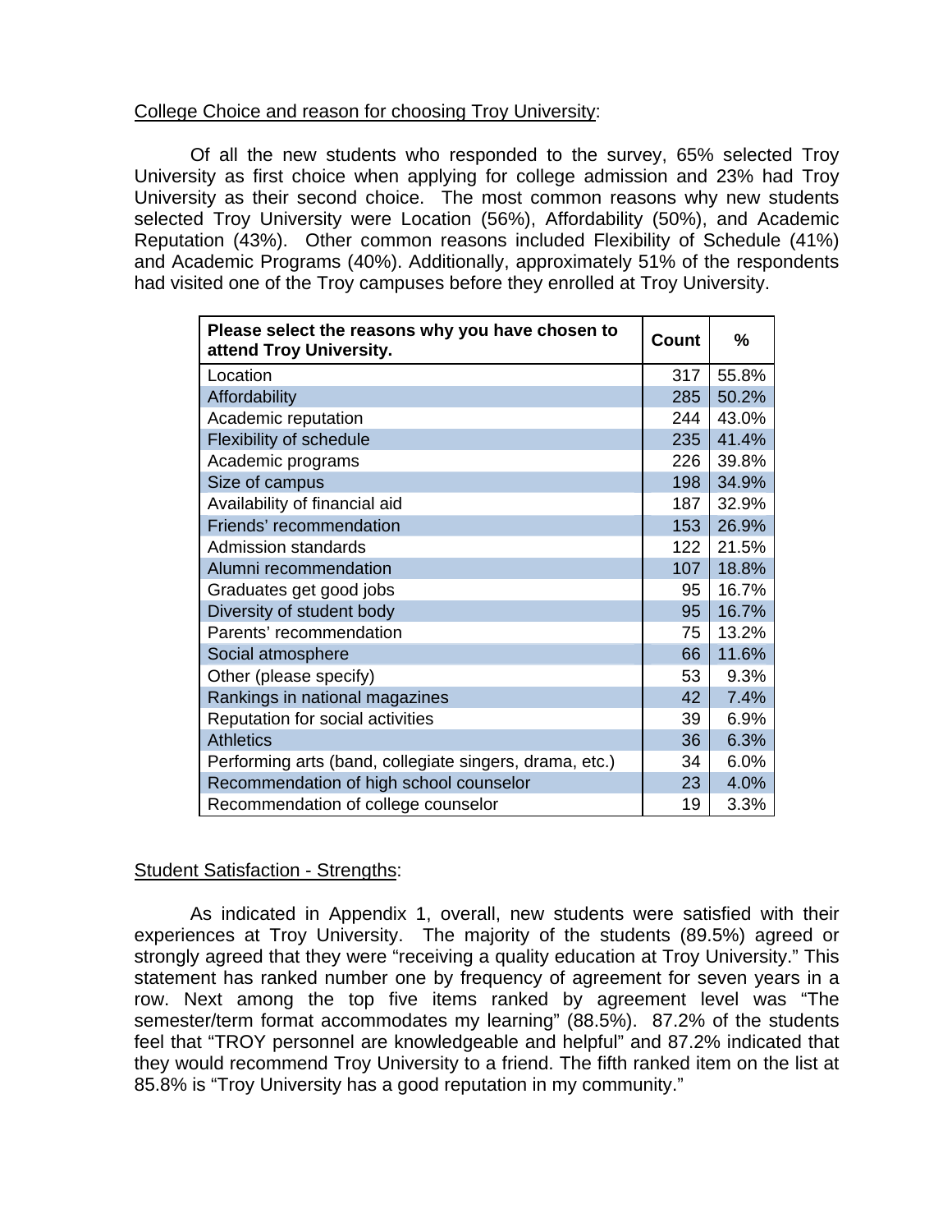College Choice and reason for choosing Troy University:

Of all the new students who responded to the survey, 65% selected Troy University as first choice when applying for college admission and 23% had Troy University as their second choice. The most common reasons why new students selected Troy University were Location (56%), Affordability (50%), and Academic Reputation (43%). Other common reasons included Flexibility of Schedule (41%) and Academic Programs (40%). Additionally, approximately 51% of the respondents had visited one of the Troy campuses before they enrolled at Troy University.

| Please select the reasons why you have chosen to attend Troy University. | Count | % |
|---|---|---|
| Location | 317 | 55.8% |
| Affordability | 285 | 50.2% |
| Academic reputation | 244 | 43.0% |
| Flexibility of schedule | 235 | 41.4% |
| Academic programs | 226 | 39.8% |
| Size of campus | 198 | 34.9% |
| Availability of financial aid | 187 | 32.9% |
| Friends' recommendation | 153 | 26.9% |
| Admission standards | 122 | 21.5% |
| Alumni recommendation | 107 | 18.8% |
| Graduates get good jobs | 95 | 16.7% |
| Diversity of student body | 95 | 16.7% |
| Parents' recommendation | 75 | 13.2% |
| Social atmosphere | 66 | 11.6% |
| Other (please specify) | 53 | 9.3% |
| Rankings in national magazines | 42 | 7.4% |
| Reputation for social activities | 39 | 6.9% |
| Athletics | 36 | 6.3% |
| Performing arts (band, collegiate singers, drama, etc.) | 34 | 6.0% |
| Recommendation of high school counselor | 23 | 4.0% |
| Recommendation of college counselor | 19 | 3.3% |

Student Satisfaction - Strengths:

As indicated in Appendix 1, overall, new students were satisfied with their experiences at Troy University. The majority of the students (89.5%) agreed or strongly agreed that they were "receiving a quality education at Troy University." This statement has ranked number one by frequency of agreement for seven years in a row. Next among the top five items ranked by agreement level was "The semester/term format accommodates my learning" (88.5%). 87.2% of the students feel that "TROY personnel are knowledgeable and helpful" and 87.2% indicated that they would recommend Troy University to a friend. The fifth ranked item on the list at 85.8% is "Troy University has a good reputation in my community."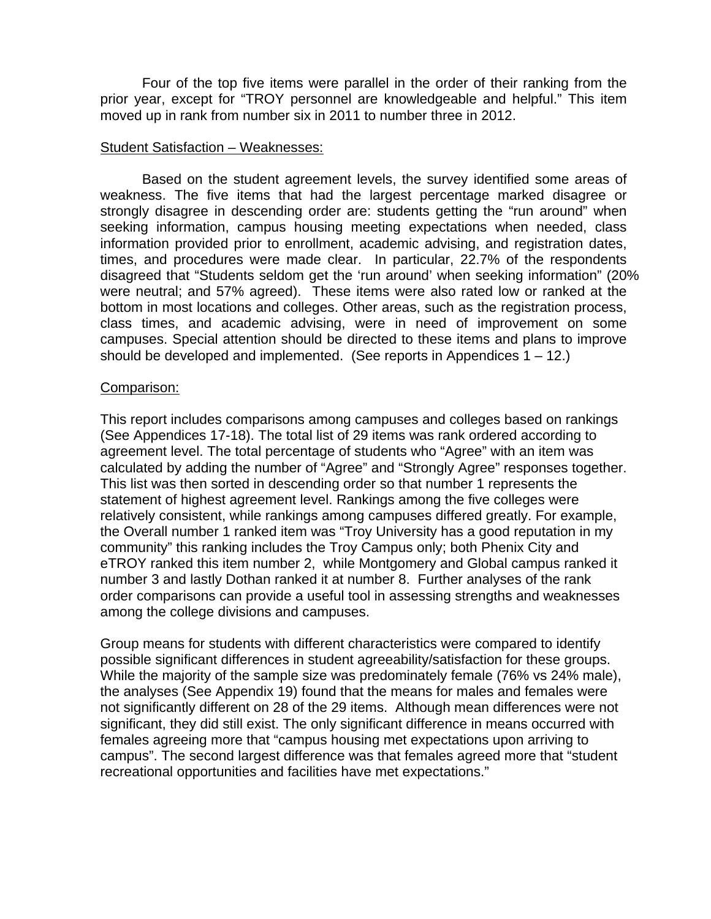Four of the top five items were parallel in the order of their ranking from the prior year, except for "TROY personnel are knowledgeable and helpful." This item moved up in rank from number six in 2011 to number three in 2012.

<u>Student Satisfaction – Weaknesses:</u>

Based on the student agreement levels, the survey identified some areas of weakness. The five items that had the largest percentage marked disagree or strongly disagree in descending order are: students getting the "run around" when seeking information, campus housing meeting expectations when needed, class information provided prior to enrollment, academic advising, and registration dates, times, and procedures were made clear. In particular, 22.7% of the respondents disagreed that "Students seldom get the 'run around' when seeking information" (20% were neutral; and 57% agreed). These items were also rated low or ranked at the bottom in most locations and colleges. Other areas, such as the registration process, class times, and academic advising, were in need of improvement on some campuses. Special attention should be directed to these items and plans to improve should be developed and implemented. (See reports in Appendices 1 – 12.)

<u>Comparison:</u>

This report includes comparisons among campuses and colleges based on rankings (See Appendices 17-18). The total list of 29 items was rank ordered according to agreement level. The total percentage of students who "Agree" with an item was calculated by adding the number of "Agree" and "Strongly Agree" responses together. This list was then sorted in descending order so that number 1 represents the statement of highest agreement level. Rankings among the five colleges were relatively consistent, while rankings among campuses differed greatly. For example, the Overall number 1 ranked item was "Troy University has a good reputation in my community" this ranking includes the Troy Campus only; both Phenix City and eTROY ranked this item number 2, while Montgomery and Global campus ranked it number 3 and lastly Dothan ranked it at number 8. Further analyses of the rank order comparisons can provide a useful tool in assessing strengths and weaknesses among the college divisions and campuses.

Group means for students with different characteristics were compared to identify possible significant differences in student agreeability/satisfaction for these groups. While the majority of the sample size was predominately female (76% vs 24% male), the analyses (See Appendix 19) found that the means for males and females were not significantly different on 28 of the 29 items. Although mean differences were not significant, they did still exist. The only significant difference in means occurred with females agreeing more that "campus housing met expectations upon arriving to campus". The second largest difference was that females agreed more that "student recreational opportunities and facilities have met expectations."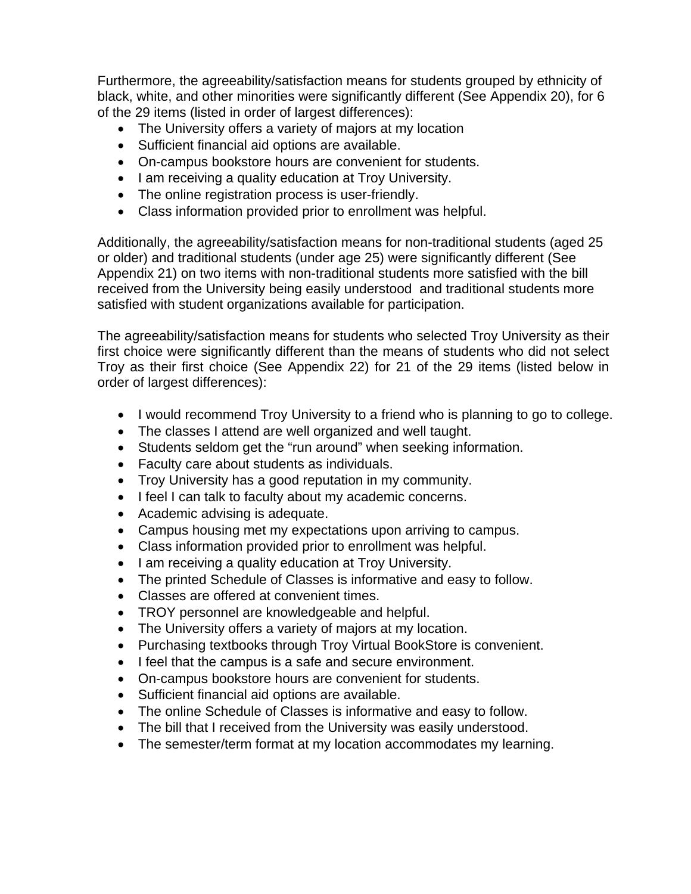Furthermore, the agreeability/satisfaction means for students grouped by ethnicity of black, white, and other minorities were significantly different (See Appendix 20), for 6 of the 29 items (listed in order of largest differences):

- The University offers a variety of majors at my location
- Sufficient financial aid options are available.
- On-campus bookstore hours are convenient for students.
- I am receiving a quality education at Troy University.
- The online registration process is user-friendly.
- Class information provided prior to enrollment was helpful.

Additionally, the agreeability/satisfaction means for non-traditional students (aged 25 or older) and traditional students (under age 25) were significantly different (See Appendix 21) on two items with non-traditional students more satisfied with the bill received from the University being easily understood and traditional students more satisfied with student organizations available for participation.

The agreeability/satisfaction means for students who selected Troy University as their first choice were significantly different than the means of students who did not select Troy as their first choice (See Appendix 22) for 21 of the 29 items (listed below in order of largest differences):

- I would recommend Troy University to a friend who is planning to go to college.
- The classes I attend are well organized and well taught.
- Students seldom get the "run around" when seeking information.
- Faculty care about students as individuals.
- Troy University has a good reputation in my community.
- I feel I can talk to faculty about my academic concerns.
- Academic advising is adequate.
- Campus housing met my expectations upon arriving to campus.
- Class information provided prior to enrollment was helpful.
- I am receiving a quality education at Troy University.
- The printed Schedule of Classes is informative and easy to follow.
- Classes are offered at convenient times.
- TROY personnel are knowledgeable and helpful.
- The University offers a variety of majors at my location.
- Purchasing textbooks through Troy Virtual BookStore is convenient.
- I feel that the campus is a safe and secure environment.
- On-campus bookstore hours are convenient for students.
- Sufficient financial aid options are available.
- The online Schedule of Classes is informative and easy to follow.
- The bill that I received from the University was easily understood.
- The semester/term format at my location accommodates my learning.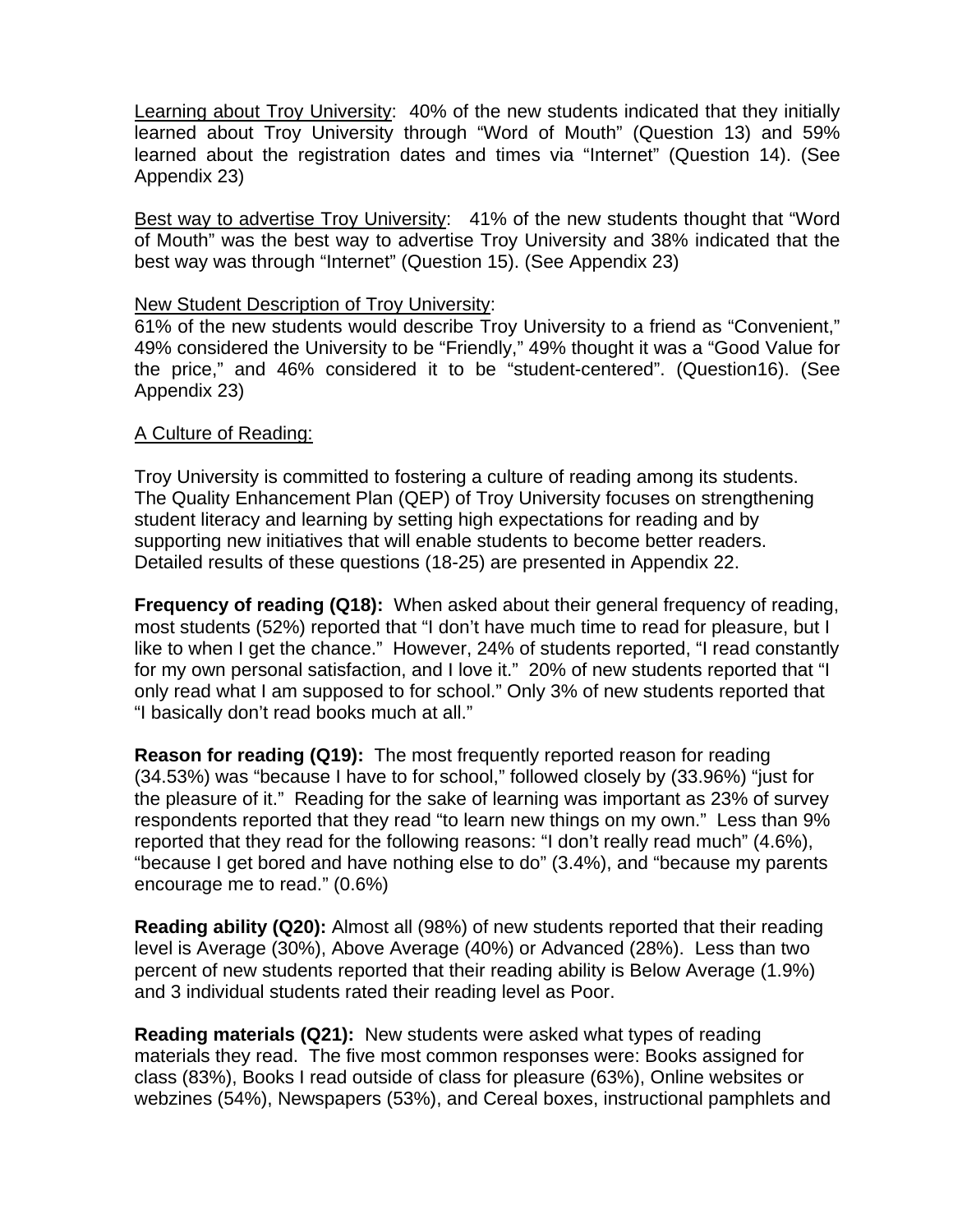<u>Learning about Troy University</u>: 40% of the new students indicated that they initially learned about Troy University through "Word of Mouth" (Question 13) and 59% learned about the registration dates and times via "Internet" (Question 14). (See Appendix 23)

<u>Best way to advertise Troy University</u>: 41% of the new students thought that "Word of Mouth" was the best way to advertise Troy University and 38% indicated that the best way was through "Internet" (Question 15). (See Appendix 23)

<u>New Student Description of Troy University</u>:
61% of the new students would describe Troy University to a friend as "Convenient," 49% considered the University to be "Friendly," 49% thought it was a "Good Value for the price," and 46% considered it to be "student-centered". (Question16). (See Appendix 23)

<u>A Culture of Reading:</u>

Troy University is committed to fostering a culture of reading among its students. The Quality Enhancement Plan (QEP) of Troy University focuses on strengthening student literacy and learning by setting high expectations for reading and by supporting new initiatives that will enable students to become better readers. Detailed results of these questions (18-25) are presented in Appendix 22.

**Frequency of reading (Q18):** When asked about their general frequency of reading, most students (52%) reported that "I don't have much time to read for pleasure, but I like to when I get the chance." However, 24% of students reported, "I read constantly for my own personal satisfaction, and I love it." 20% of new students reported that "I only read what I am supposed to for school." Only 3% of new students reported that "I basically don't read books much at all."

**Reason for reading (Q19):** The most frequently reported reason for reading (34.53%) was "because I have to for school," followed closely by (33.96%) "just for the pleasure of it." Reading for the sake of learning was important as 23% of survey respondents reported that they read "to learn new things on my own." Less than 9% reported that they read for the following reasons: "I don't really read much" (4.6%), "because I get bored and have nothing else to do" (3.4%), and "because my parents encourage me to read." (0.6%)

**Reading ability (Q20):** Almost all (98%) of new students reported that their reading level is Average (30%), Above Average (40%) or Advanced (28%). Less than two percent of new students reported that their reading ability is Below Average (1.9%) and 3 individual students rated their reading level as Poor.

**Reading materials (Q21):** New students were asked what types of reading materials they read. The five most common responses were: Books assigned for class (83%), Books I read outside of class for pleasure (63%), Online websites or webzines (54%), Newspapers (53%), and Cereal boxes, instructional pamphlets and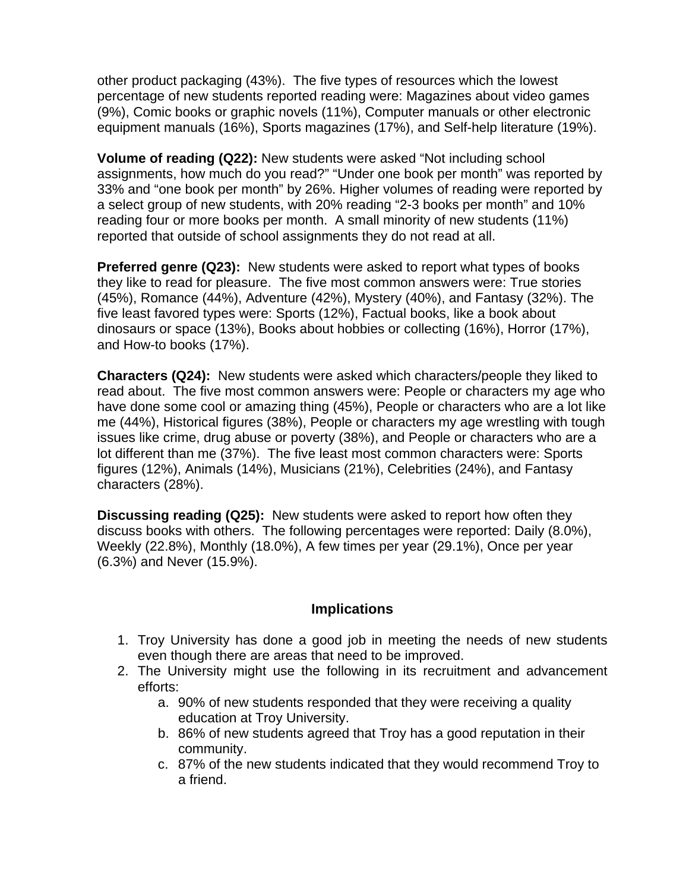other product packaging (43%). The five types of resources which the lowest percentage of new students reported reading were: Magazines about video games (9%), Comic books or graphic novels (11%), Computer manuals or other electronic equipment manuals (16%), Sports magazines (17%), and Self-help literature (19%).

**Volume of reading (Q22):** New students were asked “Not including school assignments, how much do you read?” “Under one book per month” was reported by 33% and “one book per month” by 26%. Higher volumes of reading were reported by a select group of new students, with 20% reading “2-3 books per month” and 10% reading four or more books per month. A small minority of new students (11%) reported that outside of school assignments they do not read at all.

**Preferred genre (Q23):** New students were asked to report what types of books they like to read for pleasure. The five most common answers were: True stories (45%), Romance (44%), Adventure (42%), Mystery (40%), and Fantasy (32%). The five least favored types were: Sports (12%), Factual books, like a book about dinosaurs or space (13%), Books about hobbies or collecting (16%), Horror (17%), and How-to books (17%).

**Characters (Q24):** New students were asked which characters/people they liked to read about. The five most common answers were: People or characters my age who have done some cool or amazing thing (45%), People or characters who are a lot like me (44%), Historical figures (38%), People or characters my age wrestling with tough issues like crime, drug abuse or poverty (38%), and People or characters who are a lot different than me (37%). The five least most common characters were: Sports figures (12%), Animals (14%), Musicians (21%), Celebrities (24%), and Fantasy characters (28%).

**Discussing reading (Q25):** New students were asked to report how often they discuss books with others. The following percentages were reported: Daily (8.0%), Weekly (22.8%), Monthly (18.0%), A few times per year (29.1%), Once per year (6.3%) and Never (15.9%).

## Implications

1. Troy University has done a good job in meeting the needs of new students even though there are areas that need to be improved.
2. The University might use the following in its recruitment and advancement efforts:
    a. 90% of new students responded that they were receiving a quality education at Troy University.
    b. 86% of new students agreed that Troy has a good reputation in their community.
    c. 87% of the new students indicated that they would recommend Troy to a friend.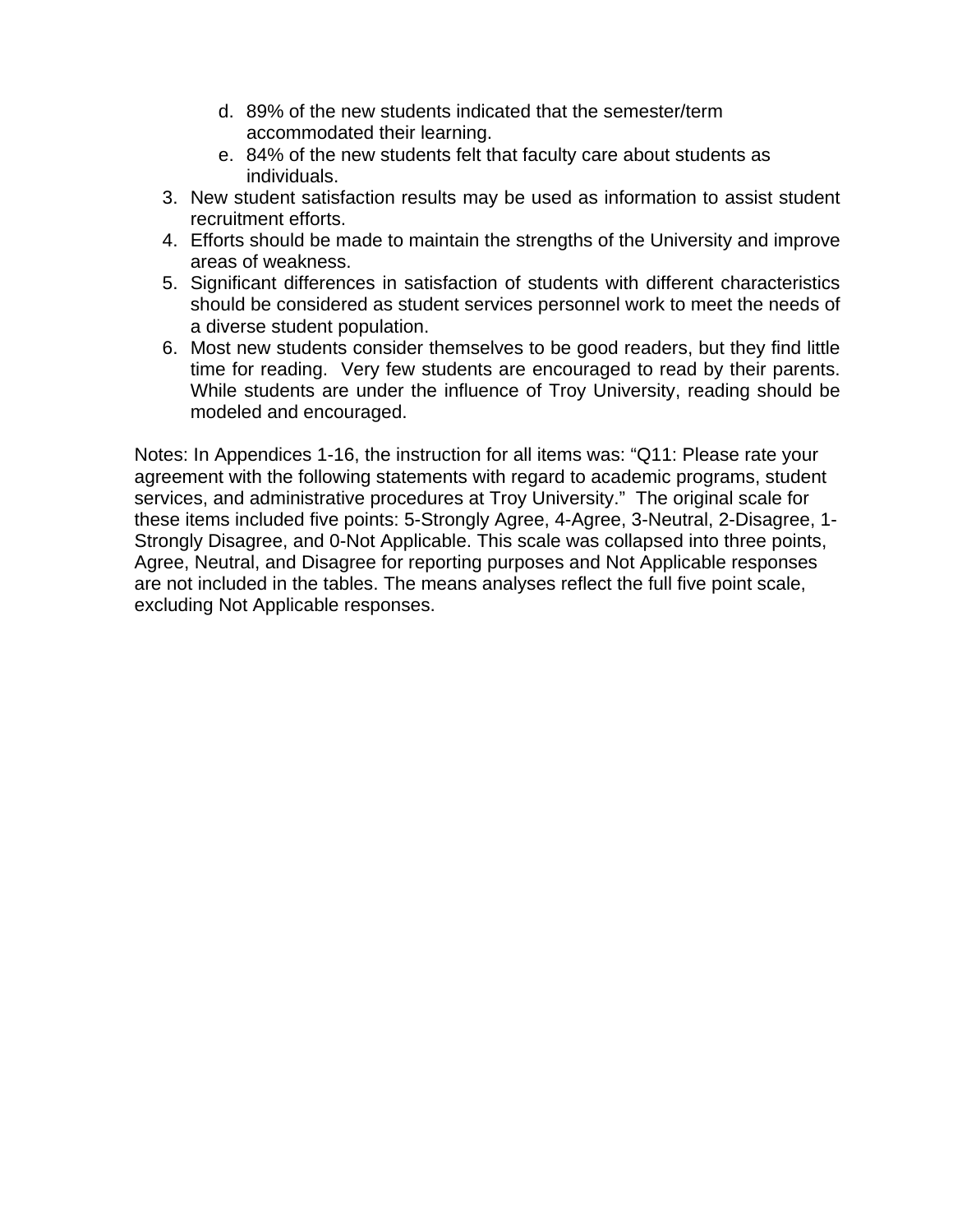d. 89% of the new students indicated that the semester/term accommodated their learning.
   e. 84% of the new students felt that faculty care about students as individuals.
3. New student satisfaction results may be used as information to assist student recruitment efforts.
4. Efforts should be made to maintain the strengths of the University and improve areas of weakness.
5. Significant differences in satisfaction of students with different characteristics should be considered as student services personnel work to meet the needs of a diverse student population.
6. Most new students consider themselves to be good readers, but they find little time for reading. Very few students are encouraged to read by their parents. While students are under the influence of Troy University, reading should be modeled and encouraged.

Notes: In Appendices 1-16, the instruction for all items was: "Q11: Please rate your agreement with the following statements with regard to academic programs, student services, and administrative procedures at Troy University." The original scale for these items included five points: 5-Strongly Agree, 4-Agree, 3-Neutral, 2-Disagree, 1-Strongly Disagree, and 0-Not Applicable. This scale was collapsed into three points, Agree, Neutral, and Disagree for reporting purposes and Not Applicable responses are not included in the tables. The means analyses reflect the full five point scale, excluding Not Applicable responses.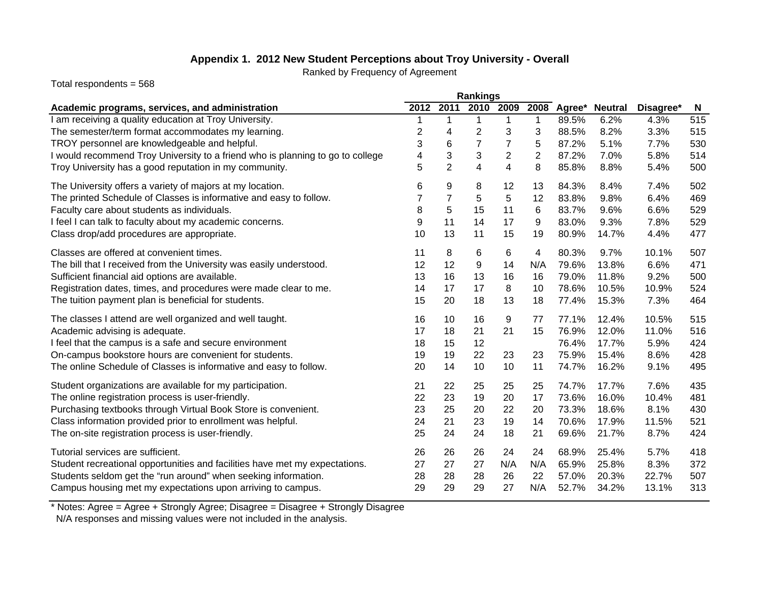### Appendix 1. 2012 New Student Perceptions about Troy University - Overall

Ranked by Frequency of Agreement

Total respondents = 568

| | Rankings | | | | | | | | |
|---|---|---|---|---|---|---|---|---|---|
| **Academic programs, services, and administration** | **2012** | **2011** | **2010** | **2009** | **2008** | **Agree*** | **Neutral** | **Disagree*** | **N** |
| I am receiving a quality education at Troy University. | 1 | 1 | 1 | 1 | 1 | 89.5% | 6.2% | 4.3% | 515 |
| The semester/term format accommodates my learning. | 2 | 4 | 2 | 3 | 3 | 88.5% | 8.2% | 3.3% | 515 |
| TROY personnel are knowledgeable and helpful. | 3 | 6 | 7 | 7 | 5 | 87.2% | 5.1% | 7.7% | 530 |
| I would recommend Troy University to a friend who is planning to go to college | 4 | 3 | 3 | 2 | 2 | 87.2% | 7.0% | 5.8% | 514 |
| Troy University has a good reputation in my community. | 5 | 2 | 4 | 4 | 8 | 85.8% | 8.8% | 5.4% | 500 |
| The University offers a variety of majors at my location. | 6 | 9 | 8 | 12 | 13 | 84.3% | 8.4% | 7.4% | 502 |
| The printed Schedule of Classes is informative and easy to follow. | 7 | 7 | 5 | 5 | 12 | 83.8% | 9.8% | 6.4% | 469 |
| Faculty care about students as individuals. | 8 | 5 | 15 | 11 | 6 | 83.7% | 9.6% | 6.6% | 529 |
| I feel I can talk to faculty about my academic concerns. | 9 | 11 | 14 | 17 | 9 | 83.0% | 9.3% | 7.8% | 529 |
| Class drop/add procedures are appropriate. | 10 | 13 | 11 | 15 | 19 | 80.9% | 14.7% | 4.4% | 477 |
| Classes are offered at convenient times. | 11 | 8 | 6 | 6 | 4 | 80.3% | 9.7% | 10.1% | 507 |
| The bill that I received from the University was easily understood. | 12 | 12 | 9 | 14 | N/A | 79.6% | 13.8% | 6.6% | 471 |
| Sufficient financial aid options are available. | 13 | 16 | 13 | 16 | 16 | 79.0% | 11.8% | 9.2% | 500 |
| Registration dates, times, and procedures were made clear to me. | 14 | 17 | 17 | 8 | 10 | 78.6% | 10.5% | 10.9% | 524 |
| The tuition payment plan is beneficial for students. | 15 | 20 | 18 | 13 | 18 | 77.4% | 15.3% | 7.3% | 464 |
| The classes I attend are well organized and well taught. | 16 | 10 | 16 | 9 | 77 | 77.1% | 12.4% | 10.5% | 515 |
| Academic advising is adequate. | 17 | 18 | 21 | 21 | 15 | 76.9% | 12.0% | 11.0% | 516 |
| I feel that the campus is a safe and secure environment | 18 | 15 | 12 | | | 76.4% | 17.7% | 5.9% | 424 |
| On-campus bookstore hours are convenient for students. | 19 | 19 | 22 | 23 | 23 | 75.9% | 15.4% | 8.6% | 428 |
| The online Schedule of Classes is informative and easy to follow. | 20 | 14 | 10 | 10 | 11 | 74.7% | 16.2% | 9.1% | 495 |
| Student organizations are available for my participation. | 21 | 22 | 25 | 25 | 25 | 74.7% | 17.7% | 7.6% | 435 |
| The online registration process is user-friendly. | 22 | 23 | 19 | 20 | 17 | 73.6% | 16.0% | 10.4% | 481 |
| Purchasing textbooks through Virtual Book Store is convenient. | 23 | 25 | 20 | 22 | 20 | 73.3% | 18.6% | 8.1% | 430 |
| Class information provided prior to enrollment was helpful. | 24 | 21 | 23 | 19 | 14 | 70.6% | 17.9% | 11.5% | 521 |
| The on-site registration process is user-friendly. | 25 | 24 | 24 | 18 | 21 | 69.6% | 21.7% | 8.7% | 424 |
| Tutorial services are sufficient. | 26 | 26 | 26 | 24 | 24 | 68.9% | 25.4% | 5.7% | 418 |
| Student recreational opportunities and facilities have met my expectations. | 27 | 27 | 27 | N/A | N/A | 65.9% | 25.8% | 8.3% | 372 |
| Students seldom get the “run around” when seeking information. | 28 | 28 | 28 | 26 | 22 | 57.0% | 20.3% | 22.7% | 507 |
| Campus housing met my expectations upon arriving to campus. | 29 | 29 | 29 | 27 | N/A | 52.7% | 34.2% | 13.1% | 313 |

\* Notes: Agree = Agree + Strongly Agree; Disagree = Disagree + Strongly Disagree
N/A responses and missing values were not included in the analysis.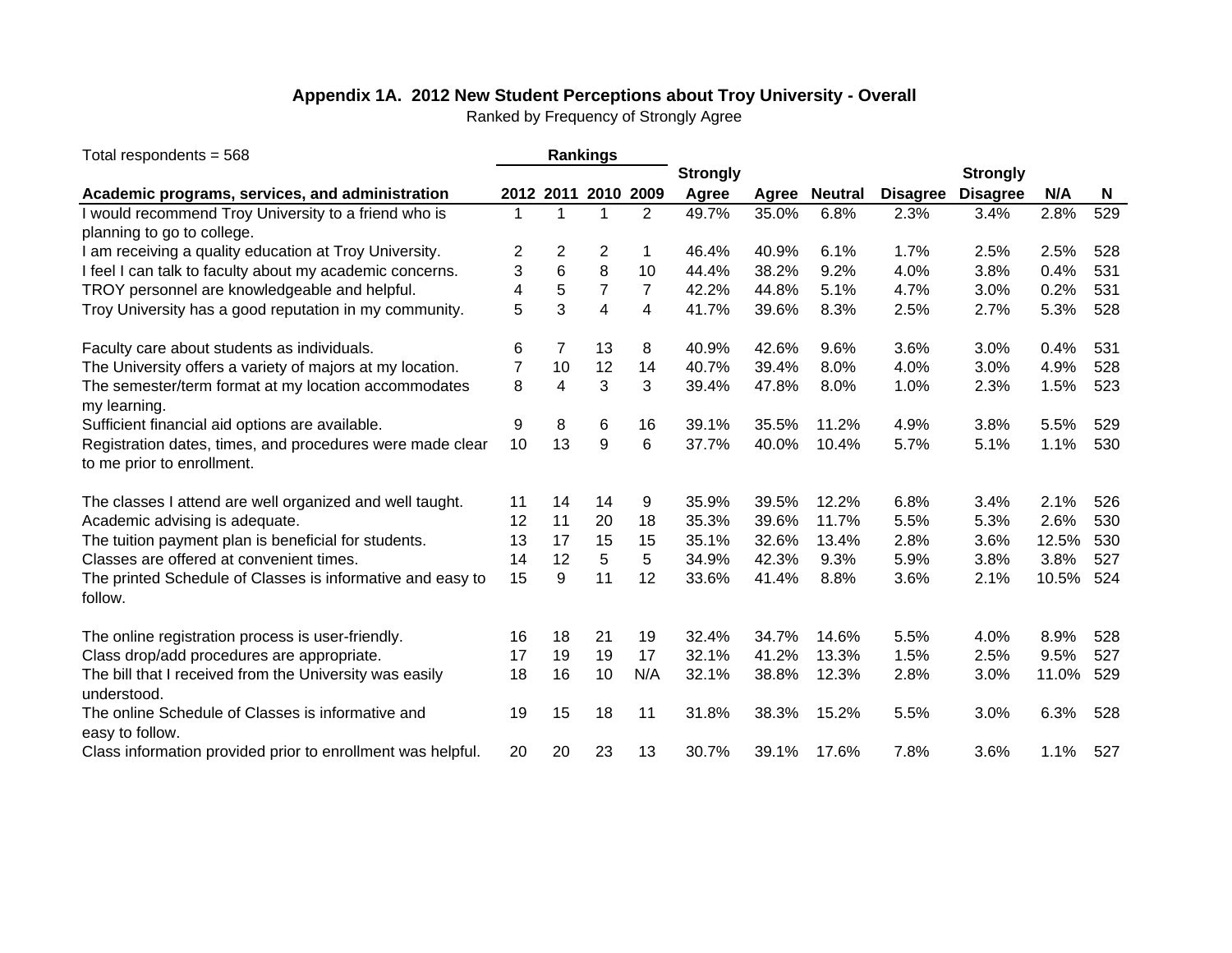### Appendix 1A. 2012 New Student Perceptions about Troy University - Overall

Ranked by Frequency of Strongly Agree

| Total respondents = 568 | Rankings | | | | | | | | | | |
|---|---|---|---|---|---|---|---|---|---|---|---|
| **Academic programs, services, and administration** | **2012** | **2011** | **2010** | **2009** | **Strongly Agree** | **Agree** | **Neutral** | **Disagree** | **Strongly Disagree** | **N/A** | **N** |
| I would recommend Troy University to a friend who is planning to go to college. | 1 | 1 | 1 | 2 | 49.7% | 35.0% | 6.8% | 2.3% | 3.4% | 2.8% | 529 |
| I am receiving a quality education at Troy University. | 2 | 2 | 2 | 1 | 46.4% | 40.9% | 6.1% | 1.7% | 2.5% | 2.5% | 528 |
| I feel I can talk to faculty about my academic concerns. | 3 | 6 | 8 | 10 | 44.4% | 38.2% | 9.2% | 4.0% | 3.8% | 0.4% | 531 |
| TROY personnel are knowledgeable and helpful. | 4 | 5 | 7 | 7 | 42.2% | 44.8% | 5.1% | 4.7% | 3.0% | 0.2% | 531 |
| Troy University has a good reputation in my community. | 5 | 3 | 4 | 4 | 41.7% | 39.6% | 8.3% | 2.5% | 2.7% | 5.3% | 528 |
| Faculty care about students as individuals. | 6 | 7 | 13 | 8 | 40.9% | 42.6% | 9.6% | 3.6% | 3.0% | 0.4% | 531 |
| The University offers a variety of majors at my location. | 7 | 10 | 12 | 14 | 40.7% | 39.4% | 8.0% | 4.0% | 3.0% | 4.9% | 528 |
| The semester/term format at my location accommodates my learning. | 8 | 4 | 3 | 3 | 39.4% | 47.8% | 8.0% | 1.0% | 2.3% | 1.5% | 523 |
| Sufficient financial aid options are available. | 9 | 8 | 6 | 16 | 39.1% | 35.5% | 11.2% | 4.9% | 3.8% | 5.5% | 529 |
| Registration dates, times, and procedures were made clear to me prior to enrollment. | 10 | 13 | 9 | 6 | 37.7% | 40.0% | 10.4% | 5.7% | 5.1% | 1.1% | 530 |
| The classes I attend are well organized and well taught. | 11 | 14 | 14 | 9 | 35.9% | 39.5% | 12.2% | 6.8% | 3.4% | 2.1% | 526 |
| Academic advising is adequate. | 12 | 11 | 20 | 18 | 35.3% | 39.6% | 11.7% | 5.5% | 5.3% | 2.6% | 530 |
| The tuition payment plan is beneficial for students. | 13 | 17 | 15 | 15 | 35.1% | 32.6% | 13.4% | 2.8% | 3.6% | 12.5% | 530 |
| Classes are offered at convenient times. | 14 | 12 | 5 | 5 | 34.9% | 42.3% | 9.3% | 5.9% | 3.8% | 3.8% | 527 |
| The printed Schedule of Classes is informative and easy to follow. | 15 | 9 | 11 | 12 | 33.6% | 41.4% | 8.8% | 3.6% | 2.1% | 10.5% | 524 |
| The online registration process is user-friendly. | 16 | 18 | 21 | 19 | 32.4% | 34.7% | 14.6% | 5.5% | 4.0% | 8.9% | 528 |
| Class drop/add procedures are appropriate. | 17 | 19 | 19 | 17 | 32.1% | 41.2% | 13.3% | 1.5% | 2.5% | 9.5% | 527 |
| The bill that I received from the University was easily understood. | 18 | 16 | 10 | N/A | 32.1% | 38.8% | 12.3% | 2.8% | 3.0% | 11.0% | 529 |
| The online Schedule of Classes is informative and easy to follow. | 19 | 15 | 18 | 11 | 31.8% | 38.3% | 15.2% | 5.5% | 3.0% | 6.3% | 528 |
| Class information provided prior to enrollment was helpful. | 20 | 20 | 23 | 13 | 30.7% | 39.1% | 17.6% | 7.8% | 3.6% | 1.1% | 527 |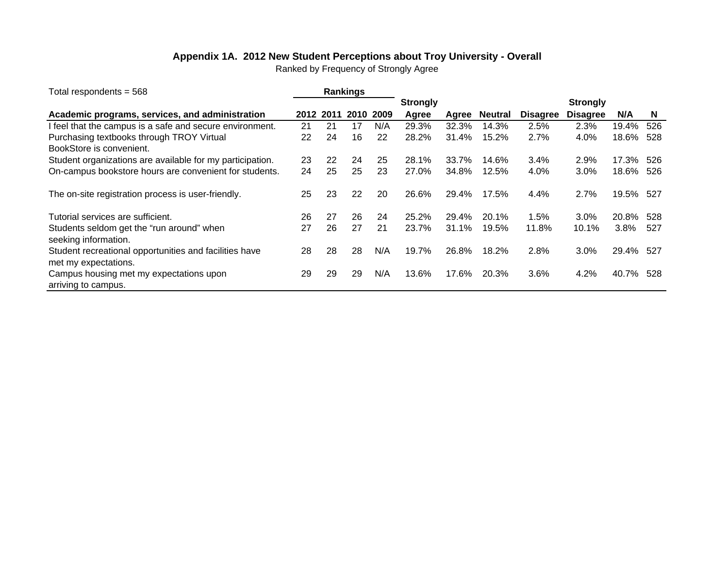**Appendix 1A. 2012 New Student Perceptions about Troy University - Overall**

Ranked by Frequency of Strongly Agree

Total respondents = 568

| | Rankings | | | | | | | | | | |
|---|---|---|---|---|---|---|---|---|---|---|---|
| **Academic programs, services, and administration** | **2012** | **2011** | **2010** | **2009** | **Strongly Agree** | **Agree** | **Neutral** | **Disagree** | **Strongly Disagree** | **N/A** | **N** |
| I feel that the campus is a safe and secure environment. | 21 | 21 | 17 | N/A | 29.3% | 32.3% | 14.3% | 2.5% | 2.3% | 19.4% | 526 |
| Purchasing textbooks through TROY Virtual BookStore is convenient. | 22 | 24 | 16 | 22 | 28.2% | 31.4% | 15.2% | 2.7% | 4.0% | 18.6% | 528 |
| Student organizations are available for my participation. | 23 | 22 | 24 | 25 | 28.1% | 33.7% | 14.6% | 3.4% | 2.9% | 17.3% | 526 |
| On-campus bookstore hours are convenient for students. | 24 | 25 | 25 | 23 | 27.0% | 34.8% | 12.5% | 4.0% | 3.0% | 18.6% | 526 |
| The on-site registration process is user-friendly. | 25 | 23 | 22 | 20 | 26.6% | 29.4% | 17.5% | 4.4% | 2.7% | 19.5% | 527 |
| Tutorial services are sufficient. | 26 | 27 | 26 | 24 | 25.2% | 29.4% | 20.1% | 1.5% | 3.0% | 20.8% | 528 |
| Students seldom get the “run around” when seeking information. | 27 | 26 | 27 | 21 | 23.7% | 31.1% | 19.5% | 11.8% | 10.1% | 3.8% | 527 |
| Student recreational opportunities and facilities have met my expectations. | 28 | 28 | 28 | N/A | 19.7% | 26.8% | 18.2% | 2.8% | 3.0% | 29.4% | 527 |
| Campus housing met my expectations upon arriving to campus. | 29 | 29 | 29 | N/A | 13.6% | 17.6% | 20.3% | 3.6% | 4.2% | 40.7% | 528 |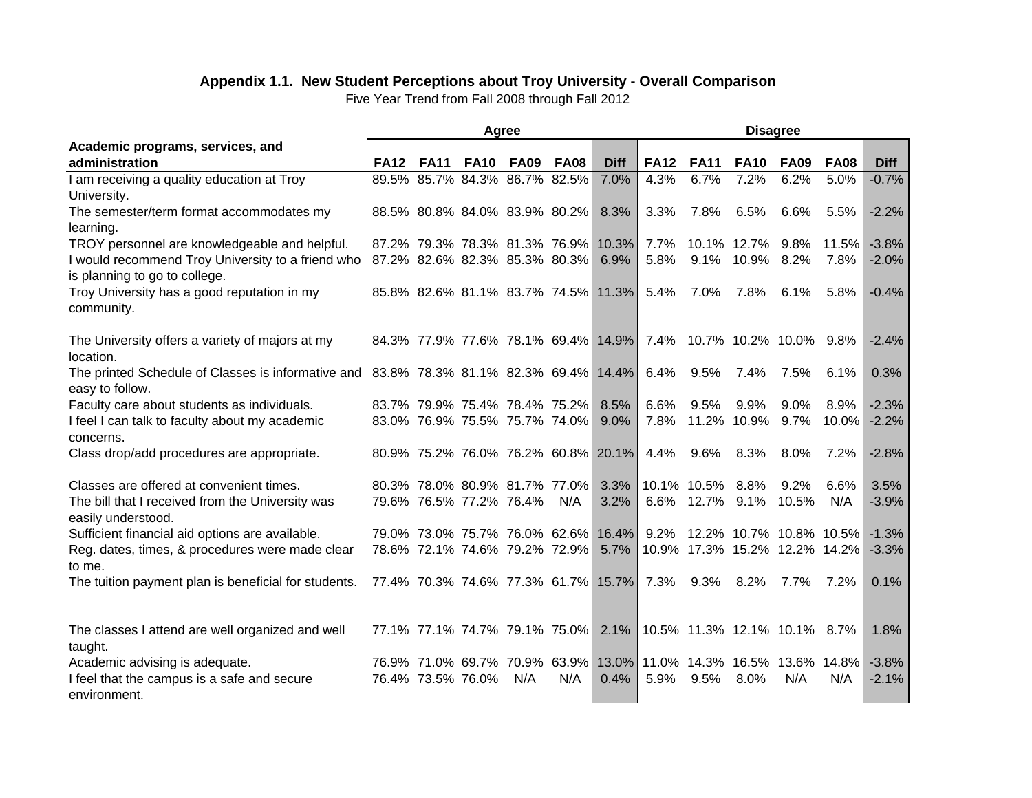## Appendix 1.1. New Student Perceptions about Troy University - Overall Comparison

Five Year Trend from Fall 2008 through Fall 2012

| Academic programs, services, and administration | Agree | | | | | | Disagree | | | | | |
|---|---|---|---|---|---|---|---|---|---|---|---|---|
| | FA12 | FA11 | FA10 | FA09 | FA08 | Diff | FA12 | FA11 | FA10 | FA09 | FA08 | Diff |
| I am receiving a quality education at Troy University. | 89.5% | 85.7% | 84.3% | 86.7% | 82.5% | 7.0% | 4.3% | 6.7% | 7.2% | 6.2% | 5.0% | -0.7% |
| The semester/term format accommodates my learning. | 88.5% | 80.8% | 84.0% | 83.9% | 80.2% | 8.3% | 3.3% | 7.8% | 6.5% | 6.6% | 5.5% | -2.2% |
| TROY personnel are knowledgeable and helpful. | 87.2% | 79.3% | 78.3% | 81.3% | 76.9% | 10.3% | 7.7% | 10.1% | 12.7% | 9.8% | 11.5% | -3.8% |
| I would recommend Troy University to a friend who is planning to go to college. | 87.2% | 82.6% | 82.3% | 85.3% | 80.3% | 6.9% | 5.8% | 9.1% | 10.9% | 8.2% | 7.8% | -2.0% |
| Troy University has a good reputation in my community. | 85.8% | 82.6% | 81.1% | 83.7% | 74.5% | 11.3% | 5.4% | 7.0% | 7.8% | 6.1% | 5.8% | -0.4% |
| The University offers a variety of majors at my location. | 84.3% | 77.9% | 77.6% | 78.1% | 69.4% | 14.9% | 7.4% | 10.7% | 10.2% | 10.0% | 9.8% | -2.4% |
| The printed Schedule of Classes is informative and easy to follow. | 83.8% | 78.3% | 81.1% | 82.3% | 69.4% | 14.4% | 6.4% | 9.5% | 7.4% | 7.5% | 6.1% | 0.3% |
| Faculty care about students as individuals. | 83.7% | 79.9% | 75.4% | 78.4% | 75.2% | 8.5% | 6.6% | 9.5% | 9.9% | 9.0% | 8.9% | -2.3% |
| I feel I can talk to faculty about my academic concerns. | 83.0% | 76.9% | 75.5% | 75.7% | 74.0% | 9.0% | 7.8% | 11.2% | 10.9% | 9.7% | 10.0% | -2.2% |
| Class drop/add procedures are appropriate. | 80.9% | 75.2% | 76.0% | 76.2% | 60.8% | 20.1% | 4.4% | 9.6% | 8.3% | 8.0% | 7.2% | -2.8% |
| Classes are offered at convenient times. | 80.3% | 78.0% | 80.9% | 81.7% | 77.0% | 3.3% | 10.1% | 10.5% | 8.8% | 9.2% | 6.6% | 3.5% |
| The bill that I received from the University was easily understood. | 79.6% | 76.5% | 77.2% | 76.4% | N/A | 3.2% | 6.6% | 12.7% | 9.1% | 10.5% | N/A | -3.9% |
| Sufficient financial aid options are available. | 79.0% | 73.0% | 75.7% | 76.0% | 62.6% | 16.4% | 9.2% | 12.2% | 10.7% | 10.8% | 10.5% | -1.3% |
| Reg. dates, times, & procedures were made clear to me. | 78.6% | 72.1% | 74.6% | 79.2% | 72.9% | 5.7% | 10.9% | 17.3% | 15.2% | 12.2% | 14.2% | -3.3% |
| The tuition payment plan is beneficial for students. | 77.4% | 70.3% | 74.6% | 77.3% | 61.7% | 15.7% | 7.3% | 9.3% | 8.2% | 7.7% | 7.2% | 0.1% |
| The classes I attend are well organized and well taught. | 77.1% | 77.1% | 74.7% | 79.1% | 75.0% | 2.1% | 10.5% | 11.3% | 12.1% | 10.1% | 8.7% | 1.8% |
| Academic advising is adequate. | 76.9% | 71.0% | 69.7% | 70.9% | 63.9% | 13.0% | 11.0% | 14.3% | 16.5% | 13.6% | 14.8% | -3.8% |
| I feel that the campus is a safe and secure environment. | 76.4% | 73.5% | 76.0% | N/A | N/A | 0.4% | 5.9% | 9.5% | 8.0% | N/A | N/A | -2.1% |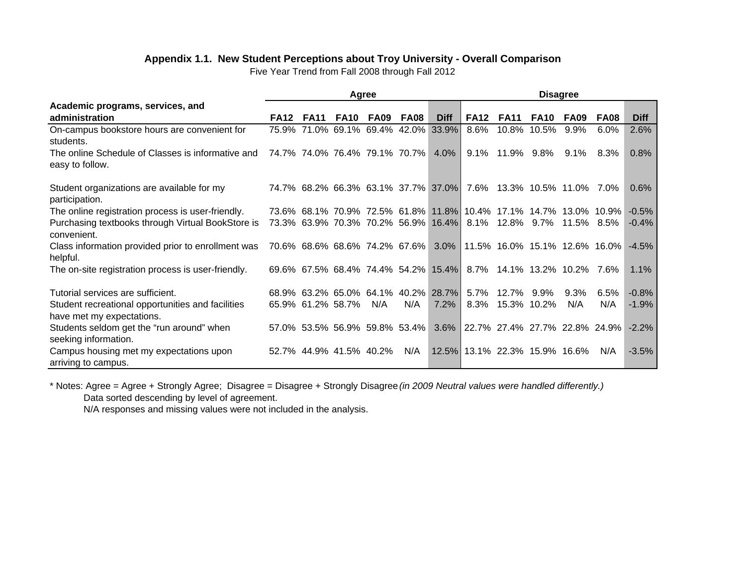**Appendix 1.1. New Student Perceptions about Troy University - Overall Comparison**

Five Year Trend from Fall 2008 through Fall 2012

| | Agree | | | | | | Disagree | | | | | |
|---|---|---|---|---|---|---|---|---|---|---|---|---|
| **Academic programs, services, and administration** | **FA12** | **FA11** | **FA10** | **FA09** | **FA08** | **Diff** | **FA12** | **FA11** | **FA10** | **FA09** | **FA08** | **Diff** |
| On-campus bookstore hours are convenient for students. | 75.9% | 71.0% | 69.1% | 69.4% | 42.0% | 33.9% | 8.6% | 10.8% | 10.5% | 9.9% | 6.0% | 2.6% |
| The online Schedule of Classes is informative and easy to follow. | 74.7% | 74.0% | 76.4% | 79.1% | 70.7% | 4.0% | 9.1% | 11.9% | 9.8% | 9.1% | 8.3% | 0.8% |
| Student organizations are available for my participation. | 74.7% | 68.2% | 66.3% | 63.1% | 37.7% | 37.0% | 7.6% | 13.3% | 10.5% | 11.0% | 7.0% | 0.6% |
| The online registration process is user-friendly. | 73.6% | 68.1% | 70.9% | 72.5% | 61.8% | 11.8% | 10.4% | 17.1% | 14.7% | 13.0% | 10.9% | -0.5% |
| Purchasing textbooks through Virtual BookStore is convenient. | 73.3% | 63.9% | 70.3% | 70.2% | 56.9% | 16.4% | 8.1% | 12.8% | 9.7% | 11.5% | 8.5% | -0.4% |
| Class information provided prior to enrollment was helpful. | 70.6% | 68.6% | 68.6% | 74.2% | 67.6% | 3.0% | 11.5% | 16.0% | 15.1% | 12.6% | 16.0% | -4.5% |
| The on-site registration process is user-friendly. | 69.6% | 67.5% | 68.4% | 74.4% | 54.2% | 15.4% | 8.7% | 14.1% | 13.2% | 10.2% | 7.6% | 1.1% |
| Tutorial services are sufficient. | 68.9% | 63.2% | 65.0% | 64.1% | 40.2% | 28.7% | 5.7% | 12.7% | 9.9% | 9.3% | 6.5% | -0.8% |
| Student recreational opportunities and facilities have met my expectations. | 65.9% | 61.2% | 58.7% | N/A | N/A | 7.2% | 8.3% | 15.3% | 10.2% | N/A | N/A | -1.9% |
| Students seldom get the “run around” when seeking information. | 57.0% | 53.5% | 56.9% | 59.8% | 53.4% | 3.6% | 22.7% | 27.4% | 27.7% | 22.8% | 24.9% | -2.2% |
| Campus housing met my expectations upon arriving to campus. | 52.7% | 44.9% | 41.5% | 40.2% | N/A | 12.5% | 13.1% | 22.3% | 15.9% | 16.6% | N/A | -3.5% |

* Notes: Agree = Agree + Strongly Agree; Disagree = Disagree + Strongly Disagree *(in 2009 Neutral values were handled differently.)*
Data sorted descending by level of agreement.
N/A responses and missing values were not included in the analysis.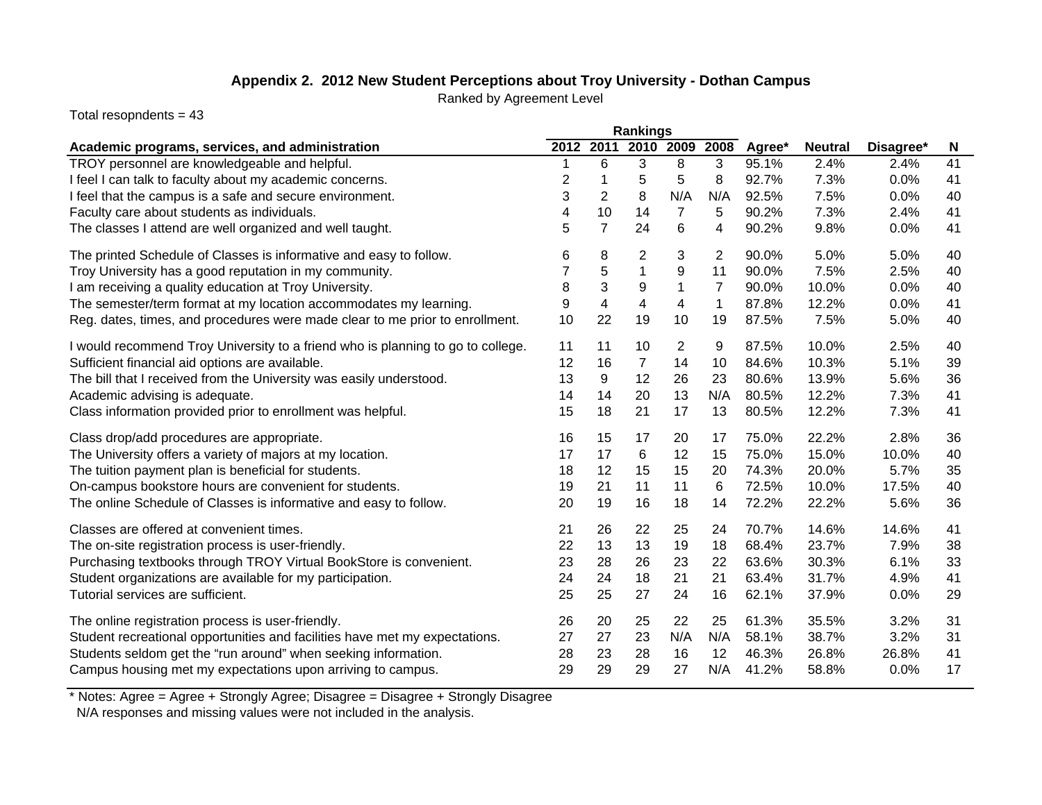**Appendix 2. 2012 New Student Perceptions about Troy University - Dothan Campus**

Ranked by Agreement Level

Total resopndents = 43

| | Rankings | | | | | | | | |
|---|---|---|---|---|---|---|---|---|---|
| **Academic programs, services, and administration** | **2012** | **2011** | **2010** | **2009** | **2008** | **Agree*** | **Neutral** | **Disagree*** | **N** |
| TROY personnel are knowledgeable and helpful. | 1 | 6 | 3 | 8 | 3 | 95.1% | 2.4% | 2.4% | 41 |
| I feel I can talk to faculty about my academic concerns. | 2 | 1 | 5 | 5 | 8 | 92.7% | 7.3% | 0.0% | 41 |
| I feel that the campus is a safe and secure environment. | 3 | 2 | 8 | N/A | N/A | 92.5% | 7.5% | 0.0% | 40 |
| Faculty care about students as individuals. | 4 | 10 | 14 | 7 | 5 | 90.2% | 7.3% | 2.4% | 41 |
| The classes I attend are well organized and well taught. | 5 | 7 | 24 | 6 | 4 | 90.2% | 9.8% | 0.0% | 41 |
| The printed Schedule of Classes is informative and easy to follow. | 6 | 8 | 2 | 3 | 2 | 90.0% | 5.0% | 5.0% | 40 |
| Troy University has a good reputation in my community. | 7 | 5 | 1 | 9 | 11 | 90.0% | 7.5% | 2.5% | 40 |
| I am receiving a quality education at Troy University. | 8 | 3 | 9 | 1 | 7 | 90.0% | 10.0% | 0.0% | 40 |
| The semester/term format at my location accommodates my learning. | 9 | 4 | 4 | 4 | 1 | 87.8% | 12.2% | 0.0% | 41 |
| Reg. dates, times, and procedures were made clear to me prior to enrollment. | 10 | 22 | 19 | 10 | 19 | 87.5% | 7.5% | 5.0% | 40 |
| I would recommend Troy University to a friend who is planning to go to college. | 11 | 11 | 10 | 2 | 9 | 87.5% | 10.0% | 2.5% | 40 |
| Sufficient financial aid options are available. | 12 | 16 | 7 | 14 | 10 | 84.6% | 10.3% | 5.1% | 39 |
| The bill that I received from the University was easily understood. | 13 | 9 | 12 | 26 | 23 | 80.6% | 13.9% | 5.6% | 36 |
| Academic advising is adequate. | 14 | 14 | 20 | 13 | N/A | 80.5% | 12.2% | 7.3% | 41 |
| Class information provided prior to enrollment was helpful. | 15 | 18 | 21 | 17 | 13 | 80.5% | 12.2% | 7.3% | 41 |
| Class drop/add procedures are appropriate. | 16 | 15 | 17 | 20 | 17 | 75.0% | 22.2% | 2.8% | 36 |
| The University offers a variety of majors at my location. | 17 | 17 | 6 | 12 | 15 | 75.0% | 15.0% | 10.0% | 40 |
| The tuition payment plan is beneficial for students. | 18 | 12 | 15 | 15 | 20 | 74.3% | 20.0% | 5.7% | 35 |
| On-campus bookstore hours are convenient for students. | 19 | 21 | 11 | 11 | 6 | 72.5% | 10.0% | 17.5% | 40 |
| The online Schedule of Classes is informative and easy to follow. | 20 | 19 | 16 | 18 | 14 | 72.2% | 22.2% | 5.6% | 36 |
| Classes are offered at convenient times. | 21 | 26 | 22 | 25 | 24 | 70.7% | 14.6% | 14.6% | 41 |
| The on-site registration process is user-friendly. | 22 | 13 | 13 | 19 | 18 | 68.4% | 23.7% | 7.9% | 38 |
| Purchasing textbooks through TROY Virtual BookStore is convenient. | 23 | 28 | 26 | 23 | 22 | 63.6% | 30.3% | 6.1% | 33 |
| Student organizations are available for my participation. | 24 | 24 | 18 | 21 | 21 | 63.4% | 31.7% | 4.9% | 41 |
| Tutorial services are sufficient. | 25 | 25 | 27 | 24 | 16 | 62.1% | 37.9% | 0.0% | 29 |
| The online registration process is user-friendly. | 26 | 20 | 25 | 22 | 25 | 61.3% | 35.5% | 3.2% | 31 |
| Student recreational opportunities and facilities have met my expectations. | 27 | 27 | 23 | N/A | N/A | 58.1% | 38.7% | 3.2% | 31 |
| Students seldom get the “run around” when seeking information. | 28 | 23 | 28 | 16 | 12 | 46.3% | 26.8% | 26.8% | 41 |
| Campus housing met my expectations upon arriving to campus. | 29 | 29 | 29 | 27 | N/A | 41.2% | 58.8% | 0.0% | 17 |

* Notes: Agree = Agree + Strongly Agree; Disagree = Disagree + Strongly Disagree
N/A responses and missing values were not included in the analysis.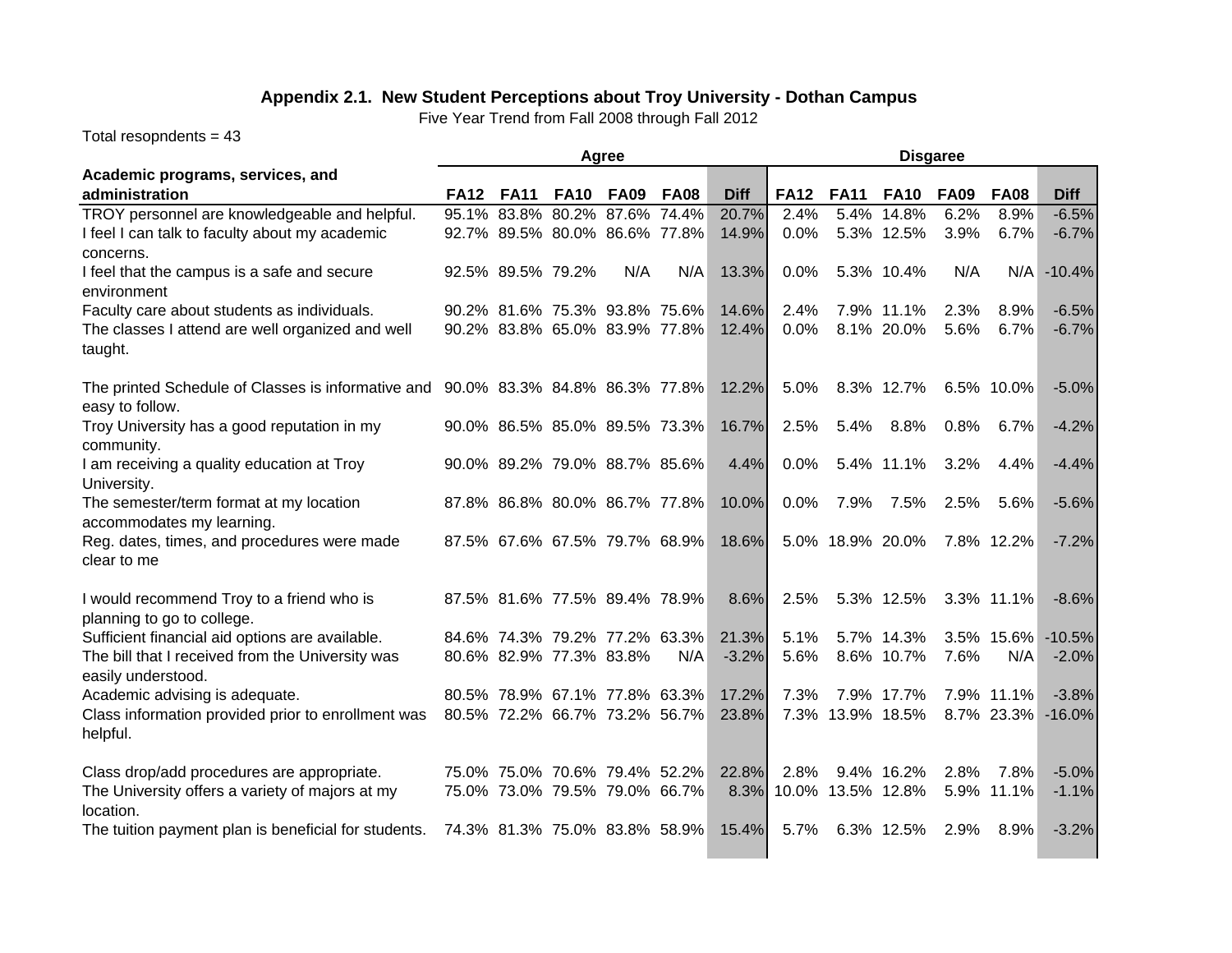**Appendix 2.1. New Student Perceptions about Troy University - Dothan Campus**

Five Year Trend from Fall 2008 through Fall 2012

Total resopndents = 43

| | Agree | | | | | | Disgaree | | | | | |
|---|---|---|---|---|---|---|---|---|---|---|---|---|
| **Academic programs, services, and administration** | **FA12** | **FA11** | **FA10** | **FA09** | **FA08** | **Diff** | **FA12** | **FA11** | **FA10** | **FA09** | **FA08** | **Diff** |
| TROY personnel are knowledgeable and helpful. | 95.1% | 83.8% | 80.2% | 87.6% | 74.4% | 20.7% | 2.4% | 5.4% | 14.8% | 6.2% | 8.9% | -6.5% |
| I feel I can talk to faculty about my academic concerns. | 92.7% | 89.5% | 80.0% | 86.6% | 77.8% | 14.9% | 0.0% | 5.3% | 12.5% | 3.9% | 6.7% | -6.7% |
| I feel that the campus is a safe and secure environment | 92.5% | 89.5% | 79.2% | N/A | N/A | 13.3% | 0.0% | 5.3% | 10.4% | N/A | N/A | -10.4% |
| Faculty care about students as individuals. | 90.2% | 81.6% | 75.3% | 93.8% | 75.6% | 14.6% | 2.4% | 7.9% | 11.1% | 2.3% | 8.9% | -6.5% |
| The classes I attend are well organized and well taught. | 90.2% | 83.8% | 65.0% | 83.9% | 77.8% | 12.4% | 0.0% | 8.1% | 20.0% | 5.6% | 6.7% | -6.7% |
| The printed Schedule of Classes is informative and easy to follow. | 90.0% | 83.3% | 84.8% | 86.3% | 77.8% | 12.2% | 5.0% | 8.3% | 12.7% | 6.5% | 10.0% | -5.0% |
| Troy University has a good reputation in my community. | 90.0% | 86.5% | 85.0% | 89.5% | 73.3% | 16.7% | 2.5% | 5.4% | 8.8% | 0.8% | 6.7% | -4.2% |
| I am receiving a quality education at Troy University. | 90.0% | 89.2% | 79.0% | 88.7% | 85.6% | 4.4% | 0.0% | 5.4% | 11.1% | 3.2% | 4.4% | -4.4% |
| The semester/term format at my location accommodates my learning. | 87.8% | 86.8% | 80.0% | 86.7% | 77.8% | 10.0% | 0.0% | 7.9% | 7.5% | 2.5% | 5.6% | -5.6% |
| Reg. dates, times, and procedures were made clear to me | 87.5% | 67.6% | 67.5% | 79.7% | 68.9% | 18.6% | 5.0% | 18.9% | 20.0% | 7.8% | 12.2% | -7.2% |
| I would recommend Troy to a friend who is planning to go to college. | 87.5% | 81.6% | 77.5% | 89.4% | 78.9% | 8.6% | 2.5% | 5.3% | 12.5% | 3.3% | 11.1% | -8.6% |
| Sufficient financial aid options are available. | 84.6% | 74.3% | 79.2% | 77.2% | 63.3% | 21.3% | 5.1% | 5.7% | 14.3% | 3.5% | 15.6% | -10.5% |
| The bill that I received from the University was easily understood. | 80.6% | 82.9% | 77.3% | 83.8% | N/A | -3.2% | 5.6% | 8.6% | 10.7% | 7.6% | N/A | -2.0% |
| Academic advising is adequate. | 80.5% | 78.9% | 67.1% | 77.8% | 63.3% | 17.2% | 7.3% | 7.9% | 17.7% | 7.9% | 11.1% | -3.8% |
| Class information provided prior to enrollment was helpful. | 80.5% | 72.2% | 66.7% | 73.2% | 56.7% | 23.8% | 7.3% | 13.9% | 18.5% | 8.7% | 23.3% | -16.0% |
| Class drop/add procedures are appropriate. | 75.0% | 75.0% | 70.6% | 79.4% | 52.2% | 22.8% | 2.8% | 9.4% | 16.2% | 2.8% | 7.8% | -5.0% |
| The University offers a variety of majors at my location. | 75.0% | 73.0% | 79.5% | 79.0% | 66.7% | 8.3% | 10.0% | 13.5% | 12.8% | 5.9% | 11.1% | -1.1% |
| The tuition payment plan is beneficial for students. | 74.3% | 81.3% | 75.0% | 83.8% | 58.9% | 15.4% | 5.7% | 6.3% | 12.5% | 2.9% | 8.9% | -3.2% |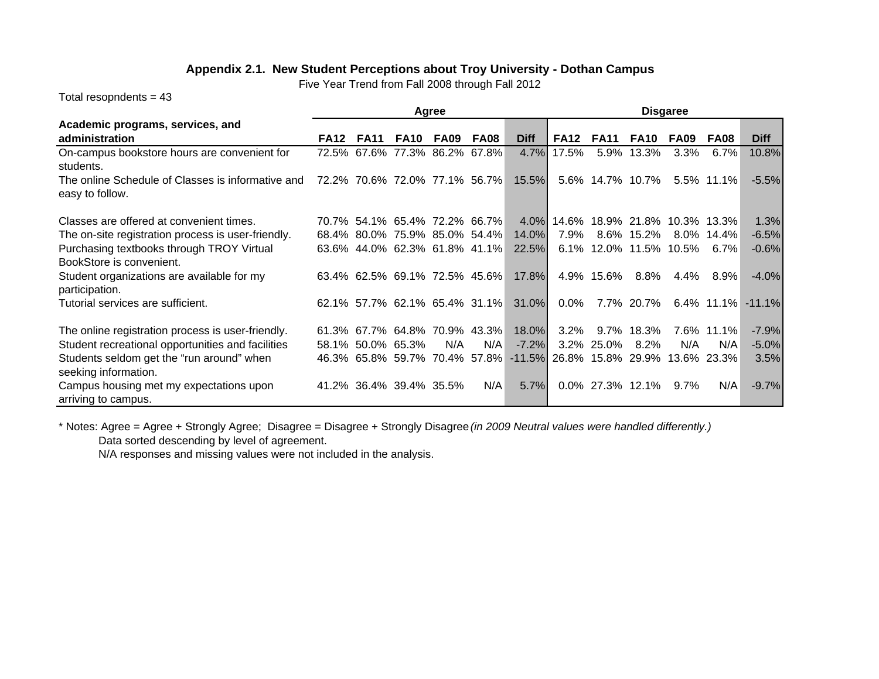**Appendix 2.1. New Student Perceptions about Troy University - Dothan Campus**

Five Year Trend from Fall 2008 through Fall 2012

Total resopndents = 43

| | Agree | | | | | | Disgaree | | | | | |
|---|---|---|---|---|---|---|---|---|---|---|---|---|
| **Academic programs, services, and administration** | **FA12** | **FA11** | **FA10** | **FA09** | **FA08** | **Diff** | **FA12** | **FA11** | **FA10** | **FA09** | **FA08** | **Diff** |
| On-campus bookstore hours are convenient for students. | 72.5% | 67.6% | 77.3% | 86.2% | 67.8% | 4.7% | 17.5% | 5.9% | 13.3% | 3.3% | 6.7% | 10.8% |
| The online Schedule of Classes is informative and easy to follow. | 72.2% | 70.6% | 72.0% | 77.1% | 56.7% | 15.5% | 5.6% | 14.7% | 10.7% | 5.5% | 11.1% | -5.5% |
| Classes are offered at convenient times. | 70.7% | 54.1% | 65.4% | 72.2% | 66.7% | 4.0% | 14.6% | 18.9% | 21.8% | 10.3% | 13.3% | 1.3% |
| The on-site registration process is user-friendly. | 68.4% | 80.0% | 75.9% | 85.0% | 54.4% | 14.0% | 7.9% | 8.6% | 15.2% | 8.0% | 14.4% | -6.5% |
| Purchasing textbooks through TROY Virtual BookStore is convenient. | 63.6% | 44.0% | 62.3% | 61.8% | 41.1% | 22.5% | 6.1% | 12.0% | 11.5% | 10.5% | 6.7% | -0.6% |
| Student organizations are available for my participation. | 63.4% | 62.5% | 69.1% | 72.5% | 45.6% | 17.8% | 4.9% | 15.6% | 8.8% | 4.4% | 8.9% | -4.0% |
| Tutorial services are sufficient. | 62.1% | 57.7% | 62.1% | 65.4% | 31.1% | 31.0% | 0.0% | 7.7% | 20.7% | 6.4% | 11.1% | -11.1% |
| The online registration process is user-friendly. | 61.3% | 67.7% | 64.8% | 70.9% | 43.3% | 18.0% | 3.2% | 9.7% | 18.3% | 7.6% | 11.1% | -7.9% |
| Student recreational opportunities and facilities | 58.1% | 50.0% | 65.3% | N/A | N/A | -7.2% | 3.2% | 25.0% | 8.2% | N/A | N/A | -5.0% |
| Students seldom get the “run around” when seeking information. | 46.3% | 65.8% | 59.7% | 70.4% | 57.8% | -11.5% | 26.8% | 15.8% | 29.9% | 13.6% | 23.3% | 3.5% |
| Campus housing met my expectations upon arriving to campus. | 41.2% | 36.4% | 39.4% | 35.5% | N/A | 5.7% | 0.0% | 27.3% | 12.1% | 9.7% | N/A | -9.7% |

\* Notes: Agree = Agree + Strongly Agree; Disagree = Disagree + Strongly Disagree *(in 2009 Neutral values were handled differently.)*

Data sorted descending by level of agreement.

N/A responses and missing values were not included in the analysis.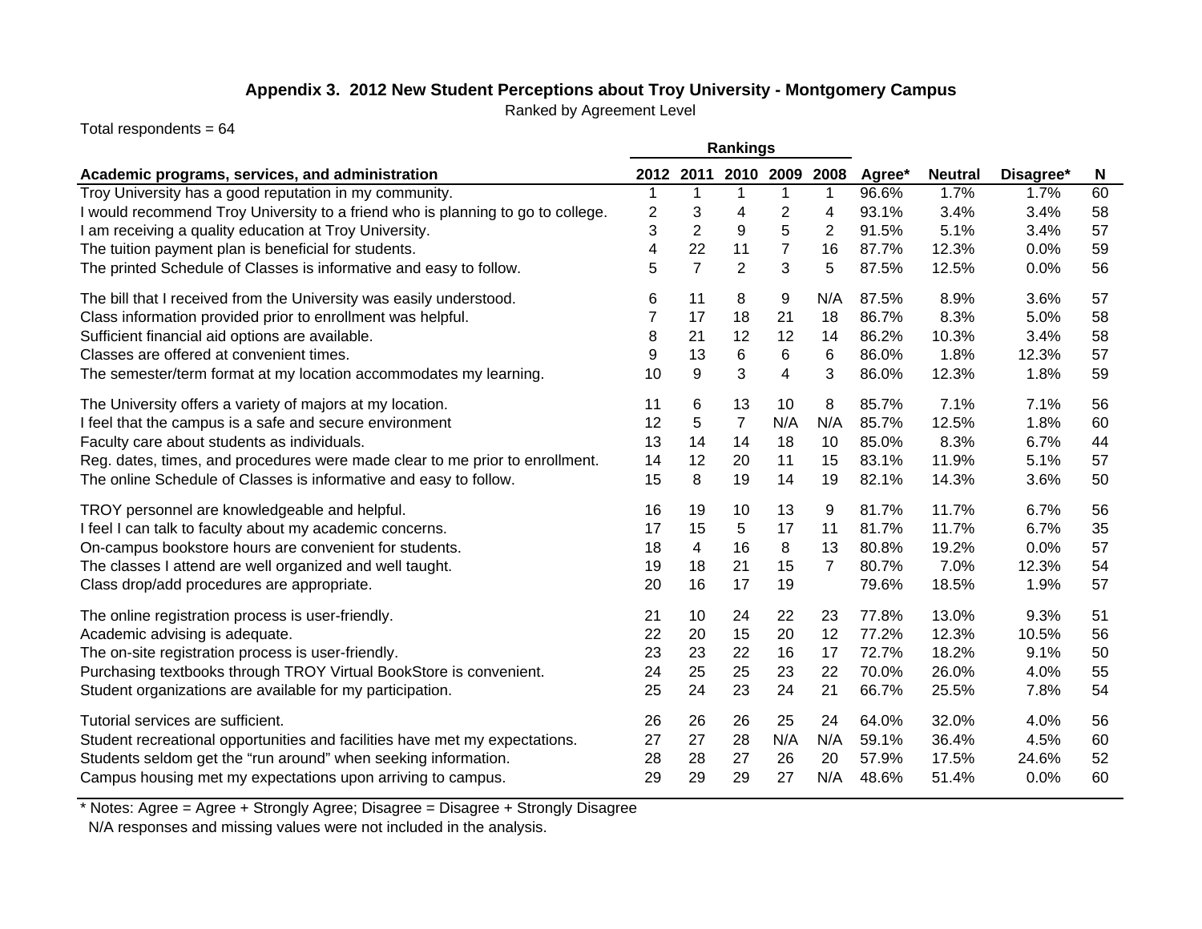### Appendix 3. 2012 New Student Perceptions about Troy University - Montgomery Campus

Ranked by Agreement Level

Total respondents = 64

| | Rankings | | | | | | | | |
|---|---|---|---|---|---|---|---|---|---|
| **Academic programs, services, and administration** | **2012** | **2011** | **2010** | **2009** | **2008** | **Agree*** | **Neutral** | **Disagree*** | **N** |
| Troy University has a good reputation in my community. | 1 | 1 | 1 | 1 | 1 | 96.6% | 1.7% | 1.7% | 60 |
| I would recommend Troy University to a friend who is planning to go to college. | 2 | 3 | 4 | 2 | 4 | 93.1% | 3.4% | 3.4% | 58 |
| I am receiving a quality education at Troy University. | 3 | 2 | 9 | 5 | 2 | 91.5% | 5.1% | 3.4% | 57 |
| The tuition payment plan is beneficial for students. | 4 | 22 | 11 | 7 | 16 | 87.7% | 12.3% | 0.0% | 59 |
| The printed Schedule of Classes is informative and easy to follow. | 5 | 7 | 2 | 3 | 5 | 87.5% | 12.5% | 0.0% | 56 |
| The bill that I received from the University was easily understood. | 6 | 11 | 8 | 9 | N/A | 87.5% | 8.9% | 3.6% | 57 |
| Class information provided prior to enrollment was helpful. | 7 | 17 | 18 | 21 | 18 | 86.7% | 8.3% | 5.0% | 58 |
| Sufficient financial aid options are available. | 8 | 21 | 12 | 12 | 14 | 86.2% | 10.3% | 3.4% | 58 |
| Classes are offered at convenient times. | 9 | 13 | 6 | 6 | 6 | 86.0% | 1.8% | 12.3% | 57 |
| The semester/term format at my location accommodates my learning. | 10 | 9 | 3 | 4 | 3 | 86.0% | 12.3% | 1.8% | 59 |
| The University offers a variety of majors at my location. | 11 | 6 | 13 | 10 | 8 | 85.7% | 7.1% | 7.1% | 56 |
| I feel that the campus is a safe and secure environment | 12 | 5 | 7 | N/A | N/A | 85.7% | 12.5% | 1.8% | 60 |
| Faculty care about students as individuals. | 13 | 14 | 14 | 18 | 10 | 85.0% | 8.3% | 6.7% | 44 |
| Reg. dates, times, and procedures were made clear to me prior to enrollment. | 14 | 12 | 20 | 11 | 15 | 83.1% | 11.9% | 5.1% | 57 |
| The online Schedule of Classes is informative and easy to follow. | 15 | 8 | 19 | 14 | 19 | 82.1% | 14.3% | 3.6% | 50 |
| TROY personnel are knowledgeable and helpful. | 16 | 19 | 10 | 13 | 9 | 81.7% | 11.7% | 6.7% | 56 |
| I feel I can talk to faculty about my academic concerns. | 17 | 15 | 5 | 17 | 11 | 81.7% | 11.7% | 6.7% | 35 |
| On-campus bookstore hours are convenient for students. | 18 | 4 | 16 | 8 | 13 | 80.8% | 19.2% | 0.0% | 57 |
| The classes I attend are well organized and well taught. | 19 | 18 | 21 | 15 | 7 | 80.7% | 7.0% | 12.3% | 54 |
| Class drop/add procedures are appropriate. | 20 | 16 | 17 | 19 | | 79.6% | 18.5% | 1.9% | 57 |
| The online registration process is user-friendly. | 21 | 10 | 24 | 22 | 23 | 77.8% | 13.0% | 9.3% | 51 |
| Academic advising is adequate. | 22 | 20 | 15 | 20 | 12 | 77.2% | 12.3% | 10.5% | 56 |
| The on-site registration process is user-friendly. | 23 | 23 | 22 | 16 | 17 | 72.7% | 18.2% | 9.1% | 50 |
| Purchasing textbooks through TROY Virtual BookStore is convenient. | 24 | 25 | 25 | 23 | 22 | 70.0% | 26.0% | 4.0% | 55 |
| Student organizations are available for my participation. | 25 | 24 | 23 | 24 | 21 | 66.7% | 25.5% | 7.8% | 54 |
| Tutorial services are sufficient. | 26 | 26 | 26 | 25 | 24 | 64.0% | 32.0% | 4.0% | 56 |
| Student recreational opportunities and facilities have met my expectations. | 27 | 27 | 28 | N/A | N/A | 59.1% | 36.4% | 4.5% | 60 |
| Students seldom get the “run around” when seeking information. | 28 | 28 | 27 | 26 | 20 | 57.9% | 17.5% | 24.6% | 52 |
| Campus housing met my expectations upon arriving to campus. | 29 | 29 | 29 | 27 | N/A | 48.6% | 51.4% | 0.0% | 60 |

* Notes: Agree = Agree + Strongly Agree; Disagree = Disagree + Strongly Disagree
N/A responses and missing values were not included in the analysis.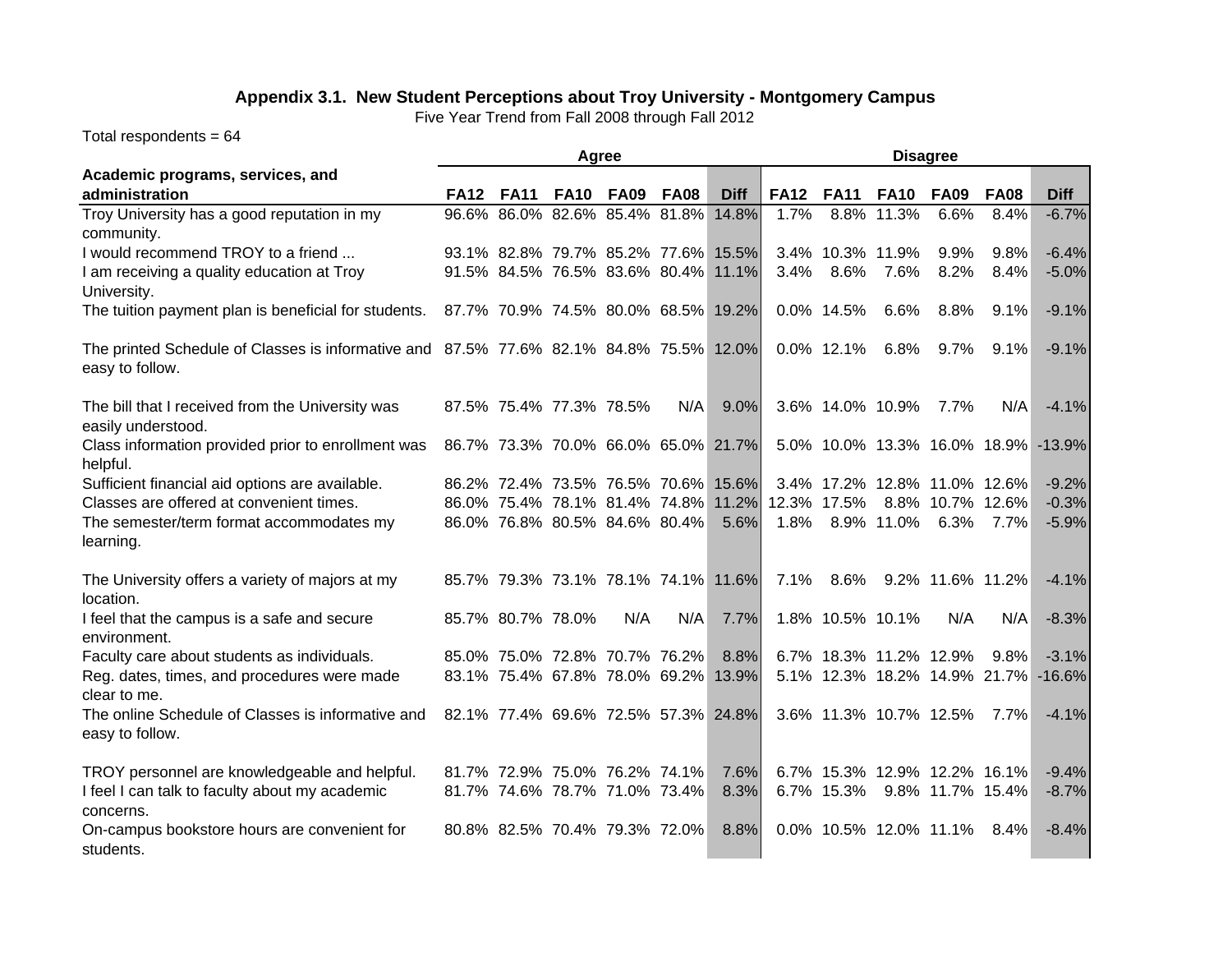### Appendix 3.1. New Student Perceptions about Troy University - Montgomery Campus

Five Year Trend from Fall 2008 through Fall 2012

Total respondents = 64

| | Agree | | | | | | Disagree | | | | | |
|---|---|---|---|---|---|---|---|---|---|---|---|---|
| **Academic programs, services, and administration** | **FA12** | **FA11** | **FA10** | **FA09** | **FA08** | **Diff** | **FA12** | **FA11** | **FA10** | **FA09** | **FA08** | **Diff** |
| Troy University has a good reputation in my community. | 96.6% | 86.0% | 82.6% | 85.4% | 81.8% | 14.8% | 1.7% | 8.8% | 11.3% | 6.6% | 8.4% | -6.7% |
| I would recommend TROY to a friend ... | 93.1% | 82.8% | 79.7% | 85.2% | 77.6% | 15.5% | 3.4% | 10.3% | 11.9% | 9.9% | 9.8% | -6.4% |
| I am receiving a quality education at Troy University. | 91.5% | 84.5% | 76.5% | 83.6% | 80.4% | 11.1% | 3.4% | 8.6% | 7.6% | 8.2% | 8.4% | -5.0% |
| The tuition payment plan is beneficial for students. | 87.7% | 70.9% | 74.5% | 80.0% | 68.5% | 19.2% | 0.0% | 14.5% | 6.6% | 8.8% | 9.1% | -9.1% |
| The printed Schedule of Classes is informative and easy to follow. | 87.5% | 77.6% | 82.1% | 84.8% | 75.5% | 12.0% | 0.0% | 12.1% | 6.8% | 9.7% | 9.1% | -9.1% |
| The bill that I received from the University was easily understood. | 87.5% | 75.4% | 77.3% | 78.5% | N/A | 9.0% | 3.6% | 14.0% | 10.9% | 7.7% | N/A | -4.1% |
| Class information provided prior to enrollment was helpful. | 86.7% | 73.3% | 70.0% | 66.0% | 65.0% | 21.7% | 5.0% | 10.0% | 13.3% | 16.0% | 18.9% | -13.9% |
| Sufficient financial aid options are available. | 86.2% | 72.4% | 73.5% | 76.5% | 70.6% | 15.6% | 3.4% | 17.2% | 12.8% | 11.0% | 12.6% | -9.2% |
| Classes are offered at convenient times. | 86.0% | 75.4% | 78.1% | 81.4% | 74.8% | 11.2% | 12.3% | 17.5% | 8.8% | 10.7% | 12.6% | -0.3% |
| The semester/term format accommodates my learning. | 86.0% | 76.8% | 80.5% | 84.6% | 80.4% | 5.6% | 1.8% | 8.9% | 11.0% | 6.3% | 7.7% | -5.9% |
| The University offers a variety of majors at my location. | 85.7% | 79.3% | 73.1% | 78.1% | 74.1% | 11.6% | 7.1% | 8.6% | 9.2% | 11.6% | 11.2% | -4.1% |
| I feel that the campus is a safe and secure environment. | 85.7% | 80.7% | 78.0% | N/A | N/A | 7.7% | 1.8% | 10.5% | 10.1% | N/A | N/A | -8.3% |
| Faculty care about students as individuals. | 85.0% | 75.0% | 72.8% | 70.7% | 76.2% | 8.8% | 6.7% | 18.3% | 11.2% | 12.9% | 9.8% | -3.1% |
| Reg. dates, times, and procedures were made clear to me. | 83.1% | 75.4% | 67.8% | 78.0% | 69.2% | 13.9% | 5.1% | 12.3% | 18.2% | 14.9% | 21.7% | -16.6% |
| The online Schedule of Classes is informative and easy to follow. | 82.1% | 77.4% | 69.6% | 72.5% | 57.3% | 24.8% | 3.6% | 11.3% | 10.7% | 12.5% | 7.7% | -4.1% |
| TROY personnel are knowledgeable and helpful. | 81.7% | 72.9% | 75.0% | 76.2% | 74.1% | 7.6% | 6.7% | 15.3% | 12.9% | 12.2% | 16.1% | -9.4% |
| I feel I can talk to faculty about my academic concerns. | 81.7% | 74.6% | 78.7% | 71.0% | 73.4% | 8.3% | 6.7% | 15.3% | 9.8% | 11.7% | 15.4% | -8.7% |
| On-campus bookstore hours are convenient for students. | 80.8% | 82.5% | 70.4% | 79.3% | 72.0% | 8.8% | 0.0% | 10.5% | 12.0% | 11.1% | 8.4% | -8.4% |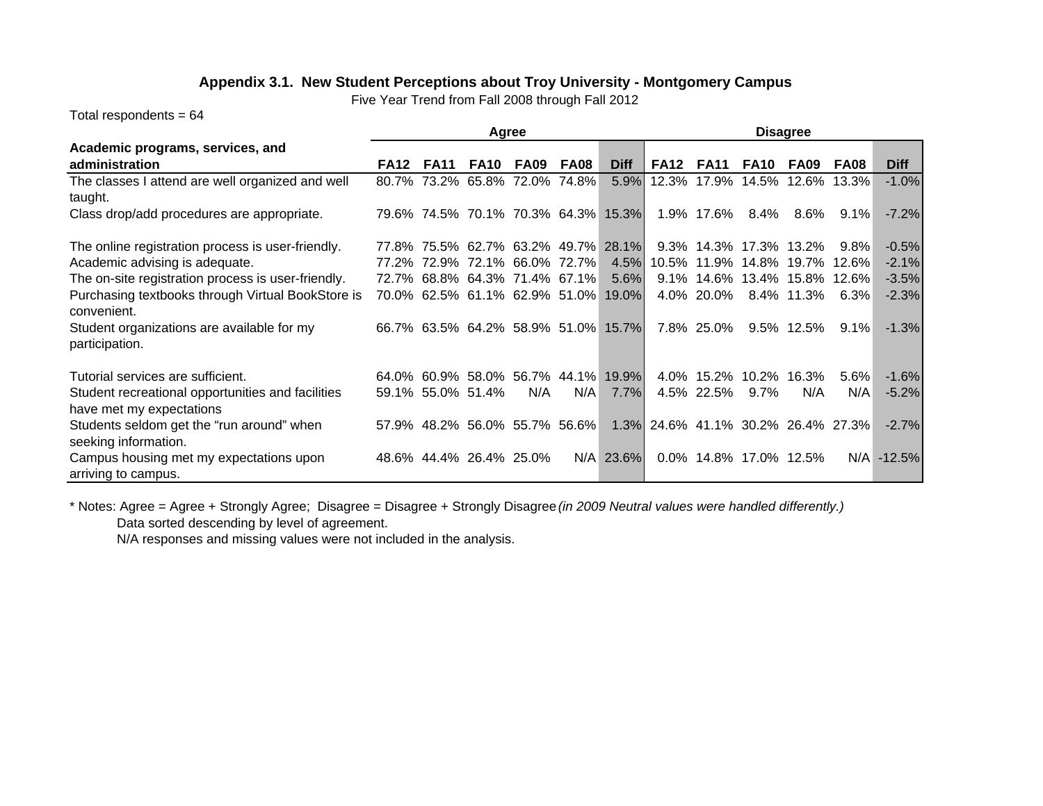### Appendix 3.1. New Student Perceptions about Troy University - Montgomery Campus

Five Year Trend from Fall 2008 through Fall 2012

Total respondents = 64

| | Agree | | | | | | Disagree | | | | | |
|---|---|---|---|---|---|---|---|---|---|---|---|---|
| **Academic programs, services, and administration** | **FA12** | **FA11** | **FA10** | **FA09** | **FA08** | **Diff** | **FA12** | **FA11** | **FA10** | **FA09** | **FA08** | **Diff** |
| The classes I attend are well organized and well taught. | 80.7% | 73.2% | 65.8% | 72.0% | 74.8% | 5.9% | 12.3% | 17.9% | 14.5% | 12.6% | 13.3% | -1.0% |
| Class drop/add procedures are appropriate. | 79.6% | 74.5% | 70.1% | 70.3% | 64.3% | 15.3% | 1.9% | 17.6% | 8.4% | 8.6% | 9.1% | -7.2% |
| The online registration process is user-friendly. | 77.8% | 75.5% | 62.7% | 63.2% | 49.7% | 28.1% | 9.3% | 14.3% | 17.3% | 13.2% | 9.8% | -0.5% |
| Academic advising is adequate. | 77.2% | 72.9% | 72.1% | 66.0% | 72.7% | 4.5% | 10.5% | 11.9% | 14.8% | 19.7% | 12.6% | -2.1% |
| The on-site registration process is user-friendly. | 72.7% | 68.8% | 64.3% | 71.4% | 67.1% | 5.6% | 9.1% | 14.6% | 13.4% | 15.8% | 12.6% | -3.5% |
| Purchasing textbooks through Virtual BookStore is convenient. | 70.0% | 62.5% | 61.1% | 62.9% | 51.0% | 19.0% | 4.0% | 20.0% | 8.4% | 11.3% | 6.3% | -2.3% |
| Student organizations are available for my participation. | 66.7% | 63.5% | 64.2% | 58.9% | 51.0% | 15.7% | 7.8% | 25.0% | 9.5% | 12.5% | 9.1% | -1.3% |
| Tutorial services are sufficient. | 64.0% | 60.9% | 58.0% | 56.7% | 44.1% | 19.9% | 4.0% | 15.2% | 10.2% | 16.3% | 5.6% | -1.6% |
| Student recreational opportunities and facilities have met my expectations | 59.1% | 55.0% | 51.4% | N/A | N/A | 7.7% | 4.5% | 22.5% | 9.7% | N/A | N/A | -5.2% |
| Students seldom get the "run around" when seeking information. | 57.9% | 48.2% | 56.0% | 55.7% | 56.6% | 1.3% | 24.6% | 41.1% | 30.2% | 26.4% | 27.3% | -2.7% |
| Campus housing met my expectations upon arriving to campus. | 48.6% | 44.4% | 26.4% | 25.0% | N/A | 23.6% | 0.0% | 14.8% | 17.0% | 12.5% | N/A | -12.5% |

* Notes: Agree = Agree + Strongly Agree; Disagree = Disagree + Strongly Disagree *(in 2009 Neutral values were handled differently.)*
Data sorted descending by level of agreement.
N/A responses and missing values were not included in the analysis.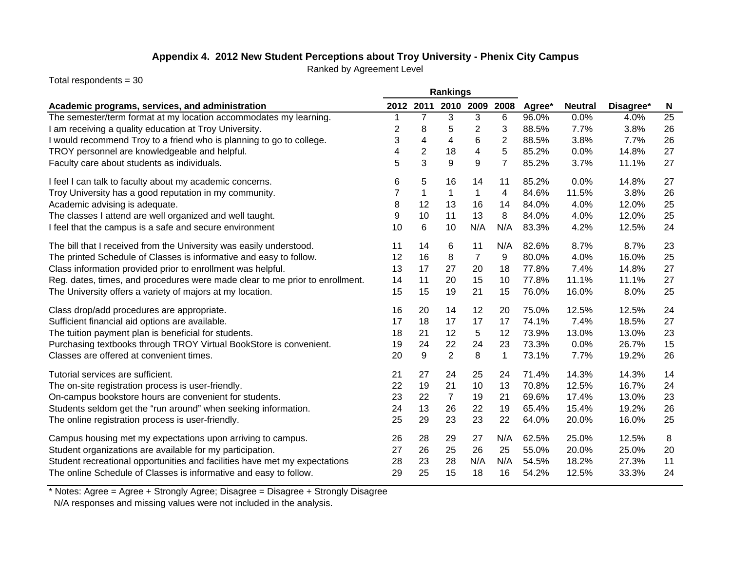### Appendix 4. 2012 New Student Perceptions about Troy University - Phenix City Campus

Ranked by Agreement Level

Total respondents = 30

| | Rankings | | | | | | | | |
|---|---|---|---|---|---|---|---|---|---|
| **Academic programs, services, and administration** | **2012** | **2011** | **2010** | **2009** | **2008** | **Agree*** | **Neutral** | **Disagree*** | **N** |
| The semester/term format at my location accommodates my learning. | 1 | 7 | 3 | 3 | 6 | 96.0% | 0.0% | 4.0% | 25 |
| I am receiving a quality education at Troy University. | 2 | 8 | 5 | 2 | 3 | 88.5% | 7.7% | 3.8% | 26 |
| I would recommend Troy to a friend who is planning to go to college. | 3 | 4 | 4 | 6 | 2 | 88.5% | 3.8% | 7.7% | 26 |
| TROY personnel are knowledgeable and helpful. | 4 | 2 | 18 | 4 | 5 | 85.2% | 0.0% | 14.8% | 27 |
| Faculty care about students as individuals. | 5 | 3 | 9 | 9 | 7 | 85.2% | 3.7% | 11.1% | 27 |
| I feel I can talk to faculty about my academic concerns. | 6 | 5 | 16 | 14 | 11 | 85.2% | 0.0% | 14.8% | 27 |
| Troy University has a good reputation in my community. | 7 | 1 | 1 | 1 | 4 | 84.6% | 11.5% | 3.8% | 26 |
| Academic advising is adequate. | 8 | 12 | 13 | 16 | 14 | 84.0% | 4.0% | 12.0% | 25 |
| The classes I attend are well organized and well taught. | 9 | 10 | 11 | 13 | 8 | 84.0% | 4.0% | 12.0% | 25 |
| I feel that the campus is a safe and secure environment | 10 | 6 | 10 | N/A | N/A | 83.3% | 4.2% | 12.5% | 24 |
| The bill that I received from the University was easily understood. | 11 | 14 | 6 | 11 | N/A | 82.6% | 8.7% | 8.7% | 23 |
| The printed Schedule of Classes is informative and easy to follow. | 12 | 16 | 8 | 7 | 9 | 80.0% | 4.0% | 16.0% | 25 |
| Class information provided prior to enrollment was helpful. | 13 | 17 | 27 | 20 | 18 | 77.8% | 7.4% | 14.8% | 27 |
| Reg. dates, times, and procedures were made clear to me prior to enrollment. | 14 | 11 | 20 | 15 | 10 | 77.8% | 11.1% | 11.1% | 27 |
| The University offers a variety of majors at my location. | 15 | 15 | 19 | 21 | 15 | 76.0% | 16.0% | 8.0% | 25 |
| Class drop/add procedures are appropriate. | 16 | 20 | 14 | 12 | 20 | 75.0% | 12.5% | 12.5% | 24 |
| Sufficient financial aid options are available. | 17 | 18 | 17 | 17 | 17 | 74.1% | 7.4% | 18.5% | 27 |
| The tuition payment plan is beneficial for students. | 18 | 21 | 12 | 5 | 12 | 73.9% | 13.0% | 13.0% | 23 |
| Purchasing textbooks through TROY Virtual BookStore is convenient. | 19 | 24 | 22 | 24 | 23 | 73.3% | 0.0% | 26.7% | 15 |
| Classes are offered at convenient times. | 20 | 9 | 2 | 8 | 1 | 73.1% | 7.7% | 19.2% | 26 |
| Tutorial services are sufficient. | 21 | 27 | 24 | 25 | 24 | 71.4% | 14.3% | 14.3% | 14 |
| The on-site registration process is user-friendly. | 22 | 19 | 21 | 10 | 13 | 70.8% | 12.5% | 16.7% | 24 |
| On-campus bookstore hours are convenient for students. | 23 | 22 | 7 | 19 | 21 | 69.6% | 17.4% | 13.0% | 23 |
| Students seldom get the "run around" when seeking information. | 24 | 13 | 26 | 22 | 19 | 65.4% | 15.4% | 19.2% | 26 |
| The online registration process is user-friendly. | 25 | 29 | 23 | 23 | 22 | 64.0% | 20.0% | 16.0% | 25 |
| Campus housing met my expectations upon arriving to campus. | 26 | 28 | 29 | 27 | N/A | 62.5% | 25.0% | 12.5% | 8 |
| Student organizations are available for my participation. | 27 | 26 | 25 | 26 | 25 | 55.0% | 20.0% | 25.0% | 20 |
| Student recreational opportunities and facilities have met my expectations | 28 | 23 | 28 | N/A | N/A | 54.5% | 18.2% | 27.3% | 11 |
| The online Schedule of Classes is informative and easy to follow. | 29 | 25 | 15 | 18 | 16 | 54.2% | 12.5% | 33.3% | 24 |

* Notes: Agree = Agree + Strongly Agree; Disagree = Disagree + Strongly Disagree
N/A responses and missing values were not included in the analysis.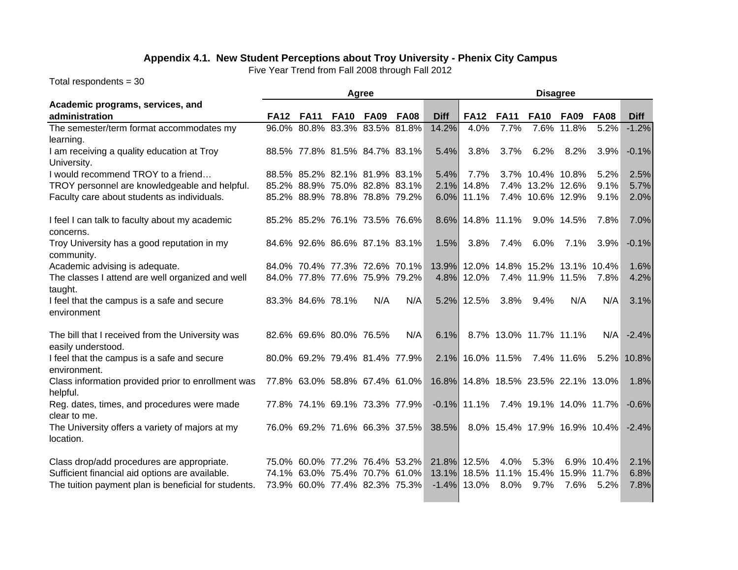**Appendix 4.1. New Student Perceptions about Troy University - Phenix City Campus**

Five Year Trend from Fall 2008 through Fall 2012

Total respondents = 30

| | Agree | | | | | | Disagree | | | | | |
|---|---|---|---|---|---|---|---|---|---|---|---|---|
| **Academic programs, services, and administration** | **FA12** | **FA11** | **FA10** | **FA09** | **FA08** | **Diff** | **FA12** | **FA11** | **FA10** | **FA09** | **FA08** | **Diff** |
| The semester/term format accommodates my learning. | 96.0% | 80.8% | 83.3% | 83.5% | 81.8% | 14.2% | 4.0% | 7.7% | 7.6% | 11.8% | 5.2% | -1.2% |
| I am receiving a quality education at Troy University. | 88.5% | 77.8% | 81.5% | 84.7% | 83.1% | 5.4% | 3.8% | 3.7% | 6.2% | 8.2% | 3.9% | -0.1% |
| I would recommend TROY to a friend… | 88.5% | 85.2% | 82.1% | 81.9% | 83.1% | 5.4% | 7.7% | 3.7% | 10.4% | 10.8% | 5.2% | 2.5% |
| TROY personnel are knowledgeable and helpful. | 85.2% | 88.9% | 75.0% | 82.8% | 83.1% | 2.1% | 14.8% | 7.4% | 13.2% | 12.6% | 9.1% | 5.7% |
| Faculty care about students as individuals. | 85.2% | 88.9% | 78.8% | 78.8% | 79.2% | 6.0% | 11.1% | 7.4% | 10.6% | 12.9% | 9.1% | 2.0% |
| I feel I can talk to faculty about my academic concerns. | 85.2% | 85.2% | 76.1% | 73.5% | 76.6% | 8.6% | 14.8% | 11.1% | 9.0% | 14.5% | 7.8% | 7.0% |
| Troy University has a good reputation in my community. | 84.6% | 92.6% | 86.6% | 87.1% | 83.1% | 1.5% | 3.8% | 7.4% | 6.0% | 7.1% | 3.9% | -0.1% |
| Academic advising is adequate. | 84.0% | 70.4% | 77.3% | 72.6% | 70.1% | 13.9% | 12.0% | 14.8% | 15.2% | 13.1% | 10.4% | 1.6% |
| The classes I attend are well organized and well taught. | 84.0% | 77.8% | 77.6% | 75.9% | 79.2% | 4.8% | 12.0% | 7.4% | 11.9% | 11.5% | 7.8% | 4.2% |
| I feel that the campus is a safe and secure environment | 83.3% | 84.6% | 78.1% | N/A | N/A | 5.2% | 12.5% | 3.8% | 9.4% | N/A | N/A | 3.1% |
| The bill that I received from the University was easily understood. | 82.6% | 69.6% | 80.0% | 76.5% | N/A | 6.1% | 8.7% | 13.0% | 11.7% | 11.1% | N/A | -2.4% |
| I feel that the campus is a safe and secure environment. | 80.0% | 69.2% | 79.4% | 81.4% | 77.9% | 2.1% | 16.0% | 11.5% | 7.4% | 11.6% | 5.2% | 10.8% |
| Class information provided prior to enrollment was helpful. | 77.8% | 63.0% | 58.8% | 67.4% | 61.0% | 16.8% | 14.8% | 18.5% | 23.5% | 22.1% | 13.0% | 1.8% |
| Reg. dates, times, and procedures were made clear to me. | 77.8% | 74.1% | 69.1% | 73.3% | 77.9% | -0.1% | 11.1% | 7.4% | 19.1% | 14.0% | 11.7% | -0.6% |
| The University offers a variety of majors at my location. | 76.0% | 69.2% | 71.6% | 66.3% | 37.5% | 38.5% | 8.0% | 15.4% | 17.9% | 16.9% | 10.4% | -2.4% |
| Class drop/add procedures are appropriate. | 75.0% | 60.0% | 77.2% | 76.4% | 53.2% | 21.8% | 12.5% | 4.0% | 5.3% | 6.9% | 10.4% | 2.1% |
| Sufficient financial aid options are available. | 74.1% | 63.0% | 75.4% | 70.7% | 61.0% | 13.1% | 18.5% | 11.1% | 15.4% | 15.9% | 11.7% | 6.8% |
| The tuition payment plan is beneficial for students. | 73.9% | 60.0% | 77.4% | 82.3% | 75.3% | -1.4% | 13.0% | 8.0% | 9.7% | 7.6% | 5.2% | 7.8% |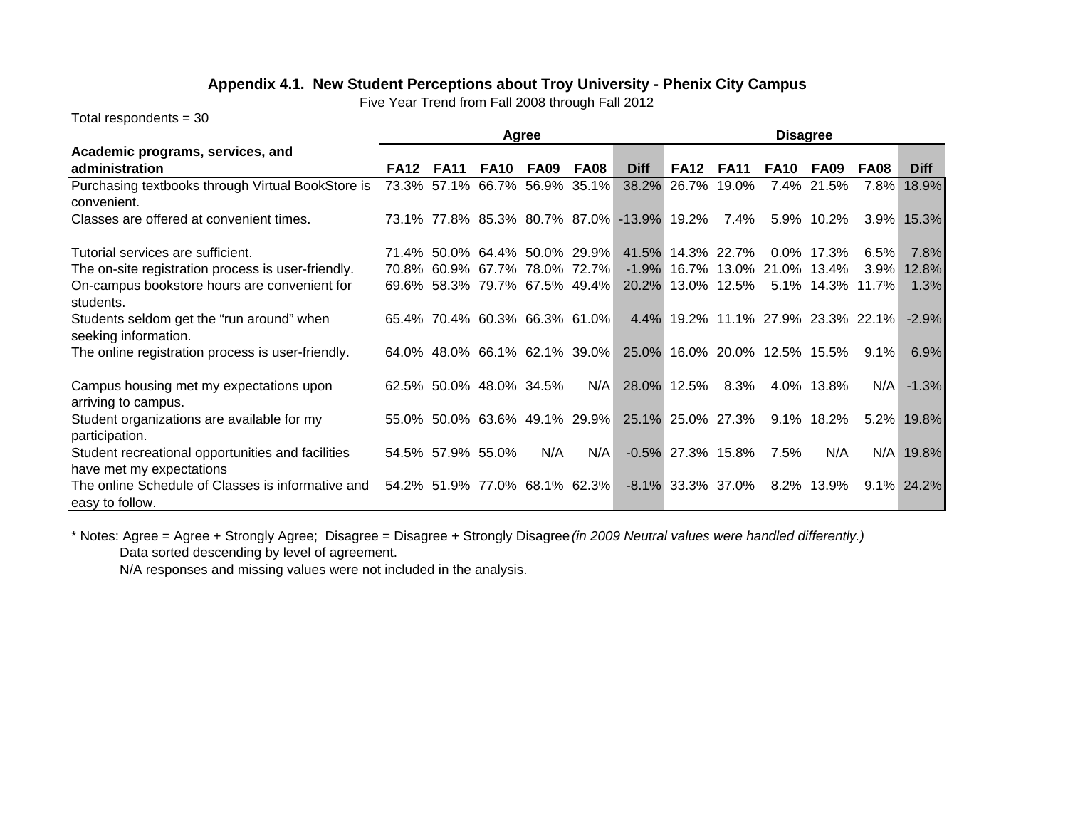**Appendix 4.1. New Student Perceptions about Troy University - Phenix City Campus**

Five Year Trend from Fall 2008 through Fall 2012

Total respondents = 30

| Academic programs, services, and administration | Agree | | | | | | Disagree | | | | | |
|---|---|---|---|---|---|---|---|---|---|---|---|---|
| | FA12 | FA11 | FA10 | FA09 | FA08 | Diff | FA12 | FA11 | FA10 | FA09 | FA08 | Diff |
| Purchasing textbooks through Virtual BookStore is convenient. | 73.3% | 57.1% | 66.7% | 56.9% | 35.1% | 38.2% | 26.7% | 19.0% | 7.4% | 21.5% | 7.8% | 18.9% |
| Classes are offered at convenient times. | 73.1% | 77.8% | 85.3% | 80.7% | 87.0% | -13.9% | 19.2% | 7.4% | 5.9% | 10.2% | 3.9% | 15.3% |
| Tutorial services are sufficient. | 71.4% | 50.0% | 64.4% | 50.0% | 29.9% | 41.5% | 14.3% | 22.7% | 0.0% | 17.3% | 6.5% | 7.8% |
| The on-site registration process is user-friendly. | 70.8% | 60.9% | 67.7% | 78.0% | 72.7% | -1.9% | 16.7% | 13.0% | 21.0% | 13.4% | 3.9% | 12.8% |
| On-campus bookstore hours are convenient for students. | 69.6% | 58.3% | 79.7% | 67.5% | 49.4% | 20.2% | 13.0% | 12.5% | 5.1% | 14.3% | 11.7% | 1.3% |
| Students seldom get the “run around” when seeking information. | 65.4% | 70.4% | 60.3% | 66.3% | 61.0% | 4.4% | 19.2% | 11.1% | 27.9% | 23.3% | 22.1% | -2.9% |
| The online registration process is user-friendly. | 64.0% | 48.0% | 66.1% | 62.1% | 39.0% | 25.0% | 16.0% | 20.0% | 12.5% | 15.5% | 9.1% | 6.9% |
| Campus housing met my expectations upon arriving to campus. | 62.5% | 50.0% | 48.0% | 34.5% | N/A | 28.0% | 12.5% | 8.3% | 4.0% | 13.8% | N/A | -1.3% |
| Student organizations are available for my participation. | 55.0% | 50.0% | 63.6% | 49.1% | 29.9% | 25.1% | 25.0% | 27.3% | 9.1% | 18.2% | 5.2% | 19.8% |
| Student recreational opportunities and facilities have met my expectations | 54.5% | 57.9% | 55.0% | N/A | N/A | -0.5% | 27.3% | 15.8% | 7.5% | N/A | N/A | 19.8% |
| The online Schedule of Classes is informative and easy to follow. | 54.2% | 51.9% | 77.0% | 68.1% | 62.3% | -8.1% | 33.3% | 37.0% | 8.2% | 13.9% | 9.1% | 24.2% |

* Notes: Agree = Agree + Strongly Agree; Disagree = Disagree + Strongly Disagree *(in 2009 Neutral values were handled differently.)*

Data sorted descending by level of agreement.

N/A responses and missing values were not included in the analysis.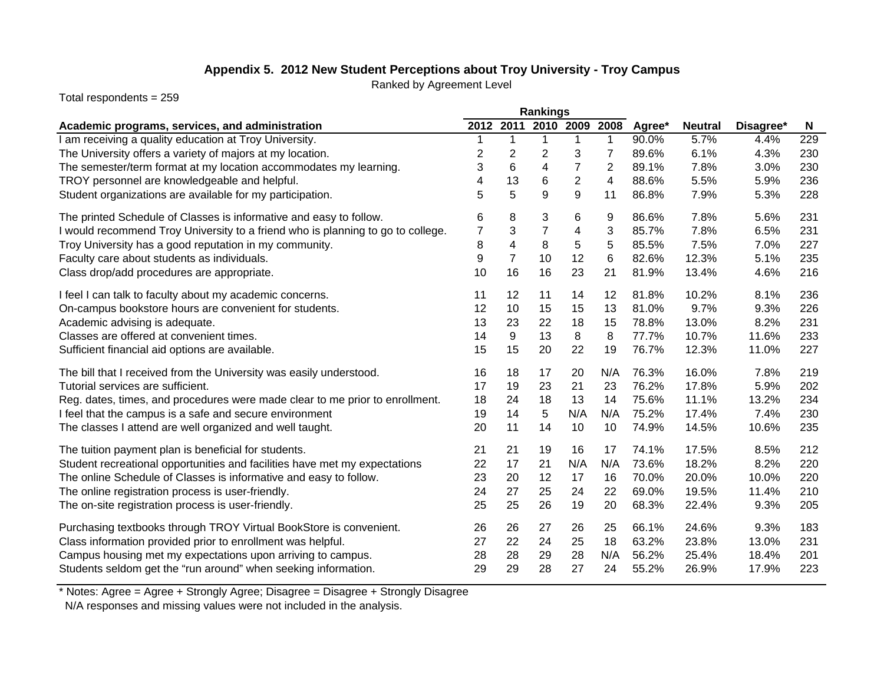## Appendix 5. 2012 New Student Perceptions about Troy University - Troy Campus

Ranked by Agreement Level

Total respondents = 259

| | Rankings | | | | | | | | |
|---|---|---|---|---|---|---|---|---|---|
| **Academic programs, services, and administration** | **2012** | **2011** | **2010** | **2009** | **2008** | **Agree*** | **Neutral** | **Disagree*** | **N** |
| I am receiving a quality education at Troy University. | 1 | 1 | 1 | 1 | 1 | 90.0% | 5.7% | 4.4% | 229 |
| The University offers a variety of majors at my location. | 2 | 2 | 2 | 3 | 7 | 89.6% | 6.1% | 4.3% | 230 |
| The semester/term format at my location accommodates my learning. | 3 | 6 | 4 | 7 | 2 | 89.1% | 7.8% | 3.0% | 230 |
| TROY personnel are knowledgeable and helpful. | 4 | 13 | 6 | 2 | 4 | 88.6% | 5.5% | 5.9% | 236 |
| Student organizations are available for my participation. | 5 | 5 | 9 | 9 | 11 | 86.8% | 7.9% | 5.3% | 228 |
| The printed Schedule of Classes is informative and easy to follow. | 6 | 8 | 3 | 6 | 9 | 86.6% | 7.8% | 5.6% | 231 |
| I would recommend Troy University to a friend who is planning to go to college. | 7 | 3 | 7 | 4 | 3 | 85.7% | 7.8% | 6.5% | 231 |
| Troy University has a good reputation in my community. | 8 | 4 | 8 | 5 | 5 | 85.5% | 7.5% | 7.0% | 227 |
| Faculty care about students as individuals. | 9 | 7 | 10 | 12 | 6 | 82.6% | 12.3% | 5.1% | 235 |
| Class drop/add procedures are appropriate. | 10 | 16 | 16 | 23 | 21 | 81.9% | 13.4% | 4.6% | 216 |
| I feel I can talk to faculty about my academic concerns. | 11 | 12 | 11 | 14 | 12 | 81.8% | 10.2% | 8.1% | 236 |
| On-campus bookstore hours are convenient for students. | 12 | 10 | 15 | 15 | 13 | 81.0% | 9.7% | 9.3% | 226 |
| Academic advising is adequate. | 13 | 23 | 22 | 18 | 15 | 78.8% | 13.0% | 8.2% | 231 |
| Classes are offered at convenient times. | 14 | 9 | 13 | 8 | 8 | 77.7% | 10.7% | 11.6% | 233 |
| Sufficient financial aid options are available. | 15 | 15 | 20 | 22 | 19 | 76.7% | 12.3% | 11.0% | 227 |
| The bill that I received from the University was easily understood. | 16 | 18 | 17 | 20 | N/A | 76.3% | 16.0% | 7.8% | 219 |
| Tutorial services are sufficient. | 17 | 19 | 23 | 21 | 23 | 76.2% | 17.8% | 5.9% | 202 |
| Reg. dates, times, and procedures were made clear to me prior to enrollment. | 18 | 24 | 18 | 13 | 14 | 75.6% | 11.1% | 13.2% | 234 |
| I feel that the campus is a safe and secure environment | 19 | 14 | 5 | N/A | N/A | 75.2% | 17.4% | 7.4% | 230 |
| The classes I attend are well organized and well taught. | 20 | 11 | 14 | 10 | 10 | 74.9% | 14.5% | 10.6% | 235 |
| The tuition payment plan is beneficial for students. | 21 | 21 | 19 | 16 | 17 | 74.1% | 17.5% | 8.5% | 212 |
| Student recreational opportunities and facilities have met my expectations | 22 | 17 | 21 | N/A | N/A | 73.6% | 18.2% | 8.2% | 220 |
| The online Schedule of Classes is informative and easy to follow. | 23 | 20 | 12 | 17 | 16 | 70.0% | 20.0% | 10.0% | 220 |
| The online registration process is user-friendly. | 24 | 27 | 25 | 24 | 22 | 69.0% | 19.5% | 11.4% | 210 |
| The on-site registration process is user-friendly. | 25 | 25 | 26 | 19 | 20 | 68.3% | 22.4% | 9.3% | 205 |
| Purchasing textbooks through TROY Virtual BookStore is convenient. | 26 | 26 | 27 | 26 | 25 | 66.1% | 24.6% | 9.3% | 183 |
| Class information provided prior to enrollment was helpful. | 27 | 22 | 24 | 25 | 18 | 63.2% | 23.8% | 13.0% | 231 |
| Campus housing met my expectations upon arriving to campus. | 28 | 28 | 29 | 28 | N/A | 56.2% | 25.4% | 18.4% | 201 |
| Students seldom get the "run around" when seeking information. | 29 | 29 | 28 | 27 | 24 | 55.2% | 26.9% | 17.9% | 223 |

* Notes: Agree = Agree + Strongly Agree; Disagree = Disagree + Strongly Disagree
N/A responses and missing values were not included in the analysis.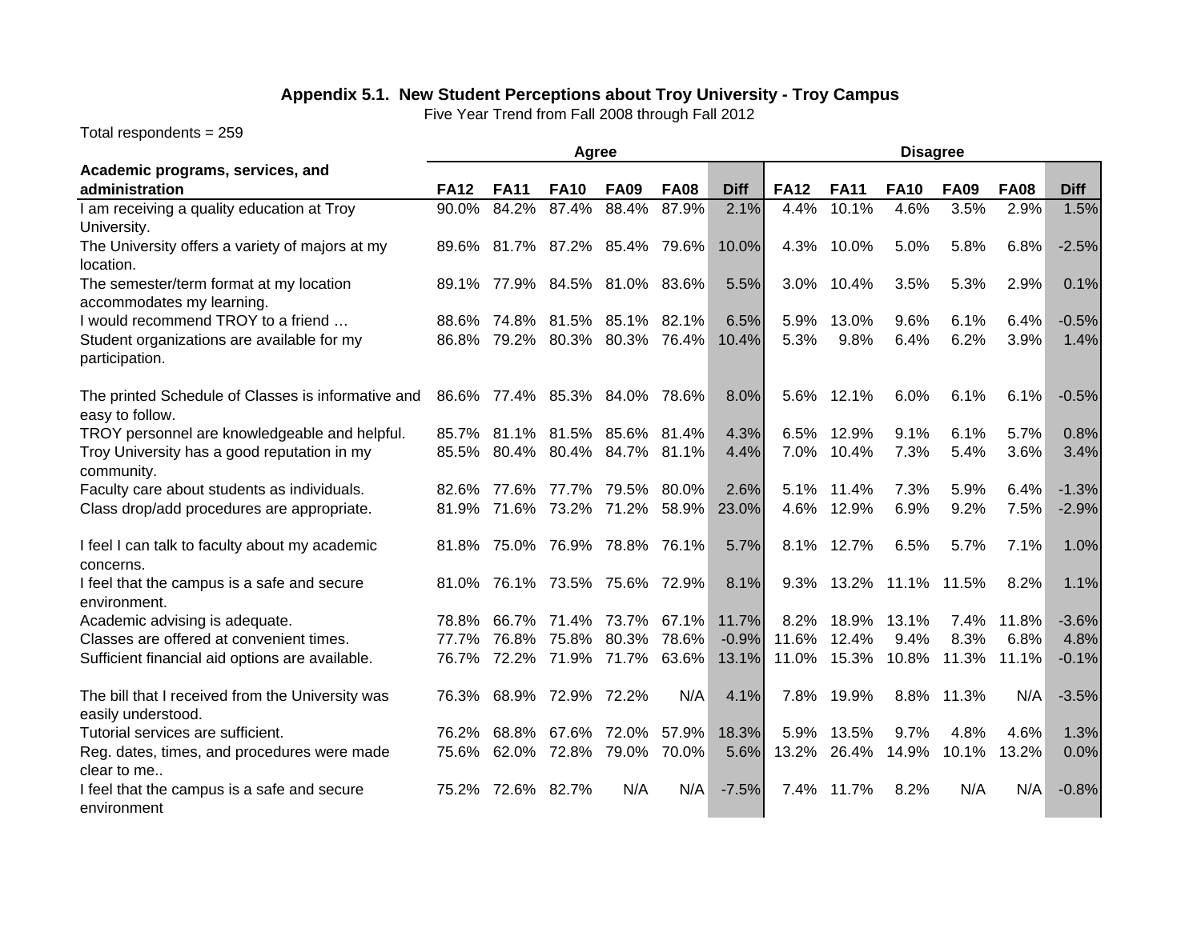### Appendix 5.1. New Student Perceptions about Troy University - Troy Campus

Five Year Trend from Fall 2008 through Fall 2012

Total respondents = 259

| | Agree | | | | | | Disagree | | | | | |
|---|---|---|---|---|---|---|---|---|---|---|---|---|
| **Academic programs, services, and administration** | **FA12** | **FA11** | **FA10** | **FA09** | **FA08** | **Diff** | **FA12** | **FA11** | **FA10** | **FA09** | **FA08** | **Diff** |
| I am receiving a quality education at Troy University. | 90.0% | 84.2% | 87.4% | 88.4% | 87.9% | 2.1% | 4.4% | 10.1% | 4.6% | 3.5% | 2.9% | 1.5% |
| The University offers a variety of majors at my location. | 89.6% | 81.7% | 87.2% | 85.4% | 79.6% | 10.0% | 4.3% | 10.0% | 5.0% | 5.8% | 6.8% | -2.5% |
| The semester/term format at my location accommodates my learning. | 89.1% | 77.9% | 84.5% | 81.0% | 83.6% | 5.5% | 3.0% | 10.4% | 3.5% | 5.3% | 2.9% | 0.1% |
| I would recommend TROY to a friend … | 88.6% | 74.8% | 81.5% | 85.1% | 82.1% | 6.5% | 5.9% | 13.0% | 9.6% | 6.1% | 6.4% | -0.5% |
| Student organizations are available for my participation. | 86.8% | 79.2% | 80.3% | 80.3% | 76.4% | 10.4% | 5.3% | 9.8% | 6.4% | 6.2% | 3.9% | 1.4% |
| The printed Schedule of Classes is informative and easy to follow. | 86.6% | 77.4% | 85.3% | 84.0% | 78.6% | 8.0% | 5.6% | 12.1% | 6.0% | 6.1% | 6.1% | -0.5% |
| TROY personnel are knowledgeable and helpful. | 85.7% | 81.1% | 81.5% | 85.6% | 81.4% | 4.3% | 6.5% | 12.9% | 9.1% | 6.1% | 5.7% | 0.8% |
| Troy University has a good reputation in my community. | 85.5% | 80.4% | 80.4% | 84.7% | 81.1% | 4.4% | 7.0% | 10.4% | 7.3% | 5.4% | 3.6% | 3.4% |
| Faculty care about students as individuals. | 82.6% | 77.6% | 77.7% | 79.5% | 80.0% | 2.6% | 5.1% | 11.4% | 7.3% | 5.9% | 6.4% | -1.3% |
| Class drop/add procedures are appropriate. | 81.9% | 71.6% | 73.2% | 71.2% | 58.9% | 23.0% | 4.6% | 12.9% | 6.9% | 9.2% | 7.5% | -2.9% |
| I feel I can talk to faculty about my academic concerns. | 81.8% | 75.0% | 76.9% | 78.8% | 76.1% | 5.7% | 8.1% | 12.7% | 6.5% | 5.7% | 7.1% | 1.0% |
| I feel that the campus is a safe and secure environment. | 81.0% | 76.1% | 73.5% | 75.6% | 72.9% | 8.1% | 9.3% | 13.2% | 11.1% | 11.5% | 8.2% | 1.1% |
| Academic advising is adequate. | 78.8% | 66.7% | 71.4% | 73.7% | 67.1% | 11.7% | 8.2% | 18.9% | 13.1% | 7.4% | 11.8% | -3.6% |
| Classes are offered at convenient times. | 77.7% | 76.8% | 75.8% | 80.3% | 78.6% | -0.9% | 11.6% | 12.4% | 9.4% | 8.3% | 6.8% | 4.8% |
| Sufficient financial aid options are available. | 76.7% | 72.2% | 71.9% | 71.7% | 63.6% | 13.1% | 11.0% | 15.3% | 10.8% | 11.3% | 11.1% | -0.1% |
| The bill that I received from the University was easily understood. | 76.3% | 68.9% | 72.9% | 72.2% | N/A | 4.1% | 7.8% | 19.9% | 8.8% | 11.3% | N/A | -3.5% |
| Tutorial services are sufficient. | 76.2% | 68.8% | 67.6% | 72.0% | 57.9% | 18.3% | 5.9% | 13.5% | 9.7% | 4.8% | 4.6% | 1.3% |
| Reg. dates, times, and procedures were made clear to me.. | 75.6% | 62.0% | 72.8% | 79.0% | 70.0% | 5.6% | 13.2% | 26.4% | 14.9% | 10.1% | 13.2% | 0.0% |
| I feel that the campus is a safe and secure environment | 75.2% | 72.6% | 82.7% | N/A | N/A | -7.5% | 7.4% | 11.7% | 8.2% | N/A | N/A | -0.8% |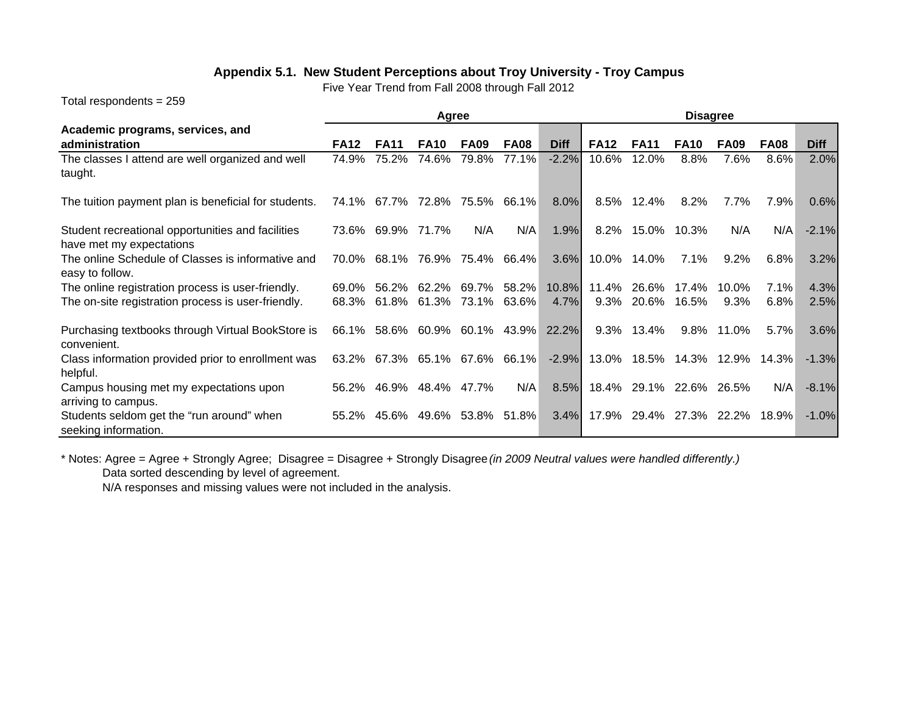### Appendix 5.1. New Student Perceptions about Troy University - Troy Campus

Five Year Trend from Fall 2008 through Fall 2012

Total respondents = 259

| | Agree | | | | | | Disagree | | | | | |
|---|---|---|---|---|---|---|---|---|---|---|---|---|
| **Academic programs, services, and administration** | **FA12** | **FA11** | **FA10** | **FA09** | **FA08** | **Diff** | **FA12** | **FA11** | **FA10** | **FA09** | **FA08** | **Diff** |
| The classes I attend are well organized and well taught. | 74.9% | 75.2% | 74.6% | 79.8% | 77.1% | -2.2% | 10.6% | 12.0% | 8.8% | 7.6% | 8.6% | 2.0% |
| The tuition payment plan is beneficial for students. | 74.1% | 67.7% | 72.8% | 75.5% | 66.1% | 8.0% | 8.5% | 12.4% | 8.2% | 7.7% | 7.9% | 0.6% |
| Student recreational opportunities and facilities have met my expectations | 73.6% | 69.9% | 71.7% | N/A | N/A | 1.9% | 8.2% | 15.0% | 10.3% | N/A | N/A | -2.1% |
| The online Schedule of Classes is informative and easy to follow. | 70.0% | 68.1% | 76.9% | 75.4% | 66.4% | 3.6% | 10.0% | 14.0% | 7.1% | 9.2% | 6.8% | 3.2% |
| The online registration process is user-friendly. | 69.0% | 56.2% | 62.2% | 69.7% | 58.2% | 10.8% | 11.4% | 26.6% | 17.4% | 10.0% | 7.1% | 4.3% |
| The on-site registration process is user-friendly. | 68.3% | 61.8% | 61.3% | 73.1% | 63.6% | 4.7% | 9.3% | 20.6% | 16.5% | 9.3% | 6.8% | 2.5% |
| Purchasing textbooks through Virtual BookStore is convenient. | 66.1% | 58.6% | 60.9% | 60.1% | 43.9% | 22.2% | 9.3% | 13.4% | 9.8% | 11.0% | 5.7% | 3.6% |
| Class information provided prior to enrollment was helpful. | 63.2% | 67.3% | 65.1% | 67.6% | 66.1% | -2.9% | 13.0% | 18.5% | 14.3% | 12.9% | 14.3% | -1.3% |
| Campus housing met my expectations upon arriving to campus. | 56.2% | 46.9% | 48.4% | 47.7% | N/A | 8.5% | 18.4% | 29.1% | 22.6% | 26.5% | N/A | -8.1% |
| Students seldom get the “run around” when seeking information. | 55.2% | 45.6% | 49.6% | 53.8% | 51.8% | 3.4% | 17.9% | 29.4% | 27.3% | 22.2% | 18.9% | -1.0% |

* Notes: Agree = Agree + Strongly Agree; Disagree = Disagree + Strongly Disagree *(in 2009 Neutral values were handled differently.)*
Data sorted descending by level of agreement.
N/A responses and missing values were not included in the analysis.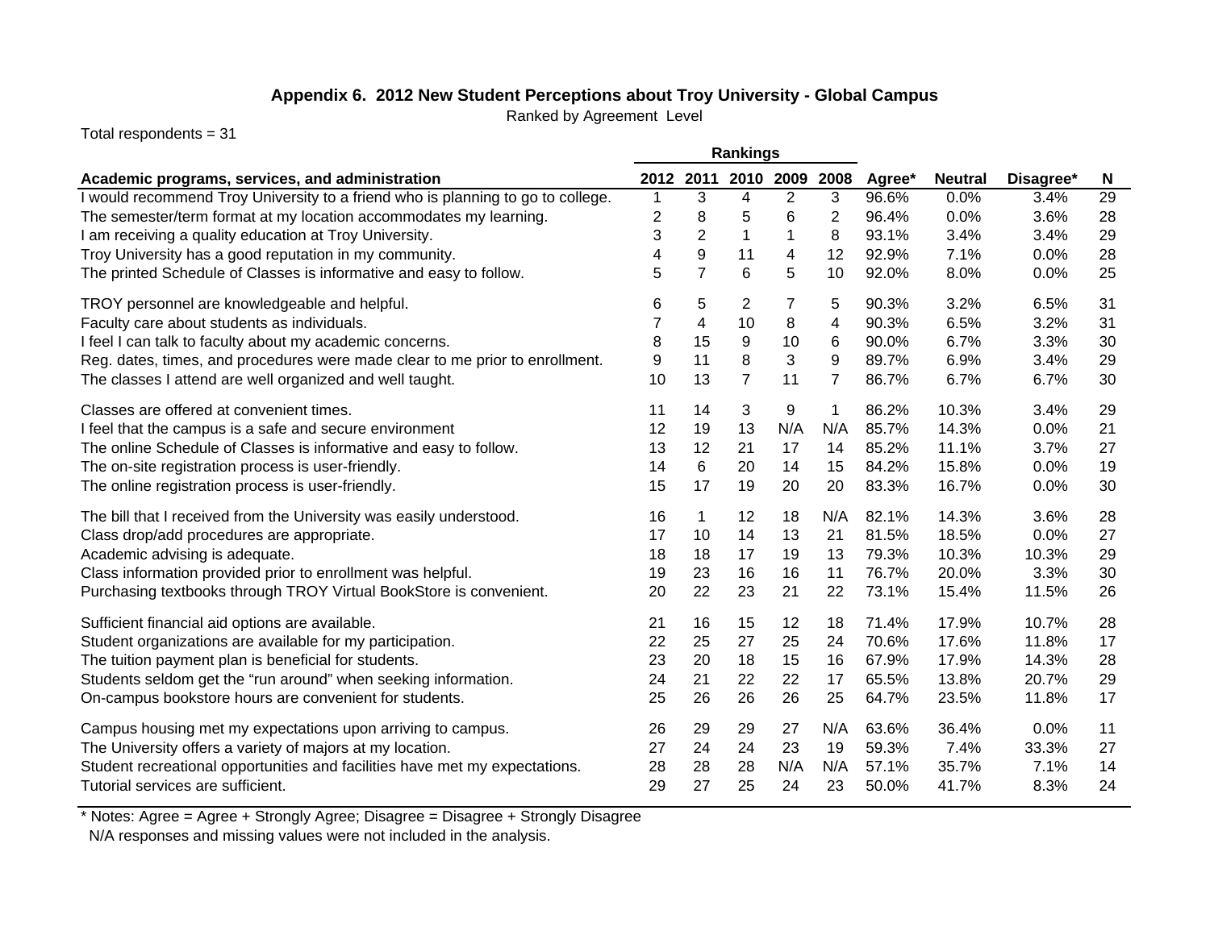**Appendix 6. 2012 New Student Perceptions about Troy University - Global Campus**

Ranked by Agreement Level

Total respondents = 31

| | Rankings | | | | | | | | |
|---|---|---|---|---|---|---|---|---|---|
| **Academic programs, services, and administration** | **2012** | **2011** | **2010** | **2009** | **2008** | **Agree*** | **Neutral** | **Disagree*** | **N** |
| I would recommend Troy University to a friend who is planning to go to college. | 1 | 3 | 4 | 2 | 3 | 96.6% | 0.0% | 3.4% | 29 |
| The semester/term format at my location accommodates my learning. | 2 | 8 | 5 | 6 | 2 | 96.4% | 0.0% | 3.6% | 28 |
| I am receiving a quality education at Troy University. | 3 | 2 | 1 | 1 | 8 | 93.1% | 3.4% | 3.4% | 29 |
| Troy University has a good reputation in my community. | 4 | 9 | 11 | 4 | 12 | 92.9% | 7.1% | 0.0% | 28 |
| The printed Schedule of Classes is informative and easy to follow. | 5 | 7 | 6 | 5 | 10 | 92.0% | 8.0% | 0.0% | 25 |
| TROY personnel are knowledgeable and helpful. | 6 | 5 | 2 | 7 | 5 | 90.3% | 3.2% | 6.5% | 31 |
| Faculty care about students as individuals. | 7 | 4 | 10 | 8 | 4 | 90.3% | 6.5% | 3.2% | 31 |
| I feel I can talk to faculty about my academic concerns. | 8 | 15 | 9 | 10 | 6 | 90.0% | 6.7% | 3.3% | 30 |
| Reg. dates, times, and procedures were made clear to me prior to enrollment. | 9 | 11 | 8 | 3 | 9 | 89.7% | 6.9% | 3.4% | 29 |
| The classes I attend are well organized and well taught. | 10 | 13 | 7 | 11 | 7 | 86.7% | 6.7% | 6.7% | 30 |
| Classes are offered at convenient times. | 11 | 14 | 3 | 9 | 1 | 86.2% | 10.3% | 3.4% | 29 |
| I feel that the campus is a safe and secure environment | 12 | 19 | 13 | N/A | N/A | 85.7% | 14.3% | 0.0% | 21 |
| The online Schedule of Classes is informative and easy to follow. | 13 | 12 | 21 | 17 | 14 | 85.2% | 11.1% | 3.7% | 27 |
| The on-site registration process is user-friendly. | 14 | 6 | 20 | 14 | 15 | 84.2% | 15.8% | 0.0% | 19 |
| The online registration process is user-friendly. | 15 | 17 | 19 | 20 | 20 | 83.3% | 16.7% | 0.0% | 30 |
| The bill that I received from the University was easily understood. | 16 | 1 | 12 | 18 | N/A | 82.1% | 14.3% | 3.6% | 28 |
| Class drop/add procedures are appropriate. | 17 | 10 | 14 | 13 | 21 | 81.5% | 18.5% | 0.0% | 27 |
| Academic advising is adequate. | 18 | 18 | 17 | 19 | 13 | 79.3% | 10.3% | 10.3% | 29 |
| Class information provided prior to enrollment was helpful. | 19 | 23 | 16 | 16 | 11 | 76.7% | 20.0% | 3.3% | 30 |
| Purchasing textbooks through TROY Virtual BookStore is convenient. | 20 | 22 | 23 | 21 | 22 | 73.1% | 15.4% | 11.5% | 26 |
| Sufficient financial aid options are available. | 21 | 16 | 15 | 12 | 18 | 71.4% | 17.9% | 10.7% | 28 |
| Student organizations are available for my participation. | 22 | 25 | 27 | 25 | 24 | 70.6% | 17.6% | 11.8% | 17 |
| The tuition payment plan is beneficial for students. | 23 | 20 | 18 | 15 | 16 | 67.9% | 17.9% | 14.3% | 28 |
| Students seldom get the "run around" when seeking information. | 24 | 21 | 22 | 22 | 17 | 65.5% | 13.8% | 20.7% | 29 |
| On-campus bookstore hours are convenient for students. | 25 | 26 | 26 | 26 | 25 | 64.7% | 23.5% | 11.8% | 17 |
| Campus housing met my expectations upon arriving to campus. | 26 | 29 | 29 | 27 | N/A | 63.6% | 36.4% | 0.0% | 11 |
| The University offers a variety of majors at my location. | 27 | 24 | 24 | 23 | 19 | 59.3% | 7.4% | 33.3% | 27 |
| Student recreational opportunities and facilities have met my expectations. | 28 | 28 | 28 | N/A | N/A | 57.1% | 35.7% | 7.1% | 14 |
| Tutorial services are sufficient. | 29 | 27 | 25 | 24 | 23 | 50.0% | 41.7% | 8.3% | 24 |

* Notes: Agree = Agree + Strongly Agree; Disagree = Disagree + Strongly Disagree
N/A responses and missing values were not included in the analysis.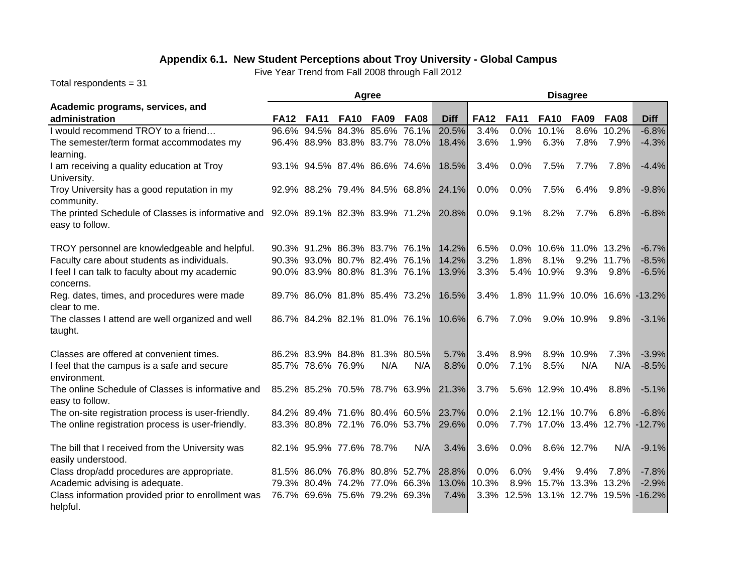### Appendix 6.1. New Student Perceptions about Troy University - Global Campus

Five Year Trend from Fall 2008 through Fall 2012

Total respondents = 31

| | Agree | | | | | | Disagree | | | | | |
|---|---|---|---|---|---|---|---|---|---|---|---|---|
| **Academic programs, services, and administration** | **FA12** | **FA11** | **FA10** | **FA09** | **FA08** | **Diff** | **FA12** | **FA11** | **FA10** | **FA09** | **FA08** | **Diff** |
| I would recommend TROY to a friend… | 96.6% | 94.5% | 84.3% | 85.6% | 76.1% | 20.5% | 3.4% | 0.0% | 10.1% | 8.6% | 10.2% | -6.8% |
| The semester/term format accommodates my learning. | 96.4% | 88.9% | 83.8% | 83.7% | 78.0% | 18.4% | 3.6% | 1.9% | 6.3% | 7.8% | 7.9% | -4.3% |
| I am receiving a quality education at Troy University. | 93.1% | 94.5% | 87.4% | 86.6% | 74.6% | 18.5% | 3.4% | 0.0% | 7.5% | 7.7% | 7.8% | -4.4% |
| Troy University has a good reputation in my community. | 92.9% | 88.2% | 79.4% | 84.5% | 68.8% | 24.1% | 0.0% | 0.0% | 7.5% | 6.4% | 9.8% | -9.8% |
| The printed Schedule of Classes is informative and easy to follow. | 92.0% | 89.1% | 82.3% | 83.9% | 71.2% | 20.8% | 0.0% | 9.1% | 8.2% | 7.7% | 6.8% | -6.8% |
| TROY personnel are knowledgeable and helpful. | 90.3% | 91.2% | 86.3% | 83.7% | 76.1% | 14.2% | 6.5% | 0.0% | 10.6% | 11.0% | 13.2% | -6.7% |
| Faculty care about students as individuals. | 90.3% | 93.0% | 80.7% | 82.4% | 76.1% | 14.2% | 3.2% | 1.8% | 8.1% | 9.2% | 11.7% | -8.5% |
| I feel I can talk to faculty about my academic concerns. | 90.0% | 83.9% | 80.8% | 81.3% | 76.1% | 13.9% | 3.3% | 5.4% | 10.9% | 9.3% | 9.8% | -6.5% |
| Reg. dates, times, and procedures were made clear to me. | 89.7% | 86.0% | 81.8% | 85.4% | 73.2% | 16.5% | 3.4% | 1.8% | 11.9% | 10.0% | 16.6% | -13.2% |
| The classes I attend are well organized and well taught. | 86.7% | 84.2% | 82.1% | 81.0% | 76.1% | 10.6% | 6.7% | 7.0% | 9.0% | 10.9% | 9.8% | -3.1% |
| Classes are offered at convenient times. | 86.2% | 83.9% | 84.8% | 81.3% | 80.5% | 5.7% | 3.4% | 8.9% | 8.9% | 10.9% | 7.3% | -3.9% |
| I feel that the campus is a safe and secure environment. | 85.7% | 78.6% | 76.9% | N/A | N/A | 8.8% | 0.0% | 7.1% | 8.5% | N/A | N/A | -8.5% |
| The online Schedule of Classes is informative and easy to follow. | 85.2% | 85.2% | 70.5% | 78.7% | 63.9% | 21.3% | 3.7% | 5.6% | 12.9% | 10.4% | 8.8% | -5.1% |
| The on-site registration process is user-friendly. | 84.2% | 89.4% | 71.6% | 80.4% | 60.5% | 23.7% | 0.0% | 2.1% | 12.1% | 10.7% | 6.8% | -6.8% |
| The online registration process is user-friendly. | 83.3% | 80.8% | 72.1% | 76.0% | 53.7% | 29.6% | 0.0% | 7.7% | 17.0% | 13.4% | 12.7% | -12.7% |
| The bill that I received from the University was easily understood. | 82.1% | 95.9% | 77.6% | 78.7% | N/A | 3.4% | 3.6% | 0.0% | 8.6% | 12.7% | N/A | -9.1% |
| Class drop/add procedures are appropriate. | 81.5% | 86.0% | 76.8% | 80.8% | 52.7% | 28.8% | 0.0% | 6.0% | 9.4% | 9.4% | 7.8% | -7.8% |
| Academic advising is adequate. | 79.3% | 80.4% | 74.2% | 77.0% | 66.3% | 13.0% | 10.3% | 8.9% | 15.7% | 13.3% | 13.2% | -2.9% |
| Class information provided prior to enrollment was helpful. | 76.7% | 69.6% | 75.6% | 79.2% | 69.3% | 7.4% | 3.3% | 12.5% | 13.1% | 12.7% | 19.5% | -16.2% |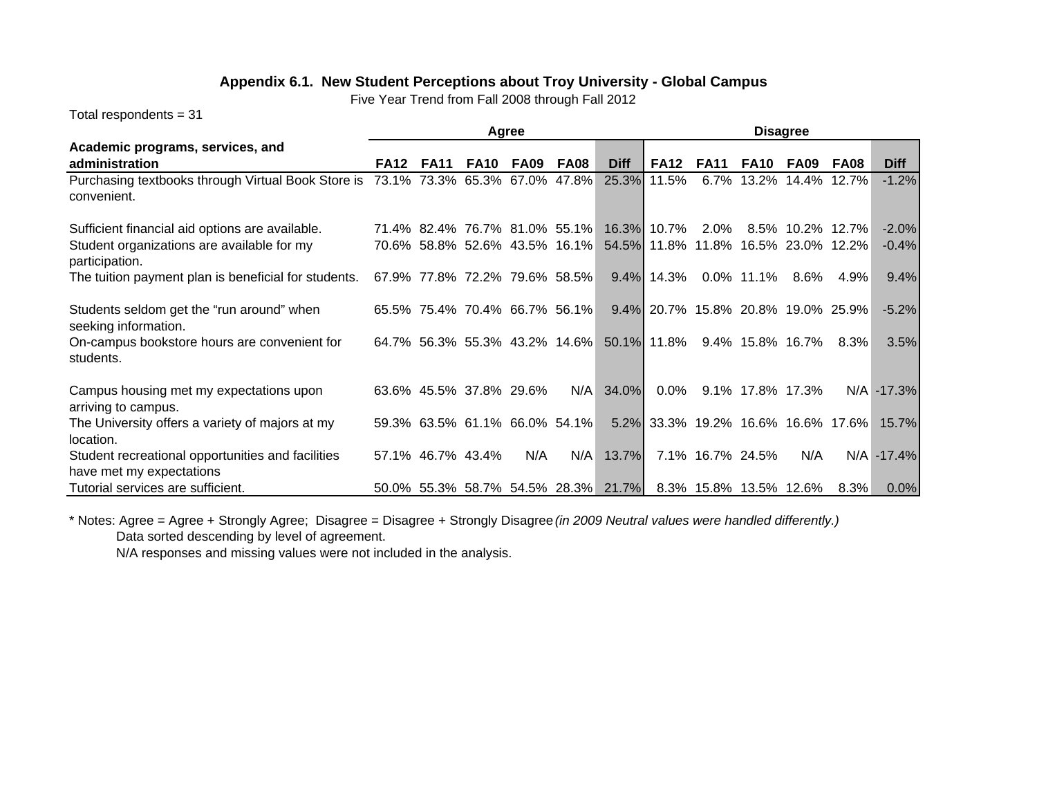### Appendix 6.1. New Student Perceptions about Troy University - Global Campus

Five Year Trend from Fall 2008 through Fall 2012

Total respondents = 31

| | Agree | | | | | | Disagree | | | | | |
|---|---|---|---|---|---|---|---|---|---|---|---|---|
| **Academic programs, services, and administration** | **FA12** | **FA11** | **FA10** | **FA09** | **FA08** | **Diff** | **FA12** | **FA11** | **FA10** | **FA09** | **FA08** | **Diff** |
| Purchasing textbooks through Virtual Book Store is convenient. | 73.1% | 73.3% | 65.3% | 67.0% | 47.8% | 25.3% | 11.5% | 6.7% | 13.2% | 14.4% | 12.7% | -1.2% |
| Sufficient financial aid options are available. | 71.4% | 82.4% | 76.7% | 81.0% | 55.1% | 16.3% | 10.7% | 2.0% | 8.5% | 10.2% | 12.7% | -2.0% |
| Student organizations are available for my participation. | 70.6% | 58.8% | 52.6% | 43.5% | 16.1% | 54.5% | 11.8% | 11.8% | 16.5% | 23.0% | 12.2% | -0.4% |
| The tuition payment plan is beneficial for students. | 67.9% | 77.8% | 72.2% | 79.6% | 58.5% | 9.4% | 14.3% | 0.0% | 11.1% | 8.6% | 4.9% | 9.4% |
| Students seldom get the "run around" when seeking information. | 65.5% | 75.4% | 70.4% | 66.7% | 56.1% | 9.4% | 20.7% | 15.8% | 20.8% | 19.0% | 25.9% | -5.2% |
| On-campus bookstore hours are convenient for students. | 64.7% | 56.3% | 55.3% | 43.2% | 14.6% | 50.1% | 11.8% | 9.4% | 15.8% | 16.7% | 8.3% | 3.5% |
| Campus housing met my expectations upon arriving to campus. | 63.6% | 45.5% | 37.8% | 29.6% | N/A | 34.0% | 0.0% | 9.1% | 17.8% | 17.3% | N/A | -17.3% |
| The University offers a variety of majors at my location. | 59.3% | 63.5% | 61.1% | 66.0% | 54.1% | 5.2% | 33.3% | 19.2% | 16.6% | 16.6% | 17.6% | 15.7% |
| Student recreational opportunities and facilities have met my expectations | 57.1% | 46.7% | 43.4% | N/A | N/A | 13.7% | 7.1% | 16.7% | 24.5% | N/A | N/A | -17.4% |
| Tutorial services are sufficient. | 50.0% | 55.3% | 58.7% | 54.5% | 28.3% | 21.7% | 8.3% | 15.8% | 13.5% | 12.6% | 8.3% | 0.0% |

* Notes: Agree = Agree + Strongly Agree; Disagree = Disagree + Strongly Disagree *(in 2009 Neutral values were handled differently.)*
Data sorted descending by level of agreement.
N/A responses and missing values were not included in the analysis.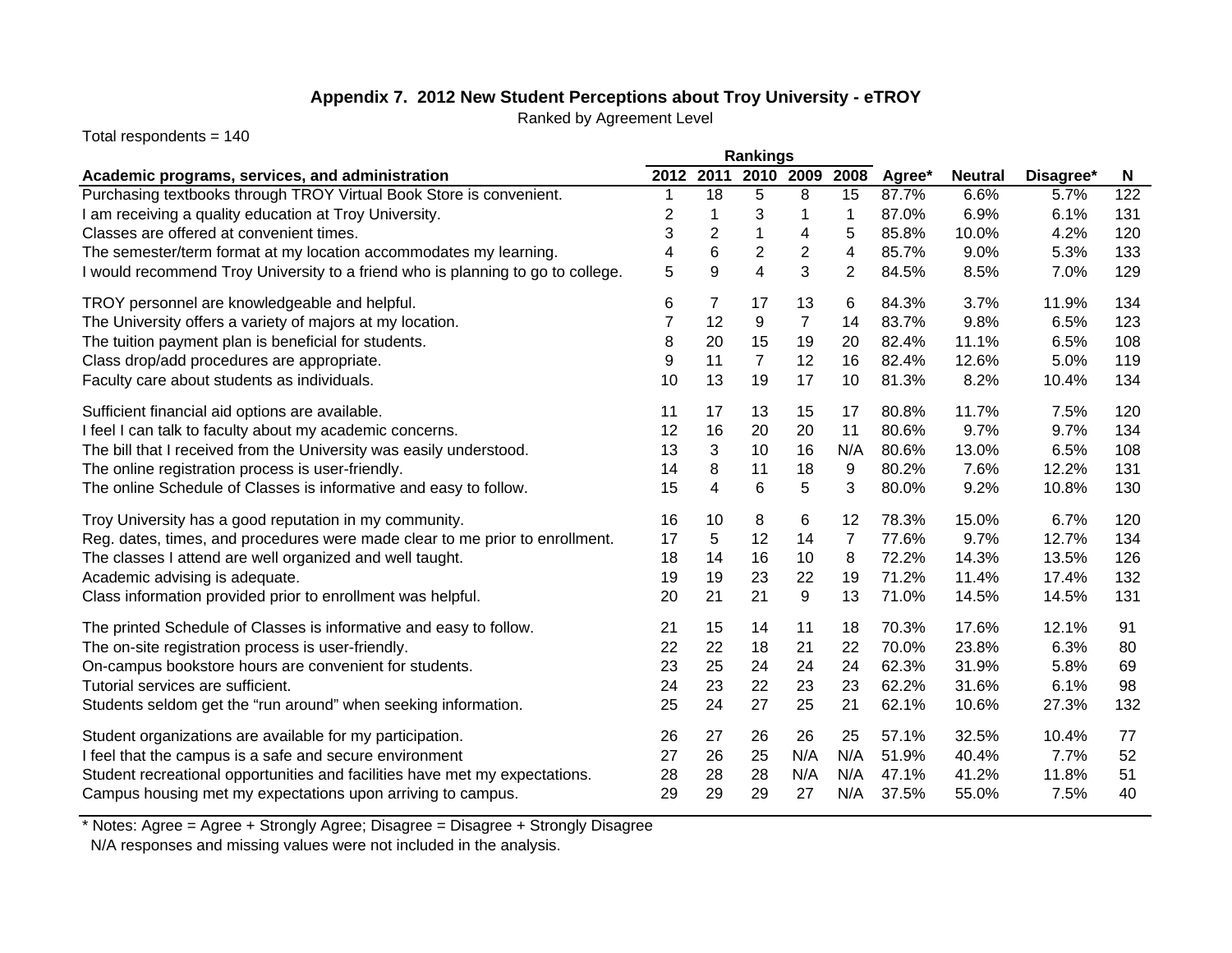**Appendix 7. 2012 New Student Perceptions about Troy University - eTROY**

Ranked by Agreement Level

Total respondents = 140

| | Rankings | | | | | | | | |
|---|---|---|---|---|---|---|---|---|---|
| **Academic programs, services, and administration** | **2012** | **2011** | **2010** | **2009** | **2008** | **Agree*** | **Neutral** | **Disagree*** | **N** |
| Purchasing textbooks through TROY Virtual Book Store is convenient. | 1 | 18 | 5 | 8 | 15 | 87.7% | 6.6% | 5.7% | 122 |
| I am receiving a quality education at Troy University. | 2 | 1 | 3 | 1 | 1 | 87.0% | 6.9% | 6.1% | 131 |
| Classes are offered at convenient times. | 3 | 2 | 1 | 4 | 5 | 85.8% | 10.0% | 4.2% | 120 |
| The semester/term format at my location accommodates my learning. | 4 | 6 | 2 | 2 | 4 | 85.7% | 9.0% | 5.3% | 133 |
| I would recommend Troy University to a friend who is planning to go to college. | 5 | 9 | 4 | 3 | 2 | 84.5% | 8.5% | 7.0% | 129 |
| TROY personnel are knowledgeable and helpful. | 6 | 7 | 17 | 13 | 6 | 84.3% | 3.7% | 11.9% | 134 |
| The University offers a variety of majors at my location. | 7 | 12 | 9 | 7 | 14 | 83.7% | 9.8% | 6.5% | 123 |
| The tuition payment plan is beneficial for students. | 8 | 20 | 15 | 19 | 20 | 82.4% | 11.1% | 6.5% | 108 |
| Class drop/add procedures are appropriate. | 9 | 11 | 7 | 12 | 16 | 82.4% | 12.6% | 5.0% | 119 |
| Faculty care about students as individuals. | 10 | 13 | 19 | 17 | 10 | 81.3% | 8.2% | 10.4% | 134 |
| Sufficient financial aid options are available. | 11 | 17 | 13 | 15 | 17 | 80.8% | 11.7% | 7.5% | 120 |
| I feel I can talk to faculty about my academic concerns. | 12 | 16 | 20 | 20 | 11 | 80.6% | 9.7% | 9.7% | 134 |
| The bill that I received from the University was easily understood. | 13 | 3 | 10 | 16 | N/A | 80.6% | 13.0% | 6.5% | 108 |
| The online registration process is user-friendly. | 14 | 8 | 11 | 18 | 9 | 80.2% | 7.6% | 12.2% | 131 |
| The online Schedule of Classes is informative and easy to follow. | 15 | 4 | 6 | 5 | 3 | 80.0% | 9.2% | 10.8% | 130 |
| Troy University has a good reputation in my community. | 16 | 10 | 8 | 6 | 12 | 78.3% | 15.0% | 6.7% | 120 |
| Reg. dates, times, and procedures were made clear to me prior to enrollment. | 17 | 5 | 12 | 14 | 7 | 77.6% | 9.7% | 12.7% | 134 |
| The classes I attend are well organized and well taught. | 18 | 14 | 16 | 10 | 8 | 72.2% | 14.3% | 13.5% | 126 |
| Academic advising is adequate. | 19 | 19 | 23 | 22 | 19 | 71.2% | 11.4% | 17.4% | 132 |
| Class information provided prior to enrollment was helpful. | 20 | 21 | 21 | 9 | 13 | 71.0% | 14.5% | 14.5% | 131 |
| The printed Schedule of Classes is informative and easy to follow. | 21 | 15 | 14 | 11 | 18 | 70.3% | 17.6% | 12.1% | 91 |
| The on-site registration process is user-friendly. | 22 | 22 | 18 | 21 | 22 | 70.0% | 23.8% | 6.3% | 80 |
| On-campus bookstore hours are convenient for students. | 23 | 25 | 24 | 24 | 24 | 62.3% | 31.9% | 5.8% | 69 |
| Tutorial services are sufficient. | 24 | 23 | 22 | 23 | 23 | 62.2% | 31.6% | 6.1% | 98 |
| Students seldom get the “run around” when seeking information. | 25 | 24 | 27 | 25 | 21 | 62.1% | 10.6% | 27.3% | 132 |
| Student organizations are available for my participation. | 26 | 27 | 26 | 26 | 25 | 57.1% | 32.5% | 10.4% | 77 |
| I feel that the campus is a safe and secure environment | 27 | 26 | 25 | N/A | N/A | 51.9% | 40.4% | 7.7% | 52 |
| Student recreational opportunities and facilities have met my expectations. | 28 | 28 | 28 | N/A | N/A | 47.1% | 41.2% | 11.8% | 51 |
| Campus housing met my expectations upon arriving to campus. | 29 | 29 | 29 | 27 | N/A | 37.5% | 55.0% | 7.5% | 40 |

* Notes: Agree = Agree + Strongly Agree; Disagree = Disagree + Strongly Disagree
N/A responses and missing values were not included in the analysis.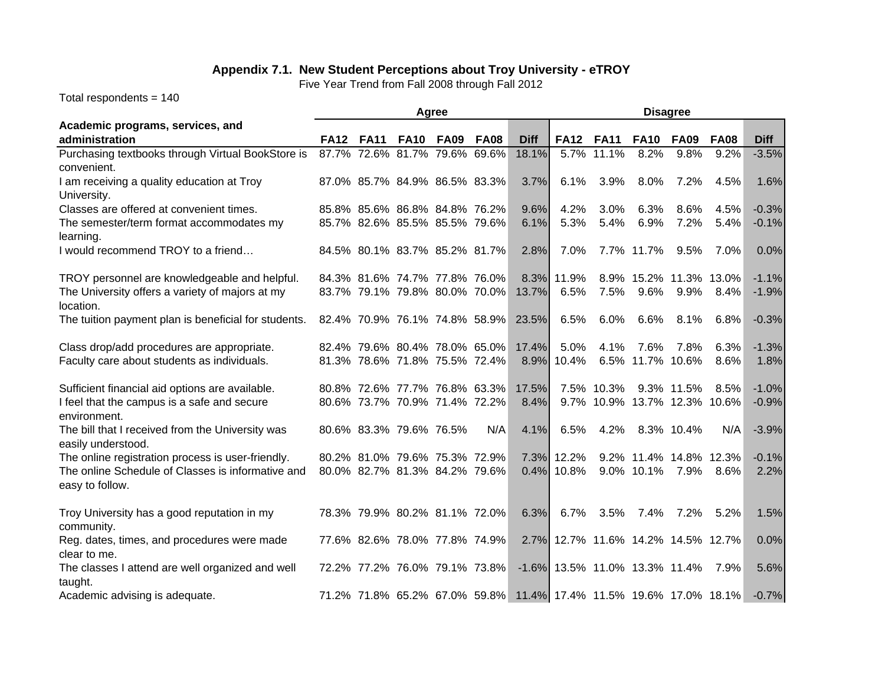### Appendix 7.1. New Student Perceptions about Troy University - eTROY

Five Year Trend from Fall 2008 through Fall 2012

Total respondents = 140

| | Agree | | | | | | Disagree | | | | | |
|---|---|---|---|---|---|---|---|---|---|---|---|---|
| **Academic programs, services, and administration** | **FA12** | **FA11** | **FA10** | **FA09** | **FA08** | **Diff** | **FA12** | **FA11** | **FA10** | **FA09** | **FA08** | **Diff** |
| Purchasing textbooks through Virtual BookStore is convenient. | 87.7% | 72.6% | 81.7% | 79.6% | 69.6% | 18.1% | 5.7% | 11.1% | 8.2% | 9.8% | 9.2% | -3.5% |
| I am receiving a quality education at Troy University. | 87.0% | 85.7% | 84.9% | 86.5% | 83.3% | 3.7% | 6.1% | 3.9% | 8.0% | 7.2% | 4.5% | 1.6% |
| Classes are offered at convenient times. | 85.8% | 85.6% | 86.8% | 84.8% | 76.2% | 9.6% | 4.2% | 3.0% | 6.3% | 8.6% | 4.5% | -0.3% |
| The semester/term format accommodates my learning. | 85.7% | 82.6% | 85.5% | 85.5% | 79.6% | 6.1% | 5.3% | 5.4% | 6.9% | 7.2% | 5.4% | -0.1% |
| I would recommend TROY to a friend… | 84.5% | 80.1% | 83.7% | 85.2% | 81.7% | 2.8% | 7.0% | 7.7% | 11.7% | 9.5% | 7.0% | 0.0% |
| TROY personnel are knowledgeable and helpful. | 84.3% | 81.6% | 74.7% | 77.8% | 76.0% | 8.3% | 11.9% | 8.9% | 15.2% | 11.3% | 13.0% | -1.1% |
| The University offers a variety of majors at my location. | 83.7% | 79.1% | 79.8% | 80.0% | 70.0% | 13.7% | 6.5% | 7.5% | 9.6% | 9.9% | 8.4% | -1.9% |
| The tuition payment plan is beneficial for students. | 82.4% | 70.9% | 76.1% | 74.8% | 58.9% | 23.5% | 6.5% | 6.0% | 6.6% | 8.1% | 6.8% | -0.3% |
| Class drop/add procedures are appropriate. | 82.4% | 79.6% | 80.4% | 78.0% | 65.0% | 17.4% | 5.0% | 4.1% | 7.6% | 7.8% | 6.3% | -1.3% |
| Faculty care about students as individuals. | 81.3% | 78.6% | 71.8% | 75.5% | 72.4% | 8.9% | 10.4% | 6.5% | 11.7% | 10.6% | 8.6% | 1.8% |
| Sufficient financial aid options are available. | 80.8% | 72.6% | 77.7% | 76.8% | 63.3% | 17.5% | 7.5% | 10.3% | 9.3% | 11.5% | 8.5% | -1.0% |
| I feel that the campus is a safe and secure environment. | 80.6% | 73.7% | 70.9% | 71.4% | 72.2% | 8.4% | 9.7% | 10.9% | 13.7% | 12.3% | 10.6% | -0.9% |
| The bill that I received from the University was easily understood. | 80.6% | 83.3% | 79.6% | 76.5% | N/A | 4.1% | 6.5% | 4.2% | 8.3% | 10.4% | N/A | -3.9% |
| The online registration process is user-friendly. | 80.2% | 81.0% | 79.6% | 75.3% | 72.9% | 7.3% | 12.2% | 9.2% | 11.4% | 14.8% | 12.3% | -0.1% |
| The online Schedule of Classes is informative and easy to follow. | 80.0% | 82.7% | 81.3% | 84.2% | 79.6% | 0.4% | 10.8% | 9.0% | 10.1% | 7.9% | 8.6% | 2.2% |
| Troy University has a good reputation in my community. | 78.3% | 79.9% | 80.2% | 81.1% | 72.0% | 6.3% | 6.7% | 3.5% | 7.4% | 7.2% | 5.2% | 1.5% |
| Reg. dates, times, and procedures were made clear to me. | 77.6% | 82.6% | 78.0% | 77.8% | 74.9% | 2.7% | 12.7% | 11.6% | 14.2% | 14.5% | 12.7% | 0.0% |
| The classes I attend are well organized and well taught. | 72.2% | 77.2% | 76.0% | 79.1% | 73.8% | -1.6% | 13.5% | 11.0% | 13.3% | 11.4% | 7.9% | 5.6% |
| Academic advising is adequate. | 71.2% | 71.8% | 65.2% | 67.0% | 59.8% | 11.4% | 17.4% | 11.5% | 19.6% | 17.0% | 18.1% | -0.7% |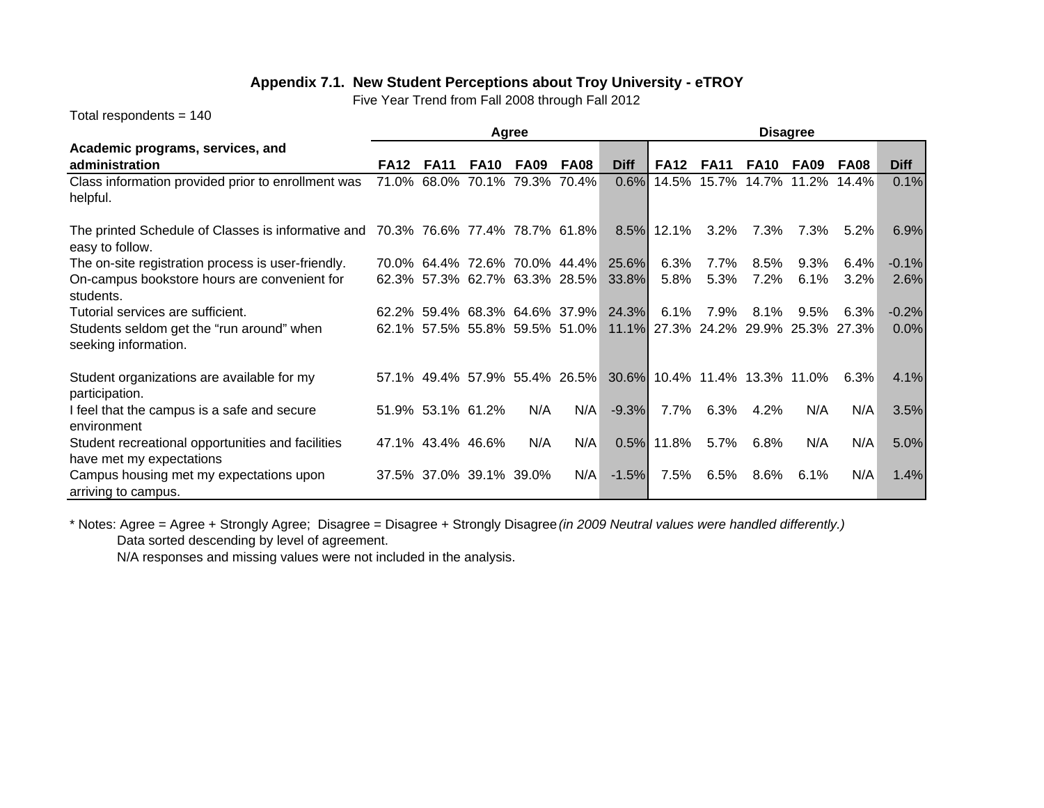**Appendix 7.1. New Student Perceptions about Troy University - eTROY**

Five Year Trend from Fall 2008 through Fall 2012

Total respondents = 140

| | Agree | | | | | | Disagree | | | | | |
|---|---|---|---|---|---|---|---|---|---|---|---|---|
| **Academic programs, services, and administration** | **FA12** | **FA11** | **FA10** | **FA09** | **FA08** | **Diff** | **FA12** | **FA11** | **FA10** | **FA09** | **FA08** | **Diff** |
| Class information provided prior to enrollment was helpful. | 71.0% | 68.0% | 70.1% | 79.3% | 70.4% | 0.6% | 14.5% | 15.7% | 14.7% | 11.2% | 14.4% | 0.1% |
| The printed Schedule of Classes is informative and easy to follow. | 70.3% | 76.6% | 77.4% | 78.7% | 61.8% | 8.5% | 12.1% | 3.2% | 7.3% | 7.3% | 5.2% | 6.9% |
| The on-site registration process is user-friendly. | 70.0% | 64.4% | 72.6% | 70.0% | 44.4% | 25.6% | 6.3% | 7.7% | 8.5% | 9.3% | 6.4% | -0.1% |
| On-campus bookstore hours are convenient for students. | 62.3% | 57.3% | 62.7% | 63.3% | 28.5% | 33.8% | 5.8% | 5.3% | 7.2% | 6.1% | 3.2% | 2.6% |
| Tutorial services are sufficient. | 62.2% | 59.4% | 68.3% | 64.6% | 37.9% | 24.3% | 6.1% | 7.9% | 8.1% | 9.5% | 6.3% | -0.2% |
| Students seldom get the "run around" when seeking information. | 62.1% | 57.5% | 55.8% | 59.5% | 51.0% | 11.1% | 27.3% | 24.2% | 29.9% | 25.3% | 27.3% | 0.0% |
| Student organizations are available for my participation. | 57.1% | 49.4% | 57.9% | 55.4% | 26.5% | 30.6% | 10.4% | 11.4% | 13.3% | 11.0% | 6.3% | 4.1% |
| I feel that the campus is a safe and secure environment | 51.9% | 53.1% | 61.2% | N/A | N/A | -9.3% | 7.7% | 6.3% | 4.2% | N/A | N/A | 3.5% |
| Student recreational opportunities and facilities have met my expectations | 47.1% | 43.4% | 46.6% | N/A | N/A | 0.5% | 11.8% | 5.7% | 6.8% | N/A | N/A | 5.0% |
| Campus housing met my expectations upon arriving to campus. | 37.5% | 37.0% | 39.1% | 39.0% | N/A | -1.5% | 7.5% | 6.5% | 8.6% | 6.1% | N/A | 1.4% |

* Notes: Agree = Agree + Strongly Agree; Disagree = Disagree + Strongly Disagree *(in 2009 Neutral values were handled differently.)*
Data sorted descending by level of agreement.
N/A responses and missing values were not included in the analysis.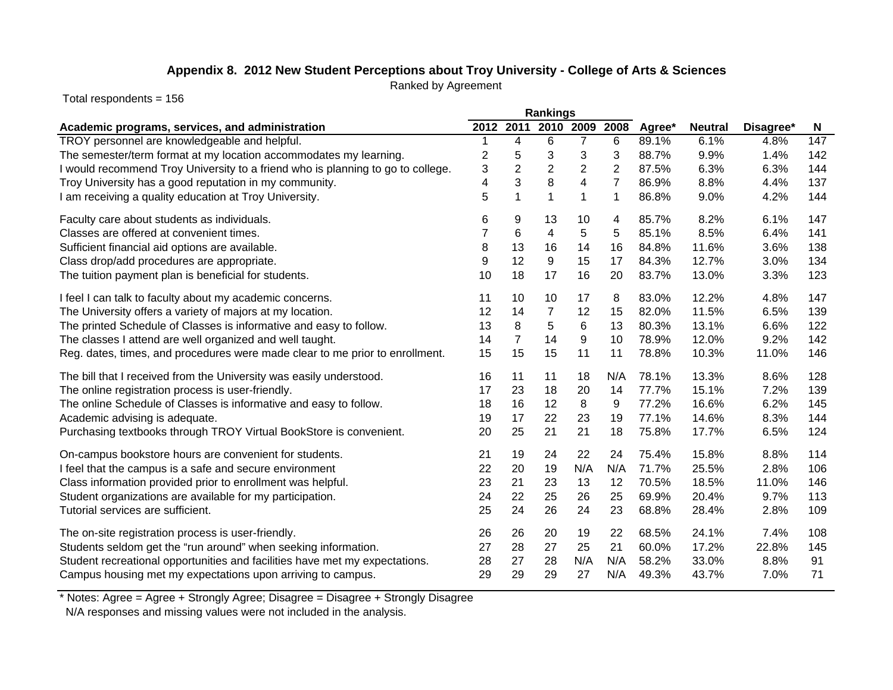### Appendix 8. 2012 New Student Perceptions about Troy University - College of Arts & Sciences

Ranked by Agreement

Total respondents = 156

| | Rankings | | | | | | | | |
|---|---|---|---|---|---|---|---|---|---|
| **Academic programs, services, and administration** | **2012** | **2011** | **2010** | **2009** | **2008** | **Agree*** | **Neutral** | **Disagree*** | **N** |
| TROY personnel are knowledgeable and helpful. | 1 | 4 | 6 | 7 | 6 | 89.1% | 6.1% | 4.8% | 147 |
| The semester/term format at my location accommodates my learning. | 2 | 5 | 3 | 3 | 3 | 88.7% | 9.9% | 1.4% | 142 |
| I would recommend Troy University to a friend who is planning to go to college. | 3 | 2 | 2 | 2 | 2 | 87.5% | 6.3% | 6.3% | 144 |
| Troy University has a good reputation in my community. | 4 | 3 | 8 | 4 | 7 | 86.9% | 8.8% | 4.4% | 137 |
| I am receiving a quality education at Troy University. | 5 | 1 | 1 | 1 | 1 | 86.8% | 9.0% | 4.2% | 144 |
| Faculty care about students as individuals. | 6 | 9 | 13 | 10 | 4 | 85.7% | 8.2% | 6.1% | 147 |
| Classes are offered at convenient times. | 7 | 6 | 4 | 5 | 5 | 85.1% | 8.5% | 6.4% | 141 |
| Sufficient financial aid options are available. | 8 | 13 | 16 | 14 | 16 | 84.8% | 11.6% | 3.6% | 138 |
| Class drop/add procedures are appropriate. | 9 | 12 | 9 | 15 | 17 | 84.3% | 12.7% | 3.0% | 134 |
| The tuition payment plan is beneficial for students. | 10 | 18 | 17 | 16 | 20 | 83.7% | 13.0% | 3.3% | 123 |
| I feel I can talk to faculty about my academic concerns. | 11 | 10 | 10 | 17 | 8 | 83.0% | 12.2% | 4.8% | 147 |
| The University offers a variety of majors at my location. | 12 | 14 | 7 | 12 | 15 | 82.0% | 11.5% | 6.5% | 139 |
| The printed Schedule of Classes is informative and easy to follow. | 13 | 8 | 5 | 6 | 13 | 80.3% | 13.1% | 6.6% | 122 |
| The classes I attend are well organized and well taught. | 14 | 7 | 14 | 9 | 10 | 78.9% | 12.0% | 9.2% | 142 |
| Reg. dates, times, and procedures were made clear to me prior to enrollment. | 15 | 15 | 15 | 11 | 11 | 78.8% | 10.3% | 11.0% | 146 |
| The bill that I received from the University was easily understood. | 16 | 11 | 11 | 18 | N/A | 78.1% | 13.3% | 8.6% | 128 |
| The online registration process is user-friendly. | 17 | 23 | 18 | 20 | 14 | 77.7% | 15.1% | 7.2% | 139 |
| The online Schedule of Classes is informative and easy to follow. | 18 | 16 | 12 | 8 | 9 | 77.2% | 16.6% | 6.2% | 145 |
| Academic advising is adequate. | 19 | 17 | 22 | 23 | 19 | 77.1% | 14.6% | 8.3% | 144 |
| Purchasing textbooks through TROY Virtual BookStore is convenient. | 20 | 25 | 21 | 21 | 18 | 75.8% | 17.7% | 6.5% | 124 |
| On-campus bookstore hours are convenient for students. | 21 | 19 | 24 | 22 | 24 | 75.4% | 15.8% | 8.8% | 114 |
| I feel that the campus is a safe and secure environment | 22 | 20 | 19 | N/A | N/A | 71.7% | 25.5% | 2.8% | 106 |
| Class information provided prior to enrollment was helpful. | 23 | 21 | 23 | 13 | 12 | 70.5% | 18.5% | 11.0% | 146 |
| Student organizations are available for my participation. | 24 | 22 | 25 | 26 | 25 | 69.9% | 20.4% | 9.7% | 113 |
| Tutorial services are sufficient. | 25 | 24 | 26 | 24 | 23 | 68.8% | 28.4% | 2.8% | 109 |
| The on-site registration process is user-friendly. | 26 | 26 | 20 | 19 | 22 | 68.5% | 24.1% | 7.4% | 108 |
| Students seldom get the “run around” when seeking information. | 27 | 28 | 27 | 25 | 21 | 60.0% | 17.2% | 22.8% | 145 |
| Student recreational opportunities and facilities have met my expectations. | 28 | 27 | 28 | N/A | N/A | 58.2% | 33.0% | 8.8% | 91 |
| Campus housing met my expectations upon arriving to campus. | 29 | 29 | 29 | 27 | N/A | 49.3% | 43.7% | 7.0% | 71 |

* Notes: Agree = Agree + Strongly Agree; Disagree = Disagree + Strongly Disagree
N/A responses and missing values were not included in the analysis.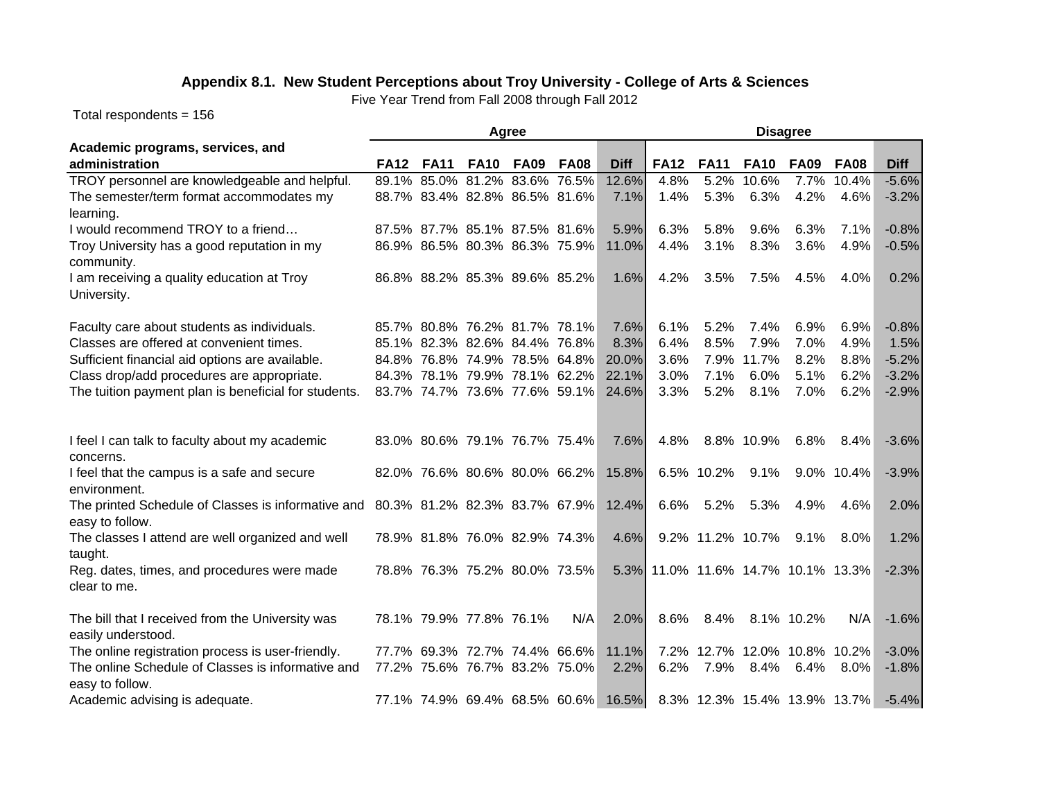**Appendix 8.1. New Student Perceptions about Troy University - College of Arts & Sciences**

Five Year Trend from Fall 2008 through Fall 2012

Total respondents = 156

| | Agree | | | | | | Disagree | | | | | |
|---|---|---|---|---|---|---|---|---|---|---|---|---|
| **Academic programs, services, and administration** | **FA12** | **FA11** | **FA10** | **FA09** | **FA08** | **Diff** | **FA12** | **FA11** | **FA10** | **FA09** | **FA08** | **Diff** |
| TROY personnel are knowledgeable and helpful. | 89.1% | 85.0% | 81.2% | 83.6% | 76.5% | 12.6% | 4.8% | 5.2% | 10.6% | 7.7% | 10.4% | -5.6% |
| The semester/term format accommodates my learning. | 88.7% | 83.4% | 82.8% | 86.5% | 81.6% | 7.1% | 1.4% | 5.3% | 6.3% | 4.2% | 4.6% | -3.2% |
| I would recommend TROY to a friend… | 87.5% | 87.7% | 85.1% | 87.5% | 81.6% | 5.9% | 6.3% | 5.8% | 9.6% | 6.3% | 7.1% | -0.8% |
| Troy University has a good reputation in my community. | 86.9% | 86.5% | 80.3% | 86.3% | 75.9% | 11.0% | 4.4% | 3.1% | 8.3% | 3.6% | 4.9% | -0.5% |
| I am receiving a quality education at Troy University. | 86.8% | 88.2% | 85.3% | 89.6% | 85.2% | 1.6% | 4.2% | 3.5% | 7.5% | 4.5% | 4.0% | 0.2% |
| Faculty care about students as individuals. | 85.7% | 80.8% | 76.2% | 81.7% | 78.1% | 7.6% | 6.1% | 5.2% | 7.4% | 6.9% | 6.9% | -0.8% |
| Classes are offered at convenient times. | 85.1% | 82.3% | 82.6% | 84.4% | 76.8% | 8.3% | 6.4% | 8.5% | 7.9% | 7.0% | 4.9% | 1.5% |
| Sufficient financial aid options are available. | 84.8% | 76.8% | 74.9% | 78.5% | 64.8% | 20.0% | 3.6% | 7.9% | 11.7% | 8.2% | 8.8% | -5.2% |
| Class drop/add procedures are appropriate. | 84.3% | 78.1% | 79.9% | 78.1% | 62.2% | 22.1% | 3.0% | 7.1% | 6.0% | 5.1% | 6.2% | -3.2% |
| The tuition payment plan is beneficial for students. | 83.7% | 74.7% | 73.6% | 77.6% | 59.1% | 24.6% | 3.3% | 5.2% | 8.1% | 7.0% | 6.2% | -2.9% |
| I feel I can talk to faculty about my academic concerns. | 83.0% | 80.6% | 79.1% | 76.7% | 75.4% | 7.6% | 4.8% | 8.8% | 10.9% | 6.8% | 8.4% | -3.6% |
| I feel that the campus is a safe and secure environment. | 82.0% | 76.6% | 80.6% | 80.0% | 66.2% | 15.8% | 6.5% | 10.2% | 9.1% | 9.0% | 10.4% | -3.9% |
| The printed Schedule of Classes is informative and easy to follow. | 80.3% | 81.2% | 82.3% | 83.7% | 67.9% | 12.4% | 6.6% | 5.2% | 5.3% | 4.9% | 4.6% | 2.0% |
| The classes I attend are well organized and well taught. | 78.9% | 81.8% | 76.0% | 82.9% | 74.3% | 4.6% | 9.2% | 11.2% | 10.7% | 9.1% | 8.0% | 1.2% |
| Reg. dates, times, and procedures were made clear to me. | 78.8% | 76.3% | 75.2% | 80.0% | 73.5% | 5.3% | 11.0% | 11.6% | 14.7% | 10.1% | 13.3% | -2.3% |
| The bill that I received from the University was easily understood. | 78.1% | 79.9% | 77.8% | 76.1% | N/A | 2.0% | 8.6% | 8.4% | 8.1% | 10.2% | N/A | -1.6% |
| The online registration process is user-friendly. | 77.7% | 69.3% | 72.7% | 74.4% | 66.6% | 11.1% | 7.2% | 12.7% | 12.0% | 10.8% | 10.2% | -3.0% |
| The online Schedule of Classes is informative and easy to follow. | 77.2% | 75.6% | 76.7% | 83.2% | 75.0% | 2.2% | 6.2% | 7.9% | 8.4% | 6.4% | 8.0% | -1.8% |
| Academic advising is adequate. | 77.1% | 74.9% | 69.4% | 68.5% | 60.6% | 16.5% | 8.3% | 12.3% | 15.4% | 13.9% | 13.7% | -5.4% |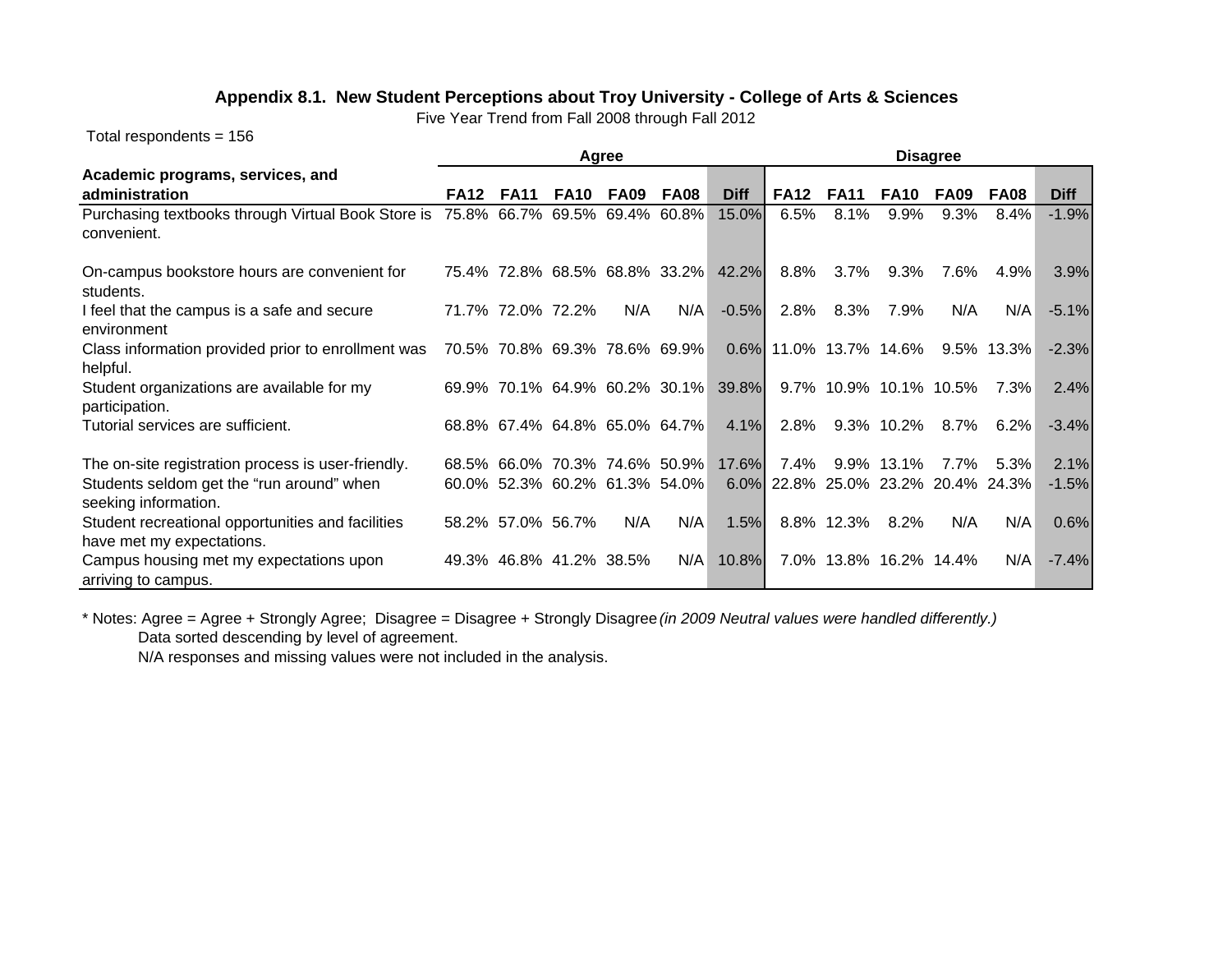### Appendix 8.1. New Student Perceptions about Troy University - College of Arts & Sciences

Five Year Trend from Fall 2008 through Fall 2012

Total respondents = 156

| Academic programs, services, and administration | Agree | | | | | | Disagree | | | | | |
|---|---|---|---|---|---|---|---|---|---|---|---|---|
| | **FA12** | **FA11** | **FA10** | **FA09** | **FA08** | **Diff** | **FA12** | **FA11** | **FA10** | **FA09** | **FA08** | **Diff** |
| Purchasing textbooks through Virtual Book Store is convenient. | 75.8% | 66.7% | 69.5% | 69.4% | 60.8% | 15.0% | 6.5% | 8.1% | 9.9% | 9.3% | 8.4% | -1.9% |
| On-campus bookstore hours are convenient for students. | 75.4% | 72.8% | 68.5% | 68.8% | 33.2% | 42.2% | 8.8% | 3.7% | 9.3% | 7.6% | 4.9% | 3.9% |
| I feel that the campus is a safe and secure environment | 71.7% | 72.0% | 72.2% | N/A | N/A | -0.5% | 2.8% | 8.3% | 7.9% | N/A | N/A | -5.1% |
| Class information provided prior to enrollment was helpful. | 70.5% | 70.8% | 69.3% | 78.6% | 69.9% | 0.6% | 11.0% | 13.7% | 14.6% | 9.5% | 13.3% | -2.3% |
| Student organizations are available for my participation. | 69.9% | 70.1% | 64.9% | 60.2% | 30.1% | 39.8% | 9.7% | 10.9% | 10.1% | 10.5% | 7.3% | 2.4% |
| Tutorial services are sufficient. | 68.8% | 67.4% | 64.8% | 65.0% | 64.7% | 4.1% | 2.8% | 9.3% | 10.2% | 8.7% | 6.2% | -3.4% |
| The on-site registration process is user-friendly. | 68.5% | 66.0% | 70.3% | 74.6% | 50.9% | 17.6% | 7.4% | 9.9% | 13.1% | 7.7% | 5.3% | 2.1% |
| Students seldom get the "run around" when seeking information. | 60.0% | 52.3% | 60.2% | 61.3% | 54.0% | 6.0% | 22.8% | 25.0% | 23.2% | 20.4% | 24.3% | -1.5% |
| Student recreational opportunities and facilities have met my expectations. | 58.2% | 57.0% | 56.7% | N/A | N/A | 1.5% | 8.8% | 12.3% | 8.2% | N/A | N/A | 0.6% |
| Campus housing met my expectations upon arriving to campus. | 49.3% | 46.8% | 41.2% | 38.5% | N/A | 10.8% | 7.0% | 13.8% | 16.2% | 14.4% | N/A | -7.4% |

* Notes: Agree = Agree + Strongly Agree; Disagree = Disagree + Strongly Disagree *(in 2009 Neutral values were handled differently.)*
Data sorted descending by level of agreement.
N/A responses and missing values were not included in the analysis.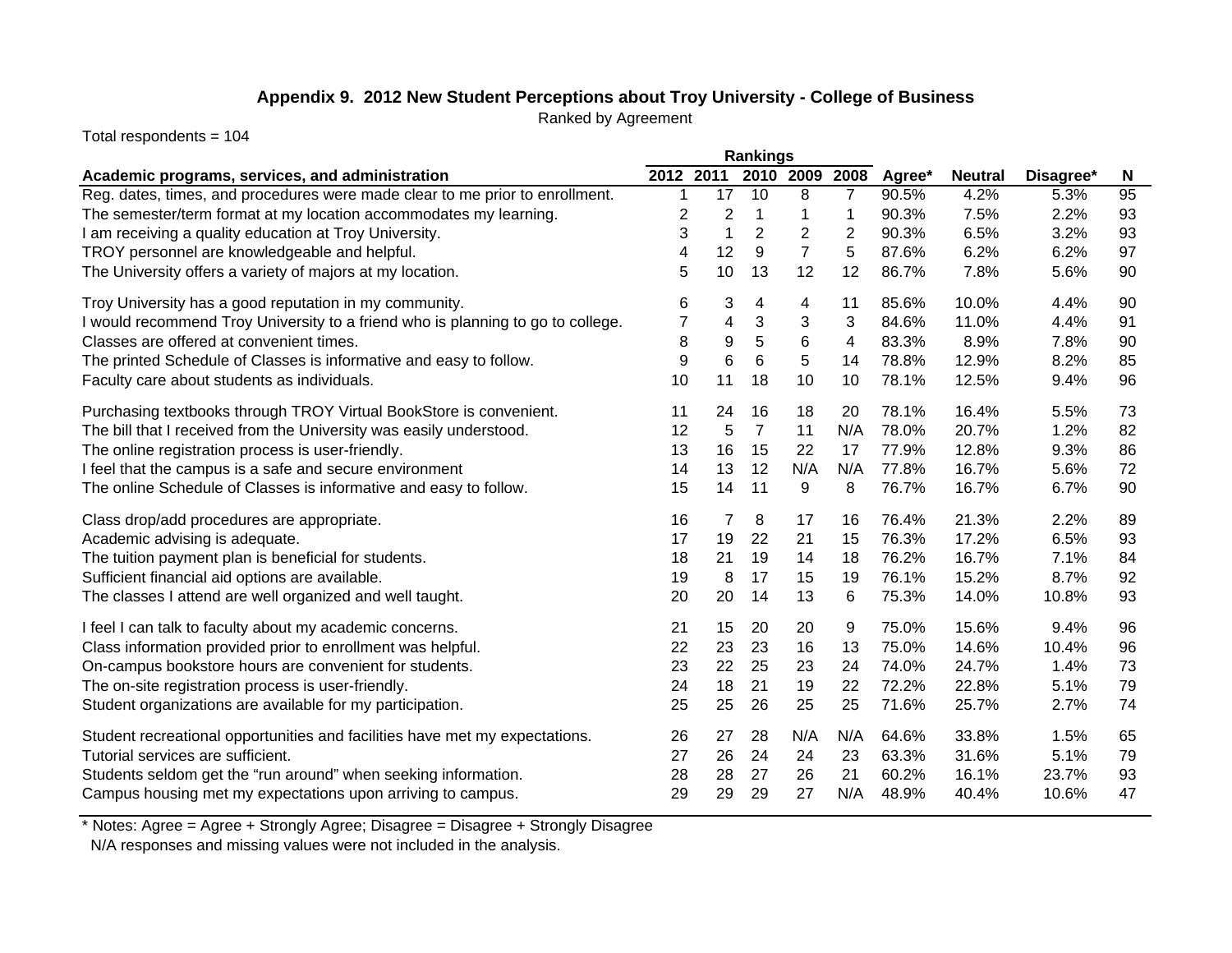**Appendix 9. 2012 New Student Perceptions about Troy University - College of Business**

Ranked by Agreement

Total respondents = 104

| | Rankings | | | | | | | | |
|---|---|---|---|---|---|---|---|---|---|
| **Academic programs, services, and administration** | **2012** | **2011** | **2010** | **2009** | **2008** | **Agree*** | **Neutral** | **Disagree*** | **N** |
| Reg. dates, times, and procedures were made clear to me prior to enrollment. | 1 | 17 | 10 | 8 | 7 | 90.5% | 4.2% | 5.3% | 95 |
| The semester/term format at my location accommodates my learning. | 2 | 2 | 1 | 1 | 1 | 90.3% | 7.5% | 2.2% | 93 |
| I am receiving a quality education at Troy University. | 3 | 1 | 2 | 2 | 2 | 90.3% | 6.5% | 3.2% | 93 |
| TROY personnel are knowledgeable and helpful. | 4 | 12 | 9 | 7 | 5 | 87.6% | 6.2% | 6.2% | 97 |
| The University offers a variety of majors at my location. | 5 | 10 | 13 | 12 | 12 | 86.7% | 7.8% | 5.6% | 90 |
| Troy University has a good reputation in my community. | 6 | 3 | 4 | 4 | 11 | 85.6% | 10.0% | 4.4% | 90 |
| I would recommend Troy University to a friend who is planning to go to college. | 7 | 4 | 3 | 3 | 3 | 84.6% | 11.0% | 4.4% | 91 |
| Classes are offered at convenient times. | 8 | 9 | 5 | 6 | 4 | 83.3% | 8.9% | 7.8% | 90 |
| The printed Schedule of Classes is informative and easy to follow. | 9 | 6 | 6 | 5 | 14 | 78.8% | 12.9% | 8.2% | 85 |
| Faculty care about students as individuals. | 10 | 11 | 18 | 10 | 10 | 78.1% | 12.5% | 9.4% | 96 |
| Purchasing textbooks through TROY Virtual BookStore is convenient. | 11 | 24 | 16 | 18 | 20 | 78.1% | 16.4% | 5.5% | 73 |
| The bill that I received from the University was easily understood. | 12 | 5 | 7 | 11 | N/A | 78.0% | 20.7% | 1.2% | 82 |
| The online registration process is user-friendly. | 13 | 16 | 15 | 22 | 17 | 77.9% | 12.8% | 9.3% | 86 |
| I feel that the campus is a safe and secure environment | 14 | 13 | 12 | N/A | N/A | 77.8% | 16.7% | 5.6% | 72 |
| The online Schedule of Classes is informative and easy to follow. | 15 | 14 | 11 | 9 | 8 | 76.7% | 16.7% | 6.7% | 90 |
| Class drop/add procedures are appropriate. | 16 | 7 | 8 | 17 | 16 | 76.4% | 21.3% | 2.2% | 89 |
| Academic advising is adequate. | 17 | 19 | 22 | 21 | 15 | 76.3% | 17.2% | 6.5% | 93 |
| The tuition payment plan is beneficial for students. | 18 | 21 | 19 | 14 | 18 | 76.2% | 16.7% | 7.1% | 84 |
| Sufficient financial aid options are available. | 19 | 8 | 17 | 15 | 19 | 76.1% | 15.2% | 8.7% | 92 |
| The classes I attend are well organized and well taught. | 20 | 20 | 14 | 13 | 6 | 75.3% | 14.0% | 10.8% | 93 |
| I feel I can talk to faculty about my academic concerns. | 21 | 15 | 20 | 20 | 9 | 75.0% | 15.6% | 9.4% | 96 |
| Class information provided prior to enrollment was helpful. | 22 | 23 | 23 | 16 | 13 | 75.0% | 14.6% | 10.4% | 96 |
| On-campus bookstore hours are convenient for students. | 23 | 22 | 25 | 23 | 24 | 74.0% | 24.7% | 1.4% | 73 |
| The on-site registration process is user-friendly. | 24 | 18 | 21 | 19 | 22 | 72.2% | 22.8% | 5.1% | 79 |
| Student organizations are available for my participation. | 25 | 25 | 26 | 25 | 25 | 71.6% | 25.7% | 2.7% | 74 |
| Student recreational opportunities and facilities have met my expectations. | 26 | 27 | 28 | N/A | N/A | 64.6% | 33.8% | 1.5% | 65 |
| Tutorial services are sufficient. | 27 | 26 | 24 | 24 | 23 | 63.3% | 31.6% | 5.1% | 79 |
| Students seldom get the "run around" when seeking information. | 28 | 28 | 27 | 26 | 21 | 60.2% | 16.1% | 23.7% | 93 |
| Campus housing met my expectations upon arriving to campus. | 29 | 29 | 29 | 27 | N/A | 48.9% | 40.4% | 10.6% | 47 |

* Notes: Agree = Agree + Strongly Agree; Disagree = Disagree + Strongly Disagree
N/A responses and missing values were not included in the analysis.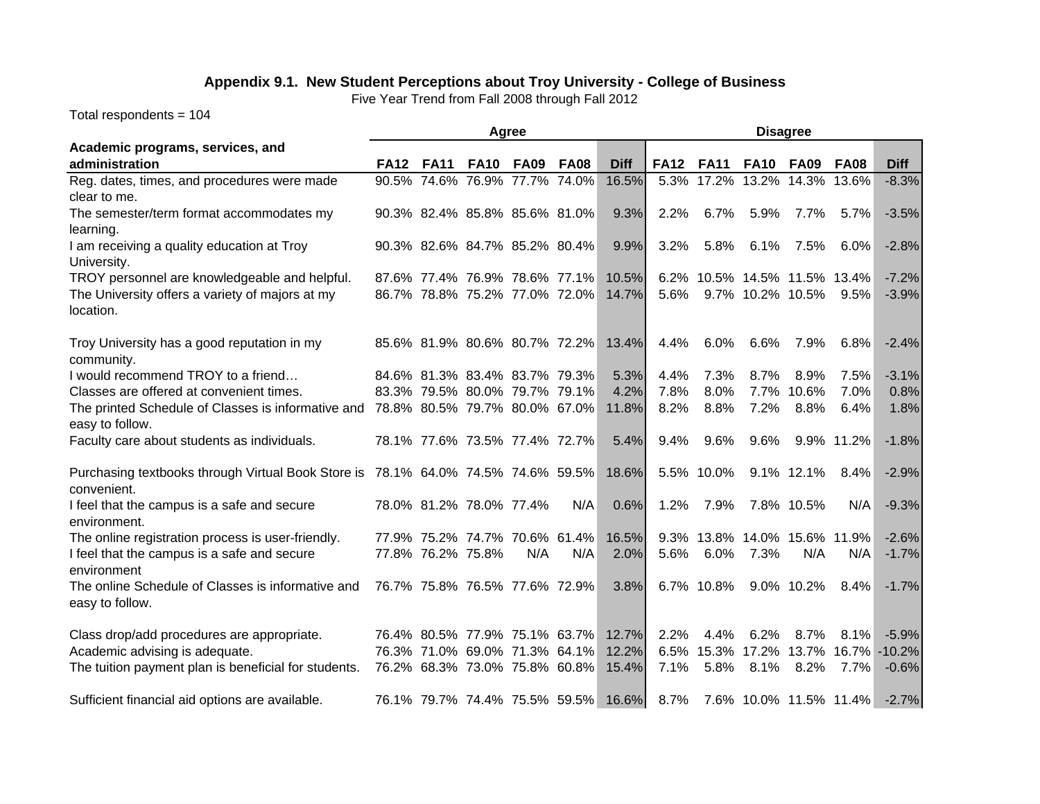**Appendix 9.1. New Student Perceptions about Troy University - College of Business**

Five Year Trend from Fall 2008 through Fall 2012

Total respondents = 104

| | Agree | | | | | | Disagree | | | | | |
|---|---|---|---|---|---|---|---|---|---|---|---|---|
| **Academic programs, services, and administration** | **FA12** | **FA11** | **FA10** | **FA09** | **FA08** | **Diff** | **FA12** | **FA11** | **FA10** | **FA09** | **FA08** | **Diff** |
| Reg. dates, times, and procedures were made clear to me. | 90.5% | 74.6% | 76.9% | 77.7% | 74.0% | 16.5% | 5.3% | 17.2% | 13.2% | 14.3% | 13.6% | -8.3% |
| The semester/term format accommodates my learning. | 90.3% | 82.4% | 85.8% | 85.6% | 81.0% | 9.3% | 2.2% | 6.7% | 5.9% | 7.7% | 5.7% | -3.5% |
| I am receiving a quality education at Troy University. | 90.3% | 82.6% | 84.7% | 85.2% | 80.4% | 9.9% | 3.2% | 5.8% | 6.1% | 7.5% | 6.0% | -2.8% |
| TROY personnel are knowledgeable and helpful. | 87.6% | 77.4% | 76.9% | 78.6% | 77.1% | 10.5% | 6.2% | 10.5% | 14.5% | 11.5% | 13.4% | -7.2% |
| The University offers a variety of majors at my location. | 86.7% | 78.8% | 75.2% | 77.0% | 72.0% | 14.7% | 5.6% | 9.7% | 10.2% | 10.5% | 9.5% | -3.9% |
| Troy University has a good reputation in my community. | 85.6% | 81.9% | 80.6% | 80.7% | 72.2% | 13.4% | 4.4% | 6.0% | 6.6% | 7.9% | 6.8% | -2.4% |
| I would recommend TROY to a friend… | 84.6% | 81.3% | 83.4% | 83.7% | 79.3% | 5.3% | 4.4% | 7.3% | 8.7% | 8.9% | 7.5% | -3.1% |
| Classes are offered at convenient times. | 83.3% | 79.5% | 80.0% | 79.7% | 79.1% | 4.2% | 7.8% | 8.0% | 7.7% | 10.6% | 7.0% | 0.8% |
| The printed Schedule of Classes is informative and easy to follow. | 78.8% | 80.5% | 79.7% | 80.0% | 67.0% | 11.8% | 8.2% | 8.8% | 7.2% | 8.8% | 6.4% | 1.8% |
| Faculty care about students as individuals. | 78.1% | 77.6% | 73.5% | 77.4% | 72.7% | 5.4% | 9.4% | 9.6% | 9.6% | 9.9% | 11.2% | -1.8% |
| Purchasing textbooks through Virtual Book Store is convenient. | 78.1% | 64.0% | 74.5% | 74.6% | 59.5% | 18.6% | 5.5% | 10.0% | 9.1% | 12.1% | 8.4% | -2.9% |
| I feel that the campus is a safe and secure environment. | 78.0% | 81.2% | 78.0% | 77.4% | N/A | 0.6% | 1.2% | 7.9% | 7.8% | 10.5% | N/A | -9.3% |
| The online registration process is user-friendly. | 77.9% | 75.2% | 74.7% | 70.6% | 61.4% | 16.5% | 9.3% | 13.8% | 14.0% | 15.6% | 11.9% | -2.6% |
| I feel that the campus is a safe and secure environment | 77.8% | 76.2% | 75.8% | N/A | N/A | 2.0% | 5.6% | 6.0% | 7.3% | N/A | N/A | -1.7% |
| The online Schedule of Classes is informative and easy to follow. | 76.7% | 75.8% | 76.5% | 77.6% | 72.9% | 3.8% | 6.7% | 10.8% | 9.0% | 10.2% | 8.4% | -1.7% |
| Class drop/add procedures are appropriate. | 76.4% | 80.5% | 77.9% | 75.1% | 63.7% | 12.7% | 2.2% | 4.4% | 6.2% | 8.7% | 8.1% | -5.9% |
| Academic advising is adequate. | 76.3% | 71.0% | 69.0% | 71.3% | 64.1% | 12.2% | 6.5% | 15.3% | 17.2% | 13.7% | 16.7% | -10.2% |
| The tuition payment plan is beneficial for students. | 76.2% | 68.3% | 73.0% | 75.8% | 60.8% | 15.4% | 7.1% | 5.8% | 8.1% | 8.2% | 7.7% | -0.6% |
| Sufficient financial aid options are available. | 76.1% | 79.7% | 74.4% | 75.5% | 59.5% | 16.6% | 8.7% | 7.6% | 10.0% | 11.5% | 11.4% | -2.7% |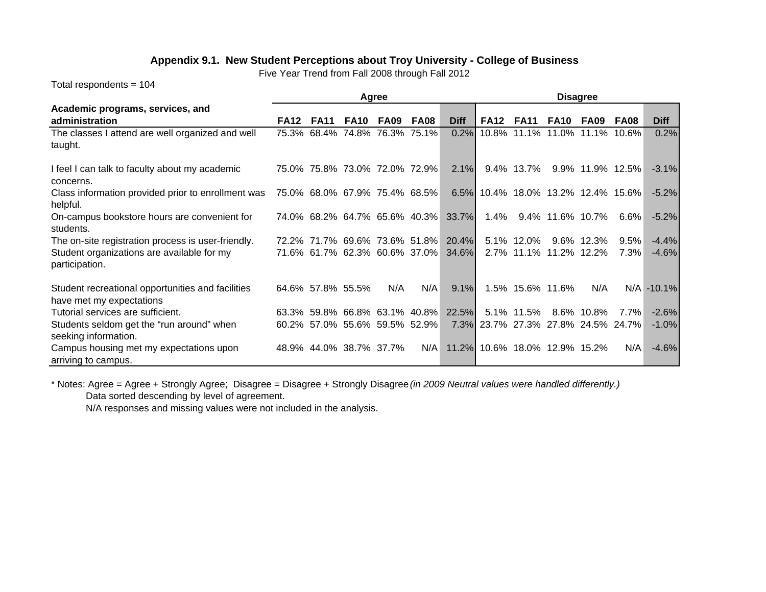**Appendix 9.1. New Student Perceptions about Troy University - College of Business**

Five Year Trend from Fall 2008 through Fall 2012

Total respondents = 104

| | Agree | | | | | | Disagree | | | | | |
|---|---|---|---|---|---|---|---|---|---|---|---|---|
| **Academic programs, services, and administration** | **FA12** | **FA11** | **FA10** | **FA09** | **FA08** | **Diff** | **FA12** | **FA11** | **FA10** | **FA09** | **FA08** | **Diff** |
| The classes I attend are well organized and well taught. | 75.3% | 68.4% | 74.8% | 76.3% | 75.1% | 0.2% | 10.8% | 11.1% | 11.0% | 11.1% | 10.6% | 0.2% |
| I feel I can talk to faculty about my academic concerns. | 75.0% | 75.8% | 73.0% | 72.0% | 72.9% | 2.1% | 9.4% | 13.7% | 9.9% | 11.9% | 12.5% | -3.1% |
| Class information provided prior to enrollment was helpful. | 75.0% | 68.0% | 67.9% | 75.4% | 68.5% | 6.5% | 10.4% | 18.0% | 13.2% | 12.4% | 15.6% | -5.2% |
| On-campus bookstore hours are convenient for students. | 74.0% | 68.2% | 64.7% | 65.6% | 40.3% | 33.7% | 1.4% | 9.4% | 11.6% | 10.7% | 6.6% | -5.2% |
| The on-site registration process is user-friendly. | 72.2% | 71.7% | 69.6% | 73.6% | 51.8% | 20.4% | 5.1% | 12.0% | 9.6% | 12.3% | 9.5% | -4.4% |
| Student organizations are available for my participation. | 71.6% | 61.7% | 62.3% | 60.6% | 37.0% | 34.6% | 2.7% | 11.1% | 11.2% | 12.2% | 7.3% | -4.6% |
| Student recreational opportunities and facilities have met my expectations | 64.6% | 57.8% | 55.5% | N/A | N/A | 9.1% | 1.5% | 15.6% | 11.6% | N/A | N/A | -10.1% |
| Tutorial services are sufficient. | 63.3% | 59.8% | 66.8% | 63.1% | 40.8% | 22.5% | 5.1% | 11.5% | 8.6% | 10.8% | 7.7% | -2.6% |
| Students seldom get the "run around" when seeking information. | 60.2% | 57.0% | 55.6% | 59.5% | 52.9% | 7.3% | 23.7% | 27.3% | 27.8% | 24.5% | 24.7% | -1.0% |
| Campus housing met my expectations upon arriving to campus. | 48.9% | 44.0% | 38.7% | 37.7% | N/A | 11.2% | 10.6% | 18.0% | 12.9% | 15.2% | N/A | -4.6% |

* Notes: Agree = Agree + Strongly Agree; Disagree = Disagree + Strongly Disagree *(in 2009 Neutral values were handled differently.)*

Data sorted descending by level of agreement.

N/A responses and missing values were not included in the analysis.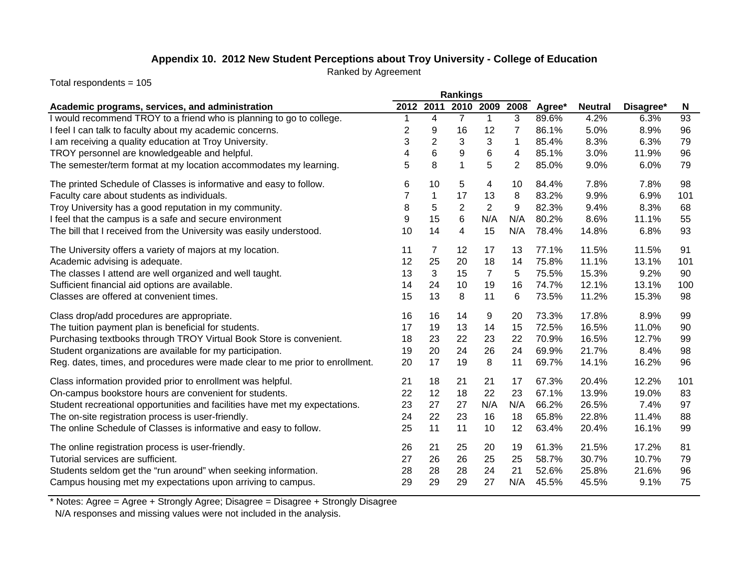### Appendix 10. 2012 New Student Perceptions about Troy University - College of Education

Ranked by Agreement

Total respondents = 105

| | Rankings | | | | | | | | |
|---|---|---|---|---|---|---|---|---|---|
| Academic programs, services, and administration | 2012 | 2011 | 2010 | 2009 | 2008 | Agree* | Neutral | Disagree* | N |
| I would recommend TROY to a friend who is planning to go to college. | 1 | 4 | 7 | 1 | 3 | 89.6% | 4.2% | 6.3% | 93 |
| I feel I can talk to faculty about my academic concerns. | 2 | 9 | 16 | 12 | 7 | 86.1% | 5.0% | 8.9% | 96 |
| I am receiving a quality education at Troy University. | 3 | 2 | 3 | 3 | 1 | 85.4% | 8.3% | 6.3% | 79 |
| TROY personnel are knowledgeable and helpful. | 4 | 6 | 9 | 6 | 4 | 85.1% | 3.0% | 11.9% | 96 |
| The semester/term format at my location accommodates my learning. | 5 | 8 | 1 | 5 | 2 | 85.0% | 9.0% | 6.0% | 79 |
| The printed Schedule of Classes is informative and easy to follow. | 6 | 10 | 5 | 4 | 10 | 84.4% | 7.8% | 7.8% | 98 |
| Faculty care about students as individuals. | 7 | 1 | 17 | 13 | 8 | 83.2% | 9.9% | 6.9% | 101 |
| Troy University has a good reputation in my community. | 8 | 5 | 2 | 2 | 9 | 82.3% | 9.4% | 8.3% | 68 |
| I feel that the campus is a safe and secure environment | 9 | 15 | 6 | N/A | N/A | 80.2% | 8.6% | 11.1% | 55 |
| The bill that I received from the University was easily understood. | 10 | 14 | 4 | 15 | N/A | 78.4% | 14.8% | 6.8% | 93 |
| The University offers a variety of majors at my location. | 11 | 7 | 12 | 17 | 13 | 77.1% | 11.5% | 11.5% | 91 |
| Academic advising is adequate. | 12 | 25 | 20 | 18 | 14 | 75.8% | 11.1% | 13.1% | 101 |
| The classes I attend are well organized and well taught. | 13 | 3 | 15 | 7 | 5 | 75.5% | 15.3% | 9.2% | 90 |
| Sufficient financial aid options are available. | 14 | 24 | 10 | 19 | 16 | 74.7% | 12.1% | 13.1% | 100 |
| Classes are offered at convenient times. | 15 | 13 | 8 | 11 | 6 | 73.5% | 11.2% | 15.3% | 98 |
| Class drop/add procedures are appropriate. | 16 | 16 | 14 | 9 | 20 | 73.3% | 17.8% | 8.9% | 99 |
| The tuition payment plan is beneficial for students. | 17 | 19 | 13 | 14 | 15 | 72.5% | 16.5% | 11.0% | 90 |
| Purchasing textbooks through TROY Virtual Book Store is convenient. | 18 | 23 | 22 | 23 | 22 | 70.9% | 16.5% | 12.7% | 99 |
| Student organizations are available for my participation. | 19 | 20 | 24 | 26 | 24 | 69.9% | 21.7% | 8.4% | 98 |
| Reg. dates, times, and procedures were made clear to me prior to enrollment. | 20 | 17 | 19 | 8 | 11 | 69.7% | 14.1% | 16.2% | 96 |
| Class information provided prior to enrollment was helpful. | 21 | 18 | 21 | 21 | 17 | 67.3% | 20.4% | 12.2% | 101 |
| On-campus bookstore hours are convenient for students. | 22 | 12 | 18 | 22 | 23 | 67.1% | 13.9% | 19.0% | 83 |
| Student recreational opportunities and facilities have met my expectations. | 23 | 27 | 27 | N/A | N/A | 66.2% | 26.5% | 7.4% | 97 |
| The on-site registration process is user-friendly. | 24 | 22 | 23 | 16 | 18 | 65.8% | 22.8% | 11.4% | 88 |
| The online Schedule of Classes is informative and easy to follow. | 25 | 11 | 11 | 10 | 12 | 63.4% | 20.4% | 16.1% | 99 |
| The online registration process is user-friendly. | 26 | 21 | 25 | 20 | 19 | 61.3% | 21.5% | 17.2% | 81 |
| Tutorial services are sufficient. | 27 | 26 | 26 | 25 | 25 | 58.7% | 30.7% | 10.7% | 79 |
| Students seldom get the “run around” when seeking information. | 28 | 28 | 28 | 24 | 21 | 52.6% | 25.8% | 21.6% | 96 |
| Campus housing met my expectations upon arriving to campus. | 29 | 29 | 29 | 27 | N/A | 45.5% | 45.5% | 9.1% | 75 |

* Notes: Agree = Agree + Strongly Agree; Disagree = Disagree + Strongly Disagree
N/A responses and missing values were not included in the analysis.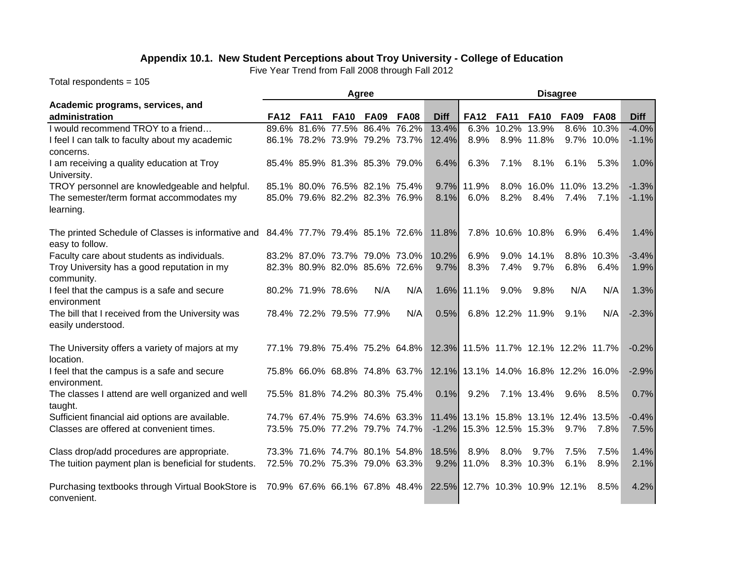### Appendix 10.1. New Student Perceptions about Troy University - College of Education

Five Year Trend from Fall 2008 through Fall 2012

Total respondents = 105

| | Agree | | | | | | Disagree | | | | | |
|---|---|---|---|---|---|---|---|---|---|---|---|---|
| **Academic programs, services, and administration** | **FA12** | **FA11** | **FA10** | **FA09** | **FA08** | **Diff** | **FA12** | **FA11** | **FA10** | **FA09** | **FA08** | **Diff** |
| I would recommend TROY to a friend… | 89.6% | 81.6% | 77.5% | 86.4% | 76.2% | 13.4% | 6.3% | 10.2% | 13.9% | 8.6% | 10.3% | -4.0% |
| I feel I can talk to faculty about my academic concerns. | 86.1% | 78.2% | 73.9% | 79.2% | 73.7% | 12.4% | 8.9% | 8.9% | 11.8% | 9.7% | 10.0% | -1.1% |
| I am receiving a quality education at Troy University. | 85.4% | 85.9% | 81.3% | 85.3% | 79.0% | 6.4% | 6.3% | 7.1% | 8.1% | 6.1% | 5.3% | 1.0% |
| TROY personnel are knowledgeable and helpful. | 85.1% | 80.0% | 76.5% | 82.1% | 75.4% | 9.7% | 11.9% | 8.0% | 16.0% | 11.0% | 13.2% | -1.3% |
| The semester/term format accommodates my learning. | 85.0% | 79.6% | 82.2% | 82.3% | 76.9% | 8.1% | 6.0% | 8.2% | 8.4% | 7.4% | 7.1% | -1.1% |
| The printed Schedule of Classes is informative and easy to follow. | 84.4% | 77.7% | 79.4% | 85.1% | 72.6% | 11.8% | 7.8% | 10.6% | 10.8% | 6.9% | 6.4% | 1.4% |
| Faculty care about students as individuals. | 83.2% | 87.0% | 73.7% | 79.0% | 73.0% | 10.2% | 6.9% | 9.0% | 14.1% | 8.8% | 10.3% | -3.4% |
| Troy University has a good reputation in my community. | 82.3% | 80.9% | 82.0% | 85.6% | 72.6% | 9.7% | 8.3% | 7.4% | 9.7% | 6.8% | 6.4% | 1.9% |
| I feel that the campus is a safe and secure environment | 80.2% | 71.9% | 78.6% | N/A | N/A | 1.6% | 11.1% | 9.0% | 9.8% | N/A | N/A | 1.3% |
| The bill that I received from the University was easily understood. | 78.4% | 72.2% | 79.5% | 77.9% | N/A | 0.5% | 6.8% | 12.2% | 11.9% | 9.1% | N/A | -2.3% |
| The University offers a variety of majors at my location. | 77.1% | 79.8% | 75.4% | 75.2% | 64.8% | 12.3% | 11.5% | 11.7% | 12.1% | 12.2% | 11.7% | -0.2% |
| I feel that the campus is a safe and secure environment. | 75.8% | 66.0% | 68.8% | 74.8% | 63.7% | 12.1% | 13.1% | 14.0% | 16.8% | 12.2% | 16.0% | -2.9% |
| The classes I attend are well organized and well taught. | 75.5% | 81.8% | 74.2% | 80.3% | 75.4% | 0.1% | 9.2% | 7.1% | 13.4% | 9.6% | 8.5% | 0.7% |
| Sufficient financial aid options are available. | 74.7% | 67.4% | 75.9% | 74.6% | 63.3% | 11.4% | 13.1% | 15.8% | 13.1% | 12.4% | 13.5% | -0.4% |
| Classes are offered at convenient times. | 73.5% | 75.0% | 77.2% | 79.7% | 74.7% | -1.2% | 15.3% | 12.5% | 15.3% | 9.7% | 7.8% | 7.5% |
| Class drop/add procedures are appropriate. | 73.3% | 71.6% | 74.7% | 80.1% | 54.8% | 18.5% | 8.9% | 8.0% | 9.7% | 7.5% | 7.5% | 1.4% |
| The tuition payment plan is beneficial for students. | 72.5% | 70.2% | 75.3% | 79.0% | 63.3% | 9.2% | 11.0% | 8.3% | 10.3% | 6.1% | 8.9% | 2.1% |
| Purchasing textbooks through Virtual BookStore is convenient. | 70.9% | 67.6% | 66.1% | 67.8% | 48.4% | 22.5% | 12.7% | 10.3% | 10.9% | 12.1% | 8.5% | 4.2% |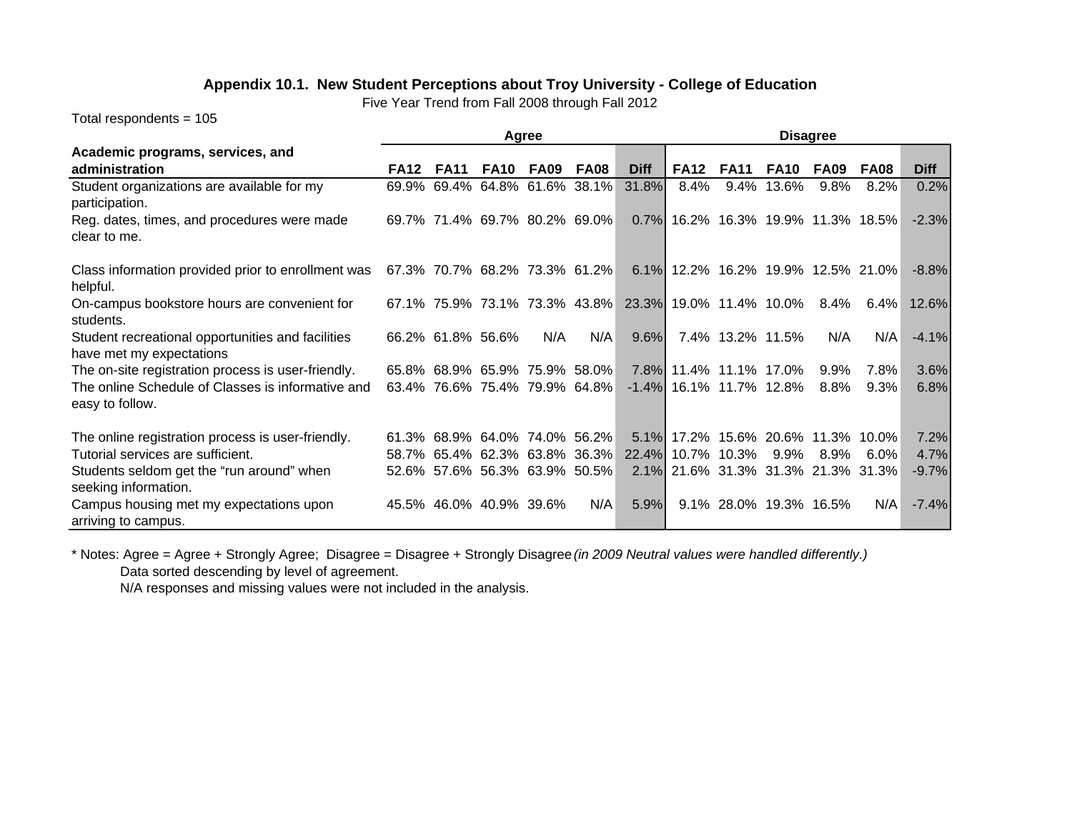## Appendix 10.1. New Student Perceptions about Troy University - College of Education

Five Year Trend from Fall 2008 through Fall 2012

Total respondents = 105

| | Agree | | | | | | Disagree | | | | | |
|---|---|---|---|---|---|---|---|---|---|---|---|---|
| **Academic programs, services, and administration** | **FA12** | **FA11** | **FA10** | **FA09** | **FA08** | **Diff** | **FA12** | **FA11** | **FA10** | **FA09** | **FA08** | **Diff** |
| Student organizations are available for my participation. | 69.9% | 69.4% | 64.8% | 61.6% | 38.1% | 31.8% | 8.4% | 9.4% | 13.6% | 9.8% | 8.2% | 0.2% |
| Reg. dates, times, and procedures were made clear to me. | 69.7% | 71.4% | 69.7% | 80.2% | 69.0% | 0.7% | 16.2% | 16.3% | 19.9% | 11.3% | 18.5% | -2.3% |
| Class information provided prior to enrollment was helpful. | 67.3% | 70.7% | 68.2% | 73.3% | 61.2% | 6.1% | 12.2% | 16.2% | 19.9% | 12.5% | 21.0% | -8.8% |
| On-campus bookstore hours are convenient for students. | 67.1% | 75.9% | 73.1% | 73.3% | 43.8% | 23.3% | 19.0% | 11.4% | 10.0% | 8.4% | 6.4% | 12.6% |
| Student recreational opportunities and facilities have met my expectations | 66.2% | 61.8% | 56.6% | N/A | N/A | 9.6% | 7.4% | 13.2% | 11.5% | N/A | N/A | -4.1% |
| The on-site registration process is user-friendly. | 65.8% | 68.9% | 65.9% | 75.9% | 58.0% | 7.8% | 11.4% | 11.1% | 17.0% | 9.9% | 7.8% | 3.6% |
| The online Schedule of Classes is informative and easy to follow. | 63.4% | 76.6% | 75.4% | 79.9% | 64.8% | -1.4% | 16.1% | 11.7% | 12.8% | 8.8% | 9.3% | 6.8% |
| The online registration process is user-friendly. | 61.3% | 68.9% | 64.0% | 74.0% | 56.2% | 5.1% | 17.2% | 15.6% | 20.6% | 11.3% | 10.0% | 7.2% |
| Tutorial services are sufficient. | 58.7% | 65.4% | 62.3% | 63.8% | 36.3% | 22.4% | 10.7% | 10.3% | 9.9% | 8.9% | 6.0% | 4.7% |
| Students seldom get the "run around" when seeking information. | 52.6% | 57.6% | 56.3% | 63.9% | 50.5% | 2.1% | 21.6% | 31.3% | 31.3% | 21.3% | 31.3% | -9.7% |
| Campus housing met my expectations upon arriving to campus. | 45.5% | 46.0% | 40.9% | 39.6% | N/A | 5.9% | 9.1% | 28.0% | 19.3% | 16.5% | N/A | -7.4% |

* Notes: Agree = Agree + Strongly Agree; Disagree = Disagree + Strongly Disagree *(in 2009 Neutral values were handled differently.)*
Data sorted descending by level of agreement.
N/A responses and missing values were not included in the analysis.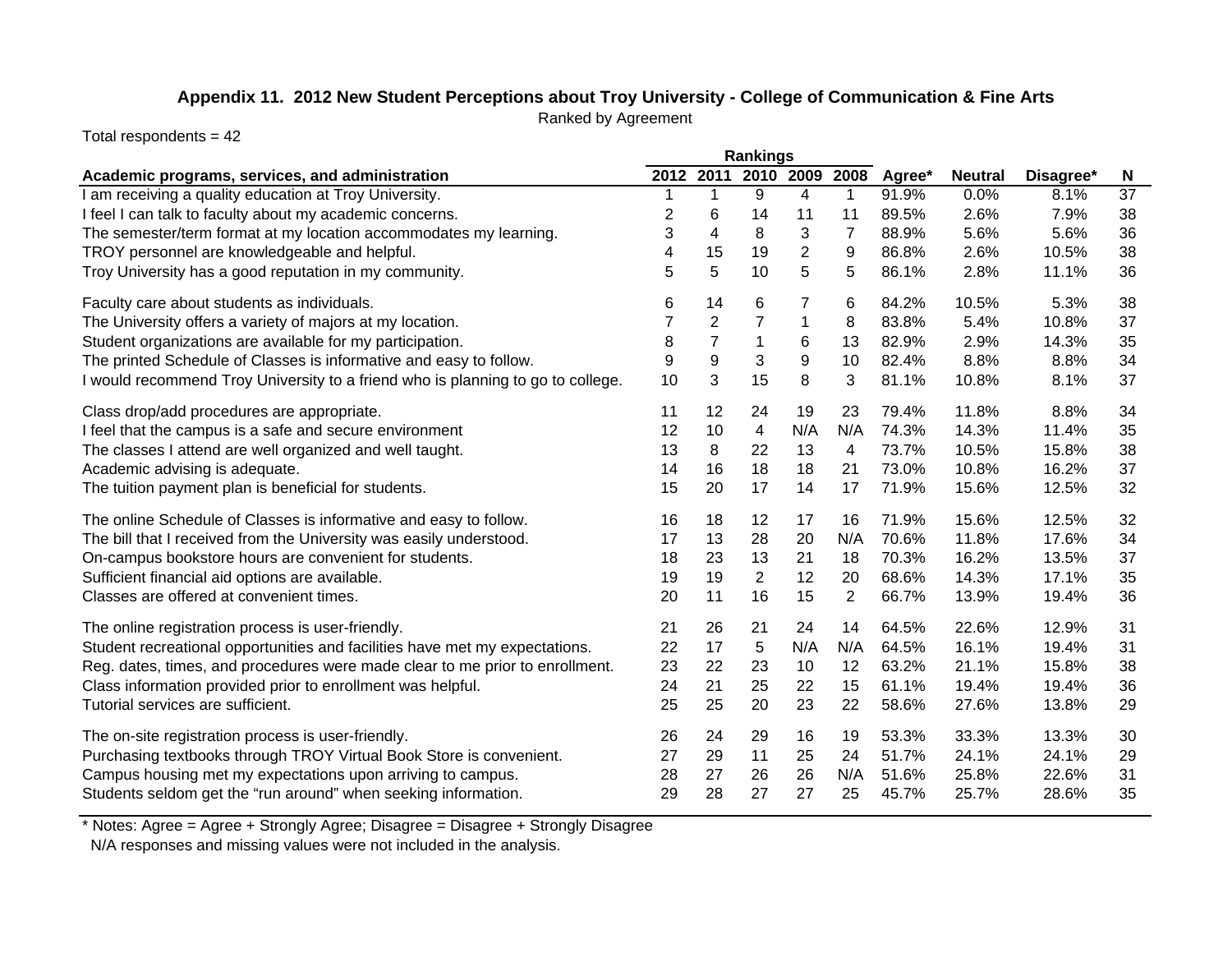**Appendix 11. 2012 New Student Perceptions about Troy University - College of Communication & Fine Arts**

Ranked by Agreement

Total respondents = 42

| | Rankings | | | | | | | | |
|---|---|---|---|---|---|---|---|---|---|
| **Academic programs, services, and administration** | **2012** | **2011** | **2010** | **2009** | **2008** | **Agree*** | **Neutral** | **Disagree*** | **N** |
| I am receiving a quality education at Troy University. | 1 | 1 | 9 | 4 | 1 | 91.9% | 0.0% | 8.1% | 37 |
| I feel I can talk to faculty about my academic concerns. | 2 | 6 | 14 | 11 | 11 | 89.5% | 2.6% | 7.9% | 38 |
| The semester/term format at my location accommodates my learning. | 3 | 4 | 8 | 3 | 7 | 88.9% | 5.6% | 5.6% | 36 |
| TROY personnel are knowledgeable and helpful. | 4 | 15 | 19 | 2 | 9 | 86.8% | 2.6% | 10.5% | 38 |
| Troy University has a good reputation in my community. | 5 | 5 | 10 | 5 | 5 | 86.1% | 2.8% | 11.1% | 36 |
| Faculty care about students as individuals. | 6 | 14 | 6 | 7 | 6 | 84.2% | 10.5% | 5.3% | 38 |
| The University offers a variety of majors at my location. | 7 | 2 | 7 | 1 | 8 | 83.8% | 5.4% | 10.8% | 37 |
| Student organizations are available for my participation. | 8 | 7 | 1 | 6 | 13 | 82.9% | 2.9% | 14.3% | 35 |
| The printed Schedule of Classes is informative and easy to follow. | 9 | 9 | 3 | 9 | 10 | 82.4% | 8.8% | 8.8% | 34 |
| I would recommend Troy University to a friend who is planning to go to college. | 10 | 3 | 15 | 8 | 3 | 81.1% | 10.8% | 8.1% | 37 |
| Class drop/add procedures are appropriate. | 11 | 12 | 24 | 19 | 23 | 79.4% | 11.8% | 8.8% | 34 |
| I feel that the campus is a safe and secure environment | 12 | 10 | 4 | N/A | N/A | 74.3% | 14.3% | 11.4% | 35 |
| The classes I attend are well organized and well taught. | 13 | 8 | 22 | 13 | 4 | 73.7% | 10.5% | 15.8% | 38 |
| Academic advising is adequate. | 14 | 16 | 18 | 18 | 21 | 73.0% | 10.8% | 16.2% | 37 |
| The tuition payment plan is beneficial for students. | 15 | 20 | 17 | 14 | 17 | 71.9% | 15.6% | 12.5% | 32 |
| The online Schedule of Classes is informative and easy to follow. | 16 | 18 | 12 | 17 | 16 | 71.9% | 15.6% | 12.5% | 32 |
| The bill that I received from the University was easily understood. | 17 | 13 | 28 | 20 | N/A | 70.6% | 11.8% | 17.6% | 34 |
| On-campus bookstore hours are convenient for students. | 18 | 23 | 13 | 21 | 18 | 70.3% | 16.2% | 13.5% | 37 |
| Sufficient financial aid options are available. | 19 | 19 | 2 | 12 | 20 | 68.6% | 14.3% | 17.1% | 35 |
| Classes are offered at convenient times. | 20 | 11 | 16 | 15 | 2 | 66.7% | 13.9% | 19.4% | 36 |
| The online registration process is user-friendly. | 21 | 26 | 21 | 24 | 14 | 64.5% | 22.6% | 12.9% | 31 |
| Student recreational opportunities and facilities have met my expectations. | 22 | 17 | 5 | N/A | N/A | 64.5% | 16.1% | 19.4% | 31 |
| Reg. dates, times, and procedures were made clear to me prior to enrollment. | 23 | 22 | 23 | 10 | 12 | 63.2% | 21.1% | 15.8% | 38 |
| Class information provided prior to enrollment was helpful. | 24 | 21 | 25 | 22 | 15 | 61.1% | 19.4% | 19.4% | 36 |
| Tutorial services are sufficient. | 25 | 25 | 20 | 23 | 22 | 58.6% | 27.6% | 13.8% | 29 |
| The on-site registration process is user-friendly. | 26 | 24 | 29 | 16 | 19 | 53.3% | 33.3% | 13.3% | 30 |
| Purchasing textbooks through TROY Virtual Book Store is convenient. | 27 | 29 | 11 | 25 | 24 | 51.7% | 24.1% | 24.1% | 29 |
| Campus housing met my expectations upon arriving to campus. | 28 | 27 | 26 | 26 | N/A | 51.6% | 25.8% | 22.6% | 31 |
| Students seldom get the "run around" when seeking information. | 29 | 28 | 27 | 27 | 25 | 45.7% | 25.7% | 28.6% | 35 |

* Notes: Agree = Agree + Strongly Agree; Disagree = Disagree + Strongly Disagree
N/A responses and missing values were not included in the analysis.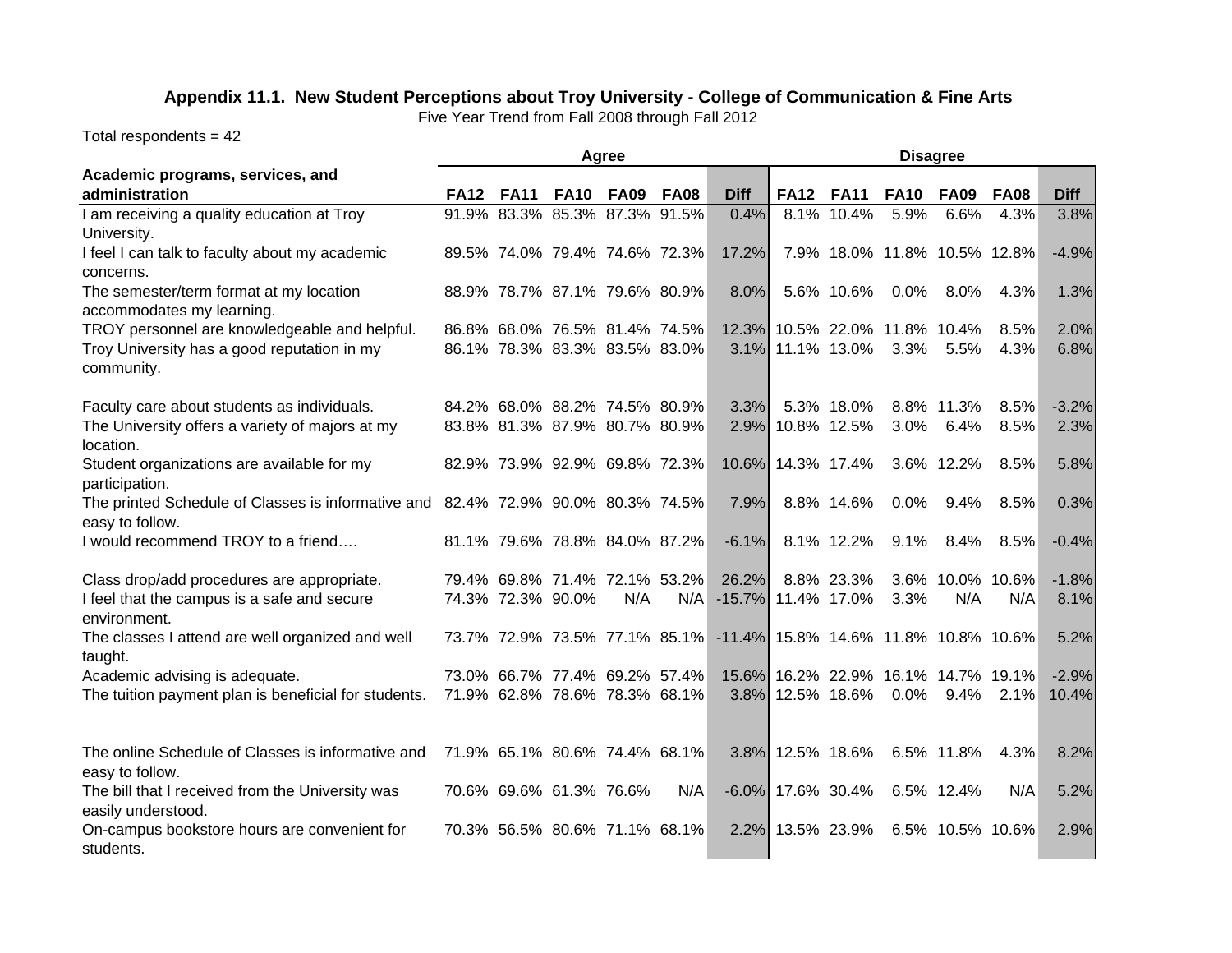**Appendix 11.1. New Student Perceptions about Troy University - College of Communication & Fine Arts**

Five Year Trend from Fall 2008 through Fall 2012

Total respondents = 42

| | Agree | | | | | | Disagree | | | | | |
|---|---|---|---|---|---|---|---|---|---|---|---|---|
| **Academic programs, services, and administration** | **FA12** | **FA11** | **FA10** | **FA09** | **FA08** | **Diff** | **FA12** | **FA11** | **FA10** | **FA09** | **FA08** | **Diff** |
| I am receiving a quality education at Troy University. | 91.9% | 83.3% | 85.3% | 87.3% | 91.5% | 0.4% | 8.1% | 10.4% | 5.9% | 6.6% | 4.3% | 3.8% |
| I feel I can talk to faculty about my academic concerns. | 89.5% | 74.0% | 79.4% | 74.6% | 72.3% | 17.2% | 7.9% | 18.0% | 11.8% | 10.5% | 12.8% | -4.9% |
| The semester/term format at my location accommodates my learning. | 88.9% | 78.7% | 87.1% | 79.6% | 80.9% | 8.0% | 5.6% | 10.6% | 0.0% | 8.0% | 4.3% | 1.3% |
| TROY personnel are knowledgeable and helpful. | 86.8% | 68.0% | 76.5% | 81.4% | 74.5% | 12.3% | 10.5% | 22.0% | 11.8% | 10.4% | 8.5% | 2.0% |
| Troy University has a good reputation in my community. | 86.1% | 78.3% | 83.3% | 83.5% | 83.0% | 3.1% | 11.1% | 13.0% | 3.3% | 5.5% | 4.3% | 6.8% |
| Faculty care about students as individuals. | 84.2% | 68.0% | 88.2% | 74.5% | 80.9% | 3.3% | 5.3% | 18.0% | 8.8% | 11.3% | 8.5% | -3.2% |
| The University offers a variety of majors at my location. | 83.8% | 81.3% | 87.9% | 80.7% | 80.9% | 2.9% | 10.8% | 12.5% | 3.0% | 6.4% | 8.5% | 2.3% |
| Student organizations are available for my participation. | 82.9% | 73.9% | 92.9% | 69.8% | 72.3% | 10.6% | 14.3% | 17.4% | 3.6% | 12.2% | 8.5% | 5.8% |
| The printed Schedule of Classes is informative and easy to follow. | 82.4% | 72.9% | 90.0% | 80.3% | 74.5% | 7.9% | 8.8% | 14.6% | 0.0% | 9.4% | 8.5% | 0.3% |
| I would recommend TROY to a friend…. | 81.1% | 79.6% | 78.8% | 84.0% | 87.2% | -6.1% | 8.1% | 12.2% | 9.1% | 8.4% | 8.5% | -0.4% |
| Class drop/add procedures are appropriate. | 79.4% | 69.8% | 71.4% | 72.1% | 53.2% | 26.2% | 8.8% | 23.3% | 3.6% | 10.0% | 10.6% | -1.8% |
| I feel that the campus is a safe and secure environment. | 74.3% | 72.3% | 90.0% | N/A | N/A | -15.7% | 11.4% | 17.0% | 3.3% | N/A | N/A | 8.1% |
| The classes I attend are well organized and well taught. | 73.7% | 72.9% | 73.5% | 77.1% | 85.1% | -11.4% | 15.8% | 14.6% | 11.8% | 10.8% | 10.6% | 5.2% |
| Academic advising is adequate. | 73.0% | 66.7% | 77.4% | 69.2% | 57.4% | 15.6% | 16.2% | 22.9% | 16.1% | 14.7% | 19.1% | -2.9% |
| The tuition payment plan is beneficial for students. | 71.9% | 62.8% | 78.6% | 78.3% | 68.1% | 3.8% | 12.5% | 18.6% | 0.0% | 9.4% | 2.1% | 10.4% |
| The online Schedule of Classes is informative and easy to follow. | 71.9% | 65.1% | 80.6% | 74.4% | 68.1% | 3.8% | 12.5% | 18.6% | 6.5% | 11.8% | 4.3% | 8.2% |
| The bill that I received from the University was easily understood. | 70.6% | 69.6% | 61.3% | 76.6% | N/A | -6.0% | 17.6% | 30.4% | 6.5% | 12.4% | N/A | 5.2% |
| On-campus bookstore hours are convenient for students. | 70.3% | 56.5% | 80.6% | 71.1% | 68.1% | 2.2% | 13.5% | 23.9% | 6.5% | 10.5% | 10.6% | 2.9% |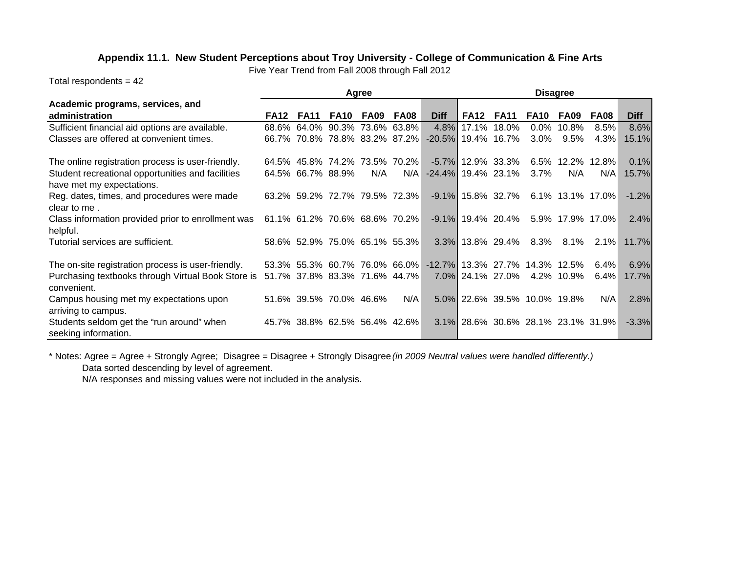**Appendix 11.1. New Student Perceptions about Troy University - College of Communication & Fine Arts**

Five Year Trend from Fall 2008 through Fall 2012

Total respondents = 42

| Academic programs, services, and administration | Agree | | | | | | Disagree | | | | | |
|---|---|---|---|---|---|---|---|---|---|---|---|---|
| | FA12 | FA11 | FA10 | FA09 | FA08 | Diff | FA12 | FA11 | FA10 | FA09 | FA08 | Diff |
| Sufficient financial aid options are available. | 68.6% | 64.0% | 90.3% | 73.6% | 63.8% | 4.8% | 17.1% | 18.0% | 0.0% | 10.8% | 8.5% | 8.6% |
| Classes are offered at convenient times. | 66.7% | 70.8% | 78.8% | 83.2% | 87.2% | -20.5% | 19.4% | 16.7% | 3.0% | 9.5% | 4.3% | 15.1% |
| The online registration process is user-friendly. | 64.5% | 45.8% | 74.2% | 73.5% | 70.2% | -5.7% | 12.9% | 33.3% | 6.5% | 12.2% | 12.8% | 0.1% |
| Student recreational opportunities and facilities have met my expectations. | 64.5% | 66.7% | 88.9% | N/A | N/A | -24.4% | 19.4% | 23.1% | 3.7% | N/A | N/A | 15.7% |
| Reg. dates, times, and procedures were made clear to me . | 63.2% | 59.2% | 72.7% | 79.5% | 72.3% | -9.1% | 15.8% | 32.7% | 6.1% | 13.1% | 17.0% | -1.2% |
| Class information provided prior to enrollment was helpful. | 61.1% | 61.2% | 70.6% | 68.6% | 70.2% | -9.1% | 19.4% | 20.4% | 5.9% | 17.9% | 17.0% | 2.4% |
| Tutorial services are sufficient. | 58.6% | 52.9% | 75.0% | 65.1% | 55.3% | 3.3% | 13.8% | 29.4% | 8.3% | 8.1% | 2.1% | 11.7% |
| The on-site registration process is user-friendly. | 53.3% | 55.3% | 60.7% | 76.0% | 66.0% | -12.7% | 13.3% | 27.7% | 14.3% | 12.5% | 6.4% | 6.9% |
| Purchasing textbooks through Virtual Book Store is convenient. | 51.7% | 37.8% | 83.3% | 71.6% | 44.7% | 7.0% | 24.1% | 27.0% | 4.2% | 10.9% | 6.4% | 17.7% |
| Campus housing met my expectations upon arriving to campus. | 51.6% | 39.5% | 70.0% | 46.6% | N/A | 5.0% | 22.6% | 39.5% | 10.0% | 19.8% | N/A | 2.8% |
| Students seldom get the "run around" when seeking information. | 45.7% | 38.8% | 62.5% | 56.4% | 42.6% | 3.1% | 28.6% | 30.6% | 28.1% | 23.1% | 31.9% | -3.3% |

* Notes: Agree = Agree + Strongly Agree; Disagree = Disagree + Strongly Disagree *(in 2009 Neutral values were handled differently.)*

Data sorted descending by level of agreement.

N/A responses and missing values were not included in the analysis.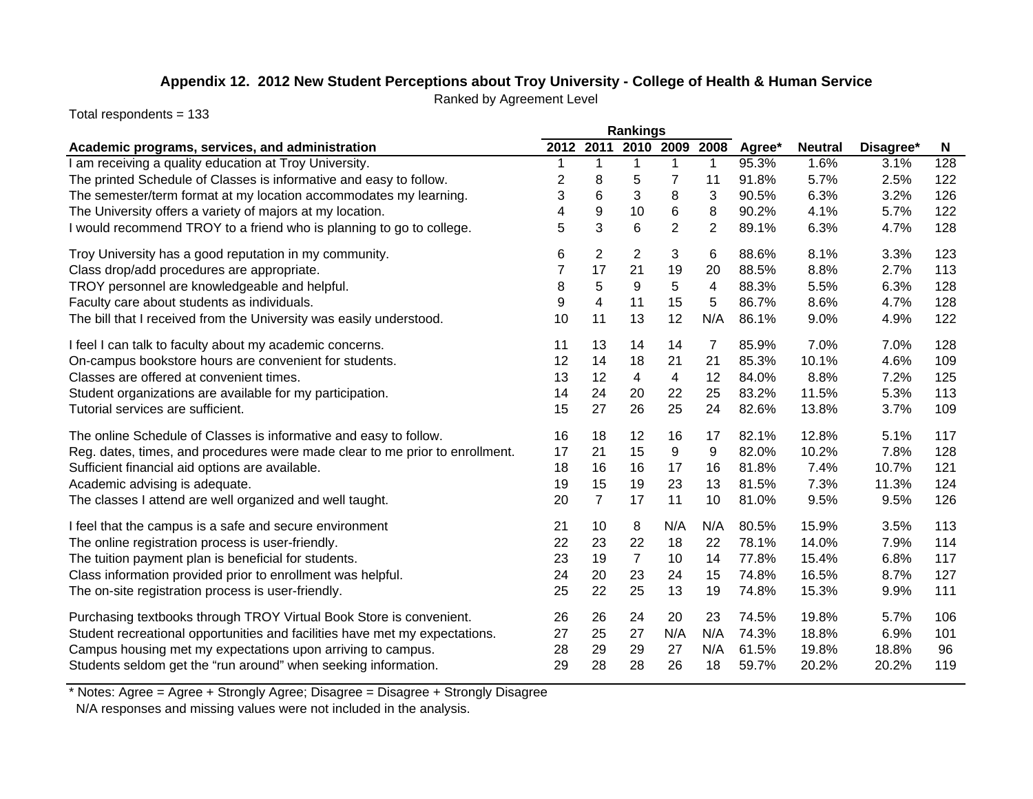**Appendix 12. 2012 New Student Perceptions about Troy University - College of Health & Human Service**

Ranked by Agreement Level

Total respondents = 133

| | Rankings | | | | | | | | |
|---|---|---|---|---|---|---|---|---|---|
| **Academic programs, services, and administration** | **2012** | **2011** | **2010** | **2009** | **2008** | **Agree*** | **Neutral** | **Disagree*** | **N** |
| I am receiving a quality education at Troy University. | 1 | 1 | 1 | 1 | 1 | 95.3% | 1.6% | 3.1% | 128 |
| The printed Schedule of Classes is informative and easy to follow. | 2 | 8 | 5 | 7 | 11 | 91.8% | 5.7% | 2.5% | 122 |
| The semester/term format at my location accommodates my learning. | 3 | 6 | 3 | 8 | 3 | 90.5% | 6.3% | 3.2% | 126 |
| The University offers a variety of majors at my location. | 4 | 9 | 10 | 6 | 8 | 90.2% | 4.1% | 5.7% | 122 |
| I would recommend TROY to a friend who is planning to go to college. | 5 | 3 | 6 | 2 | 2 | 89.1% | 6.3% | 4.7% | 128 |
| Troy University has a good reputation in my community. | 6 | 2 | 2 | 3 | 6 | 88.6% | 8.1% | 3.3% | 123 |
| Class drop/add procedures are appropriate. | 7 | 17 | 21 | 19 | 20 | 88.5% | 8.8% | 2.7% | 113 |
| TROY personnel are knowledgeable and helpful. | 8 | 5 | 9 | 5 | 4 | 88.3% | 5.5% | 6.3% | 128 |
| Faculty care about students as individuals. | 9 | 4 | 11 | 15 | 5 | 86.7% | 8.6% | 4.7% | 128 |
| The bill that I received from the University was easily understood. | 10 | 11 | 13 | 12 | N/A | 86.1% | 9.0% | 4.9% | 122 |
| I feel I can talk to faculty about my academic concerns. | 11 | 13 | 14 | 14 | 7 | 85.9% | 7.0% | 7.0% | 128 |
| On-campus bookstore hours are convenient for students. | 12 | 14 | 18 | 21 | 21 | 85.3% | 10.1% | 4.6% | 109 |
| Classes are offered at convenient times. | 13 | 12 | 4 | 4 | 12 | 84.0% | 8.8% | 7.2% | 125 |
| Student organizations are available for my participation. | 14 | 24 | 20 | 22 | 25 | 83.2% | 11.5% | 5.3% | 113 |
| Tutorial services are sufficient. | 15 | 27 | 26 | 25 | 24 | 82.6% | 13.8% | 3.7% | 109 |
| The online Schedule of Classes is informative and easy to follow. | 16 | 18 | 12 | 16 | 17 | 82.1% | 12.8% | 5.1% | 117 |
| Reg. dates, times, and procedures were made clear to me prior to enrollment. | 17 | 21 | 15 | 9 | 9 | 82.0% | 10.2% | 7.8% | 128 |
| Sufficient financial aid options are available. | 18 | 16 | 16 | 17 | 16 | 81.8% | 7.4% | 10.7% | 121 |
| Academic advising is adequate. | 19 | 15 | 19 | 23 | 13 | 81.5% | 7.3% | 11.3% | 124 |
| The classes I attend are well organized and well taught. | 20 | 7 | 17 | 11 | 10 | 81.0% | 9.5% | 9.5% | 126 |
| I feel that the campus is a safe and secure environment | 21 | 10 | 8 | N/A | N/A | 80.5% | 15.9% | 3.5% | 113 |
| The online registration process is user-friendly. | 22 | 23 | 22 | 18 | 22 | 78.1% | 14.0% | 7.9% | 114 |
| The tuition payment plan is beneficial for students. | 23 | 19 | 7 | 10 | 14 | 77.8% | 15.4% | 6.8% | 117 |
| Class information provided prior to enrollment was helpful. | 24 | 20 | 23 | 24 | 15 | 74.8% | 16.5% | 8.7% | 127 |
| The on-site registration process is user-friendly. | 25 | 22 | 25 | 13 | 19 | 74.8% | 15.3% | 9.9% | 111 |
| Purchasing textbooks through TROY Virtual Book Store is convenient. | 26 | 26 | 24 | 20 | 23 | 74.5% | 19.8% | 5.7% | 106 |
| Student recreational opportunities and facilities have met my expectations. | 27 | 25 | 27 | N/A | N/A | 74.3% | 18.8% | 6.9% | 101 |
| Campus housing met my expectations upon arriving to campus. | 28 | 29 | 29 | 27 | N/A | 61.5% | 19.8% | 18.8% | 96 |
| Students seldom get the “run around” when seeking information. | 29 | 28 | 28 | 26 | 18 | 59.7% | 20.2% | 20.2% | 119 |

* Notes: Agree = Agree + Strongly Agree; Disagree = Disagree + Strongly Disagree
N/A responses and missing values were not included in the analysis.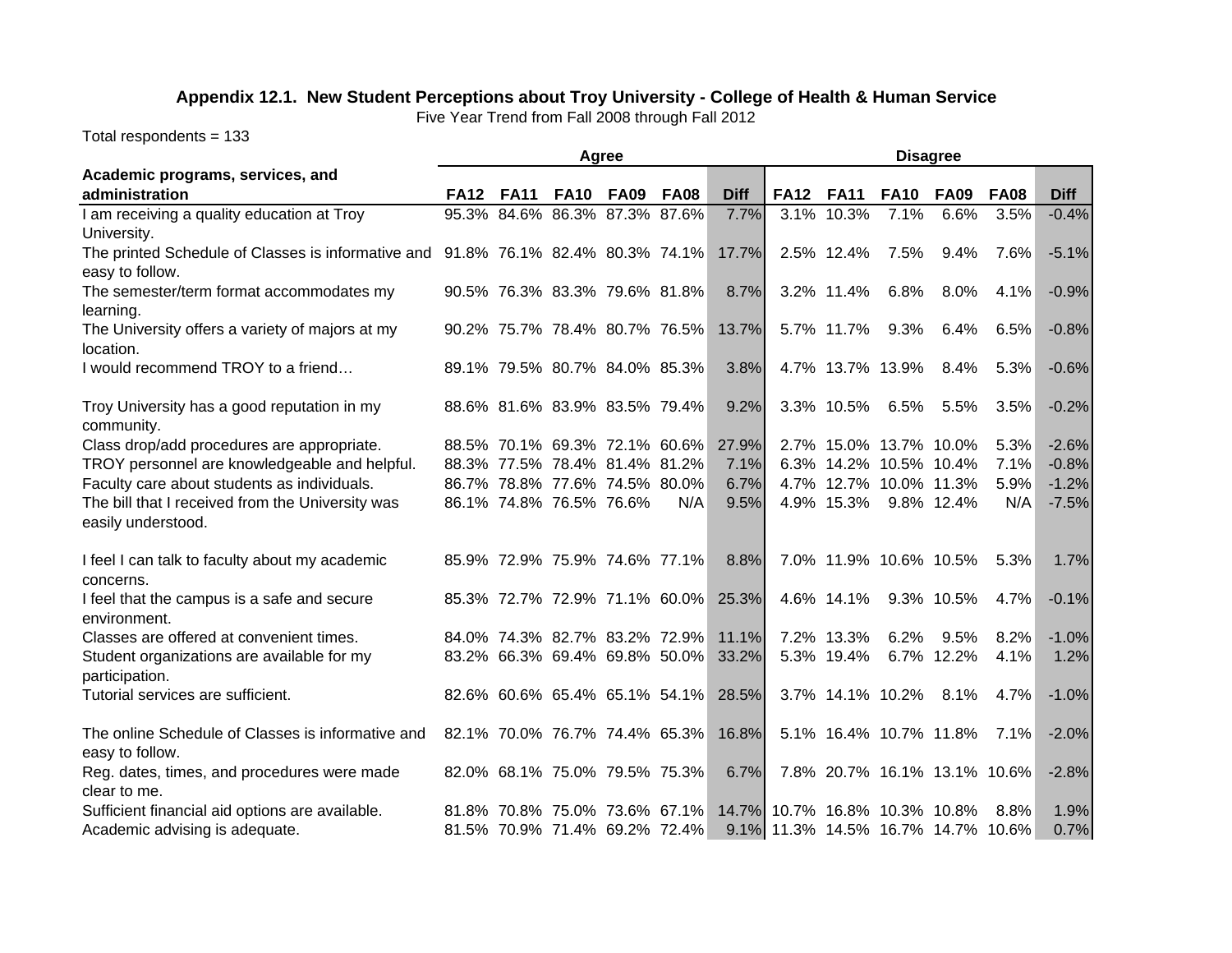### Appendix 12.1. New Student Perceptions about Troy University - College of Health & Human Service

Five Year Trend from Fall 2008 through Fall 2012

Total respondents = 133

| | Agree | | | | | | Disagree | | | | | |
|---|---|---|---|---|---|---|---|---|---|---|---|---|
| Academic programs, services, and administration | FA12 | FA11 | FA10 | FA09 | FA08 | Diff | FA12 | FA11 | FA10 | FA09 | FA08 | Diff |
| I am receiving a quality education at Troy University. | 95.3% | 84.6% | 86.3% | 87.3% | 87.6% | 7.7% | 3.1% | 10.3% | 7.1% | 6.6% | 3.5% | -0.4% |
| The printed Schedule of Classes is informative and easy to follow. | 91.8% | 76.1% | 82.4% | 80.3% | 74.1% | 17.7% | 2.5% | 12.4% | 7.5% | 9.4% | 7.6% | -5.1% |
| The semester/term format accommodates my learning. | 90.5% | 76.3% | 83.3% | 79.6% | 81.8% | 8.7% | 3.2% | 11.4% | 6.8% | 8.0% | 4.1% | -0.9% |
| The University offers a variety of majors at my location. | 90.2% | 75.7% | 78.4% | 80.7% | 76.5% | 13.7% | 5.7% | 11.7% | 9.3% | 6.4% | 6.5% | -0.8% |
| I would recommend TROY to a friend… | 89.1% | 79.5% | 80.7% | 84.0% | 85.3% | 3.8% | 4.7% | 13.7% | 13.9% | 8.4% | 5.3% | -0.6% |
| Troy University has a good reputation in my community. | 88.6% | 81.6% | 83.9% | 83.5% | 79.4% | 9.2% | 3.3% | 10.5% | 6.5% | 5.5% | 3.5% | -0.2% |
| Class drop/add procedures are appropriate. | 88.5% | 70.1% | 69.3% | 72.1% | 60.6% | 27.9% | 2.7% | 15.0% | 13.7% | 10.0% | 5.3% | -2.6% |
| TROY personnel are knowledgeable and helpful. | 88.3% | 77.5% | 78.4% | 81.4% | 81.2% | 7.1% | 6.3% | 14.2% | 10.5% | 10.4% | 7.1% | -0.8% |
| Faculty care about students as individuals. | 86.7% | 78.8% | 77.6% | 74.5% | 80.0% | 6.7% | 4.7% | 12.7% | 10.0% | 11.3% | 5.9% | -1.2% |
| The bill that I received from the University was easily understood. | 86.1% | 74.8% | 76.5% | 76.6% | N/A | 9.5% | 4.9% | 15.3% | 9.8% | 12.4% | N/A | -7.5% |
| I feel I can talk to faculty about my academic concerns. | 85.9% | 72.9% | 75.9% | 74.6% | 77.1% | 8.8% | 7.0% | 11.9% | 10.6% | 10.5% | 5.3% | 1.7% |
| I feel that the campus is a safe and secure environment. | 85.3% | 72.7% | 72.9% | 71.1% | 60.0% | 25.3% | 4.6% | 14.1% | 9.3% | 10.5% | 4.7% | -0.1% |
| Classes are offered at convenient times. | 84.0% | 74.3% | 82.7% | 83.2% | 72.9% | 11.1% | 7.2% | 13.3% | 6.2% | 9.5% | 8.2% | -1.0% |
| Student organizations are available for my participation. | 83.2% | 66.3% | 69.4% | 69.8% | 50.0% | 33.2% | 5.3% | 19.4% | 6.7% | 12.2% | 4.1% | 1.2% |
| Tutorial services are sufficient. | 82.6% | 60.6% | 65.4% | 65.1% | 54.1% | 28.5% | 3.7% | 14.1% | 10.2% | 8.1% | 4.7% | -1.0% |
| The online Schedule of Classes is informative and easy to follow. | 82.1% | 70.0% | 76.7% | 74.4% | 65.3% | 16.8% | 5.1% | 16.4% | 10.7% | 11.8% | 7.1% | -2.0% |
| Reg. dates, times, and procedures were made clear to me. | 82.0% | 68.1% | 75.0% | 79.5% | 75.3% | 6.7% | 7.8% | 20.7% | 16.1% | 13.1% | 10.6% | -2.8% |
| Sufficient financial aid options are available. | 81.8% | 70.8% | 75.0% | 73.6% | 67.1% | 14.7% | 10.7% | 16.8% | 10.3% | 10.8% | 8.8% | 1.9% |
| Academic advising is adequate. | 81.5% | 70.9% | 71.4% | 69.2% | 72.4% | 9.1% | 11.3% | 14.5% | 16.7% | 14.7% | 10.6% | 0.7% |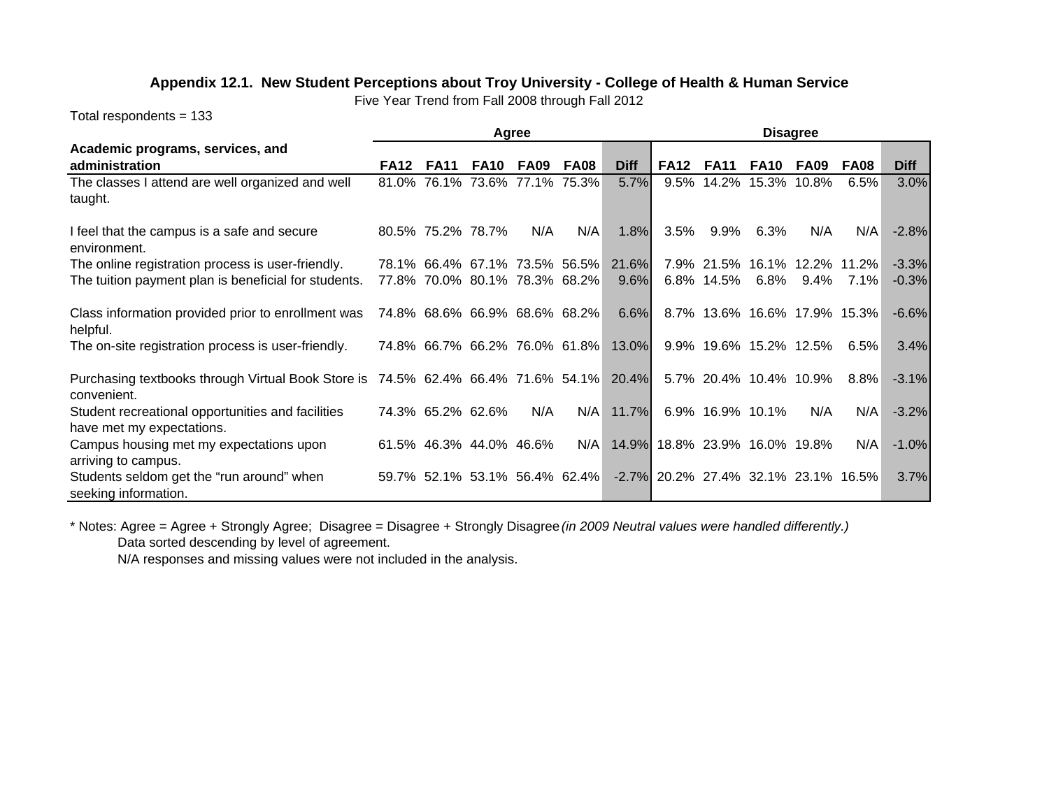### Appendix 12.1. New Student Perceptions about Troy University - College of Health & Human Service

Five Year Trend from Fall 2008 through Fall 2012

Total respondents = 133

| | Agree | | | | | | Disagree | | | | | |
|---|---|---|---|---|---|---|---|---|---|---|---|---|
| **Academic programs, services, and administration** | **FA12** | **FA11** | **FA10** | **FA09** | **FA08** | **Diff** | **FA12** | **FA11** | **FA10** | **FA09** | **FA08** | **Diff** |
| The classes I attend are well organized and well taught. | 81.0% | 76.1% | 73.6% | 77.1% | 75.3% | 5.7% | 9.5% | 14.2% | 15.3% | 10.8% | 6.5% | 3.0% |
| I feel that the campus is a safe and secure environment. | 80.5% | 75.2% | 78.7% | N/A | N/A | 1.8% | 3.5% | 9.9% | 6.3% | N/A | N/A | -2.8% |
| The online registration process is user-friendly. | 78.1% | 66.4% | 67.1% | 73.5% | 56.5% | 21.6% | 7.9% | 21.5% | 16.1% | 12.2% | 11.2% | -3.3% |
| The tuition payment plan is beneficial for students. | 77.8% | 70.0% | 80.1% | 78.3% | 68.2% | 9.6% | 6.8% | 14.5% | 6.8% | 9.4% | 7.1% | -0.3% |
| Class information provided prior to enrollment was helpful. | 74.8% | 68.6% | 66.9% | 68.6% | 68.2% | 6.6% | 8.7% | 13.6% | 16.6% | 17.9% | 15.3% | -6.6% |
| The on-site registration process is user-friendly. | 74.8% | 66.7% | 66.2% | 76.0% | 61.8% | 13.0% | 9.9% | 19.6% | 15.2% | 12.5% | 6.5% | 3.4% |
| Purchasing textbooks through Virtual Book Store is convenient. | 74.5% | 62.4% | 66.4% | 71.6% | 54.1% | 20.4% | 5.7% | 20.4% | 10.4% | 10.9% | 8.8% | -3.1% |
| Student recreational opportunities and facilities have met my expectations. | 74.3% | 65.2% | 62.6% | N/A | N/A | 11.7% | 6.9% | 16.9% | 10.1% | N/A | N/A | -3.2% |
| Campus housing met my expectations upon arriving to campus. | 61.5% | 46.3% | 44.0% | 46.6% | N/A | 14.9% | 18.8% | 23.9% | 16.0% | 19.8% | N/A | -1.0% |
| Students seldom get the “run around” when seeking information. | 59.7% | 52.1% | 53.1% | 56.4% | 62.4% | -2.7% | 20.2% | 27.4% | 32.1% | 23.1% | 16.5% | 3.7% |

* Notes: Agree = Agree + Strongly Agree; Disagree = Disagree + Strongly Disagree *(in 2009 Neutral values were handled differently.)*
Data sorted descending by level of agreement.
N/A responses and missing values were not included in the analysis.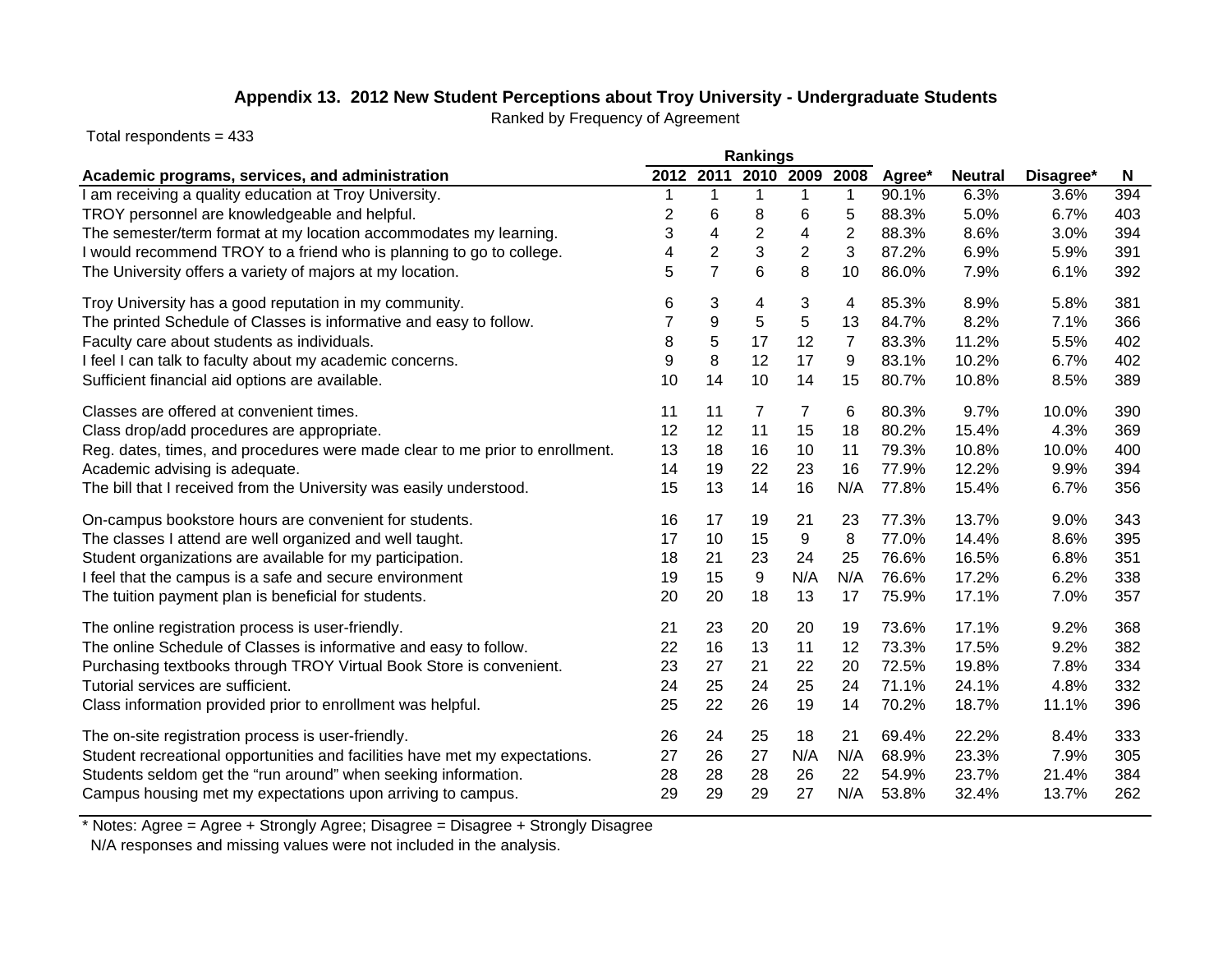### Appendix 13. 2012 New Student Perceptions about Troy University - Undergraduate Students

Ranked by Frequency of Agreement

Total respondents = 433

| Academic programs, services, and administration | Rankings 2012 | 2011 | 2010 | 2009 | 2008 | Agree* | Neutral | Disagree* | N |
|---|---|---|---|---|---|---|---|---|---|
| I am receiving a quality education at Troy University. | 1 | 1 | 1 | 1 | 1 | 90.1% | 6.3% | 3.6% | 394 |
| TROY personnel are knowledgeable and helpful. | 2 | 6 | 8 | 6 | 5 | 88.3% | 5.0% | 6.7% | 403 |
| The semester/term format at my location accommodates my learning. | 3 | 4 | 2 | 4 | 2 | 88.3% | 8.6% | 3.0% | 394 |
| I would recommend TROY to a friend who is planning to go to college. | 4 | 2 | 3 | 2 | 3 | 87.2% | 6.9% | 5.9% | 391 |
| The University offers a variety of majors at my location. | 5 | 7 | 6 | 8 | 10 | 86.0% | 7.9% | 6.1% | 392 |
| Troy University has a good reputation in my community. | 6 | 3 | 4 | 3 | 4 | 85.3% | 8.9% | 5.8% | 381 |
| The printed Schedule of Classes is informative and easy to follow. | 7 | 9 | 5 | 5 | 13 | 84.7% | 8.2% | 7.1% | 366 |
| Faculty care about students as individuals. | 8 | 5 | 17 | 12 | 7 | 83.3% | 11.2% | 5.5% | 402 |
| I feel I can talk to faculty about my academic concerns. | 9 | 8 | 12 | 17 | 9 | 83.1% | 10.2% | 6.7% | 402 |
| Sufficient financial aid options are available. | 10 | 14 | 10 | 14 | 15 | 80.7% | 10.8% | 8.5% | 389 |
| Classes are offered at convenient times. | 11 | 11 | 7 | 7 | 6 | 80.3% | 9.7% | 10.0% | 390 |
| Class drop/add procedures are appropriate. | 12 | 12 | 11 | 15 | 18 | 80.2% | 15.4% | 4.3% | 369 |
| Reg. dates, times, and procedures were made clear to me prior to enrollment. | 13 | 18 | 16 | 10 | 11 | 79.3% | 10.8% | 10.0% | 400 |
| Academic advising is adequate. | 14 | 19 | 22 | 23 | 16 | 77.9% | 12.2% | 9.9% | 394 |
| The bill that I received from the University was easily understood. | 15 | 13 | 14 | 16 | N/A | 77.8% | 15.4% | 6.7% | 356 |
| On-campus bookstore hours are convenient for students. | 16 | 17 | 19 | 21 | 23 | 77.3% | 13.7% | 9.0% | 343 |
| The classes I attend are well organized and well taught. | 17 | 10 | 15 | 9 | 8 | 77.0% | 14.4% | 8.6% | 395 |
| Student organizations are available for my participation. | 18 | 21 | 23 | 24 | 25 | 76.6% | 16.5% | 6.8% | 351 |
| I feel that the campus is a safe and secure environment | 19 | 15 | 9 | N/A | N/A | 76.6% | 17.2% | 6.2% | 338 |
| The tuition payment plan is beneficial for students. | 20 | 20 | 18 | 13 | 17 | 75.9% | 17.1% | 7.0% | 357 |
| The online registration process is user-friendly. | 21 | 23 | 20 | 20 | 19 | 73.6% | 17.1% | 9.2% | 368 |
| The online Schedule of Classes is informative and easy to follow. | 22 | 16 | 13 | 11 | 12 | 73.3% | 17.5% | 9.2% | 382 |
| Purchasing textbooks through TROY Virtual Book Store is convenient. | 23 | 27 | 21 | 22 | 20 | 72.5% | 19.8% | 7.8% | 334 |
| Tutorial services are sufficient. | 24 | 25 | 24 | 25 | 24 | 71.1% | 24.1% | 4.8% | 332 |
| Class information provided prior to enrollment was helpful. | 25 | 22 | 26 | 19 | 14 | 70.2% | 18.7% | 11.1% | 396 |
| The on-site registration process is user-friendly. | 26 | 24 | 25 | 18 | 21 | 69.4% | 22.2% | 8.4% | 333 |
| Student recreational opportunities and facilities have met my expectations. | 27 | 26 | 27 | N/A | N/A | 68.9% | 23.3% | 7.9% | 305 |
| Students seldom get the "run around" when seeking information. | 28 | 28 | 28 | 26 | 22 | 54.9% | 23.7% | 21.4% | 384 |
| Campus housing met my expectations upon arriving to campus. | 29 | 29 | 29 | 27 | N/A | 53.8% | 32.4% | 13.7% | 262 |

* Notes: Agree = Agree + Strongly Agree; Disagree = Disagree + Strongly Disagree
N/A responses and missing values were not included in the analysis.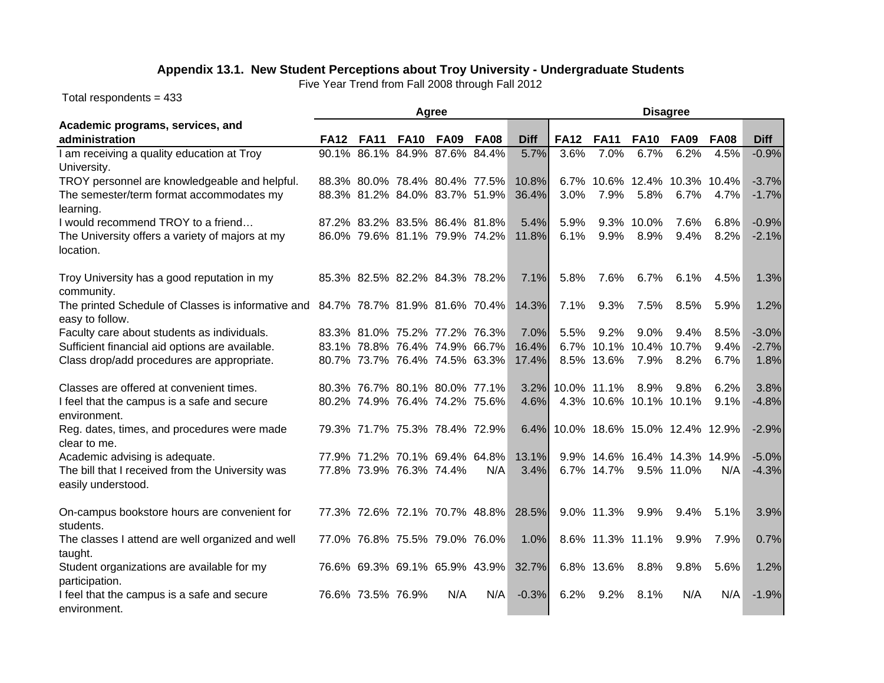**Appendix 13.1. New Student Perceptions about Troy University - Undergraduate Students**

Five Year Trend from Fall 2008 through Fall 2012

Total respondents = 433

| | Agree | | | | | | Disagree | | | | | |
|---|---|---|---|---|---|---|---|---|---|---|---|---|
| **Academic programs, services, and administration** | **FA12** | **FA11** | **FA10** | **FA09** | **FA08** | **Diff** | **FA12** | **FA11** | **FA10** | **FA09** | **FA08** | **Diff** |
| I am receiving a quality education at Troy University. | 90.1% | 86.1% | 84.9% | 87.6% | 84.4% | 5.7% | 3.6% | 7.0% | 6.7% | 6.2% | 4.5% | -0.9% |
| TROY personnel are knowledgeable and helpful. | 88.3% | 80.0% | 78.4% | 80.4% | 77.5% | 10.8% | 6.7% | 10.6% | 12.4% | 10.3% | 10.4% | -3.7% |
| The semester/term format accommodates my learning. | 88.3% | 81.2% | 84.0% | 83.7% | 51.9% | 36.4% | 3.0% | 7.9% | 5.8% | 6.7% | 4.7% | -1.7% |
| I would recommend TROY to a friend… | 87.2% | 83.2% | 83.5% | 86.4% | 81.8% | 5.4% | 5.9% | 9.3% | 10.0% | 7.6% | 6.8% | -0.9% |
| The University offers a variety of majors at my location. | 86.0% | 79.6% | 81.1% | 79.9% | 74.2% | 11.8% | 6.1% | 9.9% | 8.9% | 9.4% | 8.2% | -2.1% |
| Troy University has a good reputation in my community. | 85.3% | 82.5% | 82.2% | 84.3% | 78.2% | 7.1% | 5.8% | 7.6% | 6.7% | 6.1% | 4.5% | 1.3% |
| The printed Schedule of Classes is informative and easy to follow. | 84.7% | 78.7% | 81.9% | 81.6% | 70.4% | 14.3% | 7.1% | 9.3% | 7.5% | 8.5% | 5.9% | 1.2% |
| Faculty care about students as individuals. | 83.3% | 81.0% | 75.2% | 77.2% | 76.3% | 7.0% | 5.5% | 9.2% | 9.0% | 9.4% | 8.5% | -3.0% |
| Sufficient financial aid options are available. | 83.1% | 78.8% | 76.4% | 74.9% | 66.7% | 16.4% | 6.7% | 10.1% | 10.4% | 10.7% | 9.4% | -2.7% |
| Class drop/add procedures are appropriate. | 80.7% | 73.7% | 76.4% | 74.5% | 63.3% | 17.4% | 8.5% | 13.6% | 7.9% | 8.2% | 6.7% | 1.8% |
| Classes are offered at convenient times. | 80.3% | 76.7% | 80.1% | 80.0% | 77.1% | 3.2% | 10.0% | 11.1% | 8.9% | 9.8% | 6.2% | 3.8% |
| I feel that the campus is a safe and secure environment. | 80.2% | 74.9% | 76.4% | 74.2% | 75.6% | 4.6% | 4.3% | 10.6% | 10.1% | 10.1% | 9.1% | -4.8% |
| Reg. dates, times, and procedures were made clear to me. | 79.3% | 71.7% | 75.3% | 78.4% | 72.9% | 6.4% | 10.0% | 18.6% | 15.0% | 12.4% | 12.9% | -2.9% |
| Academic advising is adequate. | 77.9% | 71.2% | 70.1% | 69.4% | 64.8% | 13.1% | 9.9% | 14.6% | 16.4% | 14.3% | 14.9% | -5.0% |
| The bill that I received from the University was easily understood. | 77.8% | 73.9% | 76.3% | 74.4% | N/A | 3.4% | 6.7% | 14.7% | 9.5% | 11.0% | N/A | -4.3% |
| On-campus bookstore hours are convenient for students. | 77.3% | 72.6% | 72.1% | 70.7% | 48.8% | 28.5% | 9.0% | 11.3% | 9.9% | 9.4% | 5.1% | 3.9% |
| The classes I attend are well organized and well taught. | 77.0% | 76.8% | 75.5% | 79.0% | 76.0% | 1.0% | 8.6% | 11.3% | 11.1% | 9.9% | 7.9% | 0.7% |
| Student organizations are available for my participation. | 76.6% | 69.3% | 69.1% | 65.9% | 43.9% | 32.7% | 6.8% | 13.6% | 8.8% | 9.8% | 5.6% | 1.2% |
| I feel that the campus is a safe and secure environment. | 76.6% | 73.5% | 76.9% | N/A | N/A | -0.3% | 6.2% | 9.2% | 8.1% | N/A | N/A | -1.9% |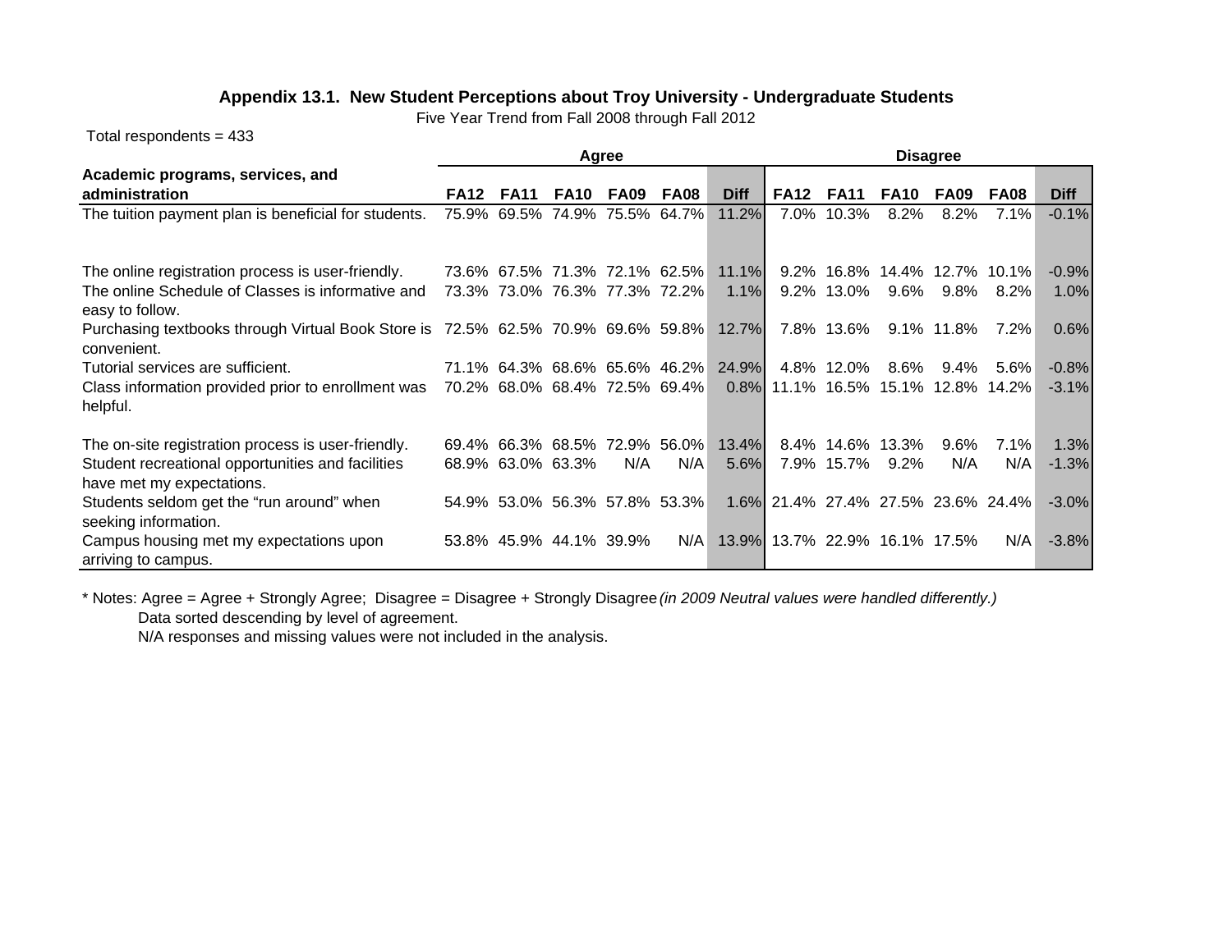**Appendix 13.1. New Student Perceptions about Troy University - Undergraduate Students**

Five Year Trend from Fall 2008 through Fall 2012

Total respondents = 433

| | Agree | | | | | | Disagree | | | | | |
|---|---|---|---|---|---|---|---|---|---|---|---|---|
| **Academic programs, services, and administration** | **FA12** | **FA11** | **FA10** | **FA09** | **FA08** | **Diff** | **FA12** | **FA11** | **FA10** | **FA09** | **FA08** | **Diff** |
| The tuition payment plan is beneficial for students. | 75.9% | 69.5% | 74.9% | 75.5% | 64.7% | 11.2% | 7.0% | 10.3% | 8.2% | 8.2% | 7.1% | -0.1% |
| The online registration process is user-friendly. | 73.6% | 67.5% | 71.3% | 72.1% | 62.5% | 11.1% | 9.2% | 16.8% | 14.4% | 12.7% | 10.1% | -0.9% |
| The online Schedule of Classes is informative and easy to follow. | 73.3% | 73.0% | 76.3% | 77.3% | 72.2% | 1.1% | 9.2% | 13.0% | 9.6% | 9.8% | 8.2% | 1.0% |
| Purchasing textbooks through Virtual Book Store is convenient. | 72.5% | 62.5% | 70.9% | 69.6% | 59.8% | 12.7% | 7.8% | 13.6% | 9.1% | 11.8% | 7.2% | 0.6% |
| Tutorial services are sufficient. | 71.1% | 64.3% | 68.6% | 65.6% | 46.2% | 24.9% | 4.8% | 12.0% | 8.6% | 9.4% | 5.6% | -0.8% |
| Class information provided prior to enrollment was helpful. | 70.2% | 68.0% | 68.4% | 72.5% | 69.4% | 0.8% | 11.1% | 16.5% | 15.1% | 12.8% | 14.2% | -3.1% |
| The on-site registration process is user-friendly. | 69.4% | 66.3% | 68.5% | 72.9% | 56.0% | 13.4% | 8.4% | 14.6% | 13.3% | 9.6% | 7.1% | 1.3% |
| Student recreational opportunities and facilities have met my expectations. | 68.9% | 63.0% | 63.3% | N/A | N/A | 5.6% | 7.9% | 15.7% | 9.2% | N/A | N/A | -1.3% |
| Students seldom get the "run around" when seeking information. | 54.9% | 53.0% | 56.3% | 57.8% | 53.3% | 1.6% | 21.4% | 27.4% | 27.5% | 23.6% | 24.4% | -3.0% |
| Campus housing met my expectations upon arriving to campus. | 53.8% | 45.9% | 44.1% | 39.9% | N/A | 13.9% | 13.7% | 22.9% | 16.1% | 17.5% | N/A | -3.8% |

* Notes: Agree = Agree + Strongly Agree; Disagree = Disagree + Strongly Disagree *(in 2009 Neutral values were handled differently.)*
Data sorted descending by level of agreement.
N/A responses and missing values were not included in the analysis.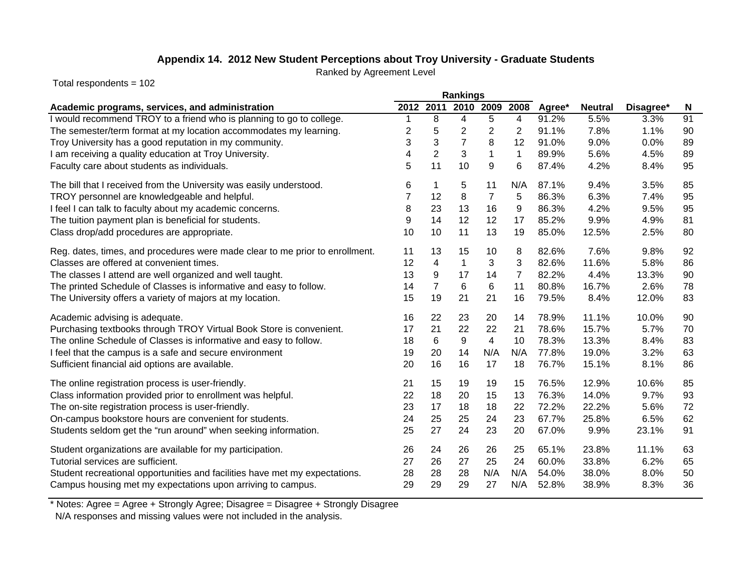**Appendix 14. 2012 New Student Perceptions about Troy University - Graduate Students**

Ranked by Agreement Level

Total respondents = 102

| | Rankings | | | | | | | | |
|---|---|---|---|---|---|---|---|---|---|
| Academic programs, services, and administration | 2012 | 2011 | 2010 | 2009 | 2008 | Agree* | Neutral | Disagree* | N |
| I would recommend TROY to a friend who is planning to go to college. | 1 | 8 | 4 | 5 | 4 | 91.2% | 5.5% | 3.3% | 91 |
| The semester/term format at my location accommodates my learning. | 2 | 5 | 2 | 2 | 2 | 91.1% | 7.8% | 1.1% | 90 |
| Troy University has a good reputation in my community. | 3 | 3 | 7 | 8 | 12 | 91.0% | 9.0% | 0.0% | 89 |
| I am receiving a quality education at Troy University. | 4 | 2 | 3 | 1 | 1 | 89.9% | 5.6% | 4.5% | 89 |
| Faculty care about students as individuals. | 5 | 11 | 10 | 9 | 6 | 87.4% | 4.2% | 8.4% | 95 |
| The bill that I received from the University was easily understood. | 6 | 1 | 5 | 11 | N/A | 87.1% | 9.4% | 3.5% | 85 |
| TROY personnel are knowledgeable and helpful. | 7 | 12 | 8 | 7 | 5 | 86.3% | 6.3% | 7.4% | 95 |
| I feel I can talk to faculty about my academic concerns. | 8 | 23 | 13 | 16 | 9 | 86.3% | 4.2% | 9.5% | 95 |
| The tuition payment plan is beneficial for students. | 9 | 14 | 12 | 12 | 17 | 85.2% | 9.9% | 4.9% | 81 |
| Class drop/add procedures are appropriate. | 10 | 10 | 11 | 13 | 19 | 85.0% | 12.5% | 2.5% | 80 |
| Reg. dates, times, and procedures were made clear to me prior to enrollment. | 11 | 13 | 15 | 10 | 8 | 82.6% | 7.6% | 9.8% | 92 |
| Classes are offered at convenient times. | 12 | 4 | 1 | 3 | 3 | 82.6% | 11.6% | 5.8% | 86 |
| The classes I attend are well organized and well taught. | 13 | 9 | 17 | 14 | 7 | 82.2% | 4.4% | 13.3% | 90 |
| The printed Schedule of Classes is informative and easy to follow. | 14 | 7 | 6 | 6 | 11 | 80.8% | 16.7% | 2.6% | 78 |
| The University offers a variety of majors at my location. | 15 | 19 | 21 | 21 | 16 | 79.5% | 8.4% | 12.0% | 83 |
| Academic advising is adequate. | 16 | 22 | 23 | 20 | 14 | 78.9% | 11.1% | 10.0% | 90 |
| Purchasing textbooks through TROY Virtual Book Store is convenient. | 17 | 21 | 22 | 22 | 21 | 78.6% | 15.7% | 5.7% | 70 |
| The online Schedule of Classes is informative and easy to follow. | 18 | 6 | 9 | 4 | 10 | 78.3% | 13.3% | 8.4% | 83 |
| I feel that the campus is a safe and secure environment | 19 | 20 | 14 | N/A | N/A | 77.8% | 19.0% | 3.2% | 63 |
| Sufficient financial aid options are available. | 20 | 16 | 16 | 17 | 18 | 76.7% | 15.1% | 8.1% | 86 |
| The online registration process is user-friendly. | 21 | 15 | 19 | 19 | 15 | 76.5% | 12.9% | 10.6% | 85 |
| Class information provided prior to enrollment was helpful. | 22 | 18 | 20 | 15 | 13 | 76.3% | 14.0% | 9.7% | 93 |
| The on-site registration process is user-friendly. | 23 | 17 | 18 | 18 | 22 | 72.2% | 22.2% | 5.6% | 72 |
| On-campus bookstore hours are convenient for students. | 24 | 25 | 25 | 24 | 23 | 67.7% | 25.8% | 6.5% | 62 |
| Students seldom get the “run around” when seeking information. | 25 | 27 | 24 | 23 | 20 | 67.0% | 9.9% | 23.1% | 91 |
| Student organizations are available for my participation. | 26 | 24 | 26 | 26 | 25 | 65.1% | 23.8% | 11.1% | 63 |
| Tutorial services are sufficient. | 27 | 26 | 27 | 25 | 24 | 60.0% | 33.8% | 6.2% | 65 |
| Student recreational opportunities and facilities have met my expectations. | 28 | 28 | 28 | N/A | N/A | 54.0% | 38.0% | 8.0% | 50 |
| Campus housing met my expectations upon arriving to campus. | 29 | 29 | 29 | 27 | N/A | 52.8% | 38.9% | 8.3% | 36 |

* Notes: Agree = Agree + Strongly Agree; Disagree = Disagree + Strongly Disagree
N/A responses and missing values were not included in the analysis.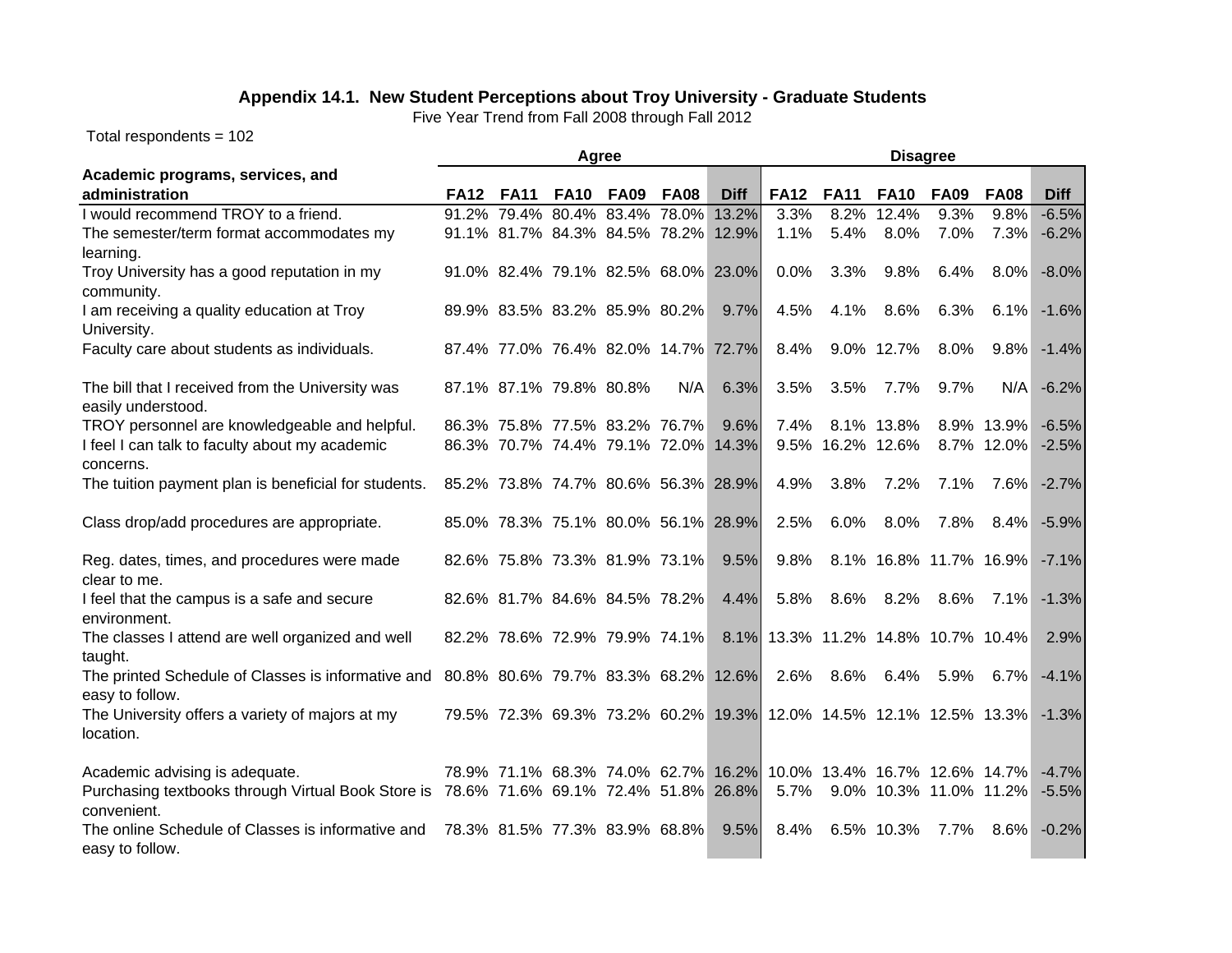**Appendix 14.1. New Student Perceptions about Troy University - Graduate Students**

Five Year Trend from Fall 2008 through Fall 2012

Total respondents = 102

| | Agree | | | | | | Disagree | | | | | |
|---|---|---|---|---|---|---|---|---|---|---|---|---|
| **Academic programs, services, and administration** | **FA12** | **FA11** | **FA10** | **FA09** | **FA08** | **Diff** | **FA12** | **FA11** | **FA10** | **FA09** | **FA08** | **Diff** |
| I would recommend TROY to a friend. | 91.2% | 79.4% | 80.4% | 83.4% | 78.0% | 13.2% | 3.3% | 8.2% | 12.4% | 9.3% | 9.8% | -6.5% |
| The semester/term format accommodates my learning. | 91.1% | 81.7% | 84.3% | 84.5% | 78.2% | 12.9% | 1.1% | 5.4% | 8.0% | 7.0% | 7.3% | -6.2% |
| Troy University has a good reputation in my community. | 91.0% | 82.4% | 79.1% | 82.5% | 68.0% | 23.0% | 0.0% | 3.3% | 9.8% | 6.4% | 8.0% | -8.0% |
| I am receiving a quality education at Troy University. | 89.9% | 83.5% | 83.2% | 85.9% | 80.2% | 9.7% | 4.5% | 4.1% | 8.6% | 6.3% | 6.1% | -1.6% |
| Faculty care about students as individuals. | 87.4% | 77.0% | 76.4% | 82.0% | 14.7% | 72.7% | 8.4% | 9.0% | 12.7% | 8.0% | 9.8% | -1.4% |
| The bill that I received from the University was easily understood. | 87.1% | 87.1% | 79.8% | 80.8% | N/A | 6.3% | 3.5% | 3.5% | 7.7% | 9.7% | N/A | -6.2% |
| TROY personnel are knowledgeable and helpful. | 86.3% | 75.8% | 77.5% | 83.2% | 76.7% | 9.6% | 7.4% | 8.1% | 13.8% | 8.9% | 13.9% | -6.5% |
| I feel I can talk to faculty about my academic concerns. | 86.3% | 70.7% | 74.4% | 79.1% | 72.0% | 14.3% | 9.5% | 16.2% | 12.6% | 8.7% | 12.0% | -2.5% |
| The tuition payment plan is beneficial for students. | 85.2% | 73.8% | 74.7% | 80.6% | 56.3% | 28.9% | 4.9% | 3.8% | 7.2% | 7.1% | 7.6% | -2.7% |
| Class drop/add procedures are appropriate. | 85.0% | 78.3% | 75.1% | 80.0% | 56.1% | 28.9% | 2.5% | 6.0% | 8.0% | 7.8% | 8.4% | -5.9% |
| Reg. dates, times, and procedures were made clear to me. | 82.6% | 75.8% | 73.3% | 81.9% | 73.1% | 9.5% | 9.8% | 8.1% | 16.8% | 11.7% | 16.9% | -7.1% |
| I feel that the campus is a safe and secure environment. | 82.6% | 81.7% | 84.6% | 84.5% | 78.2% | 4.4% | 5.8% | 8.6% | 8.2% | 8.6% | 7.1% | -1.3% |
| The classes I attend are well organized and well taught. | 82.2% | 78.6% | 72.9% | 79.9% | 74.1% | 8.1% | 13.3% | 11.2% | 14.8% | 10.7% | 10.4% | 2.9% |
| The printed Schedule of Classes is informative and easy to follow. | 80.8% | 80.6% | 79.7% | 83.3% | 68.2% | 12.6% | 2.6% | 8.6% | 6.4% | 5.9% | 6.7% | -4.1% |
| The University offers a variety of majors at my location. | 79.5% | 72.3% | 69.3% | 73.2% | 60.2% | 19.3% | 12.0% | 14.5% | 12.1% | 12.5% | 13.3% | -1.3% |
| Academic advising is adequate. | 78.9% | 71.1% | 68.3% | 74.0% | 62.7% | 16.2% | 10.0% | 13.4% | 16.7% | 12.6% | 14.7% | -4.7% |
| Purchasing textbooks through Virtual Book Store is convenient. | 78.6% | 71.6% | 69.1% | 72.4% | 51.8% | 26.8% | 5.7% | 9.0% | 10.3% | 11.0% | 11.2% | -5.5% |
| The online Schedule of Classes is informative and easy to follow. | 78.3% | 81.5% | 77.3% | 83.9% | 68.8% | 9.5% | 8.4% | 6.5% | 10.3% | 7.7% | 8.6% | -0.2% |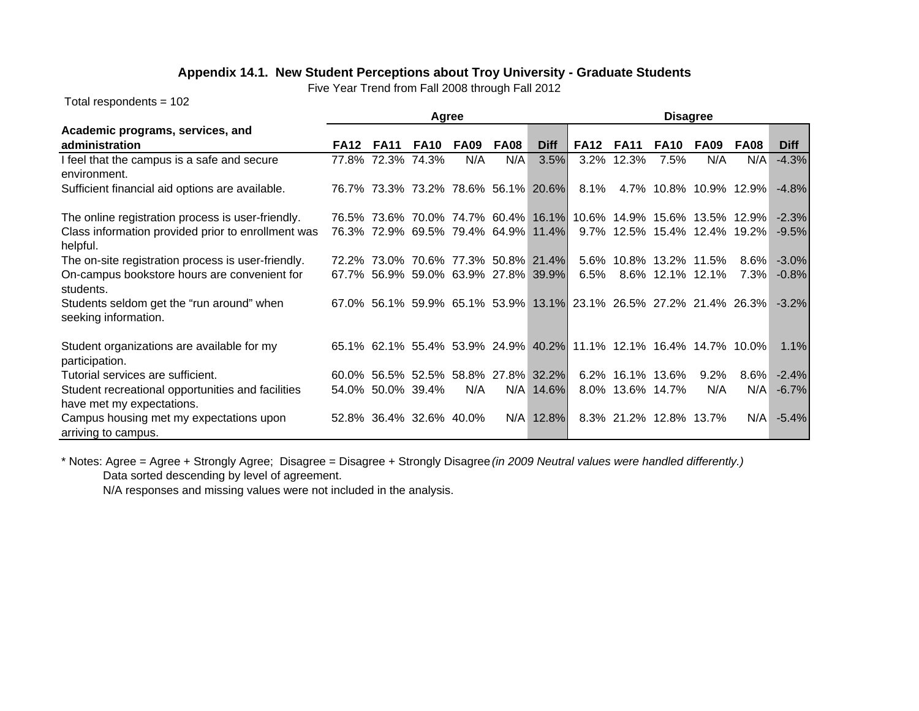**Appendix 14.1. New Student Perceptions about Troy University - Graduate Students**

Five Year Trend from Fall 2008 through Fall 2012

Total respondents = 102

| | Agree | | | | | | Disagree | | | | | |
|---|---|---|---|---|---|---|---|---|---|---|---|---|
| **Academic programs, services, and administration** | **FA12** | **FA11** | **FA10** | **FA09** | **FA08** | **Diff** | **FA12** | **FA11** | **FA10** | **FA09** | **FA08** | **Diff** |
| I feel that the campus is a safe and secure environment. | 77.8% | 72.3% | 74.3% | N/A | N/A | 3.5% | 3.2% | 12.3% | 7.5% | N/A | N/A | -4.3% |
| Sufficient financial aid options are available. | 76.7% | 73.3% | 73.2% | 78.6% | 56.1% | 20.6% | 8.1% | 4.7% | 10.8% | 10.9% | 12.9% | -4.8% |
| The online registration process is user-friendly. | 76.5% | 73.6% | 70.0% | 74.7% | 60.4% | 16.1% | 10.6% | 14.9% | 15.6% | 13.5% | 12.9% | -2.3% |
| Class information provided prior to enrollment was helpful. | 76.3% | 72.9% | 69.5% | 79.4% | 64.9% | 11.4% | 9.7% | 12.5% | 15.4% | 12.4% | 19.2% | -9.5% |
| The on-site registration process is user-friendly. | 72.2% | 73.0% | 70.6% | 77.3% | 50.8% | 21.4% | 5.6% | 10.8% | 13.2% | 11.5% | 8.6% | -3.0% |
| On-campus bookstore hours are convenient for students. | 67.7% | 56.9% | 59.0% | 63.9% | 27.8% | 39.9% | 6.5% | 8.6% | 12.1% | 12.1% | 7.3% | -0.8% |
| Students seldom get the "run around" when seeking information. | 67.0% | 56.1% | 59.9% | 65.1% | 53.9% | 13.1% | 23.1% | 26.5% | 27.2% | 21.4% | 26.3% | -3.2% |
| Student organizations are available for my participation. | 65.1% | 62.1% | 55.4% | 53.9% | 24.9% | 40.2% | 11.1% | 12.1% | 16.4% | 14.7% | 10.0% | 1.1% |
| Tutorial services are sufficient. | 60.0% | 56.5% | 52.5% | 58.8% | 27.8% | 32.2% | 6.2% | 16.1% | 13.6% | 9.2% | 8.6% | -2.4% |
| Student recreational opportunities and facilities have met my expectations. | 54.0% | 50.0% | 39.4% | N/A | N/A | 14.6% | 8.0% | 13.6% | 14.7% | N/A | N/A | -6.7% |
| Campus housing met my expectations upon arriving to campus. | 52.8% | 36.4% | 32.6% | 40.0% | N/A | 12.8% | 8.3% | 21.2% | 12.8% | 13.7% | N/A | -5.4% |

* Notes: Agree = Agree + Strongly Agree; Disagree = Disagree + Strongly Disagree *(in 2009 Neutral values were handled differently.)*

Data sorted descending by level of agreement.

N/A responses and missing values were not included in the analysis.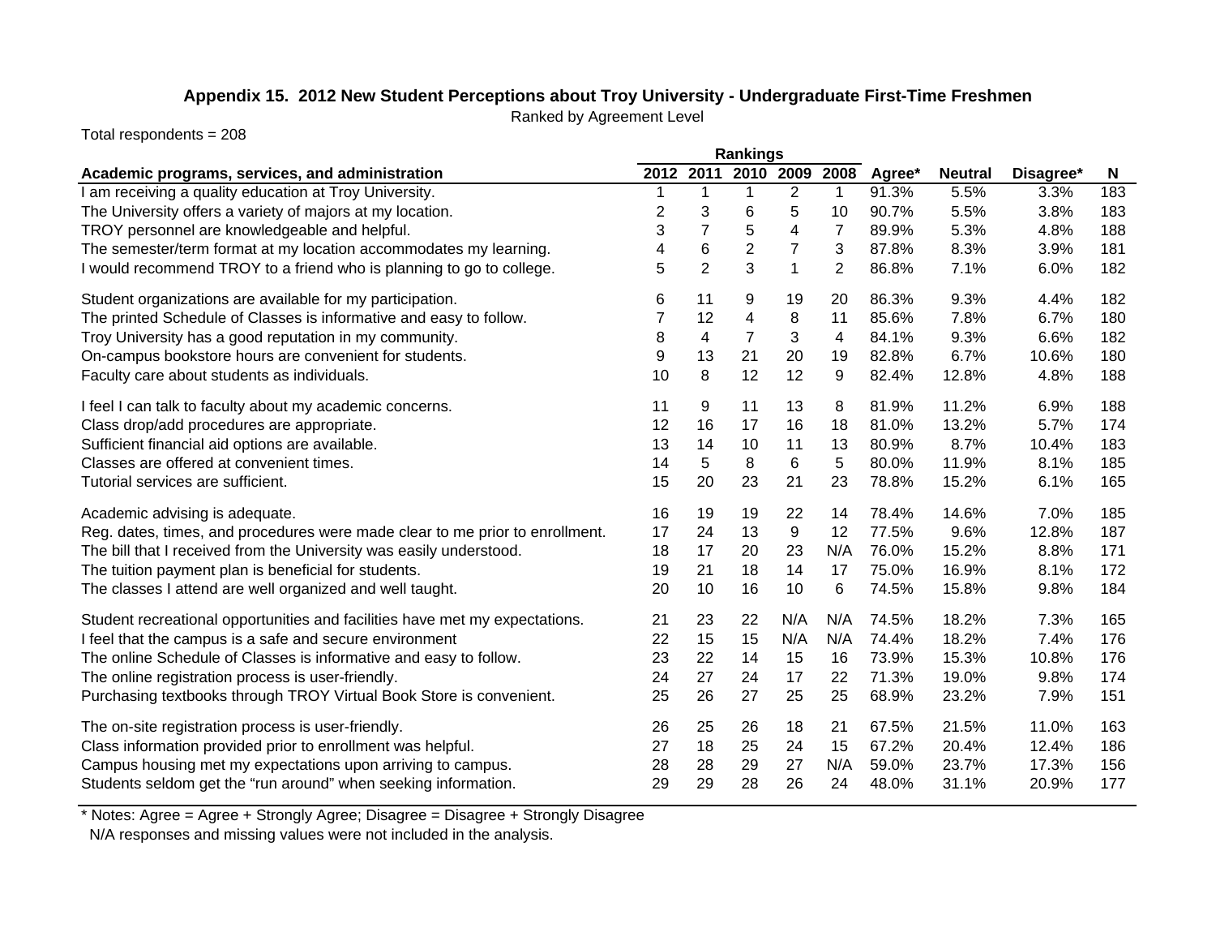**Appendix 15. 2012 New Student Perceptions about Troy University - Undergraduate First-Time Freshmen**

Ranked by Agreement Level

Total respondents = 208

| | Rankings | | | | | | | | |
|---|---|---|---|---|---|---|---|---|---|
| Academic programs, services, and administration | 2012 | 2011 | 2010 | 2009 | 2008 | Agree* | Neutral | Disagree* | N |
| I am receiving a quality education at Troy University. | 1 | 1 | 1 | 2 | 1 | 91.3% | 5.5% | 3.3% | 183 |
| The University offers a variety of majors at my location. | 2 | 3 | 6 | 5 | 10 | 90.7% | 5.5% | 3.8% | 183 |
| TROY personnel are knowledgeable and helpful. | 3 | 7 | 5 | 4 | 7 | 89.9% | 5.3% | 4.8% | 188 |
| The semester/term format at my location accommodates my learning. | 4 | 6 | 2 | 7 | 3 | 87.8% | 8.3% | 3.9% | 181 |
| I would recommend TROY to a friend who is planning to go to college. | 5 | 2 | 3 | 1 | 2 | 86.8% | 7.1% | 6.0% | 182 |
| Student organizations are available for my participation. | 6 | 11 | 9 | 19 | 20 | 86.3% | 9.3% | 4.4% | 182 |
| The printed Schedule of Classes is informative and easy to follow. | 7 | 12 | 4 | 8 | 11 | 85.6% | 7.8% | 6.7% | 180 |
| Troy University has a good reputation in my community. | 8 | 4 | 7 | 3 | 4 | 84.1% | 9.3% | 6.6% | 182 |
| On-campus bookstore hours are convenient for students. | 9 | 13 | 21 | 20 | 19 | 82.8% | 6.7% | 10.6% | 180 |
| Faculty care about students as individuals. | 10 | 8 | 12 | 12 | 9 | 82.4% | 12.8% | 4.8% | 188 |
| I feel I can talk to faculty about my academic concerns. | 11 | 9 | 11 | 13 | 8 | 81.9% | 11.2% | 6.9% | 188 |
| Class drop/add procedures are appropriate. | 12 | 16 | 17 | 16 | 18 | 81.0% | 13.2% | 5.7% | 174 |
| Sufficient financial aid options are available. | 13 | 14 | 10 | 11 | 13 | 80.9% | 8.7% | 10.4% | 183 |
| Classes are offered at convenient times. | 14 | 5 | 8 | 6 | 5 | 80.0% | 11.9% | 8.1% | 185 |
| Tutorial services are sufficient. | 15 | 20 | 23 | 21 | 23 | 78.8% | 15.2% | 6.1% | 165 |
| Academic advising is adequate. | 16 | 19 | 19 | 22 | 14 | 78.4% | 14.6% | 7.0% | 185 |
| Reg. dates, times, and procedures were made clear to me prior to enrollment. | 17 | 24 | 13 | 9 | 12 | 77.5% | 9.6% | 12.8% | 187 |
| The bill that I received from the University was easily understood. | 18 | 17 | 20 | 23 | N/A | 76.0% | 15.2% | 8.8% | 171 |
| The tuition payment plan is beneficial for students. | 19 | 21 | 18 | 14 | 17 | 75.0% | 16.9% | 8.1% | 172 |
| The classes I attend are well organized and well taught. | 20 | 10 | 16 | 10 | 6 | 74.5% | 15.8% | 9.8% | 184 |
| Student recreational opportunities and facilities have met my expectations. | 21 | 23 | 22 | N/A | N/A | 74.5% | 18.2% | 7.3% | 165 |
| I feel that the campus is a safe and secure environment | 22 | 15 | 15 | N/A | N/A | 74.4% | 18.2% | 7.4% | 176 |
| The online Schedule of Classes is informative and easy to follow. | 23 | 22 | 14 | 15 | 16 | 73.9% | 15.3% | 10.8% | 176 |
| The online registration process is user-friendly. | 24 | 27 | 24 | 17 | 22 | 71.3% | 19.0% | 9.8% | 174 |
| Purchasing textbooks through TROY Virtual Book Store is convenient. | 25 | 26 | 27 | 25 | 25 | 68.9% | 23.2% | 7.9% | 151 |
| The on-site registration process is user-friendly. | 26 | 25 | 26 | 18 | 21 | 67.5% | 21.5% | 11.0% | 163 |
| Class information provided prior to enrollment was helpful. | 27 | 18 | 25 | 24 | 15 | 67.2% | 20.4% | 12.4% | 186 |
| Campus housing met my expectations upon arriving to campus. | 28 | 28 | 29 | 27 | N/A | 59.0% | 23.7% | 17.3% | 156 |
| Students seldom get the "run around" when seeking information. | 29 | 29 | 28 | 26 | 24 | 48.0% | 31.1% | 20.9% | 177 |

* Notes: Agree = Agree + Strongly Agree; Disagree = Disagree + Strongly Disagree
N/A responses and missing values were not included in the analysis.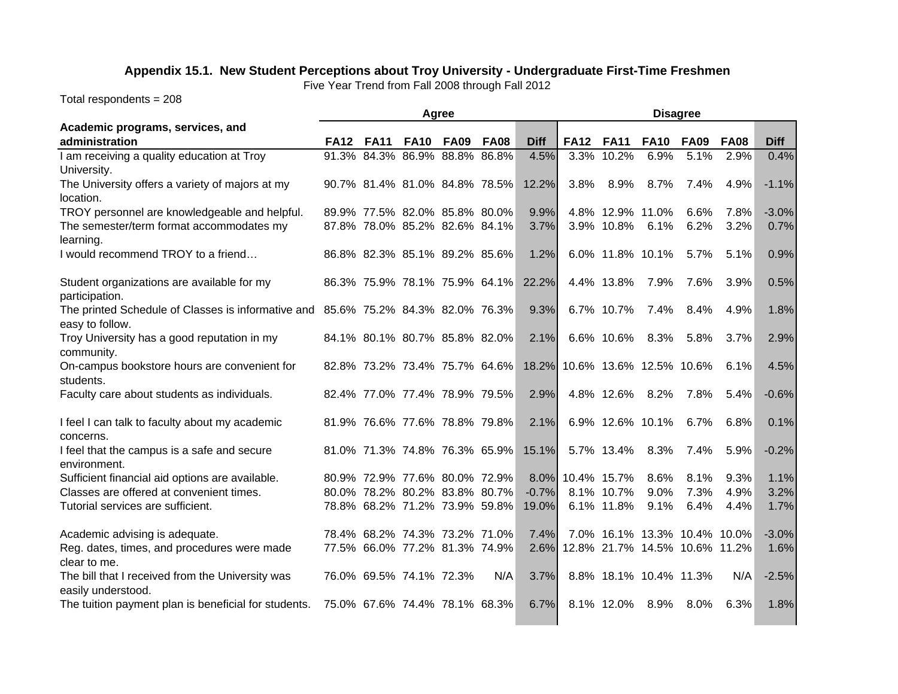**Appendix 15.1. New Student Perceptions about Troy University - Undergraduate First-Time Freshmen**

Five Year Trend from Fall 2008 through Fall 2012

Total respondents = 208

| | Agree | | | | | | Disagree | | | | | |
|---|---|---|---|---|---|---|---|---|---|---|---|---|
| **Academic programs, services, and administration** | **FA12** | **FA11** | **FA10** | **FA09** | **FA08** | **Diff** | **FA12** | **FA11** | **FA10** | **FA09** | **FA08** | **Diff** |
| I am receiving a quality education at Troy University. | 91.3% | 84.3% | 86.9% | 88.8% | 86.8% | 4.5% | 3.3% | 10.2% | 6.9% | 5.1% | 2.9% | 0.4% |
| The University offers a variety of majors at my location. | 90.7% | 81.4% | 81.0% | 84.8% | 78.5% | 12.2% | 3.8% | 8.9% | 8.7% | 7.4% | 4.9% | -1.1% |
| TROY personnel are knowledgeable and helpful. | 89.9% | 77.5% | 82.0% | 85.8% | 80.0% | 9.9% | 4.8% | 12.9% | 11.0% | 6.6% | 7.8% | -3.0% |
| The semester/term format accommodates my learning. | 87.8% | 78.0% | 85.2% | 82.6% | 84.1% | 3.7% | 3.9% | 10.8% | 6.1% | 6.2% | 3.2% | 0.7% |
| I would recommend TROY to a friend… | 86.8% | 82.3% | 85.1% | 89.2% | 85.6% | 1.2% | 6.0% | 11.8% | 10.1% | 5.7% | 5.1% | 0.9% |
| Student organizations are available for my participation. | 86.3% | 75.9% | 78.1% | 75.9% | 64.1% | 22.2% | 4.4% | 13.8% | 7.9% | 7.6% | 3.9% | 0.5% |
| The printed Schedule of Classes is informative and easy to follow. | 85.6% | 75.2% | 84.3% | 82.0% | 76.3% | 9.3% | 6.7% | 10.7% | 7.4% | 8.4% | 4.9% | 1.8% |
| Troy University has a good reputation in my community. | 84.1% | 80.1% | 80.7% | 85.8% | 82.0% | 2.1% | 6.6% | 10.6% | 8.3% | 5.8% | 3.7% | 2.9% |
| On-campus bookstore hours are convenient for students. | 82.8% | 73.2% | 73.4% | 75.7% | 64.6% | 18.2% | 10.6% | 13.6% | 12.5% | 10.6% | 6.1% | 4.5% |
| Faculty care about students as individuals. | 82.4% | 77.0% | 77.4% | 78.9% | 79.5% | 2.9% | 4.8% | 12.6% | 8.2% | 7.8% | 5.4% | -0.6% |
| I feel I can talk to faculty about my academic concerns. | 81.9% | 76.6% | 77.6% | 78.8% | 79.8% | 2.1% | 6.9% | 12.6% | 10.1% | 6.7% | 6.8% | 0.1% |
| I feel that the campus is a safe and secure environment. | 81.0% | 71.3% | 74.8% | 76.3% | 65.9% | 15.1% | 5.7% | 13.4% | 8.3% | 7.4% | 5.9% | -0.2% |
| Sufficient financial aid options are available. | 80.9% | 72.9% | 77.6% | 80.0% | 72.9% | 8.0% | 10.4% | 15.7% | 8.6% | 8.1% | 9.3% | 1.1% |
| Classes are offered at convenient times. | 80.0% | 78.2% | 80.2% | 83.8% | 80.7% | -0.7% | 8.1% | 10.7% | 9.0% | 7.3% | 4.9% | 3.2% |
| Tutorial services are sufficient. | 78.8% | 68.2% | 71.2% | 73.9% | 59.8% | 19.0% | 6.1% | 11.8% | 9.1% | 6.4% | 4.4% | 1.7% |
| Academic advising is adequate. | 78.4% | 68.2% | 74.3% | 73.2% | 71.0% | 7.4% | 7.0% | 16.1% | 13.3% | 10.4% | 10.0% | -3.0% |
| Reg. dates, times, and procedures were made clear to me. | 77.5% | 66.0% | 77.2% | 81.3% | 74.9% | 2.6% | 12.8% | 21.7% | 14.5% | 10.6% | 11.2% | 1.6% |
| The bill that I received from the University was easily understood. | 76.0% | 69.5% | 74.1% | 72.3% | N/A | 3.7% | 8.8% | 18.1% | 10.4% | 11.3% | N/A | -2.5% |
| The tuition payment plan is beneficial for students. | 75.0% | 67.6% | 74.4% | 78.1% | 68.3% | 6.7% | 8.1% | 12.0% | 8.9% | 8.0% | 6.3% | 1.8% |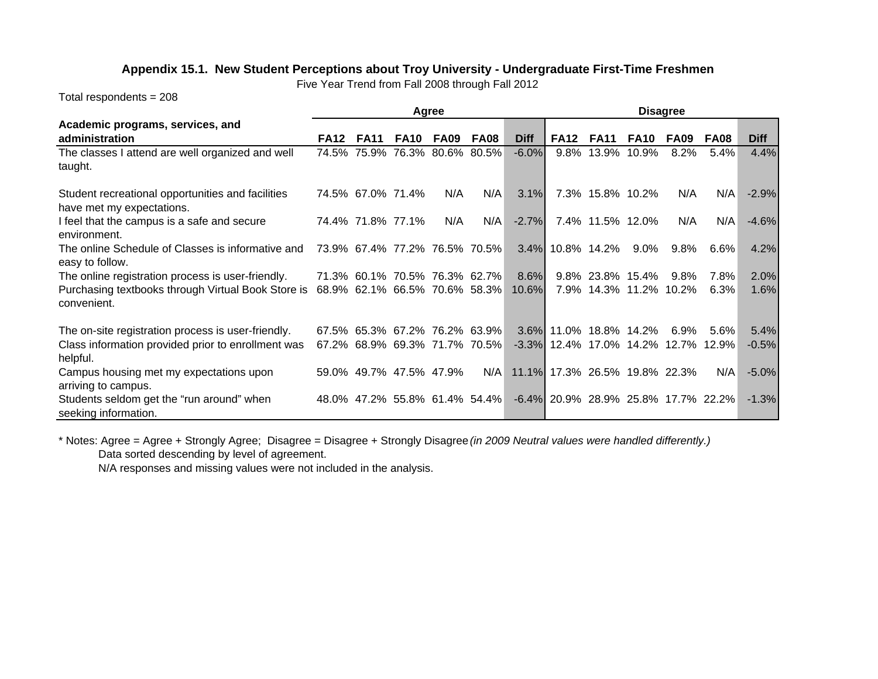**Appendix 15.1. New Student Perceptions about Troy University - Undergraduate First-Time Freshmen**

Five Year Trend from Fall 2008 through Fall 2012

Total respondents = 208

| | Agree | | | | | | Disagree | | | | | |
|---|---|---|---|---|---|---|---|---|---|---|---|---|
| **Academic programs, services, and administration** | **FA12** | **FA11** | **FA10** | **FA09** | **FA08** | **Diff** | **FA12** | **FA11** | **FA10** | **FA09** | **FA08** | **Diff** |
| The classes I attend are well organized and well taught. | 74.5% | 75.9% | 76.3% | 80.6% | 80.5% | -6.0% | 9.8% | 13.9% | 10.9% | 8.2% | 5.4% | 4.4% |
| Student recreational opportunities and facilities have met my expectations. | 74.5% | 67.0% | 71.4% | N/A | N/A | 3.1% | 7.3% | 15.8% | 10.2% | N/A | N/A | -2.9% |
| I feel that the campus is a safe and secure environment. | 74.4% | 71.8% | 77.1% | N/A | N/A | -2.7% | 7.4% | 11.5% | 12.0% | N/A | N/A | -4.6% |
| The online Schedule of Classes is informative and easy to follow. | 73.9% | 67.4% | 77.2% | 76.5% | 70.5% | 3.4% | 10.8% | 14.2% | 9.0% | 9.8% | 6.6% | 4.2% |
| The online registration process is user-friendly. | 71.3% | 60.1% | 70.5% | 76.3% | 62.7% | 8.6% | 9.8% | 23.8% | 15.4% | 9.8% | 7.8% | 2.0% |
| Purchasing textbooks through Virtual Book Store is convenient. | 68.9% | 62.1% | 66.5% | 70.6% | 58.3% | 10.6% | 7.9% | 14.3% | 11.2% | 10.2% | 6.3% | 1.6% |
| The on-site registration process is user-friendly. | 67.5% | 65.3% | 67.2% | 76.2% | 63.9% | 3.6% | 11.0% | 18.8% | 14.2% | 6.9% | 5.6% | 5.4% |
| Class information provided prior to enrollment was helpful. | 67.2% | 68.9% | 69.3% | 71.7% | 70.5% | -3.3% | 12.4% | 17.0% | 14.2% | 12.7% | 12.9% | -0.5% |
| Campus housing met my expectations upon arriving to campus. | 59.0% | 49.7% | 47.5% | 47.9% | N/A | 11.1% | 17.3% | 26.5% | 19.8% | 22.3% | N/A | -5.0% |
| Students seldom get the "run around" when seeking information. | 48.0% | 47.2% | 55.8% | 61.4% | 54.4% | -6.4% | 20.9% | 28.9% | 25.8% | 17.7% | 22.2% | -1.3% |

* Notes: Agree = Agree + Strongly Agree; Disagree = Disagree + Strongly Disagree *(in 2009 Neutral values were handled differently.)*
Data sorted descending by level of agreement.
N/A responses and missing values were not included in the analysis.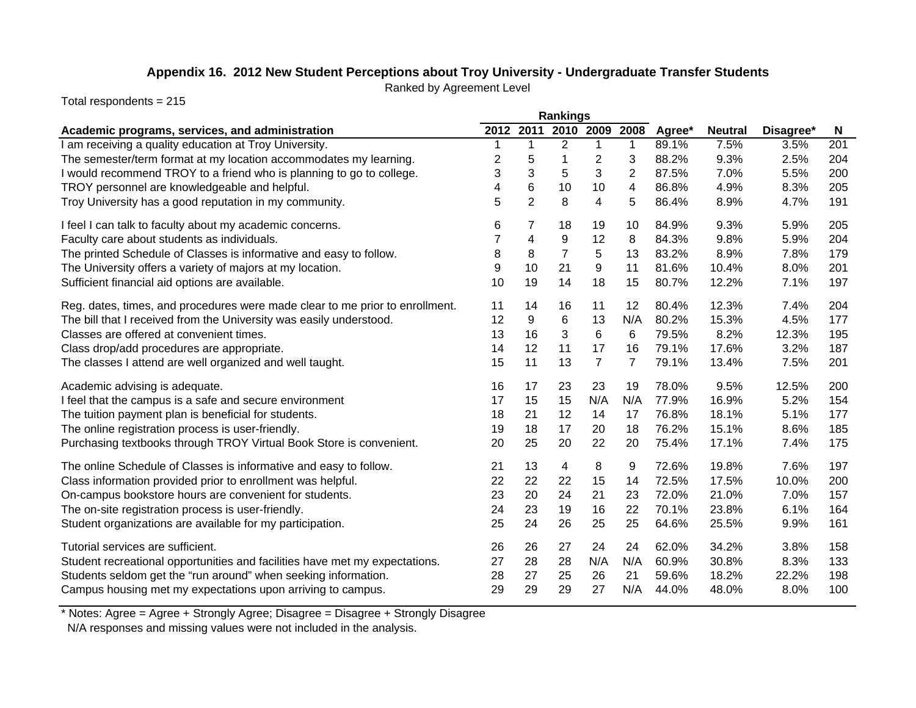**Appendix 16. 2012 New Student Perceptions about Troy University - Undergraduate Transfer Students**

Ranked by Agreement Level

Total respondents = 215

| | Rankings | | | | | | | | |
|---|---|---|---|---|---|---|---|---|---|
| **Academic programs, services, and administration** | **2012** | **2011** | **2010** | **2009** | **2008** | **Agree*** | **Neutral** | **Disagree*** | **N** |
| I am receiving a quality education at Troy University. | 1 | 1 | 2 | 1 | 1 | 89.1% | 7.5% | 3.5% | 201 |
| The semester/term format at my location accommodates my learning. | 2 | 5 | 1 | 2 | 3 | 88.2% | 9.3% | 2.5% | 204 |
| I would recommend TROY to a friend who is planning to go to college. | 3 | 3 | 5 | 3 | 2 | 87.5% | 7.0% | 5.5% | 200 |
| TROY personnel are knowledgeable and helpful. | 4 | 6 | 10 | 10 | 4 | 86.8% | 4.9% | 8.3% | 205 |
| Troy University has a good reputation in my community. | 5 | 2 | 8 | 4 | 5 | 86.4% | 8.9% | 4.7% | 191 |
| I feel I can talk to faculty about my academic concerns. | 6 | 7 | 18 | 19 | 10 | 84.9% | 9.3% | 5.9% | 205 |
| Faculty care about students as individuals. | 7 | 4 | 9 | 12 | 8 | 84.3% | 9.8% | 5.9% | 204 |
| The printed Schedule of Classes is informative and easy to follow. | 8 | 8 | 7 | 5 | 13 | 83.2% | 8.9% | 7.8% | 179 |
| The University offers a variety of majors at my location. | 9 | 10 | 21 | 9 | 11 | 81.6% | 10.4% | 8.0% | 201 |
| Sufficient financial aid options are available. | 10 | 19 | 14 | 18 | 15 | 80.7% | 12.2% | 7.1% | 197 |
| Reg. dates, times, and procedures were made clear to me prior to enrollment. | 11 | 14 | 16 | 11 | 12 | 80.4% | 12.3% | 7.4% | 204 |
| The bill that I received from the University was easily understood. | 12 | 9 | 6 | 13 | N/A | 80.2% | 15.3% | 4.5% | 177 |
| Classes are offered at convenient times. | 13 | 16 | 3 | 6 | 6 | 79.5% | 8.2% | 12.3% | 195 |
| Class drop/add procedures are appropriate. | 14 | 12 | 11 | 17 | 16 | 79.1% | 17.6% | 3.2% | 187 |
| The classes I attend are well organized and well taught. | 15 | 11 | 13 | 7 | 7 | 79.1% | 13.4% | 7.5% | 201 |
| Academic advising is adequate. | 16 | 17 | 23 | 23 | 19 | 78.0% | 9.5% | 12.5% | 200 |
| I feel that the campus is a safe and secure environment | 17 | 15 | 15 | N/A | N/A | 77.9% | 16.9% | 5.2% | 154 |
| The tuition payment plan is beneficial for students. | 18 | 21 | 12 | 14 | 17 | 76.8% | 18.1% | 5.1% | 177 |
| The online registration process is user-friendly. | 19 | 18 | 17 | 20 | 18 | 76.2% | 15.1% | 8.6% | 185 |
| Purchasing textbooks through TROY Virtual Book Store is convenient. | 20 | 25 | 20 | 22 | 20 | 75.4% | 17.1% | 7.4% | 175 |
| The online Schedule of Classes is informative and easy to follow. | 21 | 13 | 4 | 8 | 9 | 72.6% | 19.8% | 7.6% | 197 |
| Class information provided prior to enrollment was helpful. | 22 | 22 | 22 | 15 | 14 | 72.5% | 17.5% | 10.0% | 200 |
| On-campus bookstore hours are convenient for students. | 23 | 20 | 24 | 21 | 23 | 72.0% | 21.0% | 7.0% | 157 |
| The on-site registration process is user-friendly. | 24 | 23 | 19 | 16 | 22 | 70.1% | 23.8% | 6.1% | 164 |
| Student organizations are available for my participation. | 25 | 24 | 26 | 25 | 25 | 64.6% | 25.5% | 9.9% | 161 |
| Tutorial services are sufficient. | 26 | 26 | 27 | 24 | 24 | 62.0% | 34.2% | 3.8% | 158 |
| Student recreational opportunities and facilities have met my expectations. | 27 | 28 | 28 | N/A | N/A | 60.9% | 30.8% | 8.3% | 133 |
| Students seldom get the “run around” when seeking information. | 28 | 27 | 25 | 26 | 21 | 59.6% | 18.2% | 22.2% | 198 |
| Campus housing met my expectations upon arriving to campus. | 29 | 29 | 29 | 27 | N/A | 44.0% | 48.0% | 8.0% | 100 |

\* Notes: Agree = Agree + Strongly Agree; Disagree = Disagree + Strongly Disagree
N/A responses and missing values were not included in the analysis.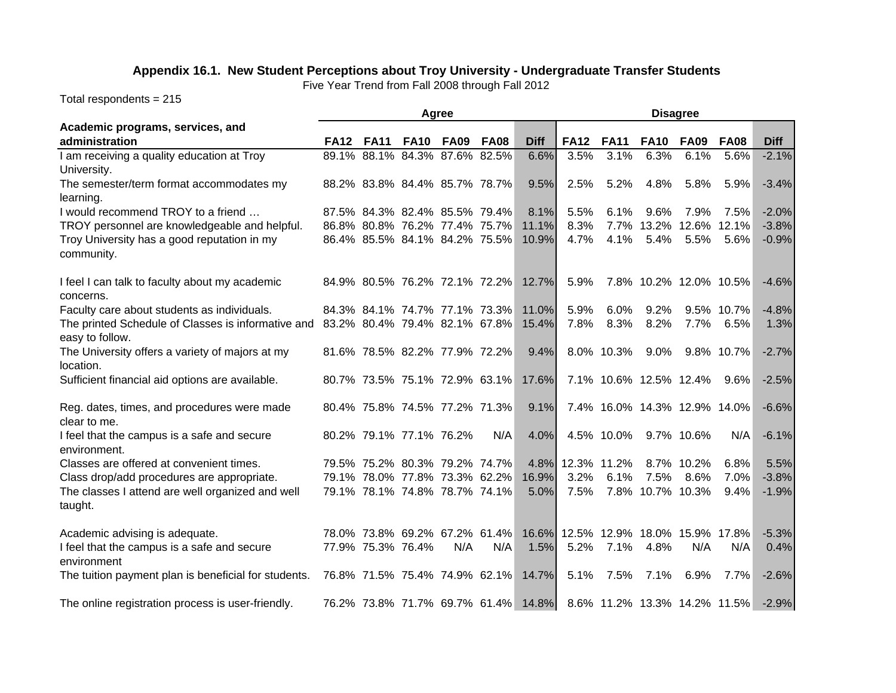**Appendix 16.1. New Student Perceptions about Troy University - Undergraduate Transfer Students**

Five Year Trend from Fall 2008 through Fall 2012

Total respondents = 215

| | Agree | | | | | | Disagree | | | | | |
|---|---|---|---|---|---|---|---|---|---|---|---|---|
| **Academic programs, services, and administration** | **FA12** | **FA11** | **FA10** | **FA09** | **FA08** | **Diff** | **FA12** | **FA11** | **FA10** | **FA09** | **FA08** | **Diff** |
| I am receiving a quality education at Troy University. | 89.1% | 88.1% | 84.3% | 87.6% | 82.5% | 6.6% | 3.5% | 3.1% | 6.3% | 6.1% | 5.6% | -2.1% |
| The semester/term format accommodates my learning. | 88.2% | 83.8% | 84.4% | 85.7% | 78.7% | 9.5% | 2.5% | 5.2% | 4.8% | 5.8% | 5.9% | -3.4% |
| I would recommend TROY to a friend … | 87.5% | 84.3% | 82.4% | 85.5% | 79.4% | 8.1% | 5.5% | 6.1% | 9.6% | 7.9% | 7.5% | -2.0% |
| TROY personnel are knowledgeable and helpful. | 86.8% | 80.8% | 76.2% | 77.4% | 75.7% | 11.1% | 8.3% | 7.7% | 13.2% | 12.6% | 12.1% | -3.8% |
| Troy University has a good reputation in my community. | 86.4% | 85.5% | 84.1% | 84.2% | 75.5% | 10.9% | 4.7% | 4.1% | 5.4% | 5.5% | 5.6% | -0.9% |
| I feel I can talk to faculty about my academic concerns. | 84.9% | 80.5% | 76.2% | 72.1% | 72.2% | 12.7% | 5.9% | 7.8% | 10.2% | 12.0% | 10.5% | -4.6% |
| Faculty care about students as individuals. | 84.3% | 84.1% | 74.7% | 77.1% | 73.3% | 11.0% | 5.9% | 6.0% | 9.2% | 9.5% | 10.7% | -4.8% |
| The printed Schedule of Classes is informative and easy to follow. | 83.2% | 80.4% | 79.4% | 82.1% | 67.8% | 15.4% | 7.8% | 8.3% | 8.2% | 7.7% | 6.5% | 1.3% |
| The University offers a variety of majors at my location. | 81.6% | 78.5% | 82.2% | 77.9% | 72.2% | 9.4% | 8.0% | 10.3% | 9.0% | 9.8% | 10.7% | -2.7% |
| Sufficient financial aid options are available. | 80.7% | 73.5% | 75.1% | 72.9% | 63.1% | 17.6% | 7.1% | 10.6% | 12.5% | 12.4% | 9.6% | -2.5% |
| Reg. dates, times, and procedures were made clear to me. | 80.4% | 75.8% | 74.5% | 77.2% | 71.3% | 9.1% | 7.4% | 16.0% | 14.3% | 12.9% | 14.0% | -6.6% |
| I feel that the campus is a safe and secure environment. | 80.2% | 79.1% | 77.1% | 76.2% | N/A | 4.0% | 4.5% | 10.0% | 9.7% | 10.6% | N/A | -6.1% |
| Classes are offered at convenient times. | 79.5% | 75.2% | 80.3% | 79.2% | 74.7% | 4.8% | 12.3% | 11.2% | 8.7% | 10.2% | 6.8% | 5.5% |
| Class drop/add procedures are appropriate. | 79.1% | 78.0% | 77.8% | 73.3% | 62.2% | 16.9% | 3.2% | 6.1% | 7.5% | 8.6% | 7.0% | -3.8% |
| The classes I attend are well organized and well taught. | 79.1% | 78.1% | 74.8% | 78.7% | 74.1% | 5.0% | 7.5% | 7.8% | 10.7% | 10.3% | 9.4% | -1.9% |
| Academic advising is adequate. | 78.0% | 73.8% | 69.2% | 67.2% | 61.4% | 16.6% | 12.5% | 12.9% | 18.0% | 15.9% | 17.8% | -5.3% |
| I feel that the campus is a safe and secure environment | 77.9% | 75.3% | 76.4% | N/A | N/A | 1.5% | 5.2% | 7.1% | 4.8% | N/A | N/A | 0.4% |
| The tuition payment plan is beneficial for students. | 76.8% | 71.5% | 75.4% | 74.9% | 62.1% | 14.7% | 5.1% | 7.5% | 7.1% | 6.9% | 7.7% | -2.6% |
| The online registration process is user-friendly. | 76.2% | 73.8% | 71.7% | 69.7% | 61.4% | 14.8% | 8.6% | 11.2% | 13.3% | 14.2% | 11.5% | -2.9% |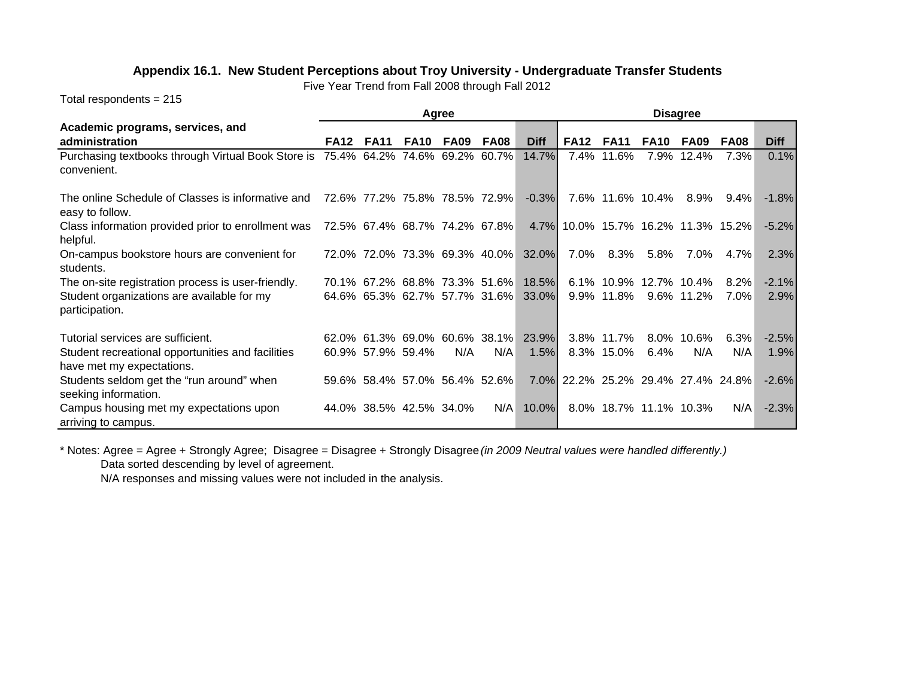### Appendix 16.1. New Student Perceptions about Troy University - Undergraduate Transfer Students

Five Year Trend from Fall 2008 through Fall 2012

Total respondents = 215

| | Agree | | | | | | Disagree | | | | | |
|---|---|---|---|---|---|---|---|---|---|---|---|---|
| **Academic programs, services, and administration** | **FA12** | **FA11** | **FA10** | **FA09** | **FA08** | **Diff** | **FA12** | **FA11** | **FA10** | **FA09** | **FA08** | **Diff** |
| Purchasing textbooks through Virtual Book Store is convenient. | 75.4% | 64.2% | 74.6% | 69.2% | 60.7% | 14.7% | 7.4% | 11.6% | 7.9% | 12.4% | 7.3% | 0.1% |
| The online Schedule of Classes is informative and easy to follow. | 72.6% | 77.2% | 75.8% | 78.5% | 72.9% | -0.3% | 7.6% | 11.6% | 10.4% | 8.9% | 9.4% | -1.8% |
| Class information provided prior to enrollment was helpful. | 72.5% | 67.4% | 68.7% | 74.2% | 67.8% | 4.7% | 10.0% | 15.7% | 16.2% | 11.3% | 15.2% | -5.2% |
| On-campus bookstore hours are convenient for students. | 72.0% | 72.0% | 73.3% | 69.3% | 40.0% | 32.0% | 7.0% | 8.3% | 5.8% | 7.0% | 4.7% | 2.3% |
| The on-site registration process is user-friendly. | 70.1% | 67.2% | 68.8% | 73.3% | 51.6% | 18.5% | 6.1% | 10.9% | 12.7% | 10.4% | 8.2% | -2.1% |
| Student organizations are available for my participation. | 64.6% | 65.3% | 62.7% | 57.7% | 31.6% | 33.0% | 9.9% | 11.8% | 9.6% | 11.2% | 7.0% | 2.9% |
| Tutorial services are sufficient. | 62.0% | 61.3% | 69.0% | 60.6% | 38.1% | 23.9% | 3.8% | 11.7% | 8.0% | 10.6% | 6.3% | -2.5% |
| Student recreational opportunities and facilities have met my expectations. | 60.9% | 57.9% | 59.4% | N/A | N/A | 1.5% | 8.3% | 15.0% | 6.4% | N/A | N/A | 1.9% |
| Students seldom get the "run around" when seeking information. | 59.6% | 58.4% | 57.0% | 56.4% | 52.6% | 7.0% | 22.2% | 25.2% | 29.4% | 27.4% | 24.8% | -2.6% |
| Campus housing met my expectations upon arriving to campus. | 44.0% | 38.5% | 42.5% | 34.0% | N/A | 10.0% | 8.0% | 18.7% | 11.1% | 10.3% | N/A | -2.3% |

\* Notes: Agree = Agree + Strongly Agree; Disagree = Disagree + Strongly Disagree *(in 2009 Neutral values were handled differently.)*

Data sorted descending by level of agreement.

N/A responses and missing values were not included in the analysis.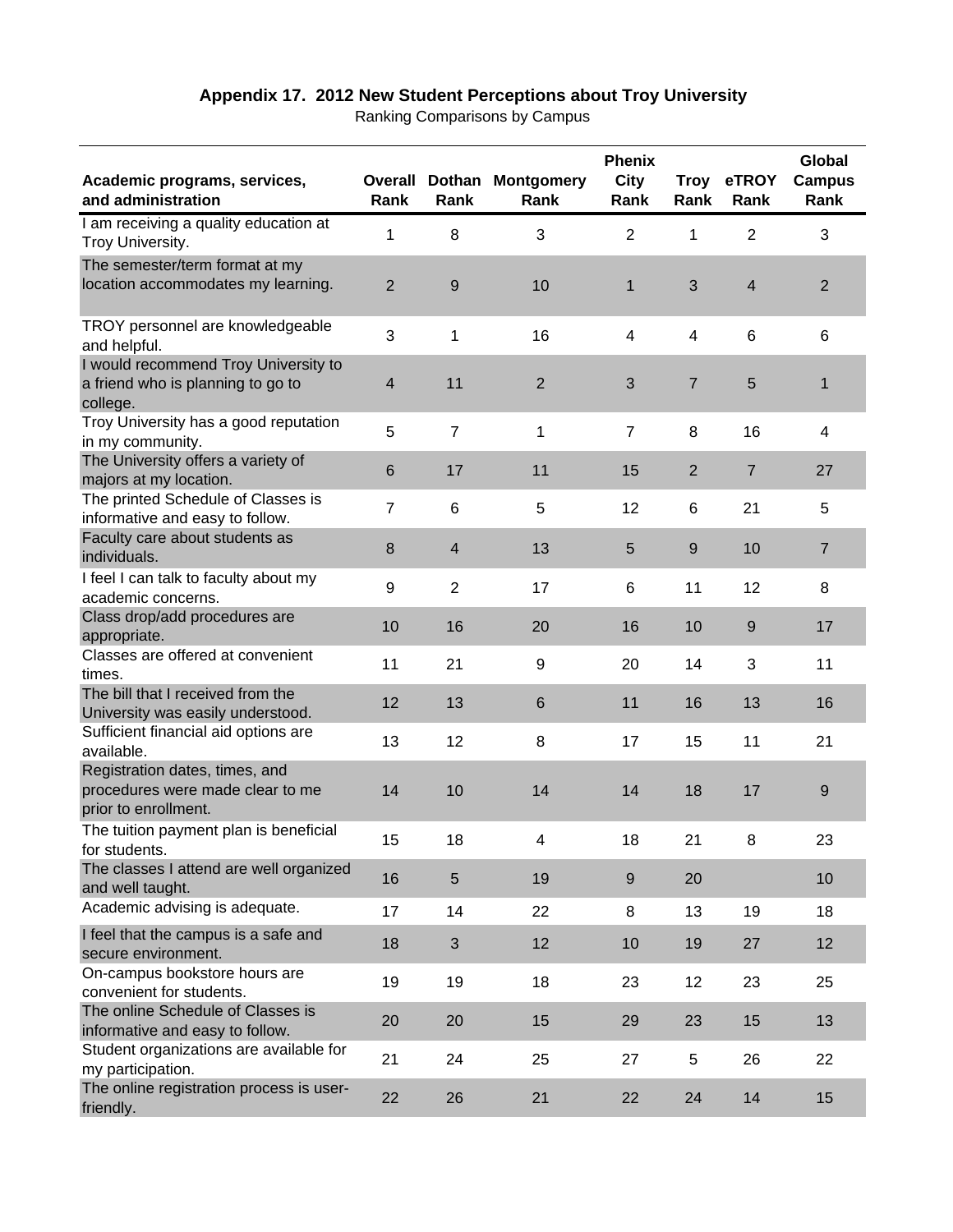**Appendix 17. 2012 New Student Perceptions about Troy University**

Ranking Comparisons by Campus

| Academic programs, services, and administration | Overall Rank | Dothan Rank | Montgomery Rank | Phenix City Rank | Troy Rank | eTROY Rank | Global Campus Rank |
|---|---|---|---|---|---|---|---|
| I am receiving a quality education at Troy University. | 1 | 8 | 3 | 2 | 1 | 2 | 3 |
| The semester/term format at my location accommodates my learning. | 2 | 9 | 10 | 1 | 3 | 4 | 2 |
| TROY personnel are knowledgeable and helpful. | 3 | 1 | 16 | 4 | 4 | 6 | 6 |
| I would recommend Troy University to a friend who is planning to go to college. | 4 | 11 | 2 | 3 | 7 | 5 | 1 |
| Troy University has a good reputation in my community. | 5 | 7 | 1 | 7 | 8 | 16 | 4 |
| The University offers a variety of majors at my location. | 6 | 17 | 11 | 15 | 2 | 7 | 27 |
| The printed Schedule of Classes is informative and easy to follow. | 7 | 6 | 5 | 12 | 6 | 21 | 5 |
| Faculty care about students as individuals. | 8 | 4 | 13 | 5 | 9 | 10 | 7 |
| I feel I can talk to faculty about my academic concerns. | 9 | 2 | 17 | 6 | 11 | 12 | 8 |
| Class drop/add procedures are appropriate. | 10 | 16 | 20 | 16 | 10 | 9 | 17 |
| Classes are offered at convenient times. | 11 | 21 | 9 | 20 | 14 | 3 | 11 |
| The bill that I received from the University was easily understood. | 12 | 13 | 6 | 11 | 16 | 13 | 16 |
| Sufficient financial aid options are available. | 13 | 12 | 8 | 17 | 15 | 11 | 21 |
| Registration dates, times, and procedures were made clear to me prior to enrollment. | 14 | 10 | 14 | 14 | 18 | 17 | 9 |
| The tuition payment plan is beneficial for students. | 15 | 18 | 4 | 18 | 21 | 8 | 23 |
| The classes I attend are well organized and well taught. | 16 | 5 | 19 | 9 | 20 | | 10 |
| Academic advising is adequate. | 17 | 14 | 22 | 8 | 13 | 19 | 18 |
| I feel that the campus is a safe and secure environment. | 18 | 3 | 12 | 10 | 19 | 27 | 12 |
| On-campus bookstore hours are convenient for students. | 19 | 19 | 18 | 23 | 12 | 23 | 25 |
| The online Schedule of Classes is informative and easy to follow. | 20 | 20 | 15 | 29 | 23 | 15 | 13 |
| Student organizations are available for my participation. | 21 | 24 | 25 | 27 | 5 | 26 | 22 |
| The online registration process is user-friendly. | 22 | 26 | 21 | 22 | 24 | 14 | 15 |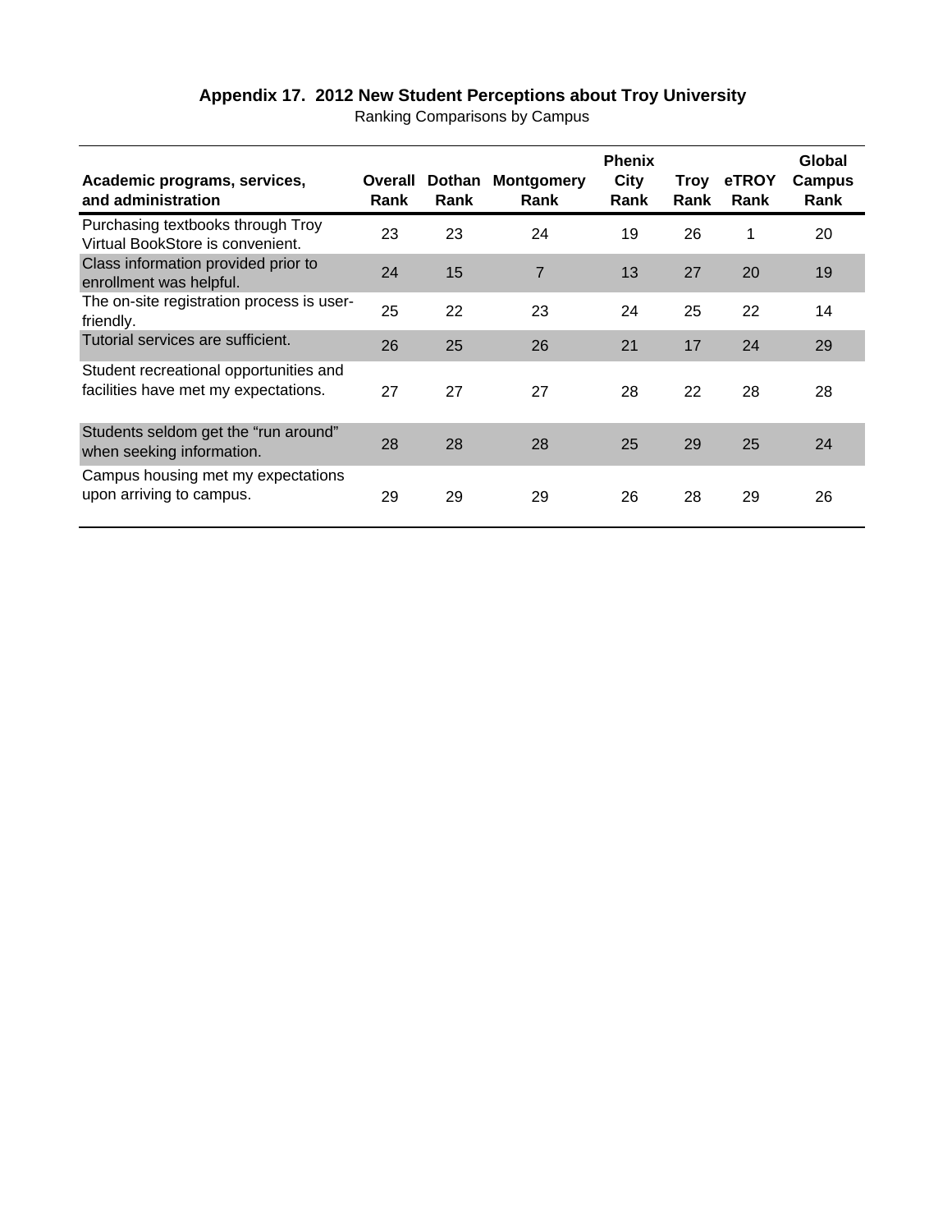**Appendix 17. 2012 New Student Perceptions about Troy University**

Ranking Comparisons by Campus

| Academic programs, services, and administration | Overall Rank | Dothan Rank | Montgomery Rank | Phenix City Rank | Troy Rank | eTROY Rank | Global Campus Rank |
|---|---|---|---|---|---|---|---|
| Purchasing textbooks through Troy Virtual BookStore is convenient. | 23 | 23 | 24 | 19 | 26 | 1 | 20 |
| Class information provided prior to enrollment was helpful. | 24 | 15 | 7 | 13 | 27 | 20 | 19 |
| The on-site registration process is user-friendly. | 25 | 22 | 23 | 24 | 25 | 22 | 14 |
| Tutorial services are sufficient. | 26 | 25 | 26 | 21 | 17 | 24 | 29 |
| Student recreational opportunities and facilities have met my expectations. | 27 | 27 | 27 | 28 | 22 | 28 | 28 |
| Students seldom get the “run around” when seeking information. | 28 | 28 | 28 | 25 | 29 | 25 | 24 |
| Campus housing met my expectations upon arriving to campus. | 29 | 29 | 29 | 26 | 28 | 29 | 26 |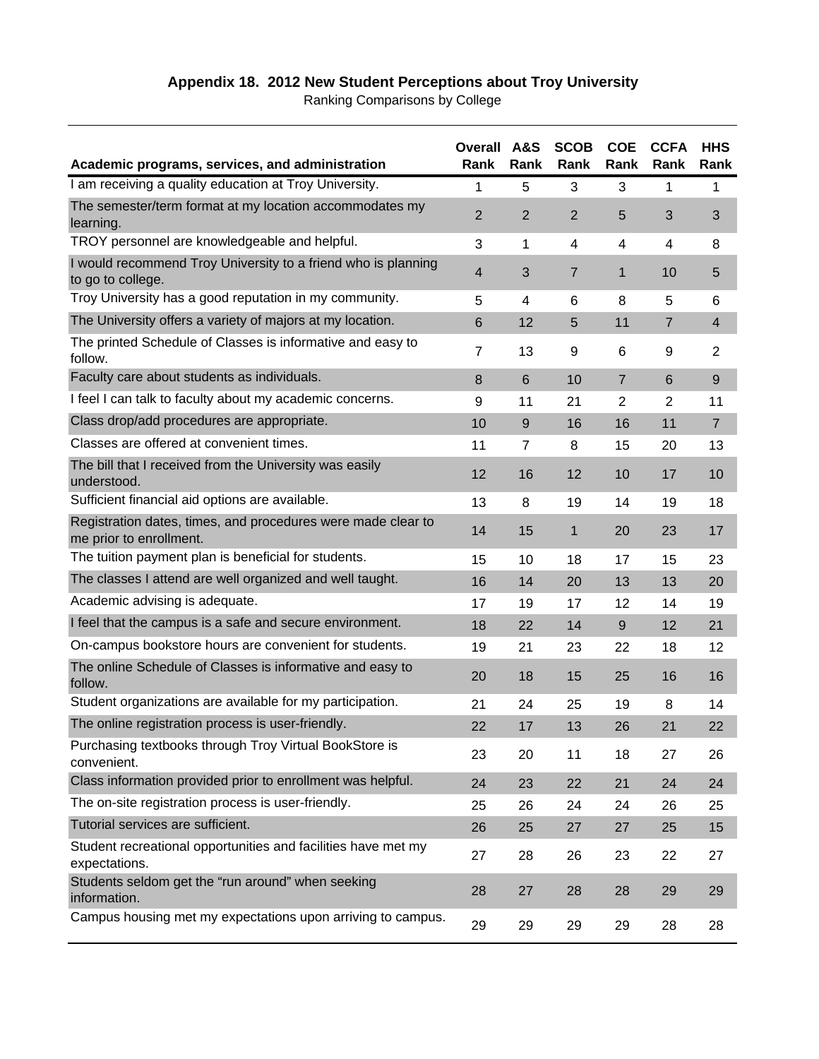## Appendix 18. 2012 New Student Perceptions about Troy University

Ranking Comparisons by College

| Academic programs, services, and administration | Overall Rank | A&S Rank | SCOB Rank | COE Rank | CCFA Rank | HHS Rank |
|---|---|---|---|---|---|---|
| I am receiving a quality education at Troy University. | 1 | 5 | 3 | 3 | 1 | 1 |
| The semester/term format at my location accommodates my learning. | 2 | 2 | 2 | 5 | 3 | 3 |
| TROY personnel are knowledgeable and helpful. | 3 | 1 | 4 | 4 | 4 | 8 |
| I would recommend Troy University to a friend who is planning to go to college. | 4 | 3 | 7 | 1 | 10 | 5 |
| Troy University has a good reputation in my community. | 5 | 4 | 6 | 8 | 5 | 6 |
| The University offers a variety of majors at my location. | 6 | 12 | 5 | 11 | 7 | 4 |
| The printed Schedule of Classes is informative and easy to follow. | 7 | 13 | 9 | 6 | 9 | 2 |
| Faculty care about students as individuals. | 8 | 6 | 10 | 7 | 6 | 9 |
| I feel I can talk to faculty about my academic concerns. | 9 | 11 | 21 | 2 | 2 | 11 |
| Class drop/add procedures are appropriate. | 10 | 9 | 16 | 16 | 11 | 7 |
| Classes are offered at convenient times. | 11 | 7 | 8 | 15 | 20 | 13 |
| The bill that I received from the University was easily understood. | 12 | 16 | 12 | 10 | 17 | 10 |
| Sufficient financial aid options are available. | 13 | 8 | 19 | 14 | 19 | 18 |
| Registration dates, times, and procedures were made clear to me prior to enrollment. | 14 | 15 | 1 | 20 | 23 | 17 |
| The tuition payment plan is beneficial for students. | 15 | 10 | 18 | 17 | 15 | 23 |
| The classes I attend are well organized and well taught. | 16 | 14 | 20 | 13 | 13 | 20 |
| Academic advising is adequate. | 17 | 19 | 17 | 12 | 14 | 19 |
| I feel that the campus is a safe and secure environment. | 18 | 22 | 14 | 9 | 12 | 21 |
| On-campus bookstore hours are convenient for students. | 19 | 21 | 23 | 22 | 18 | 12 |
| The online Schedule of Classes is informative and easy to follow. | 20 | 18 | 15 | 25 | 16 | 16 |
| Student organizations are available for my participation. | 21 | 24 | 25 | 19 | 8 | 14 |
| The online registration process is user-friendly. | 22 | 17 | 13 | 26 | 21 | 22 |
| Purchasing textbooks through Troy Virtual BookStore is convenient. | 23 | 20 | 11 | 18 | 27 | 26 |
| Class information provided prior to enrollment was helpful. | 24 | 23 | 22 | 21 | 24 | 24 |
| The on-site registration process is user-friendly. | 25 | 26 | 24 | 24 | 26 | 25 |
| Tutorial services are sufficient. | 26 | 25 | 27 | 27 | 25 | 15 |
| Student recreational opportunities and facilities have met my expectations. | 27 | 28 | 26 | 23 | 22 | 27 |
| Students seldom get the "run around" when seeking information. | 28 | 27 | 28 | 28 | 29 | 29 |
| Campus housing met my expectations upon arriving to campus. | 29 | 29 | 29 | 29 | 28 | 28 |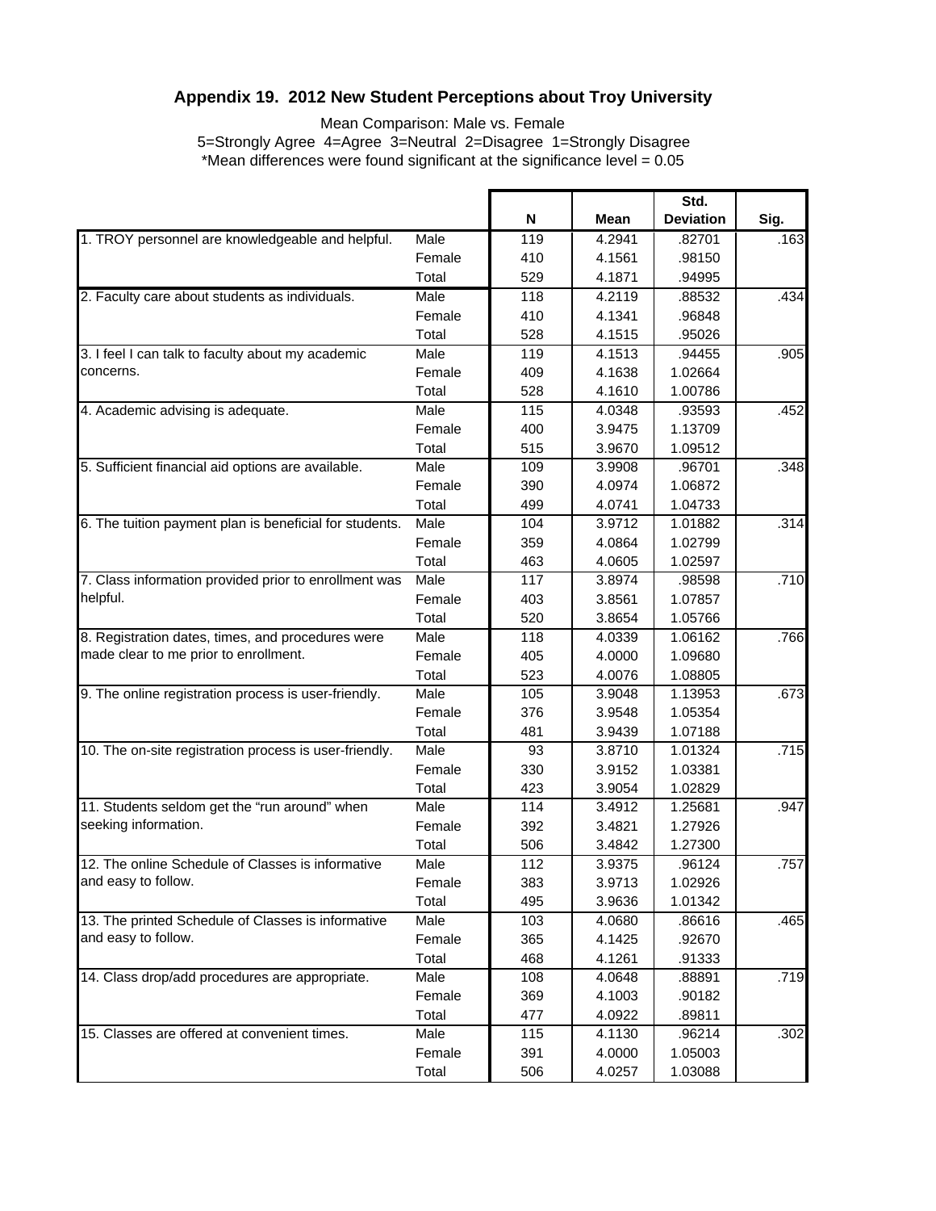## Appendix 19. 2012 New Student Perceptions about Troy University

Mean Comparison: Male vs. Female

5=Strongly Agree 4=Agree 3=Neutral 2=Disagree 1=Strongly Disagree

*Mean differences were found significant at the significance level = 0.05

| | | N | Mean | Std. Deviation | Sig. |
|---|---|---|---|---|---|
| 1. TROY personnel are knowledgeable and helpful. | Male | 119 | 4.2941 | .82701 | .163 |
| | Female | 410 | 4.1561 | .98150 | |
| | Total | 529 | 4.1871 | .94995 | |
| 2. Faculty care about students as individuals. | Male | 118 | 4.2119 | .88532 | .434 |
| | Female | 410 | 4.1341 | .96848 | |
| | Total | 528 | 4.1515 | .95026 | |
| 3. I feel I can talk to faculty about my academic concerns. | Male | 119 | 4.1513 | .94455 | .905 |
| | Female | 409 | 4.1638 | 1.02664 | |
| | Total | 528 | 4.1610 | 1.00786 | |
| 4. Academic advising is adequate. | Male | 115 | 4.0348 | .93593 | .452 |
| | Female | 400 | 3.9475 | 1.13709 | |
| | Total | 515 | 3.9670 | 1.09512 | |
| 5. Sufficient financial aid options are available. | Male | 109 | 3.9908 | .96701 | .348 |
| | Female | 390 | 4.0974 | 1.06872 | |
| | Total | 499 | 4.0741 | 1.04733 | |
| 6. The tuition payment plan is beneficial for students. | Male | 104 | 3.9712 | 1.01882 | .314 |
| | Female | 359 | 4.0864 | 1.02799 | |
| | Total | 463 | 4.0605 | 1.02597 | |
| 7. Class information provided prior to enrollment was helpful. | Male | 117 | 3.8974 | .98598 | .710 |
| | Female | 403 | 3.8561 | 1.07857 | |
| | Total | 520 | 3.8654 | 1.05766 | |
| 8. Registration dates, times, and procedures were made clear to me prior to enrollment. | Male | 118 | 4.0339 | 1.06162 | .766 |
| | Female | 405 | 4.0000 | 1.09680 | |
| | Total | 523 | 4.0076 | 1.08805 | |
| 9. The online registration process is user-friendly. | Male | 105 | 3.9048 | 1.13953 | .673 |
| | Female | 376 | 3.9548 | 1.05354 | |
| | Total | 481 | 3.9439 | 1.07188 | |
| 10. The on-site registration process is user-friendly. | Male | 93 | 3.8710 | 1.01324 | .715 |
| | Female | 330 | 3.9152 | 1.03381 | |
| | Total | 423 | 3.9054 | 1.02829 | |
| 11. Students seldom get the "run around" when seeking information. | Male | 114 | 3.4912 | 1.25681 | .947 |
| | Female | 392 | 3.4821 | 1.27926 | |
| | Total | 506 | 3.4842 | 1.27300 | |
| 12. The online Schedule of Classes is informative and easy to follow. | Male | 112 | 3.9375 | .96124 | .757 |
| | Female | 383 | 3.9713 | 1.02926 | |
| | Total | 495 | 3.9636 | 1.01342 | |
| 13. The printed Schedule of Classes is informative and easy to follow. | Male | 103 | 4.0680 | .86616 | .465 |
| | Female | 365 | 4.1425 | .92670 | |
| | Total | 468 | 4.1261 | .91333 | |
| 14. Class drop/add procedures are appropriate. | Male | 108 | 4.0648 | .88891 | .719 |
| | Female | 369 | 4.1003 | .90182 | |
| | Total | 477 | 4.0922 | .89811 | |
| 15. Classes are offered at convenient times. | Male | 115 | 4.1130 | .96214 | .302 |
| | Female | 391 | 4.0000 | 1.05003 | |
| | Total | 506 | 4.0257 | 1.03088 | |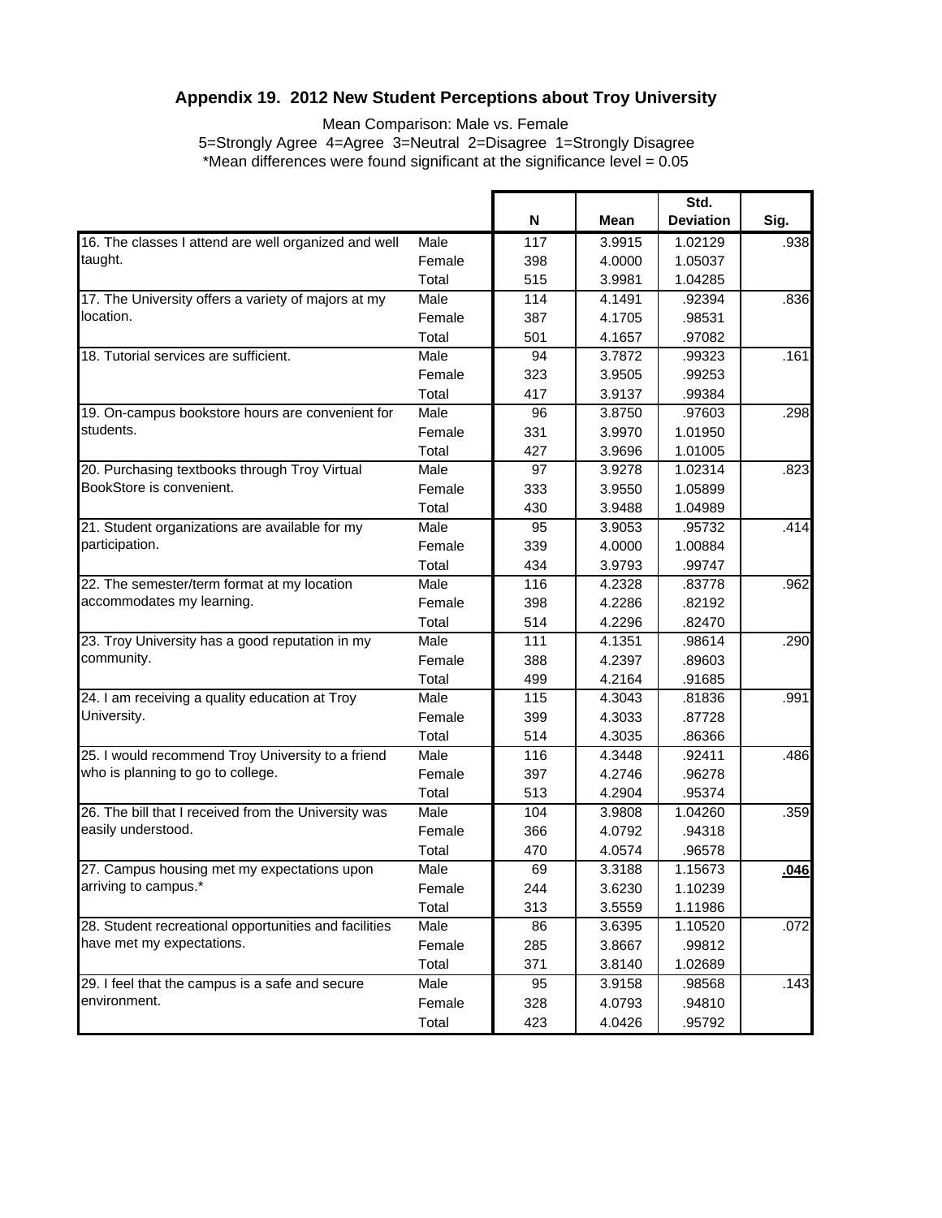## Appendix 19. 2012 New Student Perceptions about Troy University

Mean Comparison: Male vs. Female

5=Strongly Agree 4=Agree 3=Neutral 2=Disagree 1=Strongly Disagree

*Mean differences were found significant at the significance level = 0.05

| | | N | Mean | Std. Deviation | Sig. |
|---|---|---|---|---|---|
| 16. The classes I attend are well organized and well taught. | Male | 117 | 3.9915 | 1.02129 | .938 |
| | Female | 398 | 4.0000 | 1.05037 | |
| | Total | 515 | 3.9981 | 1.04285 | |
| 17. The University offers a variety of majors at my location. | Male | 114 | 4.1491 | .92394 | .836 |
| | Female | 387 | 4.1705 | .98531 | |
| | Total | 501 | 4.1657 | .97082 | |
| 18. Tutorial services are sufficient. | Male | 94 | 3.7872 | .99323 | .161 |
| | Female | 323 | 3.9505 | .99253 | |
| | Total | 417 | 3.9137 | .99384 | |
| 19. On-campus bookstore hours are convenient for students. | Male | 96 | 3.8750 | .97603 | .298 |
| | Female | 331 | 3.9970 | 1.01950 | |
| | Total | 427 | 3.9696 | 1.01005 | |
| 20. Purchasing textbooks through Troy Virtual BookStore is convenient. | Male | 97 | 3.9278 | 1.02314 | .823 |
| | Female | 333 | 3.9550 | 1.05899 | |
| | Total | 430 | 3.9488 | 1.04989 | |
| 21. Student organizations are available for my participation. | Male | 95 | 3.9053 | .95732 | .414 |
| | Female | 339 | 4.0000 | 1.00884 | |
| | Total | 434 | 3.9793 | .99747 | |
| 22. The semester/term format at my location accommodates my learning. | Male | 116 | 4.2328 | .83778 | .962 |
| | Female | 398 | 4.2286 | .82192 | |
| | Total | 514 | 4.2296 | .82470 | |
| 23. Troy University has a good reputation in my community. | Male | 111 | 4.1351 | .98614 | .290 |
| | Female | 388 | 4.2397 | .89603 | |
| | Total | 499 | 4.2164 | .91685 | |
| 24. I am receiving a quality education at Troy University. | Male | 115 | 4.3043 | .81836 | .991 |
| | Female | 399 | 4.3033 | .87728 | |
| | Total | 514 | 4.3035 | .86366 | |
| 25. I would recommend Troy University to a friend who is planning to go to college. | Male | 116 | 4.3448 | .92411 | .486 |
| | Female | 397 | 4.2746 | .96278 | |
| | Total | 513 | 4.2904 | .95374 | |
| 26. The bill that I received from the University was easily understood. | Male | 104 | 3.9808 | 1.04260 | .359 |
| | Female | 366 | 4.0792 | .94318 | |
| | Total | 470 | 4.0574 | .96578 | |
| 27. Campus housing met my expectations upon arriving to campus.* | Male | 69 | 3.3188 | 1.15673 | **.046** |
| | Female | 244 | 3.6230 | 1.10239 | |
| | Total | 313 | 3.5559 | 1.11986 | |
| 28. Student recreational opportunities and facilities have met my expectations. | Male | 86 | 3.6395 | 1.10520 | .072 |
| | Female | 285 | 3.8667 | .99812 | |
| | Total | 371 | 3.8140 | 1.02689 | |
| 29. I feel that the campus is a safe and secure environment. | Male | 95 | 3.9158 | .98568 | .143 |
| | Female | 328 | 4.0793 | .94810 | |
| | Total | 423 | 4.0426 | .95792 | |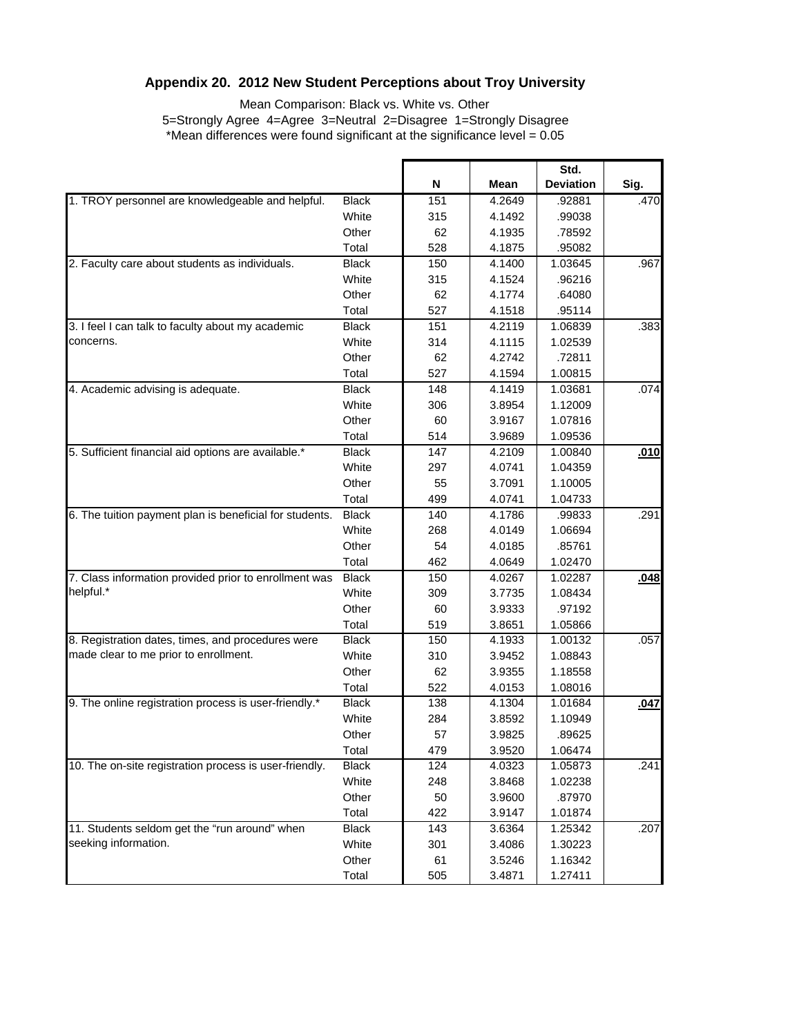## Appendix 20. 2012 New Student Perceptions about Troy University

Mean Comparison: Black vs. White vs. Other
5=Strongly Agree 4=Agree 3=Neutral 2=Disagree 1=Strongly Disagree
*Mean differences were found significant at the significance level = 0.05

| | | N | Mean | Std. Deviation | Sig. |
|---|---|---|---|---|---|
| 1. TROY personnel are knowledgeable and helpful. | Black | 151 | 4.2649 | .92881 | .470 |
| | White | 315 | 4.1492 | .99038 | |
| | Other | 62 | 4.1935 | .78592 | |
| | Total | 528 | 4.1875 | .95082 | |
| 2. Faculty care about students as individuals. | Black | 150 | 4.1400 | 1.03645 | .967 |
| | White | 315 | 4.1524 | .96216 | |
| | Other | 62 | 4.1774 | .64080 | |
| | Total | 527 | 4.1518 | .95114 | |
| 3. I feel I can talk to faculty about my academic concerns. | Black | 151 | 4.2119 | 1.06839 | .383 |
| | White | 314 | 4.1115 | 1.02539 | |
| | Other | 62 | 4.2742 | .72811 | |
| | Total | 527 | 4.1594 | 1.00815 | |
| 4. Academic advising is adequate. | Black | 148 | 4.1419 | 1.03681 | .074 |
| | White | 306 | 3.8954 | 1.12009 | |
| | Other | 60 | 3.9167 | 1.07816 | |
| | Total | 514 | 3.9689 | 1.09536 | |
| 5. Sufficient financial aid options are available.* | Black | 147 | 4.2109 | 1.00840 | **.010** |
| | White | 297 | 4.0741 | 1.04359 | |
| | Other | 55 | 3.7091 | 1.10005 | |
| | Total | 499 | 4.0741 | 1.04733 | |
| 6. The tuition payment plan is beneficial for students. | Black | 140 | 4.1786 | .99833 | .291 |
| | White | 268 | 4.0149 | 1.06694 | |
| | Other | 54 | 4.0185 | .85761 | |
| | Total | 462 | 4.0649 | 1.02470 | |
| 7. Class information provided prior to enrollment was helpful.* | Black | 150 | 4.0267 | 1.02287 | **.048** |
| | White | 309 | 3.7735 | 1.08434 | |
| | Other | 60 | 3.9333 | .97192 | |
| | Total | 519 | 3.8651 | 1.05866 | |
| 8. Registration dates, times, and procedures were made clear to me prior to enrollment. | Black | 150 | 4.1933 | 1.00132 | .057 |
| | White | 310 | 3.9452 | 1.08843 | |
| | Other | 62 | 3.9355 | 1.18558 | |
| | Total | 522 | 4.0153 | 1.08016 | |
| 9. The online registration process is user-friendly.* | Black | 138 | 4.1304 | 1.01684 | **.047** |
| | White | 284 | 3.8592 | 1.10949 | |
| | Other | 57 | 3.9825 | .89625 | |
| | Total | 479 | 3.9520 | 1.06474 | |
| 10. The on-site registration process is user-friendly. | Black | 124 | 4.0323 | 1.05873 | .241 |
| | White | 248 | 3.8468 | 1.02238 | |
| | Other | 50 | 3.9600 | .87970 | |
| | Total | 422 | 3.9147 | 1.01874 | |
| 11. Students seldom get the "run around" when seeking information. | Black | 143 | 3.6364 | 1.25342 | .207 |
| | White | 301 | 3.4086 | 1.30223 | |
| | Other | 61 | 3.5246 | 1.16342 | |
| | Total | 505 | 3.4871 | 1.27411 | |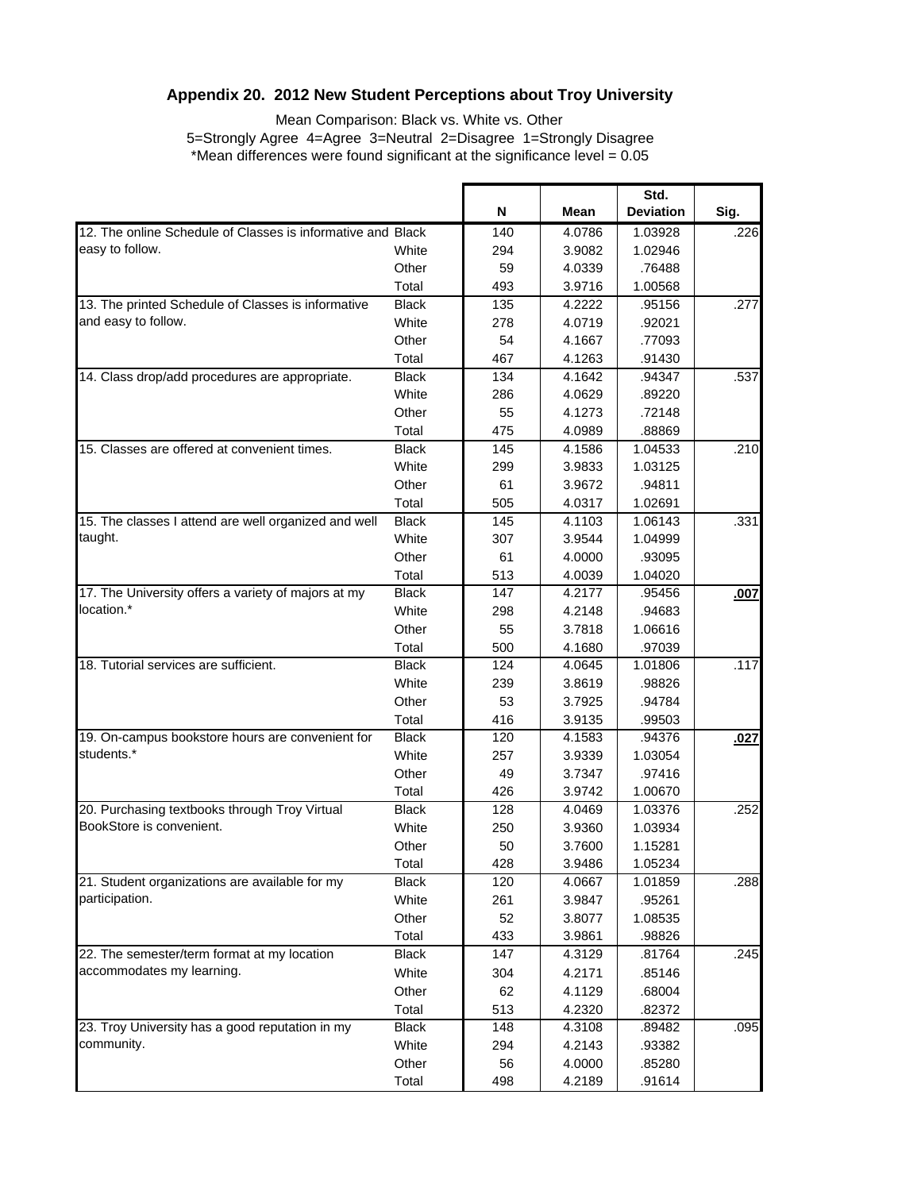## Appendix 20. 2012 New Student Perceptions about Troy University

Mean Comparison: Black vs. White vs. Other
5=Strongly Agree 4=Agree 3=Neutral 2=Disagree 1=Strongly Disagree
*Mean differences were found significant at the significance level = 0.05

| | | N | Mean | Std. Deviation | Sig. |
|---|---|---|---|---|---|
| 12. The online Schedule of Classes is informative and easy to follow. | Black | 140 | 4.0786 | 1.03928 | .226 |
| | White | 294 | 3.9082 | 1.02946 | |
| | Other | 59 | 4.0339 | .76488 | |
| | Total | 493 | 3.9716 | 1.00568 | |
| 13. The printed Schedule of Classes is informative and easy to follow. | Black | 135 | 4.2222 | .95156 | .277 |
| | White | 278 | 4.0719 | .92021 | |
| | Other | 54 | 4.1667 | .77093 | |
| | Total | 467 | 4.1263 | .91430 | |
| 14. Class drop/add procedures are appropriate. | Black | 134 | 4.1642 | .94347 | .537 |
| | White | 286 | 4.0629 | .89220 | |
| | Other | 55 | 4.1273 | .72148 | |
| | Total | 475 | 4.0989 | .88869 | |
| 15. Classes are offered at convenient times. | Black | 145 | 4.1586 | 1.04533 | .210 |
| | White | 299 | 3.9833 | 1.03125 | |
| | Other | 61 | 3.9672 | .94811 | |
| | Total | 505 | 4.0317 | 1.02691 | |
| 15. The classes I attend are well organized and well taught. | Black | 145 | 4.1103 | 1.06143 | .331 |
| | White | 307 | 3.9544 | 1.04999 | |
| | Other | 61 | 4.0000 | .93095 | |
| | Total | 513 | 4.0039 | 1.04020 | |
| 17. The University offers a variety of majors at my location.* | Black | 147 | 4.2177 | .95456 | **.007** |
| | White | 298 | 4.2148 | .94683 | |
| | Other | 55 | 3.7818 | 1.06616 | |
| | Total | 500 | 4.1680 | .97039 | |
| 18. Tutorial services are sufficient. | Black | 124 | 4.0645 | 1.01806 | .117 |
| | White | 239 | 3.8619 | .98826 | |
| | Other | 53 | 3.7925 | .94784 | |
| | Total | 416 | 3.9135 | .99503 | |
| 19. On-campus bookstore hours are convenient for students.* | Black | 120 | 4.1583 | .94376 | **.027** |
| | White | 257 | 3.9339 | 1.03054 | |
| | Other | 49 | 3.7347 | .97416 | |
| | Total | 426 | 3.9742 | 1.00670 | |
| 20. Purchasing textbooks through Troy Virtual BookStore is convenient. | Black | 128 | 4.0469 | 1.03376 | .252 |
| | White | 250 | 3.9360 | 1.03934 | |
| | Other | 50 | 3.7600 | 1.15281 | |
| | Total | 428 | 3.9486 | 1.05234 | |
| 21. Student organizations are available for my participation. | Black | 120 | 4.0667 | 1.01859 | .288 |
| | White | 261 | 3.9847 | .95261 | |
| | Other | 52 | 3.8077 | 1.08535 | |
| | Total | 433 | 3.9861 | .98826 | |
| 22. The semester/term format at my location accommodates my learning. | Black | 147 | 4.3129 | .81764 | .245 |
| | White | 304 | 4.2171 | .85146 | |
| | Other | 62 | 4.1129 | .68004 | |
| | Total | 513 | 4.2320 | .82372 | |
| 23. Troy University has a good reputation in my community. | Black | 148 | 4.3108 | .89482 | .095 |
| | White | 294 | 4.2143 | .93382 | |
| | Other | 56 | 4.0000 | .85280 | |
| | Total | 498 | 4.2189 | .91614 | |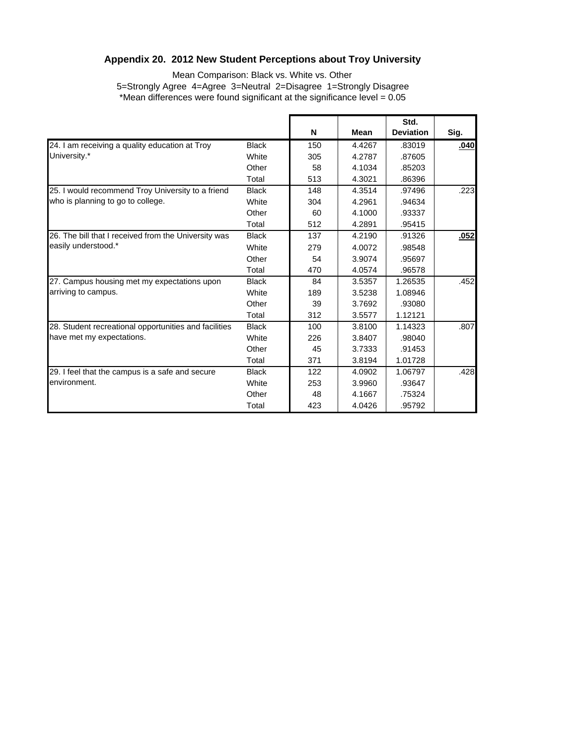## Appendix 20. 2012 New Student Perceptions about Troy University

Mean Comparison: Black vs. White vs. Other

5=Strongly Agree 4=Agree 3=Neutral 2=Disagree 1=Strongly Disagree

*Mean differences were found significant at the significance level = 0.05

| | | N | Mean | Std. Deviation | Sig. |
|---|---|---|---|---|---|
| 24. I am receiving a quality education at Troy University.* | Black | 150 | 4.4267 | .83019 | **.040** |
| | White | 305 | 4.2787 | .87605 | |
| | Other | 58 | 4.1034 | .85203 | |
| | Total | 513 | 4.3021 | .86396 | |
| 25. I would recommend Troy University to a friend who is planning to go to college. | Black | 148 | 4.3514 | .97496 | .223 |
| | White | 304 | 4.2961 | .94634 | |
| | Other | 60 | 4.1000 | .93337 | |
| | Total | 512 | 4.2891 | .95415 | |
| 26. The bill that I received from the University was easily understood.* | Black | 137 | 4.2190 | .91326 | **.052** |
| | White | 279 | 4.0072 | .98548 | |
| | Other | 54 | 3.9074 | .95697 | |
| | Total | 470 | 4.0574 | .96578 | |
| 27. Campus housing met my expectations upon arriving to campus. | Black | 84 | 3.5357 | 1.26535 | .452 |
| | White | 189 | 3.5238 | 1.08946 | |
| | Other | 39 | 3.7692 | .93080 | |
| | Total | 312 | 3.5577 | 1.12121 | |
| 28. Student recreational opportunities and facilities have met my expectations. | Black | 100 | 3.8100 | 1.14323 | .807 |
| | White | 226 | 3.8407 | .98040 | |
| | Other | 45 | 3.7333 | .91453 | |
| | Total | 371 | 3.8194 | 1.01728 | |
| 29. I feel that the campus is a safe and secure environment. | Black | 122 | 4.0902 | 1.06797 | .428 |
| | White | 253 | 3.9960 | .93647 | |
| | Other | 48 | 4.1667 | .75324 | |
| | Total | 423 | 4.0426 | .95792 | |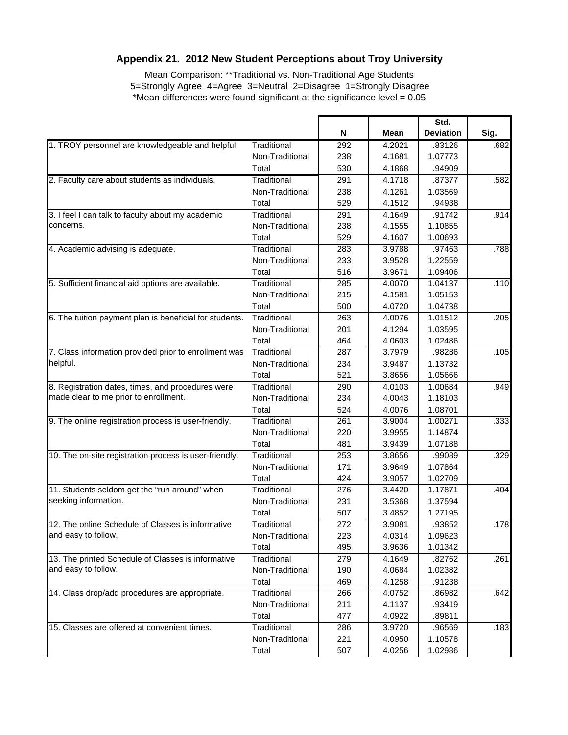## Appendix 21. 2012 New Student Perceptions about Troy University

Mean Comparison: **Traditional vs. Non-Traditional Age Students
5=Strongly Agree 4=Agree 3=Neutral 2=Disagree 1=Strongly Disagree
*Mean differences were found significant at the significance level = 0.05

| | | N | Mean | Std. Deviation | Sig. |
|---|---|---|---|---|---|
| 1. TROY personnel are knowledgeable and helpful. | Traditional | 292 | 4.2021 | .83126 | .682 |
| | Non-Traditional | 238 | 4.1681 | 1.07773 | |
| | Total | 530 | 4.1868 | .94909 | |
| 2. Faculty care about students as individuals. | Traditional | 291 | 4.1718 | .87377 | .582 |
| | Non-Traditional | 238 | 4.1261 | 1.03569 | |
| | Total | 529 | 4.1512 | .94938 | |
| 3. I feel I can talk to faculty about my academic concerns. | Traditional | 291 | 4.1649 | .91742 | .914 |
| | Non-Traditional | 238 | 4.1555 | 1.10855 | |
| | Total | 529 | 4.1607 | 1.00693 | |
| 4. Academic advising is adequate. | Traditional | 283 | 3.9788 | .97463 | .788 |
| | Non-Traditional | 233 | 3.9528 | 1.22559 | |
| | Total | 516 | 3.9671 | 1.09406 | |
| 5. Sufficient financial aid options are available. | Traditional | 285 | 4.0070 | 1.04137 | .110 |
| | Non-Traditional | 215 | 4.1581 | 1.05153 | |
| | Total | 500 | 4.0720 | 1.04738 | |
| 6. The tuition payment plan is beneficial for students. | Traditional | 263 | 4.0076 | 1.01512 | .205 |
| | Non-Traditional | 201 | 4.1294 | 1.03595 | |
| | Total | 464 | 4.0603 | 1.02486 | |
| 7. Class information provided prior to enrollment was helpful. | Traditional | 287 | 3.7979 | .98286 | .105 |
| | Non-Traditional | 234 | 3.9487 | 1.13732 | |
| | Total | 521 | 3.8656 | 1.05666 | |
| 8. Registration dates, times, and procedures were made clear to me prior to enrollment. | Traditional | 290 | 4.0103 | 1.00684 | .949 |
| | Non-Traditional | 234 | 4.0043 | 1.18103 | |
| | Total | 524 | 4.0076 | 1.08701 | |
| 9. The online registration process is user-friendly. | Traditional | 261 | 3.9004 | 1.00271 | .333 |
| | Non-Traditional | 220 | 3.9955 | 1.14874 | |
| | Total | 481 | 3.9439 | 1.07188 | |
| 10. The on-site registration process is user-friendly. | Traditional | 253 | 3.8656 | .99089 | .329 |
| | Non-Traditional | 171 | 3.9649 | 1.07864 | |
| | Total | 424 | 3.9057 | 1.02709 | |
| 11. Students seldom get the “run around” when seeking information. | Traditional | 276 | 3.4420 | 1.17871 | .404 |
| | Non-Traditional | 231 | 3.5368 | 1.37594 | |
| | Total | 507 | 3.4852 | 1.27195 | |
| 12. The online Schedule of Classes is informative and easy to follow. | Traditional | 272 | 3.9081 | .93852 | .178 |
| | Non-Traditional | 223 | 4.0314 | 1.09623 | |
| | Total | 495 | 3.9636 | 1.01342 | |
| 13. The printed Schedule of Classes is informative and easy to follow. | Traditional | 279 | 4.1649 | .82762 | .261 |
| | Non-Traditional | 190 | 4.0684 | 1.02382 | |
| | Total | 469 | 4.1258 | .91238 | |
| 14. Class drop/add procedures are appropriate. | Traditional | 266 | 4.0752 | .86982 | .642 |
| | Non-Traditional | 211 | 4.1137 | .93419 | |
| | Total | 477 | 4.0922 | .89811 | |
| 15. Classes are offered at convenient times. | Traditional | 286 | 3.9720 | .96569 | .183 |
| | Non-Traditional | 221 | 4.0950 | 1.10578 | |
| | Total | 507 | 4.0256 | 1.02986 | |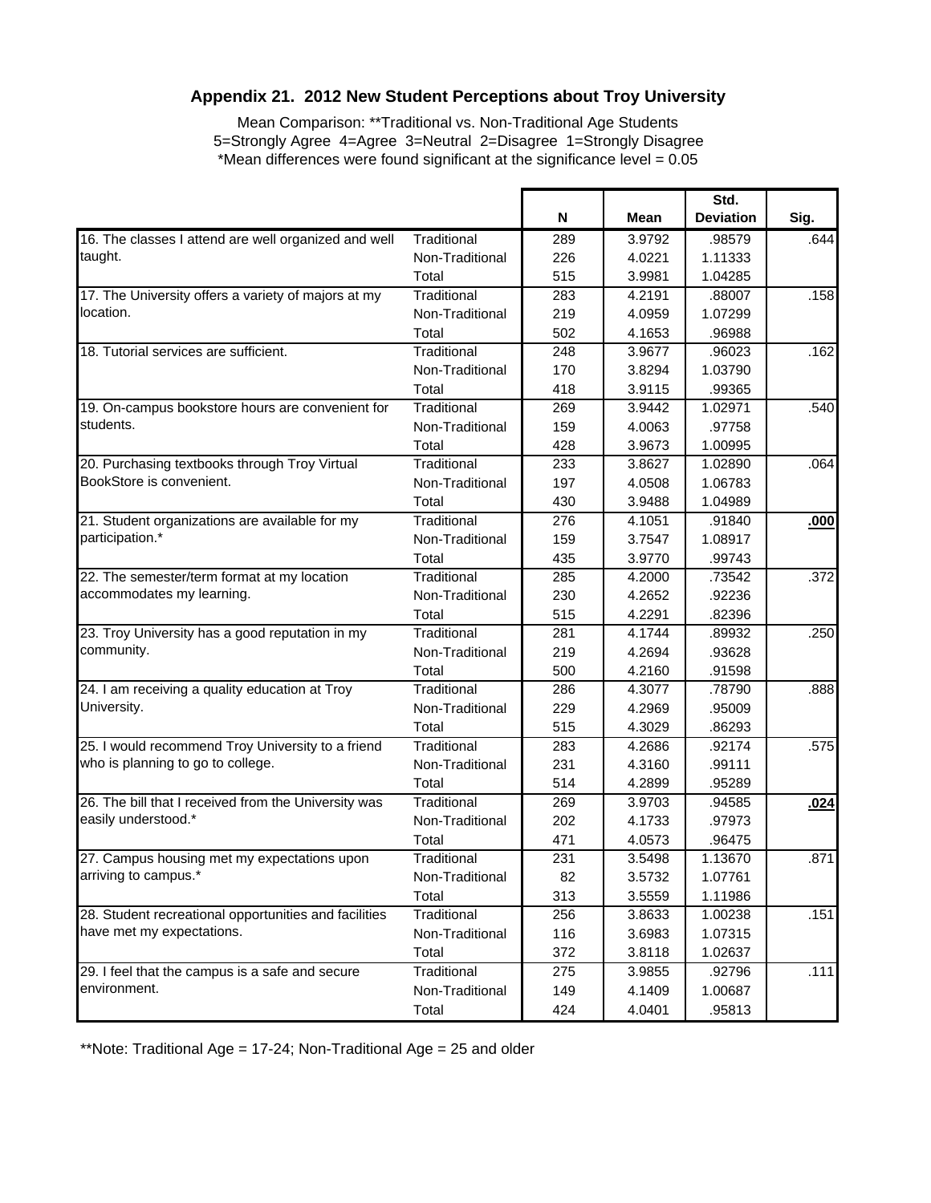### Appendix 21. 2012 New Student Perceptions about Troy University

Mean Comparison: **Traditional vs. Non-Traditional Age Students
5=Strongly Agree 4=Agree 3=Neutral 2=Disagree 1=Strongly Disagree
*Mean differences were found significant at the significance level = 0.05

| | | N | Mean | Std. Deviation | Sig. |
|---|---|---|---|---|---|
| 16. The classes I attend are well organized and well taught. | Traditional | 289 | 3.9792 | .98579 | .644 |
| | Non-Traditional | 226 | 4.0221 | 1.11333 | |
| | Total | 515 | 3.9981 | 1.04285 | |
| 17. The University offers a variety of majors at my location. | Traditional | 283 | 4.2191 | .88007 | .158 |
| | Non-Traditional | 219 | 4.0959 | 1.07299 | |
| | Total | 502 | 4.1653 | .96988 | |
| 18. Tutorial services are sufficient. | Traditional | 248 | 3.9677 | .96023 | .162 |
| | Non-Traditional | 170 | 3.8294 | 1.03790 | |
| | Total | 418 | 3.9115 | .99365 | |
| 19. On-campus bookstore hours are convenient for students. | Traditional | 269 | 3.9442 | 1.02971 | .540 |
| | Non-Traditional | 159 | 4.0063 | .97758 | |
| | Total | 428 | 3.9673 | 1.00995 | |
| 20. Purchasing textbooks through Troy Virtual BookStore is convenient. | Traditional | 233 | 3.8627 | 1.02890 | .064 |
| | Non-Traditional | 197 | 4.0508 | 1.06783 | |
| | Total | 430 | 3.9488 | 1.04989 | |
| 21. Student organizations are available for my participation.* | Traditional | 276 | 4.1051 | .91840 | **.000** |
| | Non-Traditional | 159 | 3.7547 | 1.08917 | |
| | Total | 435 | 3.9770 | .99743 | |
| 22. The semester/term format at my location accommodates my learning. | Traditional | 285 | 4.2000 | .73542 | .372 |
| | Non-Traditional | 230 | 4.2652 | .92236 | |
| | Total | 515 | 4.2291 | .82396 | |
| 23. Troy University has a good reputation in my community. | Traditional | 281 | 4.1744 | .89932 | .250 |
| | Non-Traditional | 219 | 4.2694 | .93628 | |
| | Total | 500 | 4.2160 | .91598 | |
| 24. I am receiving a quality education at Troy University. | Traditional | 286 | 4.3077 | .78790 | .888 |
| | Non-Traditional | 229 | 4.2969 | .95009 | |
| | Total | 515 | 4.3029 | .86293 | |
| 25. I would recommend Troy University to a friend who is planning to go to college. | Traditional | 283 | 4.2686 | .92174 | .575 |
| | Non-Traditional | 231 | 4.3160 | .99111 | |
| | Total | 514 | 4.2899 | .95289 | |
| 26. The bill that I received from the University was easily understood.* | Traditional | 269 | 3.9703 | .94585 | **.024** |
| | Non-Traditional | 202 | 4.1733 | .97973 | |
| | Total | 471 | 4.0573 | .96475 | |
| 27. Campus housing met my expectations upon arriving to campus.* | Traditional | 231 | 3.5498 | 1.13670 | .871 |
| | Non-Traditional | 82 | 3.5732 | 1.07761 | |
| | Total | 313 | 3.5559 | 1.11986 | |
| 28. Student recreational opportunities and facilities have met my expectations. | Traditional | 256 | 3.8633 | 1.00238 | .151 |
| | Non-Traditional | 116 | 3.6983 | 1.07315 | |
| | Total | 372 | 3.8118 | 1.02637 | |
| 29. I feel that the campus is a safe and secure environment. | Traditional | 275 | 3.9855 | .92796 | .111 |
| | Non-Traditional | 149 | 4.1409 | 1.00687 | |
| | Total | 424 | 4.0401 | .95813 | |

**Note: Traditional Age = 17-24; Non-Traditional Age = 25 and older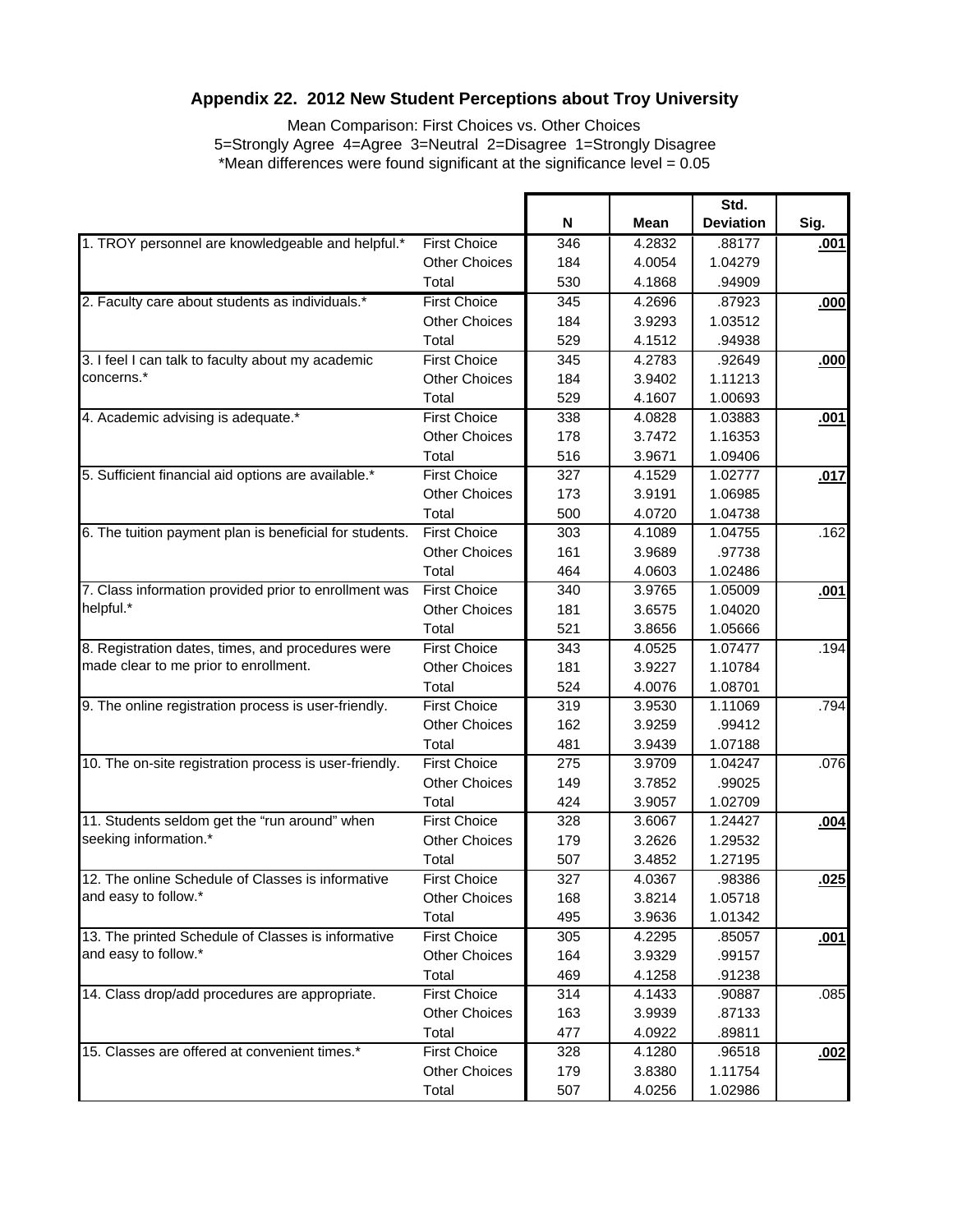## Appendix 22. 2012 New Student Perceptions about Troy University

Mean Comparison: First Choices vs. Other Choices
5=Strongly Agree 4=Agree 3=Neutral 2=Disagree 1=Strongly Disagree
*Mean differences were found significant at the significance level = 0.05

| | | N | Mean | Std. Deviation | Sig. |
|---|---|---|---|---|---|
| 1. TROY personnel are knowledgeable and helpful.* | First Choice | 346 | 4.2832 | .88177 | **.001** |
| | Other Choices | 184 | 4.0054 | 1.04279 | |
| | Total | 530 | 4.1868 | .94909 | |
| 2. Faculty care about students as individuals.* | First Choice | 345 | 4.2696 | .87923 | **.000** |
| | Other Choices | 184 | 3.9293 | 1.03512 | |
| | Total | 529 | 4.1512 | .94938 | |
| 3. I feel I can talk to faculty about my academic concerns.* | First Choice | 345 | 4.2783 | .92649 | **.000** |
| | Other Choices | 184 | 3.9402 | 1.11213 | |
| | Total | 529 | 4.1607 | 1.00693 | |
| 4. Academic advising is adequate.* | First Choice | 338 | 4.0828 | 1.03883 | **.001** |
| | Other Choices | 178 | 3.7472 | 1.16353 | |
| | Total | 516 | 3.9671 | 1.09406 | |
| 5. Sufficient financial aid options are available.* | First Choice | 327 | 4.1529 | 1.02777 | **.017** |
| | Other Choices | 173 | 3.9191 | 1.06985 | |
| | Total | 500 | 4.0720 | 1.04738 | |
| 6. The tuition payment plan is beneficial for students. | First Choice | 303 | 4.1089 | 1.04755 | .162 |
| | Other Choices | 161 | 3.9689 | .97738 | |
| | Total | 464 | 4.0603 | 1.02486 | |
| 7. Class information provided prior to enrollment was helpful.* | First Choice | 340 | 3.9765 | 1.05009 | **.001** |
| | Other Choices | 181 | 3.6575 | 1.04020 | |
| | Total | 521 | 3.8656 | 1.05666 | |
| 8. Registration dates, times, and procedures were made clear to me prior to enrollment. | First Choice | 343 | 4.0525 | 1.07477 | .194 |
| | Other Choices | 181 | 3.9227 | 1.10784 | |
| | Total | 524 | 4.0076 | 1.08701 | |
| 9. The online registration process is user-friendly. | First Choice | 319 | 3.9530 | 1.11069 | .794 |
| | Other Choices | 162 | 3.9259 | .99412 | |
| | Total | 481 | 3.9439 | 1.07188 | |
| 10. The on-site registration process is user-friendly. | First Choice | 275 | 3.9709 | 1.04247 | .076 |
| | Other Choices | 149 | 3.7852 | .99025 | |
| | Total | 424 | 3.9057 | 1.02709 | |
| 11. Students seldom get the "run around" when seeking information.* | First Choice | 328 | 3.6067 | 1.24427 | **.004** |
| | Other Choices | 179 | 3.2626 | 1.29532 | |
| | Total | 507 | 3.4852 | 1.27195 | |
| 12. The online Schedule of Classes is informative and easy to follow.* | First Choice | 327 | 4.0367 | .98386 | **.025** |
| | Other Choices | 168 | 3.8214 | 1.05718 | |
| | Total | 495 | 3.9636 | 1.01342 | |
| 13. The printed Schedule of Classes is informative and easy to follow.* | First Choice | 305 | 4.2295 | .85057 | **.001** |
| | Other Choices | 164 | 3.9329 | .99157 | |
| | Total | 469 | 4.1258 | .91238 | |
| 14. Class drop/add procedures are appropriate. | First Choice | 314 | 4.1433 | .90887 | .085 |
| | Other Choices | 163 | 3.9939 | .87133 | |
| | Total | 477 | 4.0922 | .89811 | |
| 15. Classes are offered at convenient times.* | First Choice | 328 | 4.1280 | .96518 | **.002** |
| | Other Choices | 179 | 3.8380 | 1.11754 | |
| | Total | 507 | 4.0256 | 1.02986 | |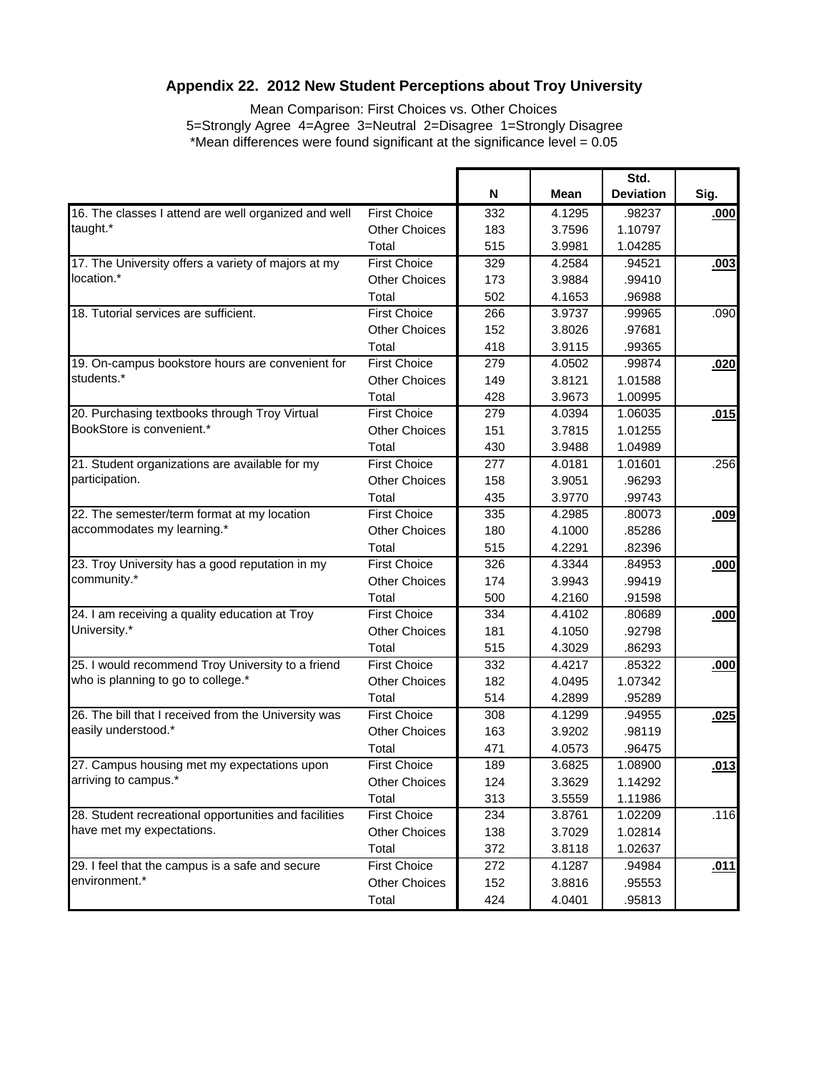## Appendix 22. 2012 New Student Perceptions about Troy University

Mean Comparison: First Choices vs. Other Choices
5=Strongly Agree 4=Agree 3=Neutral 2=Disagree 1=Strongly Disagree
*Mean differences were found significant at the significance level = 0.05

| | | N | Mean | Std. Deviation | Sig. |
|---|---|---|---|---|---|
| 16. The classes I attend are well organized and well taught.* | First Choice | 332 | 4.1295 | .98237 | **.000** |
| | Other Choices | 183 | 3.7596 | 1.10797 | |
| | Total | 515 | 3.9981 | 1.04285 | |
| 17. The University offers a variety of majors at my location.* | First Choice | 329 | 4.2584 | .94521 | **.003** |
| | Other Choices | 173 | 3.9884 | .99410 | |
| | Total | 502 | 4.1653 | .96988 | |
| 18. Tutorial services are sufficient. | First Choice | 266 | 3.9737 | .99965 | .090 |
| | Other Choices | 152 | 3.8026 | .97681 | |
| | Total | 418 | 3.9115 | .99365 | |
| 19. On-campus bookstore hours are convenient for students.* | First Choice | 279 | 4.0502 | .99874 | **.020** |
| | Other Choices | 149 | 3.8121 | 1.01588 | |
| | Total | 428 | 3.9673 | 1.00995 | |
| 20. Purchasing textbooks through Troy Virtual BookStore is convenient.* | First Choice | 279 | 4.0394 | 1.06035 | **.015** |
| | Other Choices | 151 | 3.7815 | 1.01255 | |
| | Total | 430 | 3.9488 | 1.04989 | |
| 21. Student organizations are available for my participation. | First Choice | 277 | 4.0181 | 1.01601 | .256 |
| | Other Choices | 158 | 3.9051 | .96293 | |
| | Total | 435 | 3.9770 | .99743 | |
| 22. The semester/term format at my location accommodates my learning.* | First Choice | 335 | 4.2985 | .80073 | **.009** |
| | Other Choices | 180 | 4.1000 | .85286 | |
| | Total | 515 | 4.2291 | .82396 | |
| 23. Troy University has a good reputation in my community.* | First Choice | 326 | 4.3344 | .84953 | **.000** |
| | Other Choices | 174 | 3.9943 | .99419 | |
| | Total | 500 | 4.2160 | .91598 | |
| 24. I am receiving a quality education at Troy University.* | First Choice | 334 | 4.4102 | .80689 | **.000** |
| | Other Choices | 181 | 4.1050 | .92798 | |
| | Total | 515 | 4.3029 | .86293 | |
| 25. I would recommend Troy University to a friend who is planning to go to college.* | First Choice | 332 | 4.4217 | .85322 | **.000** |
| | Other Choices | 182 | 4.0495 | 1.07342 | |
| | Total | 514 | 4.2899 | .95289 | |
| 26. The bill that I received from the University was easily understood.* | First Choice | 308 | 4.1299 | .94955 | **.025** |
| | Other Choices | 163 | 3.9202 | .98119 | |
| | Total | 471 | 4.0573 | .96475 | |
| 27. Campus housing met my expectations upon arriving to campus.* | First Choice | 189 | 3.6825 | 1.08900 | **.013** |
| | Other Choices | 124 | 3.3629 | 1.14292 | |
| | Total | 313 | 3.5559 | 1.11986 | |
| 28. Student recreational opportunities and facilities have met my expectations. | First Choice | 234 | 3.8761 | 1.02209 | .116 |
| | Other Choices | 138 | 3.7029 | 1.02814 | |
| | Total | 372 | 3.8118 | 1.02637 | |
| 29. I feel that the campus is a safe and secure environment.* | First Choice | 272 | 4.1287 | .94984 | **.011** |
| | Other Choices | 152 | 3.8816 | .95553 | |
| | Total | 424 | 4.0401 | .95813 | |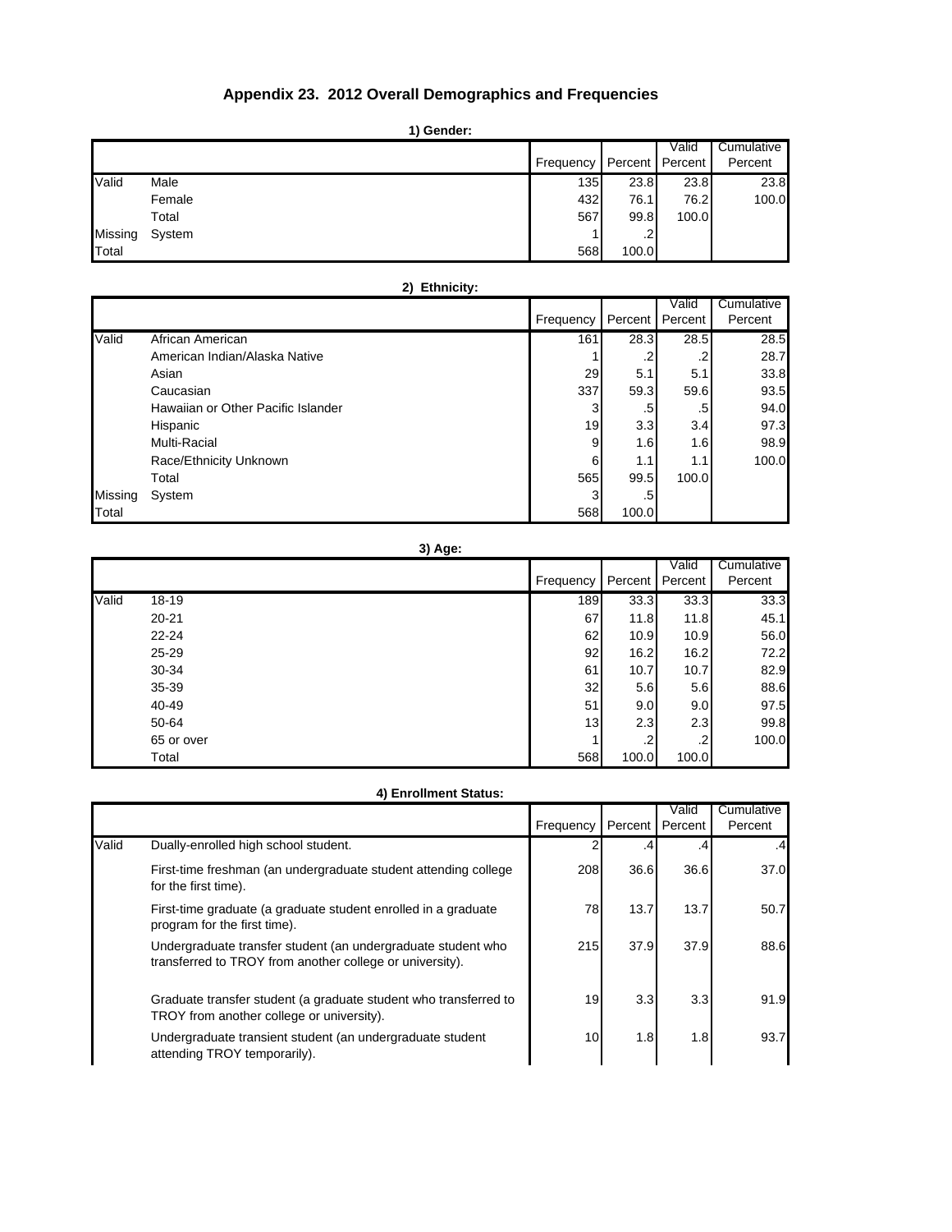# Appendix 23. 2012 Overall Demographics and Frequencies

**1) Gender:**

| | | Frequency | Percent | Valid Percent | Cumulative Percent |
|---|---|---|---|---|---|
| Valid | Male | 135 | 23.8 | 23.8 | 23.8 |
| | Female | 432 | 76.1 | 76.2 | 100.0 |
| | Total | 567 | 99.8 | 100.0 | |
| Missing | System | 1 | .2 | | |
| Total | | 568 | 100.0 | | |

**2) Ethnicity:**

| | | Frequency | Percent | Valid Percent | Cumulative Percent |
|---|---|---|---|---|---|
| Valid | African American | 161 | 28.3 | 28.5 | 28.5 |
| | American Indian/Alaska Native | 1 | .2 | .2 | 28.7 |
| | Asian | 29 | 5.1 | 5.1 | 33.8 |
| | Caucasian | 337 | 59.3 | 59.6 | 93.5 |
| | Hawaiian or Other Pacific Islander | 3 | .5 | .5 | 94.0 |
| | Hispanic | 19 | 3.3 | 3.4 | 97.3 |
| | Multi-Racial | 9 | 1.6 | 1.6 | 98.9 |
| | Race/Ethnicity Unknown | 6 | 1.1 | 1.1 | 100.0 |
| | Total | 565 | 99.5 | 100.0 | |
| Missing | System | 3 | .5 | | |
| Total | | 568 | 100.0 | | |

**3) Age:**

| | | Frequency | Percent | Valid Percent | Cumulative Percent |
|---|---|---|---|---|---|
| Valid | 18-19 | 189 | 33.3 | 33.3 | 33.3 |
| | 20-21 | 67 | 11.8 | 11.8 | 45.1 |
| | 22-24 | 62 | 10.9 | 10.9 | 56.0 |
| | 25-29 | 92 | 16.2 | 16.2 | 72.2 |
| | 30-34 | 61 | 10.7 | 10.7 | 82.9 |
| | 35-39 | 32 | 5.6 | 5.6 | 88.6 |
| | 40-49 | 51 | 9.0 | 9.0 | 97.5 |
| | 50-64 | 13 | 2.3 | 2.3 | 99.8 |
| | 65 or over | 1 | .2 | .2 | 100.0 |
| | Total | 568 | 100.0 | 100.0 | |

**4) Enrollment Status:**

| | | Frequency | Percent | Valid Percent | Cumulative Percent |
|---|---|---|---|---|---|
| Valid | Dually-enrolled high school student. | 2 | .4 | .4 | .4 |
| | First-time freshman (an undergraduate student attending college for the first time). | 208 | 36.6 | 36.6 | 37.0 |
| | First-time graduate (a graduate student enrolled in a graduate program for the first time). | 78 | 13.7 | 13.7 | 50.7 |
| | Undergraduate transfer student (an undergraduate student who transferred to TROY from another college or university). | 215 | 37.9 | 37.9 | 88.6 |
| | Graduate transfer student (a graduate student who transferred to TROY from another college or university). | 19 | 3.3 | 3.3 | 91.9 |
| | Undergraduate transient student (an undergraduate student attending TROY temporarily). | 10 | 1.8 | 1.8 | 93.7 |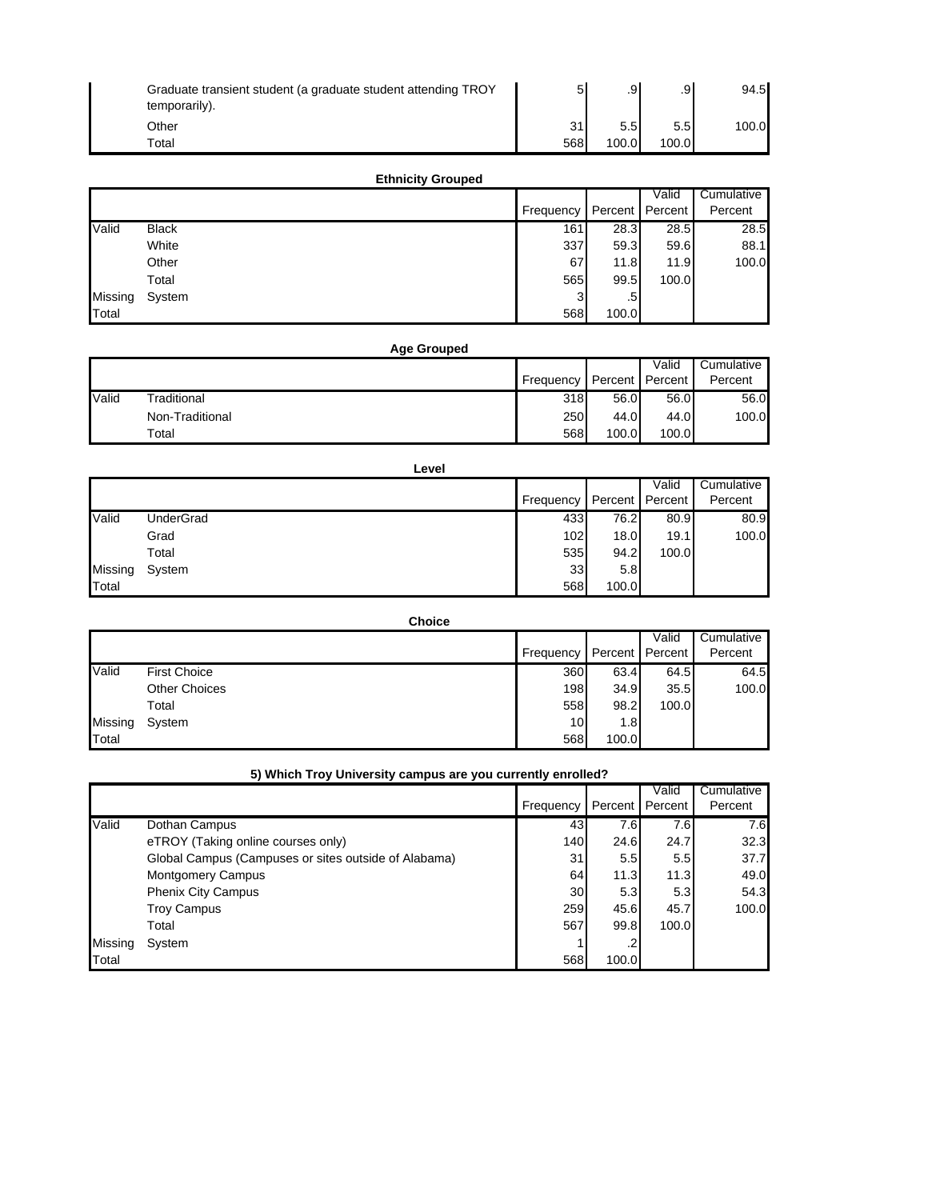| | | Frequency | Percent | Valid Percent | Cumulative Percent |
|---|---|---|---|---|---|
| | Graduate transient student (a graduate student attending TROY temporarily). | 5 | .9 | .9 | 94.5 |
| | Other | 31 | 5.5 | 5.5 | 100.0 |
| | Total | 568 | 100.0 | 100.0 | |

**Ethnicity Grouped**

| | | Frequency | Percent | Valid Percent | Cumulative Percent |
|---|---|---|---|---|---|
| Valid | Black | 161 | 28.3 | 28.5 | 28.5 |
| | White | 337 | 59.3 | 59.6 | 88.1 |
| | Other | 67 | 11.8 | 11.9 | 100.0 |
| | Total | 565 | 99.5 | 100.0 | |
| Missing | System | 3 | .5 | | |
| Total | | 568 | 100.0 | | |

**Age Grouped**

| | | Frequency | Percent | Valid Percent | Cumulative Percent |
|---|---|---|---|---|---|
| Valid | Traditional | 318 | 56.0 | 56.0 | 56.0 |
| | Non-Traditional | 250 | 44.0 | 44.0 | 100.0 |
| | Total | 568 | 100.0 | 100.0 | |

**Level**

| | | Frequency | Percent | Valid Percent | Cumulative Percent |
|---|---|---|---|---|---|
| Valid | UnderGrad | 433 | 76.2 | 80.9 | 80.9 |
| | Grad | 102 | 18.0 | 19.1 | 100.0 |
| | Total | 535 | 94.2 | 100.0 | |
| Missing | System | 33 | 5.8 | | |
| Total | | 568 | 100.0 | | |

**Choice**

| | | Frequency | Percent | Valid Percent | Cumulative Percent |
|---|---|---|---|---|---|
| Valid | First Choice | 360 | 63.4 | 64.5 | 64.5 |
| | Other Choices | 198 | 34.9 | 35.5 | 100.0 |
| | Total | 558 | 98.2 | 100.0 | |
| Missing | System | 10 | 1.8 | | |
| Total | | 568 | 100.0 | | |

**5) Which Troy University campus are you currently enrolled?**

| | | Frequency | Percent | Valid Percent | Cumulative Percent |
|---|---|---|---|---|---|
| Valid | Dothan Campus | 43 | 7.6 | 7.6 | 7.6 |
| | eTROY (Taking online courses only) | 140 | 24.6 | 24.7 | 32.3 |
| | Global Campus (Campuses or sites outside of Alabama) | 31 | 5.5 | 5.5 | 37.7 |
| | Montgomery Campus | 64 | 11.3 | 11.3 | 49.0 |
| | Phenix City Campus | 30 | 5.3 | 5.3 | 54.3 |
| | Troy Campus | 259 | 45.6 | 45.7 | 100.0 |
| | Total | 567 | 99.8 | 100.0 | |
| Missing | System | 1 | .2 | | |
| Total | | 568 | 100.0 | | |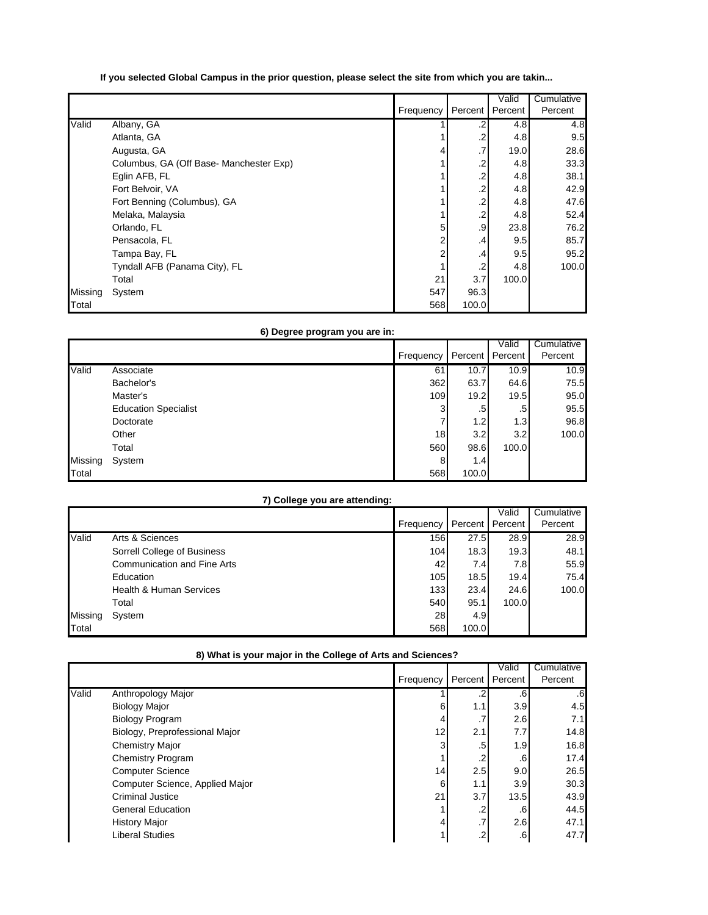**If you selected Global Campus in the prior question, please select the site from which you are takin...**

| | | Frequency | Percent | Valid Percent | Cumulative Percent |
|---|---|---|---|---|---|
| Valid | Albany, GA | 1 | .2 | 4.8 | 4.8 |
| | Atlanta, GA | 1 | .2 | 4.8 | 9.5 |
| | Augusta, GA | 4 | .7 | 19.0 | 28.6 |
| | Columbus, GA (Off Base- Manchester Exp) | 1 | .2 | 4.8 | 33.3 |
| | Eglin AFB, FL | 1 | .2 | 4.8 | 38.1 |
| | Fort Belvoir, VA | 1 | .2 | 4.8 | 42.9 |
| | Fort Benning (Columbus), GA | 1 | .2 | 4.8 | 47.6 |
| | Melaka, Malaysia | 1 | .2 | 4.8 | 52.4 |
| | Orlando, FL | 5 | .9 | 23.8 | 76.2 |
| | Pensacola, FL | 2 | .4 | 9.5 | 85.7 |
| | Tampa Bay, FL | 2 | .4 | 9.5 | 95.2 |
| | Tyndall AFB (Panama City), FL | 1 | .2 | 4.8 | 100.0 |
| | Total | 21 | 3.7 | 100.0 | |
| Missing | System | 547 | 96.3 | | |
| Total | | 568 | 100.0 | | |

**6) Degree program you are in:**

| | | Frequency | Percent | Valid Percent | Cumulative Percent |
|---|---|---|---|---|---|
| Valid | Associate | 61 | 10.7 | 10.9 | 10.9 |
| | Bachelor's | 362 | 63.7 | 64.6 | 75.5 |
| | Master's | 109 | 19.2 | 19.5 | 95.0 |
| | Education Specialist | 3 | .5 | .5 | 95.5 |
| | Doctorate | 7 | 1.2 | 1.3 | 96.8 |
| | Other | 18 | 3.2 | 3.2 | 100.0 |
| | Total | 560 | 98.6 | 100.0 | |
| Missing | System | 8 | 1.4 | | |
| Total | | 568 | 100.0 | | |

**7) College you are attending:**

| | | Frequency | Percent | Valid Percent | Cumulative Percent |
|---|---|---|---|---|---|
| Valid | Arts & Sciences | 156 | 27.5 | 28.9 | 28.9 |
| | Sorrell College of Business | 104 | 18.3 | 19.3 | 48.1 |
| | Communication and Fine Arts | 42 | 7.4 | 7.8 | 55.9 |
| | Education | 105 | 18.5 | 19.4 | 75.4 |
| | Health & Human Services | 133 | 23.4 | 24.6 | 100.0 |
| | Total | 540 | 95.1 | 100.0 | |
| Missing | System | 28 | 4.9 | | |
| Total | | 568 | 100.0 | | |

**8) What is your major in the College of Arts and Sciences?**

| | | Frequency | Percent | Valid Percent | Cumulative Percent |
|---|---|---|---|---|---|
| Valid | Anthropology Major | 1 | .2 | .6 | .6 |
| | Biology Major | 6 | 1.1 | 3.9 | 4.5 |
| | Biology Program | 4 | .7 | 2.6 | 7.1 |
| | Biology, Preprofessional Major | 12 | 2.1 | 7.7 | 14.8 |
| | Chemistry Major | 3 | .5 | 1.9 | 16.8 |
| | Chemistry Program | 1 | .2 | .6 | 17.4 |
| | Computer Science | 14 | 2.5 | 9.0 | 26.5 |
| | Computer Science, Applied Major | 6 | 1.1 | 3.9 | 30.3 |
| | Criminal Justice | 21 | 3.7 | 13.5 | 43.9 |
| | General Education | 1 | .2 | .6 | 44.5 |
| | History Major | 4 | .7 | 2.6 | 47.1 |
| | Liberal Studies | 1 | .2 | .6 | 47.7 |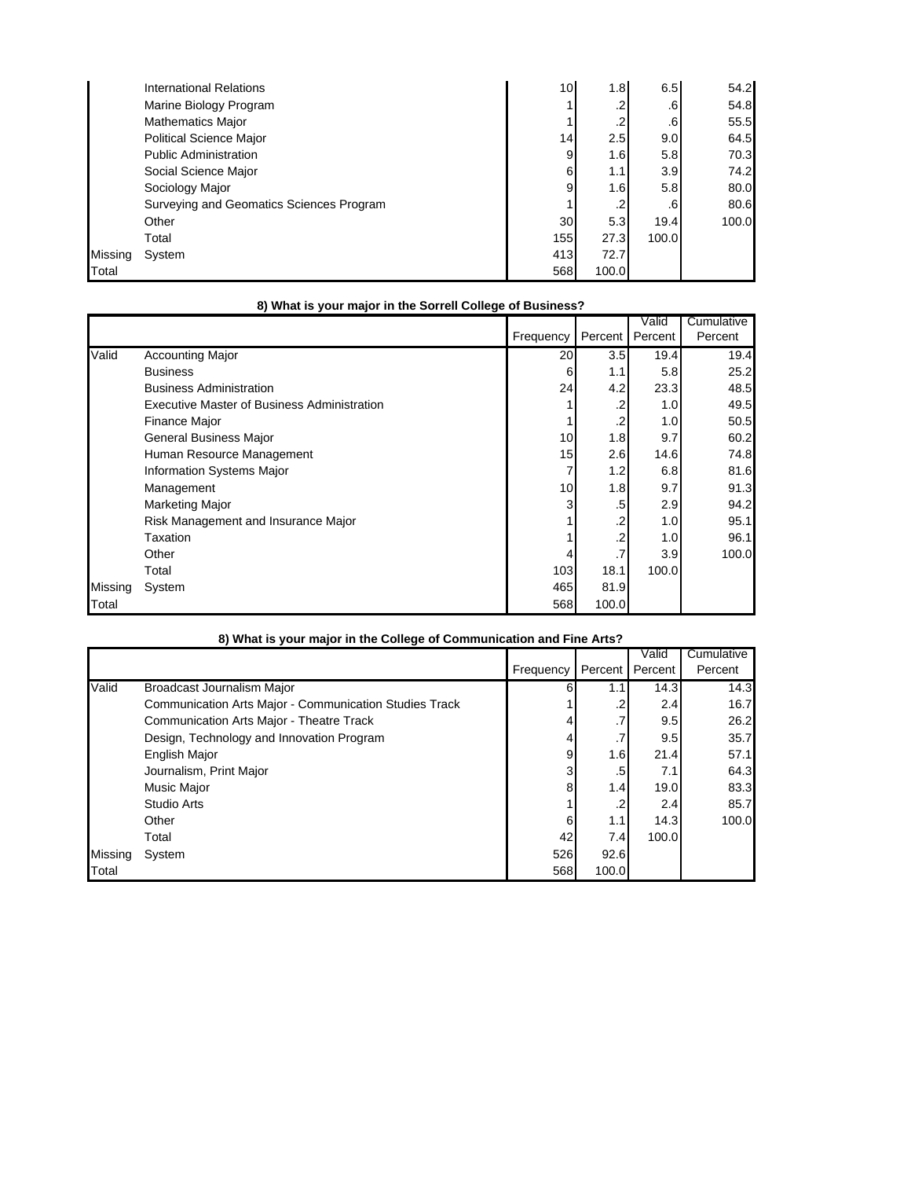| | | Frequency | Percent | Valid Percent | Cumulative Percent |
|---|---|---|---|---|---|
| | International Relations | 10 | 1.8 | 6.5 | 54.2 |
| | Marine Biology Program | 1 | .2 | .6 | 54.8 |
| | Mathematics Major | 1 | .2 | .6 | 55.5 |
| | Political Science Major | 14 | 2.5 | 9.0 | 64.5 |
| | Public Administration | 9 | 1.6 | 5.8 | 70.3 |
| | Social Science Major | 6 | 1.1 | 3.9 | 74.2 |
| | Sociology Major | 9 | 1.6 | 5.8 | 80.0 |
| | Surveying and Geomatics Sciences Program | 1 | .2 | .6 | 80.6 |
| | Other | 30 | 5.3 | 19.4 | 100.0 |
| | Total | 155 | 27.3 | 100.0 | |
| Missing | System | 413 | 72.7 | | |
| Total | | 568 | 100.0 | | |

**8) What is your major in the Sorrell College of Business?**

| | | Frequency | Percent | Valid Percent | Cumulative Percent |
|---|---|---|---|---|---|
| Valid | Accounting Major | 20 | 3.5 | 19.4 | 19.4 |
| | Business | 6 | 1.1 | 5.8 | 25.2 |
| | Business Administration | 24 | 4.2 | 23.3 | 48.5 |
| | Executive Master of Business Administration | 1 | .2 | 1.0 | 49.5 |
| | Finance Major | 1 | .2 | 1.0 | 50.5 |
| | General Business Major | 10 | 1.8 | 9.7 | 60.2 |
| | Human Resource Management | 15 | 2.6 | 14.6 | 74.8 |
| | Information Systems Major | 7 | 1.2 | 6.8 | 81.6 |
| | Management | 10 | 1.8 | 9.7 | 91.3 |
| | Marketing Major | 3 | .5 | 2.9 | 94.2 |
| | Risk Management and Insurance Major | 1 | .2 | 1.0 | 95.1 |
| | Taxation | 1 | .2 | 1.0 | 96.1 |
| | Other | 4 | .7 | 3.9 | 100.0 |
| | Total | 103 | 18.1 | 100.0 | |
| Missing | System | 465 | 81.9 | | |
| Total | | 568 | 100.0 | | |

**8) What is your major in the College of Communication and Fine Arts?**

| | | Frequency | Percent | Valid Percent | Cumulative Percent |
|---|---|---|---|---|---|
| Valid | Broadcast Journalism Major | 6 | 1.1 | 14.3 | 14.3 |
| | Communication Arts Major - Communication Studies Track | 1 | .2 | 2.4 | 16.7 |
| | Communication Arts Major - Theatre Track | 4 | .7 | 9.5 | 26.2 |
| | Design, Technology and Innovation Program | 4 | .7 | 9.5 | 35.7 |
| | English Major | 9 | 1.6 | 21.4 | 57.1 |
| | Journalism, Print Major | 3 | .5 | 7.1 | 64.3 |
| | Music Major | 8 | 1.4 | 19.0 | 83.3 |
| | Studio Arts | 1 | .2 | 2.4 | 85.7 |
| | Other | 6 | 1.1 | 14.3 | 100.0 |
| | Total | 42 | 7.4 | 100.0 | |
| Missing | System | 526 | 92.6 | | |
| Total | | 568 | 100.0 | | |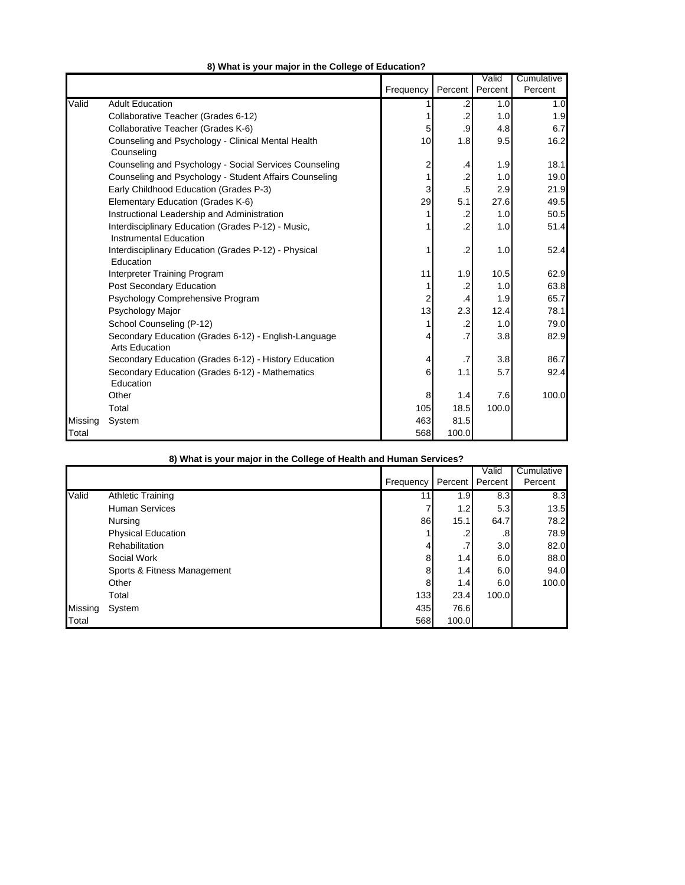**8) What is your major in the College of Education?**

| | | Frequency | Percent | Valid Percent | Cumulative Percent |
|---|---|---|---|---|---|
| Valid | Adult Education | 1 | .2 | 1.0 | 1.0 |
| | Collaborative Teacher (Grades 6-12) | 1 | .2 | 1.0 | 1.9 |
| | Collaborative Teacher (Grades K-6) | 5 | .9 | 4.8 | 6.7 |
| | Counseling and Psychology - Clinical Mental Health Counseling | 10 | 1.8 | 9.5 | 16.2 |
| | Counseling and Psychology - Social Services Counseling | 2 | .4 | 1.9 | 18.1 |
| | Counseling and Psychology - Student Affairs Counseling | 1 | .2 | 1.0 | 19.0 |
| | Early Childhood Education (Grades P-3) | 3 | .5 | 2.9 | 21.9 |
| | Elementary Education (Grades K-6) | 29 | 5.1 | 27.6 | 49.5 |
| | Instructional Leadership and Administration | 1 | .2 | 1.0 | 50.5 |
| | Interdisciplinary Education (Grades P-12) - Music, Instrumental Education | 1 | .2 | 1.0 | 51.4 |
| | Interdisciplinary Education (Grades P-12) - Physical Education | 1 | .2 | 1.0 | 52.4 |
| | Interpreter Training Program | 11 | 1.9 | 10.5 | 62.9 |
| | Post Secondary Education | 1 | .2 | 1.0 | 63.8 |
| | Psychology Comprehensive Program | 2 | .4 | 1.9 | 65.7 |
| | Psychology Major | 13 | 2.3 | 12.4 | 78.1 |
| | School Counseling (P-12) | 1 | .2 | 1.0 | 79.0 |
| | Secondary Education (Grades 6-12) - English-Language Arts Education | 4 | .7 | 3.8 | 82.9 |
| | Secondary Education (Grades 6-12) - History Education | 4 | .7 | 3.8 | 86.7 |
| | Secondary Education (Grades 6-12) - Mathematics Education | 6 | 1.1 | 5.7 | 92.4 |
| | Other | 8 | 1.4 | 7.6 | 100.0 |
| | Total | 105 | 18.5 | 100.0 | |
| Missing | System | 463 | 81.5 | | |
| Total | | 568 | 100.0 | | |

**8) What is your major in the College of Health and Human Services?**

| | | Frequency | Percent | Valid Percent | Cumulative Percent |
|---|---|---|---|---|---|
| Valid | Athletic Training | 11 | 1.9 | 8.3 | 8.3 |
| | Human Services | 7 | 1.2 | 5.3 | 13.5 |
| | Nursing | 86 | 15.1 | 64.7 | 78.2 |
| | Physical Education | 1 | .2 | .8 | 78.9 |
| | Rehabilitation | 4 | .7 | 3.0 | 82.0 |
| | Social Work | 8 | 1.4 | 6.0 | 88.0 |
| | Sports & Fitness Management | 8 | 1.4 | 6.0 | 94.0 |
| | Other | 8 | 1.4 | 6.0 | 100.0 |
| | Total | 133 | 23.4 | 100.0 | |
| Missing | System | 435 | 76.6 | | |
| Total | | 568 | 100.0 | | |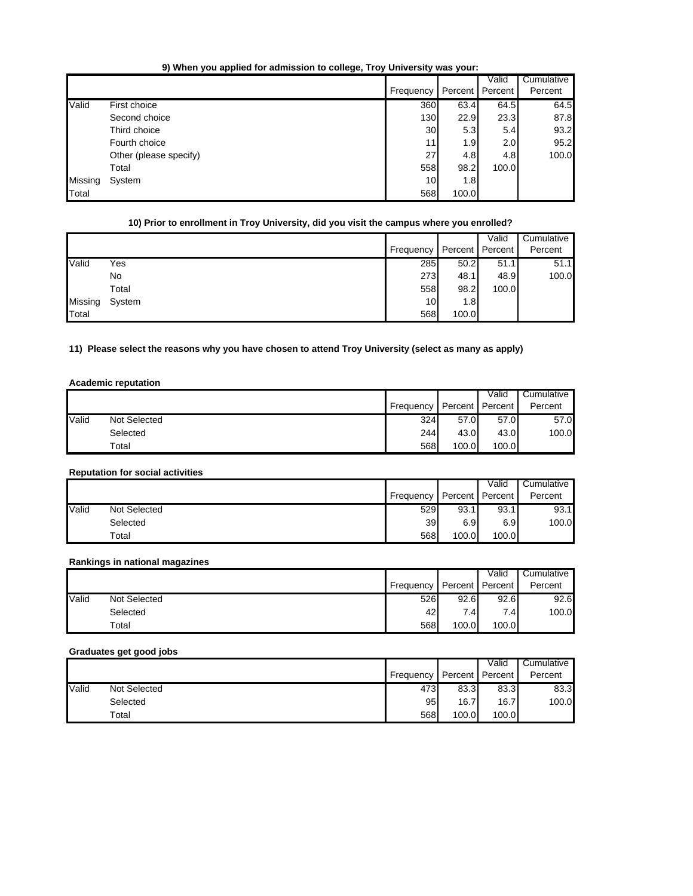**9) When you applied for admission to college, Troy University was your:**

| | | Frequency | Percent | Valid Percent | Cumulative Percent |
|---|---|---|---|---|---|
| Valid | First choice | 360 | 63.4 | 64.5 | 64.5 |
| | Second choice | 130 | 22.9 | 23.3 | 87.8 |
| | Third choice | 30 | 5.3 | 5.4 | 93.2 |
| | Fourth choice | 11 | 1.9 | 2.0 | 95.2 |
| | Other (please specify) | 27 | 4.8 | 4.8 | 100.0 |
| | Total | 558 | 98.2 | 100.0 | |
| Missing | System | 10 | 1.8 | | |
| Total | | 568 | 100.0 | | |

**10) Prior to enrollment in Troy University, did you visit the campus where you enrolled?**

| | | Frequency | Percent | Valid Percent | Cumulative Percent |
|---|---|---|---|---|---|
| Valid | Yes | 285 | 50.2 | 51.1 | 51.1 |
| | No | 273 | 48.1 | 48.9 | 100.0 |
| | Total | 558 | 98.2 | 100.0 | |
| Missing | System | 10 | 1.8 | | |
| Total | | 568 | 100.0 | | |

**11) Please select the reasons why you have chosen to attend Troy University (select as many as apply)**

**Academic reputation**

| | | Frequency | Percent | Valid Percent | Cumulative Percent |
|---|---|---|---|---|---|
| Valid | Not Selected | 324 | 57.0 | 57.0 | 57.0 |
| | Selected | 244 | 43.0 | 43.0 | 100.0 |
| | Total | 568 | 100.0 | 100.0 | |

**Reputation for social activities**

| | | Frequency | Percent | Valid Percent | Cumulative Percent |
|---|---|---|---|---|---|
| Valid | Not Selected | 529 | 93.1 | 93.1 | 93.1 |
| | Selected | 39 | 6.9 | 6.9 | 100.0 |
| | Total | 568 | 100.0 | 100.0 | |

**Rankings in national magazines**

| | | Frequency | Percent | Valid Percent | Cumulative Percent |
|---|---|---|---|---|---|
| Valid | Not Selected | 526 | 92.6 | 92.6 | 92.6 |
| | Selected | 42 | 7.4 | 7.4 | 100.0 |
| | Total | 568 | 100.0 | 100.0 | |

**Graduates get good jobs**

| | | Frequency | Percent | Valid Percent | Cumulative Percent |
|---|---|---|---|---|---|
| Valid | Not Selected | 473 | 83.3 | 83.3 | 83.3 |
| | Selected | 95 | 16.7 | 16.7 | 100.0 |
| | Total | 568 | 100.0 | 100.0 | |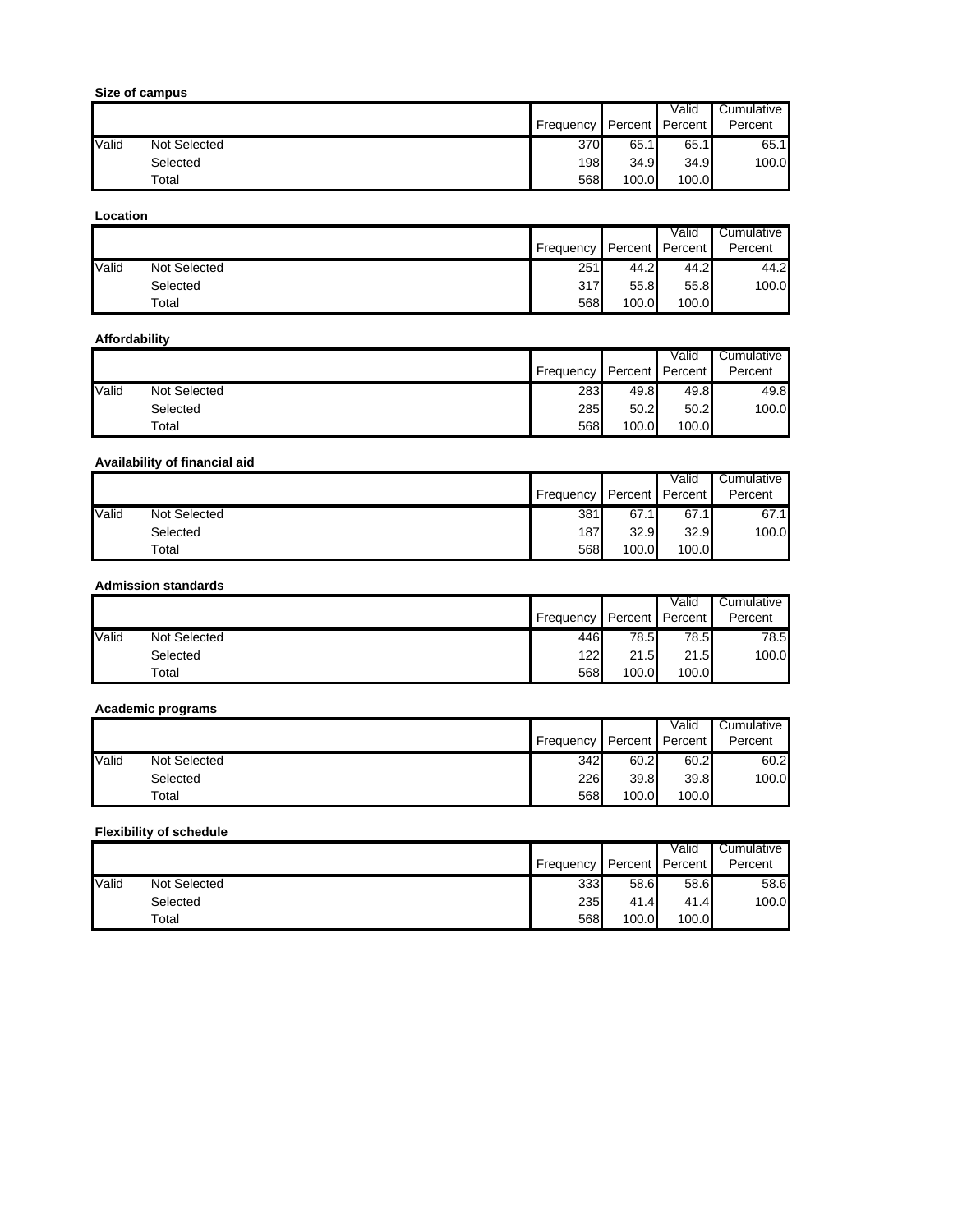**Size of campus**

| | | Frequency | Percent | Valid Percent | Cumulative Percent |
|---|---|---|---|---|---|
| Valid | Not Selected | 370 | 65.1 | 65.1 | 65.1 |
| | Selected | 198 | 34.9 | 34.9 | 100.0 |
| | Total | 568 | 100.0 | 100.0 | |

**Location**

| | | Frequency | Percent | Valid Percent | Cumulative Percent |
|---|---|---|---|---|---|
| Valid | Not Selected | 251 | 44.2 | 44.2 | 44.2 |
| | Selected | 317 | 55.8 | 55.8 | 100.0 |
| | Total | 568 | 100.0 | 100.0 | |

**Affordability**

| | | Frequency | Percent | Valid Percent | Cumulative Percent |
|---|---|---|---|---|---|
| Valid | Not Selected | 283 | 49.8 | 49.8 | 49.8 |
| | Selected | 285 | 50.2 | 50.2 | 100.0 |
| | Total | 568 | 100.0 | 100.0 | |

**Availability of financial aid**

| | | Frequency | Percent | Valid Percent | Cumulative Percent |
|---|---|---|---|---|---|
| Valid | Not Selected | 381 | 67.1 | 67.1 | 67.1 |
| | Selected | 187 | 32.9 | 32.9 | 100.0 |
| | Total | 568 | 100.0 | 100.0 | |

**Admission standards**

| | | Frequency | Percent | Valid Percent | Cumulative Percent |
|---|---|---|---|---|---|
| Valid | Not Selected | 446 | 78.5 | 78.5 | 78.5 |
| | Selected | 122 | 21.5 | 21.5 | 100.0 |
| | Total | 568 | 100.0 | 100.0 | |

**Academic programs**

| | | Frequency | Percent | Valid Percent | Cumulative Percent |
|---|---|---|---|---|---|
| Valid | Not Selected | 342 | 60.2 | 60.2 | 60.2 |
| | Selected | 226 | 39.8 | 39.8 | 100.0 |
| | Total | 568 | 100.0 | 100.0 | |

**Flexibility of schedule**

| | | Frequency | Percent | Valid Percent | Cumulative Percent |
|---|---|---|---|---|---|
| Valid | Not Selected | 333 | 58.6 | 58.6 | 58.6 |
| | Selected | 235 | 41.4 | 41.4 | 100.0 |
| | Total | 568 | 100.0 | 100.0 | |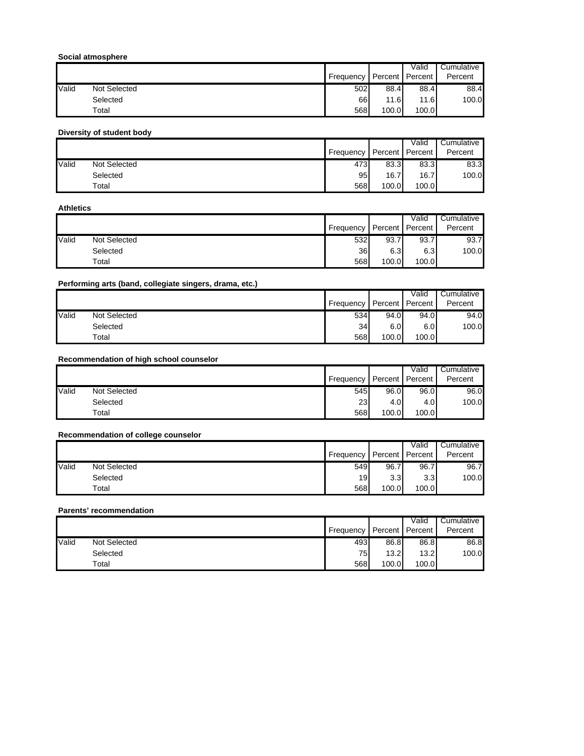**Social atmosphere**

| | | Frequency | Percent | Valid Percent | Cumulative Percent |
|---|---|---|---|---|---|
| Valid | Not Selected | 502 | 88.4 | 88.4 | 88.4 |
| | Selected | 66 | 11.6 | 11.6 | 100.0 |
| | Total | 568 | 100.0 | 100.0 | |

**Diversity of student body**

| | | Frequency | Percent | Valid Percent | Cumulative Percent |
|---|---|---|---|---|---|
| Valid | Not Selected | 473 | 83.3 | 83.3 | 83.3 |
| | Selected | 95 | 16.7 | 16.7 | 100.0 |
| | Total | 568 | 100.0 | 100.0 | |

**Athletics**

| | | Frequency | Percent | Valid Percent | Cumulative Percent |
|---|---|---|---|---|---|
| Valid | Not Selected | 532 | 93.7 | 93.7 | 93.7 |
| | Selected | 36 | 6.3 | 6.3 | 100.0 |
| | Total | 568 | 100.0 | 100.0 | |

**Performing arts (band, collegiate singers, drama, etc.)**

| | | Frequency | Percent | Valid Percent | Cumulative Percent |
|---|---|---|---|---|---|
| Valid | Not Selected | 534 | 94.0 | 94.0 | 94.0 |
| | Selected | 34 | 6.0 | 6.0 | 100.0 |
| | Total | 568 | 100.0 | 100.0 | |

**Recommendation of high school counselor**

| | | Frequency | Percent | Valid Percent | Cumulative Percent |
|---|---|---|---|---|---|
| Valid | Not Selected | 545 | 96.0 | 96.0 | 96.0 |
| | Selected | 23 | 4.0 | 4.0 | 100.0 |
| | Total | 568 | 100.0 | 100.0 | |

**Recommendation of college counselor**

| | | Frequency | Percent | Valid Percent | Cumulative Percent |
|---|---|---|---|---|---|
| Valid | Not Selected | 549 | 96.7 | 96.7 | 96.7 |
| | Selected | 19 | 3.3 | 3.3 | 100.0 |
| | Total | 568 | 100.0 | 100.0 | |

**Parents' recommendation**

| | | Frequency | Percent | Valid Percent | Cumulative Percent |
|---|---|---|---|---|---|
| Valid | Not Selected | 493 | 86.8 | 86.8 | 86.8 |
| | Selected | 75 | 13.2 | 13.2 | 100.0 |
| | Total | 568 | 100.0 | 100.0 | |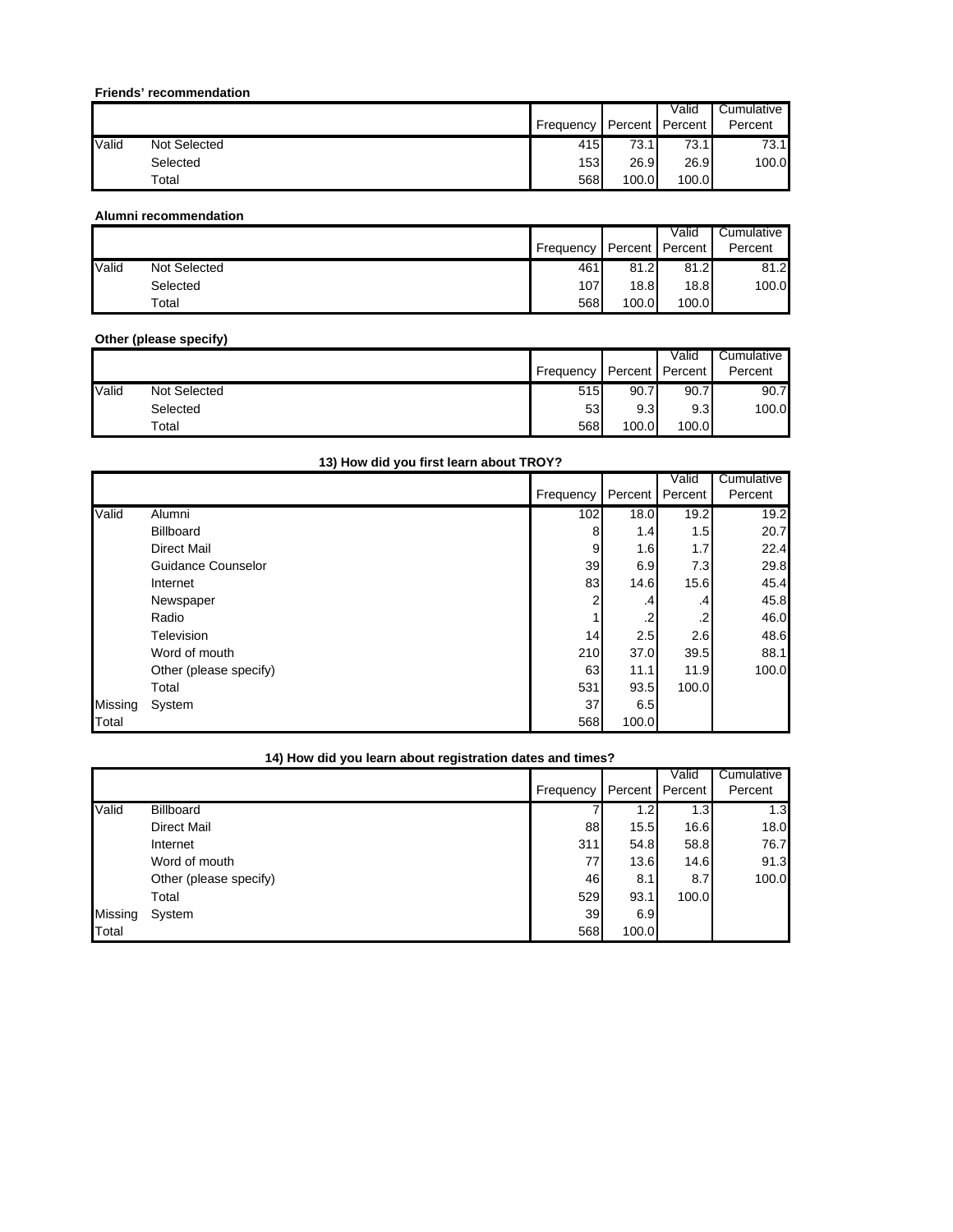**Friends' recommendation**

| | | Frequency | Percent | Valid Percent | Cumulative Percent |
|---|---|---|---|---|---|
| Valid | Not Selected | 415 | 73.1 | 73.1 | 73.1 |
| | Selected | 153 | 26.9 | 26.9 | 100.0 |
| | Total | 568 | 100.0 | 100.0 | |

**Alumni recommendation**

| | | Frequency | Percent | Valid Percent | Cumulative Percent |
|---|---|---|---|---|---|
| Valid | Not Selected | 461 | 81.2 | 81.2 | 81.2 |
| | Selected | 107 | 18.8 | 18.8 | 100.0 |
| | Total | 568 | 100.0 | 100.0 | |

**Other (please specify)**

| | | Frequency | Percent | Valid Percent | Cumulative Percent |
|---|---|---|---|---|---|
| Valid | Not Selected | 515 | 90.7 | 90.7 | 90.7 |
| | Selected | 53 | 9.3 | 9.3 | 100.0 |
| | Total | 568 | 100.0 | 100.0 | |

**13) How did you first learn about TROY?**

| | | Frequency | Percent | Valid Percent | Cumulative Percent |
|---|---|---|---|---|---|
| Valid | Alumni | 102 | 18.0 | 19.2 | 19.2 |
| | Billboard | 8 | 1.4 | 1.5 | 20.7 |
| | Direct Mail | 9 | 1.6 | 1.7 | 22.4 |
| | Guidance Counselor | 39 | 6.9 | 7.3 | 29.8 |
| | Internet | 83 | 14.6 | 15.6 | 45.4 |
| | Newspaper | 2 | .4 | .4 | 45.8 |
| | Radio | 1 | .2 | .2 | 46.0 |
| | Television | 14 | 2.5 | 2.6 | 48.6 |
| | Word of mouth | 210 | 37.0 | 39.5 | 88.1 |
| | Other (please specify) | 63 | 11.1 | 11.9 | 100.0 |
| | Total | 531 | 93.5 | 100.0 | |
| Missing | System | 37 | 6.5 | | |
| Total | | 568 | 100.0 | | |

**14) How did you learn about registration dates and times?**

| | | Frequency | Percent | Valid Percent | Cumulative Percent |
|---|---|---|---|---|---|
| Valid | Billboard | 7 | 1.2 | 1.3 | 1.3 |
| | Direct Mail | 88 | 15.5 | 16.6 | 18.0 |
| | Internet | 311 | 54.8 | 58.8 | 76.7 |
| | Word of mouth | 77 | 13.6 | 14.6 | 91.3 |
| | Other (please specify) | 46 | 8.1 | 8.7 | 100.0 |
| | Total | 529 | 93.1 | 100.0 | |
| Missing | System | 39 | 6.9 | | |
| Total | | 568 | 100.0 | | |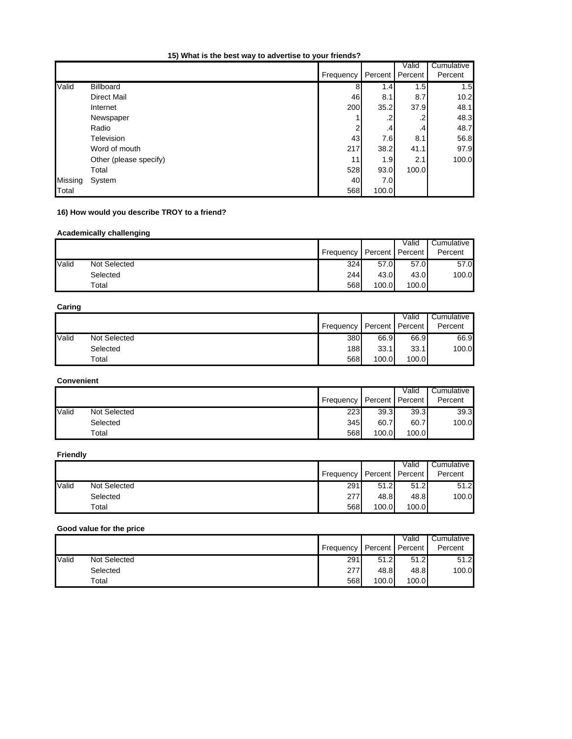**15) What is the best way to advertise to your friends?**

| | | Frequency | Percent | Valid Percent | Cumulative Percent |
|---|---|---|---|---|---|
| Valid | Billboard | 8 | 1.4 | 1.5 | 1.5 |
| | Direct Mail | 46 | 8.1 | 8.7 | 10.2 |
| | Internet | 200 | 35.2 | 37.9 | 48.1 |
| | Newspaper | 1 | .2 | .2 | 48.3 |
| | Radio | 2 | .4 | .4 | 48.7 |
| | Television | 43 | 7.6 | 8.1 | 56.8 |
| | Word of mouth | 217 | 38.2 | 41.1 | 97.9 |
| | Other (please specify) | 11 | 1.9 | 2.1 | 100.0 |
| | Total | 528 | 93.0 | 100.0 | |
| Missing | System | 40 | 7.0 | | |
| Total | | 568 | 100.0 | | |

**16) How would you describe TROY to a friend?**

**Academically challenging**

| | | Frequency | Percent | Valid Percent | Cumulative Percent |
|---|---|---|---|---|---|
| Valid | Not Selected | 324 | 57.0 | 57.0 | 57.0 |
| | Selected | 244 | 43.0 | 43.0 | 100.0 |
| | Total | 568 | 100.0 | 100.0 | |

**Caring**

| | | Frequency | Percent | Valid Percent | Cumulative Percent |
|---|---|---|---|---|---|
| Valid | Not Selected | 380 | 66.9 | 66.9 | 66.9 |
| | Selected | 188 | 33.1 | 33.1 | 100.0 |
| | Total | 568 | 100.0 | 100.0 | |

**Convenient**

| | | Frequency | Percent | Valid Percent | Cumulative Percent |
|---|---|---|---|---|---|
| Valid | Not Selected | 223 | 39.3 | 39.3 | 39.3 |
| | Selected | 345 | 60.7 | 60.7 | 100.0 |
| | Total | 568 | 100.0 | 100.0 | |

**Friendly**

| | | Frequency | Percent | Valid Percent | Cumulative Percent |
|---|---|---|---|---|---|
| Valid | Not Selected | 291 | 51.2 | 51.2 | 51.2 |
| | Selected | 277 | 48.8 | 48.8 | 100.0 |
| | Total | 568 | 100.0 | 100.0 | |

**Good value for the price**

| | | Frequency | Percent | Valid Percent | Cumulative Percent |
|---|---|---|---|---|---|
| Valid | Not Selected | 291 | 51.2 | 51.2 | 51.2 |
| | Selected | 277 | 48.8 | 48.8 | 100.0 |
| | Total | 568 | 100.0 | 100.0 | |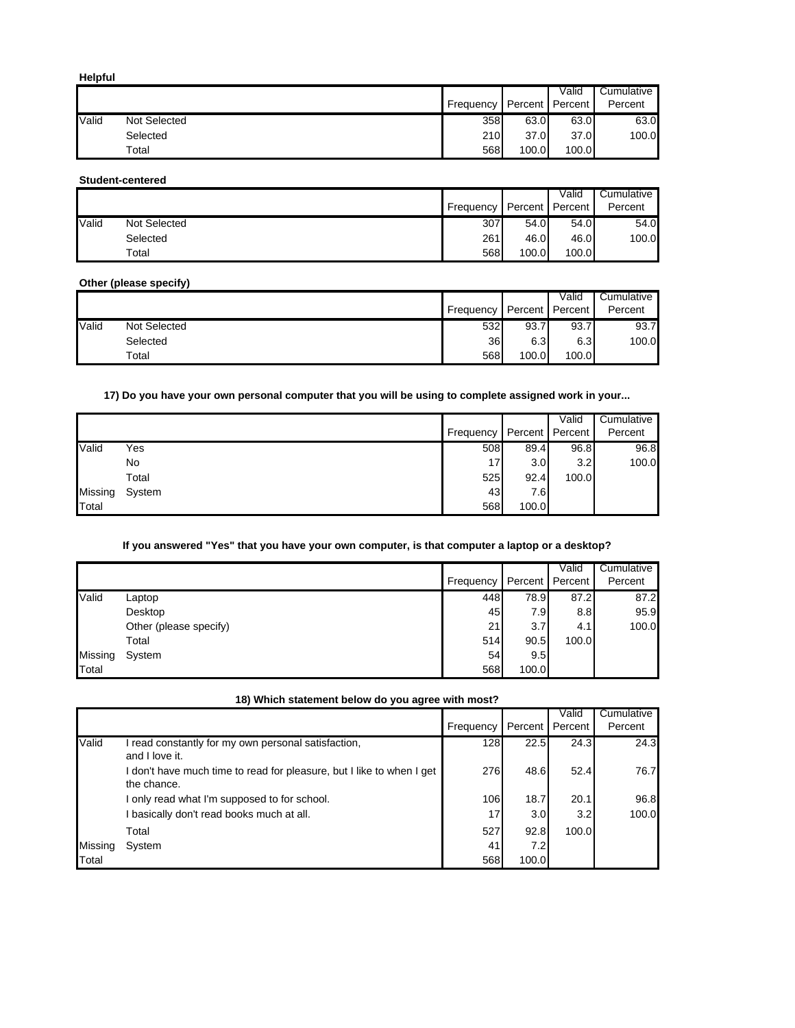**Helpful**

| | | Frequency | Percent | Valid Percent | Cumulative Percent |
|---|---|---|---|---|---|
| Valid | Not Selected | 358 | 63.0 | 63.0 | 63.0 |
| | Selected | 210 | 37.0 | 37.0 | 100.0 |
| | Total | 568 | 100.0 | 100.0 | |

**Student-centered**

| | | Frequency | Percent | Valid Percent | Cumulative Percent |
|---|---|---|---|---|---|
| Valid | Not Selected | 307 | 54.0 | 54.0 | 54.0 |
| | Selected | 261 | 46.0 | 46.0 | 100.0 |
| | Total | 568 | 100.0 | 100.0 | |

**Other (please specify)**

| | | Frequency | Percent | Valid Percent | Cumulative Percent |
|---|---|---|---|---|---|
| Valid | Not Selected | 532 | 93.7 | 93.7 | 93.7 |
| | Selected | 36 | 6.3 | 6.3 | 100.0 |
| | Total | 568 | 100.0 | 100.0 | |

**17) Do you have your own personal computer that you will be using to complete assigned work in your...**

| | | Frequency | Percent | Valid Percent | Cumulative Percent |
|---|---|---|---|---|---|
| Valid | Yes | 508 | 89.4 | 96.8 | 96.8 |
| | No | 17 | 3.0 | 3.2 | 100.0 |
| | Total | 525 | 92.4 | 100.0 | |
| Missing | System | 43 | 7.6 | | |
| Total | | 568 | 100.0 | | |

**If you answered "Yes" that you have your own computer, is that computer a laptop or a desktop?**

| | | Frequency | Percent | Valid Percent | Cumulative Percent |
|---|---|---|---|---|---|
| Valid | Laptop | 448 | 78.9 | 87.2 | 87.2 |
| | Desktop | 45 | 7.9 | 8.8 | 95.9 |
| | Other (please specify) | 21 | 3.7 | 4.1 | 100.0 |
| | Total | 514 | 90.5 | 100.0 | |
| Missing | System | 54 | 9.5 | | |
| Total | | 568 | 100.0 | | |

**18) Which statement below do you agree with most?**

| | | Frequency | Percent | Valid Percent | Cumulative Percent |
|---|---|---|---|---|---|
| Valid | I read constantly for my own personal satisfaction, and I love it. | 128 | 22.5 | 24.3 | 24.3 |
| | I don't have much time to read for pleasure, but I like to when I get the chance. | 276 | 48.6 | 52.4 | 76.7 |
| | I only read what I'm supposed to for school. | 106 | 18.7 | 20.1 | 96.8 |
| | I basically don't read books much at all. | 17 | 3.0 | 3.2 | 100.0 |
| | Total | 527 | 92.8 | 100.0 | |
| Missing | System | 41 | 7.2 | | |
| Total | | 568 | 100.0 | | |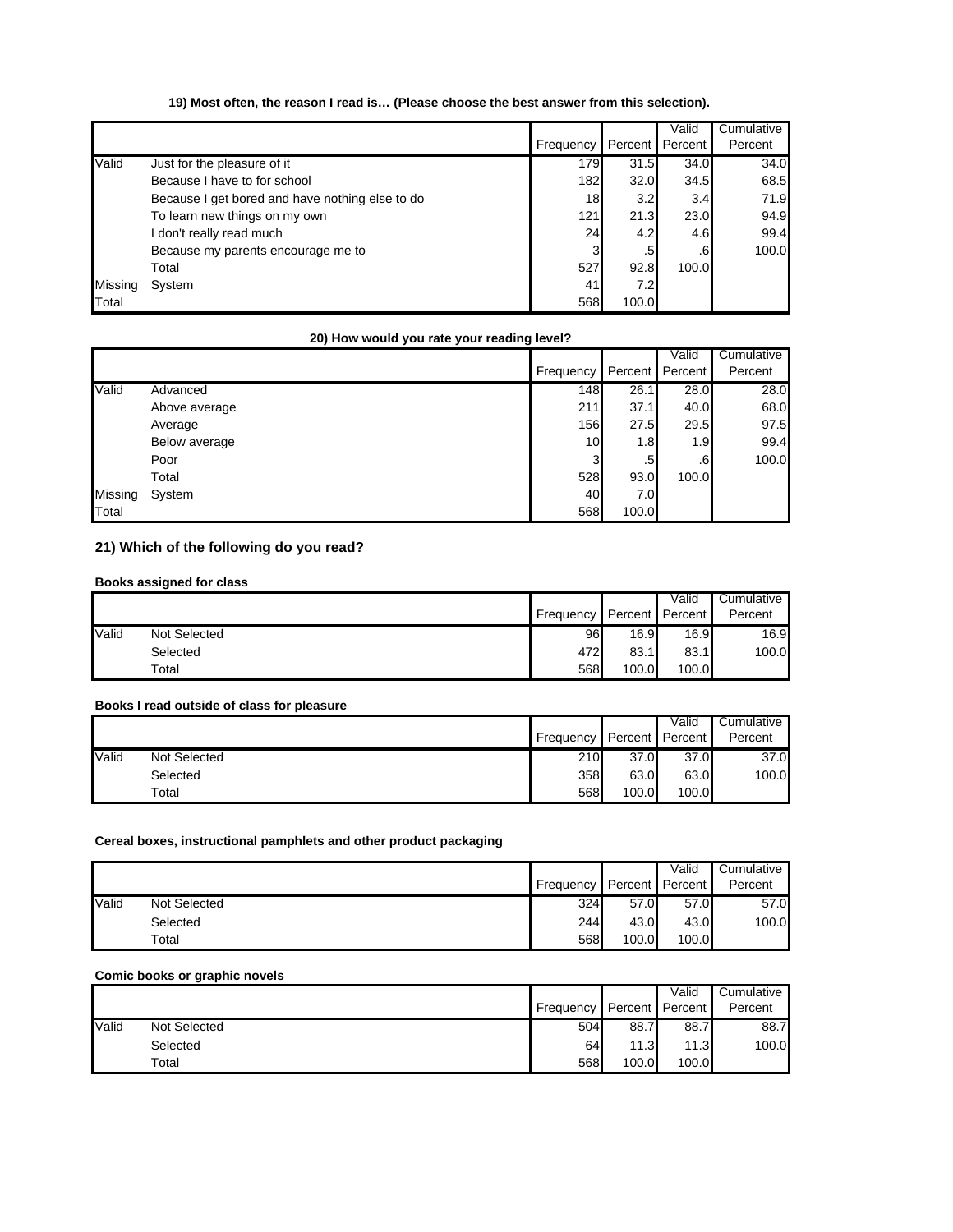### 19) Most often, the reason I read is… (Please choose the best answer from this selection).

| | | Frequency | Percent | Valid Percent | Cumulative Percent |
|---|---|---|---|---|---|
| Valid | Just for the pleasure of it | 179 | 31.5 | 34.0 | 34.0 |
| | Because I have to for school | 182 | 32.0 | 34.5 | 68.5 |
| | Because I get bored and have nothing else to do | 18 | 3.2 | 3.4 | 71.9 |
| | To learn new things on my own | 121 | 21.3 | 23.0 | 94.9 |
| | I don't really read much | 24 | 4.2 | 4.6 | 99.4 |
| | Because my parents encourage me to | 3 | .5 | .6 | 100.0 |
| | Total | 527 | 92.8 | 100.0 | |
| Missing | System | 41 | 7.2 | | |
| Total | | 568 | 100.0 | | |

### 20) How would you rate your reading level?

| | | Frequency | Percent | Valid Percent | Cumulative Percent |
|---|---|---|---|---|---|
| Valid | Advanced | 148 | 26.1 | 28.0 | 28.0 |
| | Above average | 211 | 37.1 | 40.0 | 68.0 |
| | Average | 156 | 27.5 | 29.5 | 97.5 |
| | Below average | 10 | 1.8 | 1.9 | 99.4 |
| | Poor | 3 | .5 | .6 | 100.0 |
| | Total | 528 | 93.0 | 100.0 | |
| Missing | System | 40 | 7.0 | | |
| Total | | 568 | 100.0 | | |

## 21) Which of the following do you read?

### Books assigned for class

| | | Frequency | Percent | Valid Percent | Cumulative Percent |
|---|---|---|---|---|---|
| Valid | Not Selected | 96 | 16.9 | 16.9 | 16.9 |
| | Selected | 472 | 83.1 | 83.1 | 100.0 |
| | Total | 568 | 100.0 | 100.0 | |

### Books I read outside of class for pleasure

| | | Frequency | Percent | Valid Percent | Cumulative Percent |
|---|---|---|---|---|---|
| Valid | Not Selected | 210 | 37.0 | 37.0 | 37.0 |
| | Selected | 358 | 63.0 | 63.0 | 100.0 |
| | Total | 568 | 100.0 | 100.0 | |

### Cereal boxes, instructional pamphlets and other product packaging

| | | Frequency | Percent | Valid Percent | Cumulative Percent |
|---|---|---|---|---|---|
| Valid | Not Selected | 324 | 57.0 | 57.0 | 57.0 |
| | Selected | 244 | 43.0 | 43.0 | 100.0 |
| | Total | 568 | 100.0 | 100.0 | |

### Comic books or graphic novels

| | | Frequency | Percent | Valid Percent | Cumulative Percent |
|---|---|---|---|---|---|
| Valid | Not Selected | 504 | 88.7 | 88.7 | 88.7 |
| | Selected | 64 | 11.3 | 11.3 | 100.0 |
| | Total | 568 | 100.0 | 100.0 | |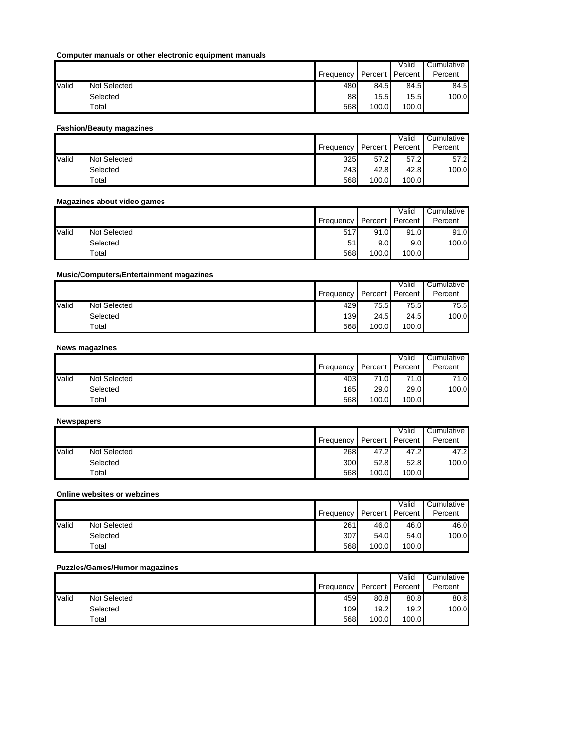**Computer manuals or other electronic equipment manuals**

| | | Frequency | Percent | Valid Percent | Cumulative Percent |
|---|---|---|---|---|---|
| Valid | Not Selected | 480 | 84.5 | 84.5 | 84.5 |
| | Selected | 88 | 15.5 | 15.5 | 100.0 |
| | Total | 568 | 100.0 | 100.0 | |

**Fashion/Beauty magazines**

| | | Frequency | Percent | Valid Percent | Cumulative Percent |
|---|---|---|---|---|---|
| Valid | Not Selected | 325 | 57.2 | 57.2 | 57.2 |
| | Selected | 243 | 42.8 | 42.8 | 100.0 |
| | Total | 568 | 100.0 | 100.0 | |

**Magazines about video games**

| | | Frequency | Percent | Valid Percent | Cumulative Percent |
|---|---|---|---|---|---|
| Valid | Not Selected | 517 | 91.0 | 91.0 | 91.0 |
| | Selected | 51 | 9.0 | 9.0 | 100.0 |
| | Total | 568 | 100.0 | 100.0 | |

**Music/Computers/Entertainment magazines**

| | | Frequency | Percent | Valid Percent | Cumulative Percent |
|---|---|---|---|---|---|
| Valid | Not Selected | 429 | 75.5 | 75.5 | 75.5 |
| | Selected | 139 | 24.5 | 24.5 | 100.0 |
| | Total | 568 | 100.0 | 100.0 | |

**News magazines**

| | | Frequency | Percent | Valid Percent | Cumulative Percent |
|---|---|---|---|---|---|
| Valid | Not Selected | 403 | 71.0 | 71.0 | 71.0 |
| | Selected | 165 | 29.0 | 29.0 | 100.0 |
| | Total | 568 | 100.0 | 100.0 | |

**Newspapers**

| | | Frequency | Percent | Valid Percent | Cumulative Percent |
|---|---|---|---|---|---|
| Valid | Not Selected | 268 | 47.2 | 47.2 | 47.2 |
| | Selected | 300 | 52.8 | 52.8 | 100.0 |
| | Total | 568 | 100.0 | 100.0 | |

**Online websites or webzines**

| | | Frequency | Percent | Valid Percent | Cumulative Percent |
|---|---|---|---|---|---|
| Valid | Not Selected | 261 | 46.0 | 46.0 | 46.0 |
| | Selected | 307 | 54.0 | 54.0 | 100.0 |
| | Total | 568 | 100.0 | 100.0 | |

**Puzzles/Games/Humor magazines**

| | | Frequency | Percent | Valid Percent | Cumulative Percent |
|---|---|---|---|---|---|
| Valid | Not Selected | 459 | 80.8 | 80.8 | 80.8 |
| | Selected | 109 | 19.2 | 19.2 | 100.0 |
| | Total | 568 | 100.0 | 100.0 | |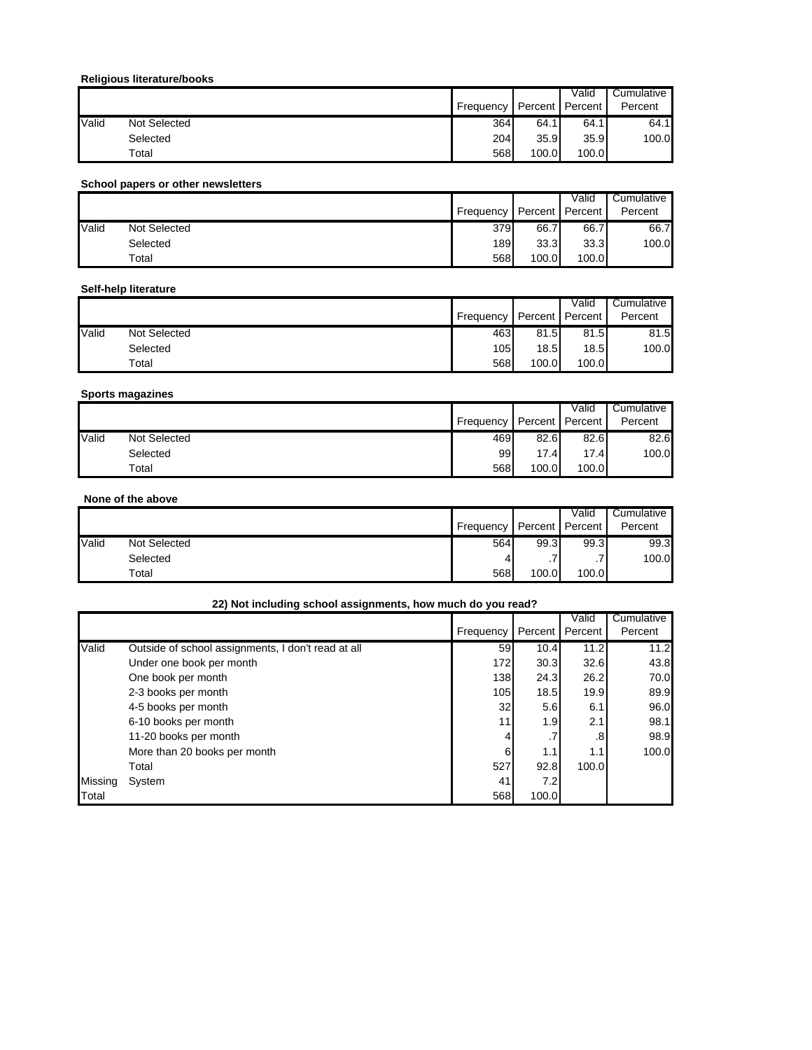**Religious literature/books**

| | | Frequency | Percent | Valid Percent | Cumulative Percent |
|---|---|---|---|---|---|
| Valid | Not Selected | 364 | 64.1 | 64.1 | 64.1 |
| | Selected | 204 | 35.9 | 35.9 | 100.0 |
| | Total | 568 | 100.0 | 100.0 | |

**School papers or other newsletters**

| | | Frequency | Percent | Valid Percent | Cumulative Percent |
|---|---|---|---|---|---|
| Valid | Not Selected | 379 | 66.7 | 66.7 | 66.7 |
| | Selected | 189 | 33.3 | 33.3 | 100.0 |
| | Total | 568 | 100.0 | 100.0 | |

**Self-help literature**

| | | Frequency | Percent | Valid Percent | Cumulative Percent |
|---|---|---|---|---|---|
| Valid | Not Selected | 463 | 81.5 | 81.5 | 81.5 |
| | Selected | 105 | 18.5 | 18.5 | 100.0 |
| | Total | 568 | 100.0 | 100.0 | |

**Sports magazines**

| | | Frequency | Percent | Valid Percent | Cumulative Percent |
|---|---|---|---|---|---|
| Valid | Not Selected | 469 | 82.6 | 82.6 | 82.6 |
| | Selected | 99 | 17.4 | 17.4 | 100.0 |
| | Total | 568 | 100.0 | 100.0 | |

**None of the above**

| | | Frequency | Percent | Valid Percent | Cumulative Percent |
|---|---|---|---|---|---|
| Valid | Not Selected | 564 | 99.3 | 99.3 | 99.3 |
| | Selected | 4 | .7 | .7 | 100.0 |
| | Total | 568 | 100.0 | 100.0 | |

**22) Not including school assignments, how much do you read?**

| | | Frequency | Percent | Valid Percent | Cumulative Percent |
|---|---|---|---|---|---|
| Valid | Outside of school assignments, I don't read at all | 59 | 10.4 | 11.2 | 11.2 |
| | Under one book per month | 172 | 30.3 | 32.6 | 43.8 |
| | One book per month | 138 | 24.3 | 26.2 | 70.0 |
| | 2-3 books per month | 105 | 18.5 | 19.9 | 89.9 |
| | 4-5 books per month | 32 | 5.6 | 6.1 | 96.0 |
| | 6-10 books per month | 11 | 1.9 | 2.1 | 98.1 |
| | 11-20 books per month | 4 | .7 | .8 | 98.9 |
| | More than 20 books per month | 6 | 1.1 | 1.1 | 100.0 |
| | Total | 527 | 92.8 | 100.0 | |
| Missing | System | 41 | 7.2 | | |
| Total | | 568 | 100.0 | | |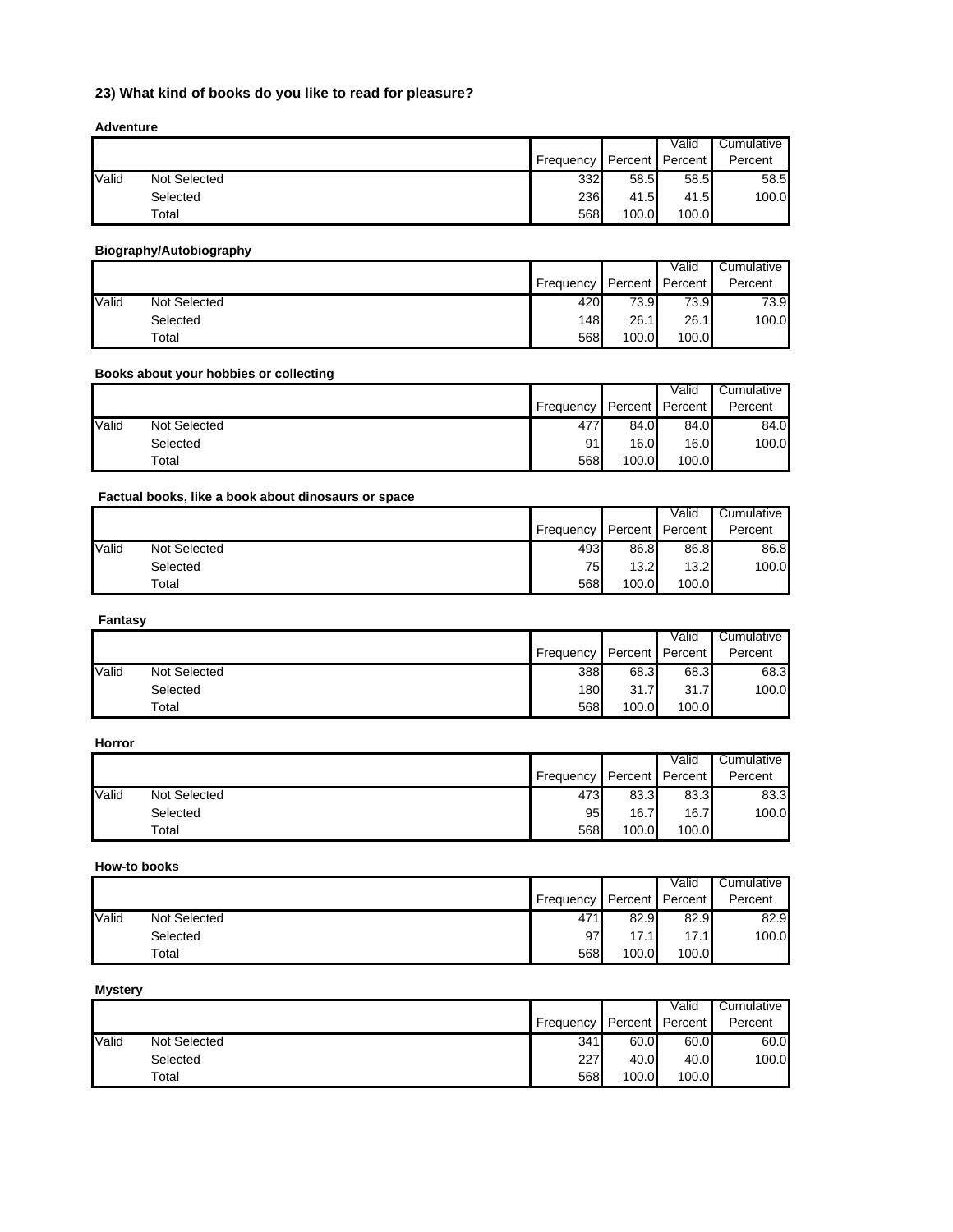### 23) What kind of books do you like to read for pleasure?

**Adventure**

| | | Frequency | Percent | Valid Percent | Cumulative Percent |
|---|---|---|---|---|---|
| Valid | Not Selected | 332 | 58.5 | 58.5 | 58.5 |
| | Selected | 236 | 41.5 | 41.5 | 100.0 |
| | Total | 568 | 100.0 | 100.0 | |

**Biography/Autobiography**

| | | Frequency | Percent | Valid Percent | Cumulative Percent |
|---|---|---|---|---|---|
| Valid | Not Selected | 420 | 73.9 | 73.9 | 73.9 |
| | Selected | 148 | 26.1 | 26.1 | 100.0 |
| | Total | 568 | 100.0 | 100.0 | |

**Books about your hobbies or collecting**

| | | Frequency | Percent | Valid Percent | Cumulative Percent |
|---|---|---|---|---|---|
| Valid | Not Selected | 477 | 84.0 | 84.0 | 84.0 |
| | Selected | 91 | 16.0 | 16.0 | 100.0 |
| | Total | 568 | 100.0 | 100.0 | |

**Factual books, like a book about dinosaurs or space**

| | | Frequency | Percent | Valid Percent | Cumulative Percent |
|---|---|---|---|---|---|
| Valid | Not Selected | 493 | 86.8 | 86.8 | 86.8 |
| | Selected | 75 | 13.2 | 13.2 | 100.0 |
| | Total | 568 | 100.0 | 100.0 | |

**Fantasy**

| | | Frequency | Percent | Valid Percent | Cumulative Percent |
|---|---|---|---|---|---|
| Valid | Not Selected | 388 | 68.3 | 68.3 | 68.3 |
| | Selected | 180 | 31.7 | 31.7 | 100.0 |
| | Total | 568 | 100.0 | 100.0 | |

**Horror**

| | | Frequency | Percent | Valid Percent | Cumulative Percent |
|---|---|---|---|---|---|
| Valid | Not Selected | 473 | 83.3 | 83.3 | 83.3 |
| | Selected | 95 | 16.7 | 16.7 | 100.0 |
| | Total | 568 | 100.0 | 100.0 | |

**How-to books**

| | | Frequency | Percent | Valid Percent | Cumulative Percent |
|---|---|---|---|---|---|
| Valid | Not Selected | 471 | 82.9 | 82.9 | 82.9 |
| | Selected | 97 | 17.1 | 17.1 | 100.0 |
| | Total | 568 | 100.0 | 100.0 | |

**Mystery**

| | | Frequency | Percent | Valid Percent | Cumulative Percent |
|---|---|---|---|---|---|
| Valid | Not Selected | 341 | 60.0 | 60.0 | 60.0 |
| | Selected | 227 | 40.0 | 40.0 | 100.0 |
| | Total | 568 | 100.0 | 100.0 | |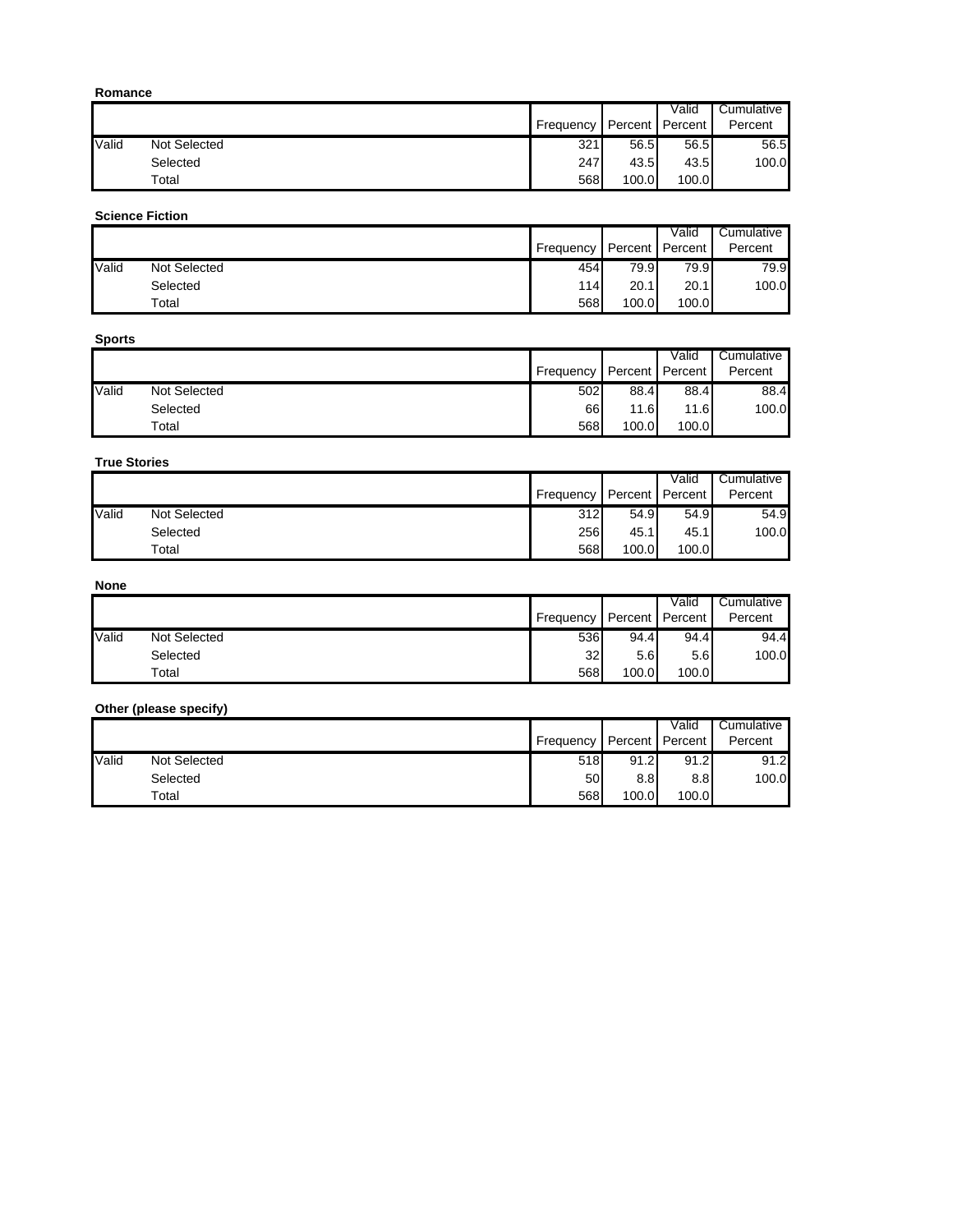**Romance**

| | | Frequency | Percent | Valid Percent | Cumulative Percent |
|---|---|---|---|---|---|
| Valid | Not Selected | 321 | 56.5 | 56.5 | 56.5 |
| | Selected | 247 | 43.5 | 43.5 | 100.0 |
| | Total | 568 | 100.0 | 100.0 | |

**Science Fiction**

| | | Frequency | Percent | Valid Percent | Cumulative Percent |
|---|---|---|---|---|---|
| Valid | Not Selected | 454 | 79.9 | 79.9 | 79.9 |
| | Selected | 114 | 20.1 | 20.1 | 100.0 |
| | Total | 568 | 100.0 | 100.0 | |

**Sports**

| | | Frequency | Percent | Valid Percent | Cumulative Percent |
|---|---|---|---|---|---|
| Valid | Not Selected | 502 | 88.4 | 88.4 | 88.4 |
| | Selected | 66 | 11.6 | 11.6 | 100.0 |
| | Total | 568 | 100.0 | 100.0 | |

**True Stories**

| | | Frequency | Percent | Valid Percent | Cumulative Percent |
|---|---|---|---|---|---|
| Valid | Not Selected | 312 | 54.9 | 54.9 | 54.9 |
| | Selected | 256 | 45.1 | 45.1 | 100.0 |
| | Total | 568 | 100.0 | 100.0 | |

**None**

| | | Frequency | Percent | Valid Percent | Cumulative Percent |
|---|---|---|---|---|---|
| Valid | Not Selected | 536 | 94.4 | 94.4 | 94.4 |
| | Selected | 32 | 5.6 | 5.6 | 100.0 |
| | Total | 568 | 100.0 | 100.0 | |

**Other (please specify)**

| | | Frequency | Percent | Valid Percent | Cumulative Percent |
|---|---|---|---|---|---|
| Valid | Not Selected | 518 | 91.2 | 91.2 | 91.2 |
| | Selected | 50 | 8.8 | 8.8 | 100.0 |
| | Total | 568 | 100.0 | 100.0 | |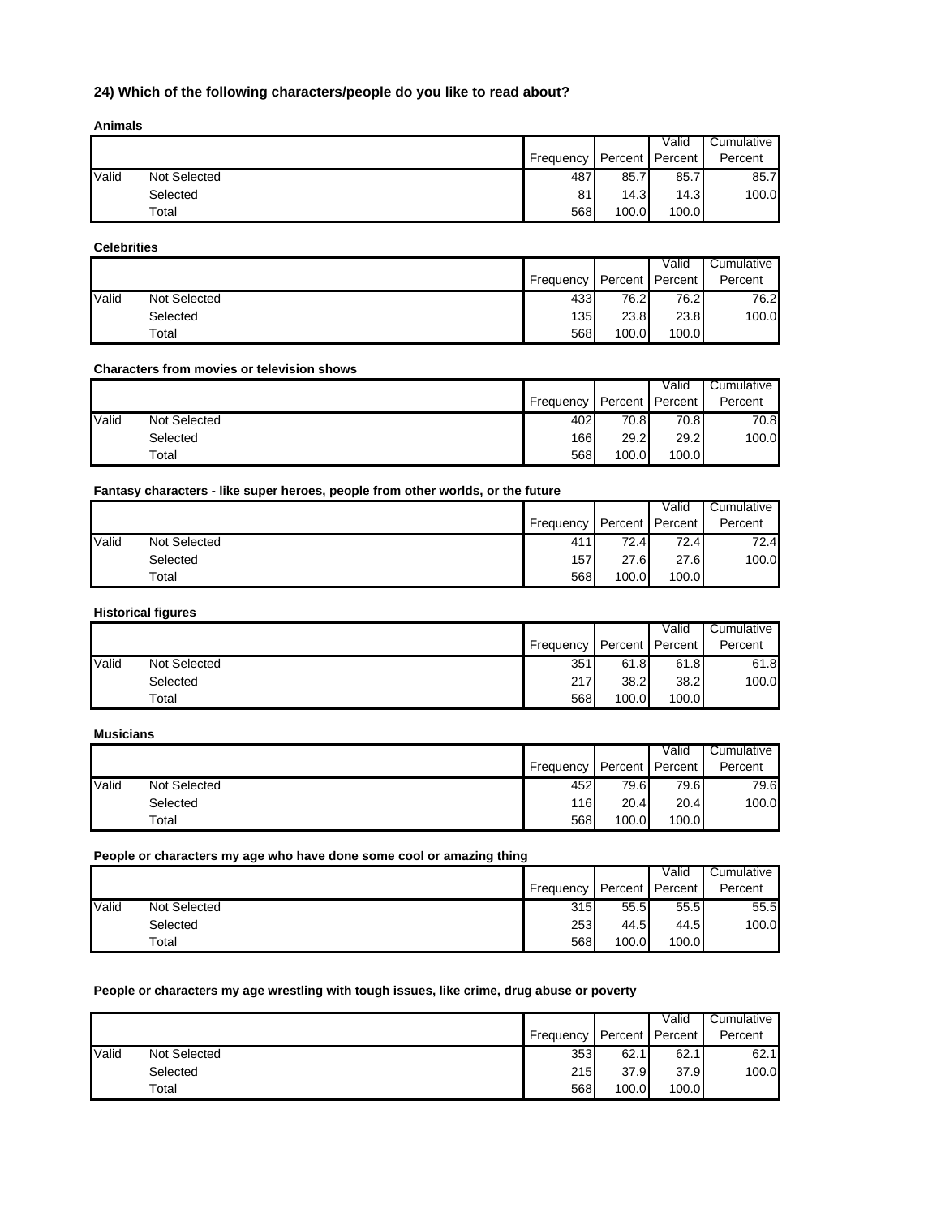### 24) Which of the following characters/people do you like to read about?

**Animals**

| | | Frequency | Percent | Valid Percent | Cumulative Percent |
|---|---|---|---|---|---|
| Valid | Not Selected | 487 | 85.7 | 85.7 | 85.7 |
| | Selected | 81 | 14.3 | 14.3 | 100.0 |
| | Total | 568 | 100.0 | 100.0 | |

**Celebrities**

| | | Frequency | Percent | Valid Percent | Cumulative Percent |
|---|---|---|---|---|---|
| Valid | Not Selected | 433 | 76.2 | 76.2 | 76.2 |
| | Selected | 135 | 23.8 | 23.8 | 100.0 |
| | Total | 568 | 100.0 | 100.0 | |

**Characters from movies or television shows**

| | | Frequency | Percent | Valid Percent | Cumulative Percent |
|---|---|---|---|---|---|
| Valid | Not Selected | 402 | 70.8 | 70.8 | 70.8 |
| | Selected | 166 | 29.2 | 29.2 | 100.0 |
| | Total | 568 | 100.0 | 100.0 | |

**Fantasy characters - like super heroes, people from other worlds, or the future**

| | | Frequency | Percent | Valid Percent | Cumulative Percent |
|---|---|---|---|---|---|
| Valid | Not Selected | 411 | 72.4 | 72.4 | 72.4 |
| | Selected | 157 | 27.6 | 27.6 | 100.0 |
| | Total | 568 | 100.0 | 100.0 | |

**Historical figures**

| | | Frequency | Percent | Valid Percent | Cumulative Percent |
|---|---|---|---|---|---|
| Valid | Not Selected | 351 | 61.8 | 61.8 | 61.8 |
| | Selected | 217 | 38.2 | 38.2 | 100.0 |
| | Total | 568 | 100.0 | 100.0 | |

**Musicians**

| | | Frequency | Percent | Valid Percent | Cumulative Percent |
|---|---|---|---|---|---|
| Valid | Not Selected | 452 | 79.6 | 79.6 | 79.6 |
| | Selected | 116 | 20.4 | 20.4 | 100.0 |
| | Total | 568 | 100.0 | 100.0 | |

**People or characters my age who have done some cool or amazing thing**

| | | Frequency | Percent | Valid Percent | Cumulative Percent |
|---|---|---|---|---|---|
| Valid | Not Selected | 315 | 55.5 | 55.5 | 55.5 |
| | Selected | 253 | 44.5 | 44.5 | 100.0 |
| | Total | 568 | 100.0 | 100.0 | |

**People or characters my age wrestling with tough issues, like crime, drug abuse or poverty**

| | | Frequency | Percent | Valid Percent | Cumulative Percent |
|---|---|---|---|---|---|
| Valid | Not Selected | 353 | 62.1 | 62.1 | 62.1 |
| | Selected | 215 | 37.9 | 37.9 | 100.0 |
| | Total | 568 | 100.0 | 100.0 | |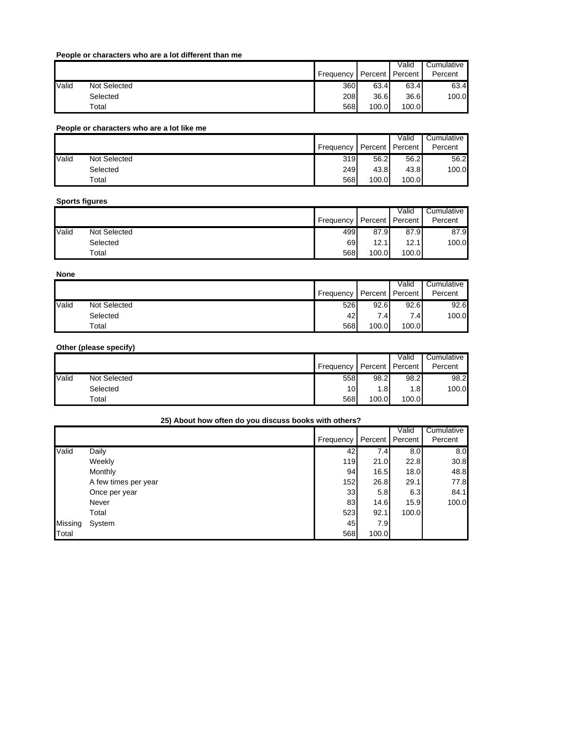**People or characters who are a lot different than me**

| | | Frequency | Percent | Valid Percent | Cumulative Percent |
|---|---|---|---|---|---|
| Valid | Not Selected | 360 | 63.4 | 63.4 | 63.4 |
| | Selected | 208 | 36.6 | 36.6 | 100.0 |
| | Total | 568 | 100.0 | 100.0 | |

**People or characters who are a lot like me**

| | | Frequency | Percent | Valid Percent | Cumulative Percent |
|---|---|---|---|---|---|
| Valid | Not Selected | 319 | 56.2 | 56.2 | 56.2 |
| | Selected | 249 | 43.8 | 43.8 | 100.0 |
| | Total | 568 | 100.0 | 100.0 | |

**Sports figures**

| | | Frequency | Percent | Valid Percent | Cumulative Percent |
|---|---|---|---|---|---|
| Valid | Not Selected | 499 | 87.9 | 87.9 | 87.9 |
| | Selected | 69 | 12.1 | 12.1 | 100.0 |
| | Total | 568 | 100.0 | 100.0 | |

**None**

| | | Frequency | Percent | Valid Percent | Cumulative Percent |
|---|---|---|---|---|---|
| Valid | Not Selected | 526 | 92.6 | 92.6 | 92.6 |
| | Selected | 42 | 7.4 | 7.4 | 100.0 |
| | Total | 568 | 100.0 | 100.0 | |

**Other (please specify)**

| | | Frequency | Percent | Valid Percent | Cumulative Percent |
|---|---|---|---|---|---|
| Valid | Not Selected | 558 | 98.2 | 98.2 | 98.2 |
| | Selected | 10 | 1.8 | 1.8 | 100.0 |
| | Total | 568 | 100.0 | 100.0 | |

**25) About how often do you discuss books with others?**

| | | Frequency | Percent | Valid Percent | Cumulative Percent |
|---|---|---|---|---|---|
| Valid | Daily | 42 | 7.4 | 8.0 | 8.0 |
| | Weekly | 119 | 21.0 | 22.8 | 30.8 |
| | Monthly | 94 | 16.5 | 18.0 | 48.8 |
| | A few times per year | 152 | 26.8 | 29.1 | 77.8 |
| | Once per year | 33 | 5.8 | 6.3 | 84.1 |
| | Never | 83 | 14.6 | 15.9 | 100.0 |
| | Total | 523 | 92.1 | 100.0 | |
| Missing | System | 45 | 7.9 | | |
| Total | | 568 | 100.0 | | |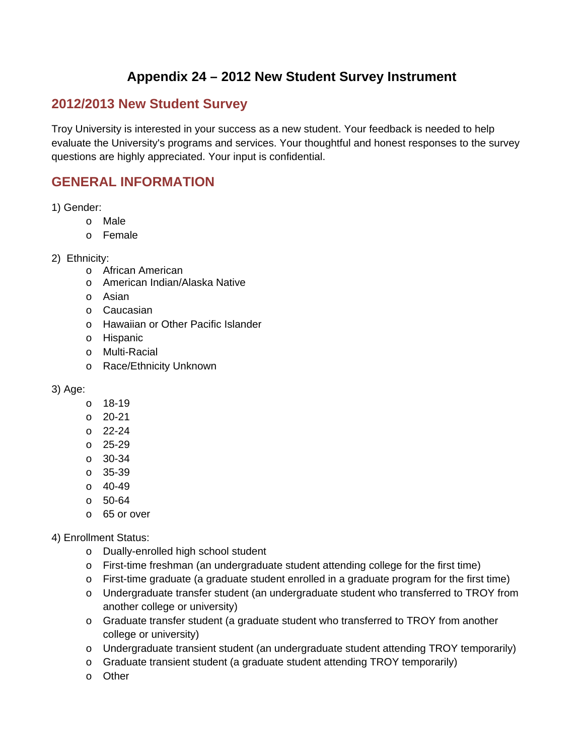# Appendix 24 – 2012 New Student Survey Instrument

## 2012/2013 New Student Survey

Troy University is interested in your success as a new student. Your feedback is needed to help evaluate the University's programs and services. Your thoughtful and honest responses to the survey questions are highly appreciated. Your input is confidential.

## GENERAL INFORMATION

1) Gender:

- Male
- Female

2) Ethnicity:

- African American
- American Indian/Alaska Native
- Asian
- Caucasian
- Hawaiian or Other Pacific Islander
- Hispanic
- Multi-Racial
- Race/Ethnicity Unknown

3) Age:

- 18-19
- 20-21
- 22-24
- 25-29
- 30-34
- 35-39
- 40-49
- 50-64
- 65 or over

4) Enrollment Status:

- Dually-enrolled high school student
- First-time freshman (an undergraduate student attending college for the first time)
- First-time graduate (a graduate student enrolled in a graduate program for the first time)
- Undergraduate transfer student (an undergraduate student who transferred to TROY from another college or university)
- Graduate transfer student (a graduate student who transferred to TROY from another college or university)
- Undergraduate transient student (an undergraduate student attending TROY temporarily)
- Graduate transient student (a graduate student attending TROY temporarily)
- Other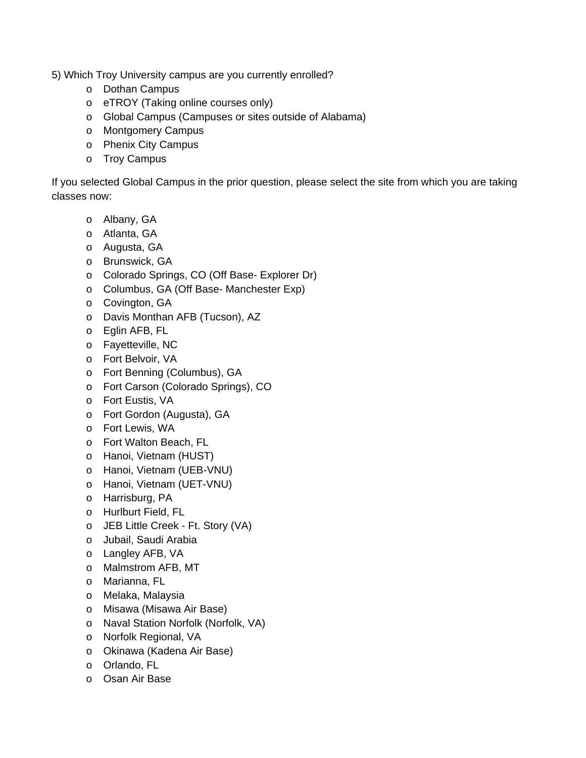5) Which Troy University campus are you currently enrolled?

- Dothan Campus
- eTROY (Taking online courses only)
- Global Campus (Campuses or sites outside of Alabama)
- Montgomery Campus
- Phenix City Campus
- Troy Campus

If you selected Global Campus in the prior question, please select the site from which you are taking classes now:

- Albany, GA
- Atlanta, GA
- Augusta, GA
- Brunswick, GA
- Colorado Springs, CO (Off Base- Explorer Dr)
- Columbus, GA (Off Base- Manchester Exp)
- Covington, GA
- Davis Monthan AFB (Tucson), AZ
- Eglin AFB, FL
- Fayetteville, NC
- Fort Belvoir, VA
- Fort Benning (Columbus), GA
- Fort Carson (Colorado Springs), CO
- Fort Eustis, VA
- Fort Gordon (Augusta), GA
- Fort Lewis, WA
- Fort Walton Beach, FL
- Hanoi, Vietnam (HUST)
- Hanoi, Vietnam (UEB-VNU)
- Hanoi, Vietnam (UET-VNU)
- Harrisburg, PA
- Hurlburt Field, FL
- JEB Little Creek - Ft. Story (VA)
- Jubail, Saudi Arabia
- Langley AFB, VA
- Malmstrom AFB, MT
- Marianna, FL
- Melaka, Malaysia
- Misawa (Misawa Air Base)
- Naval Station Norfolk (Norfolk, VA)
- Norfolk Regional, VA
- Okinawa (Kadena Air Base)
- Orlando, FL
- Osan Air Base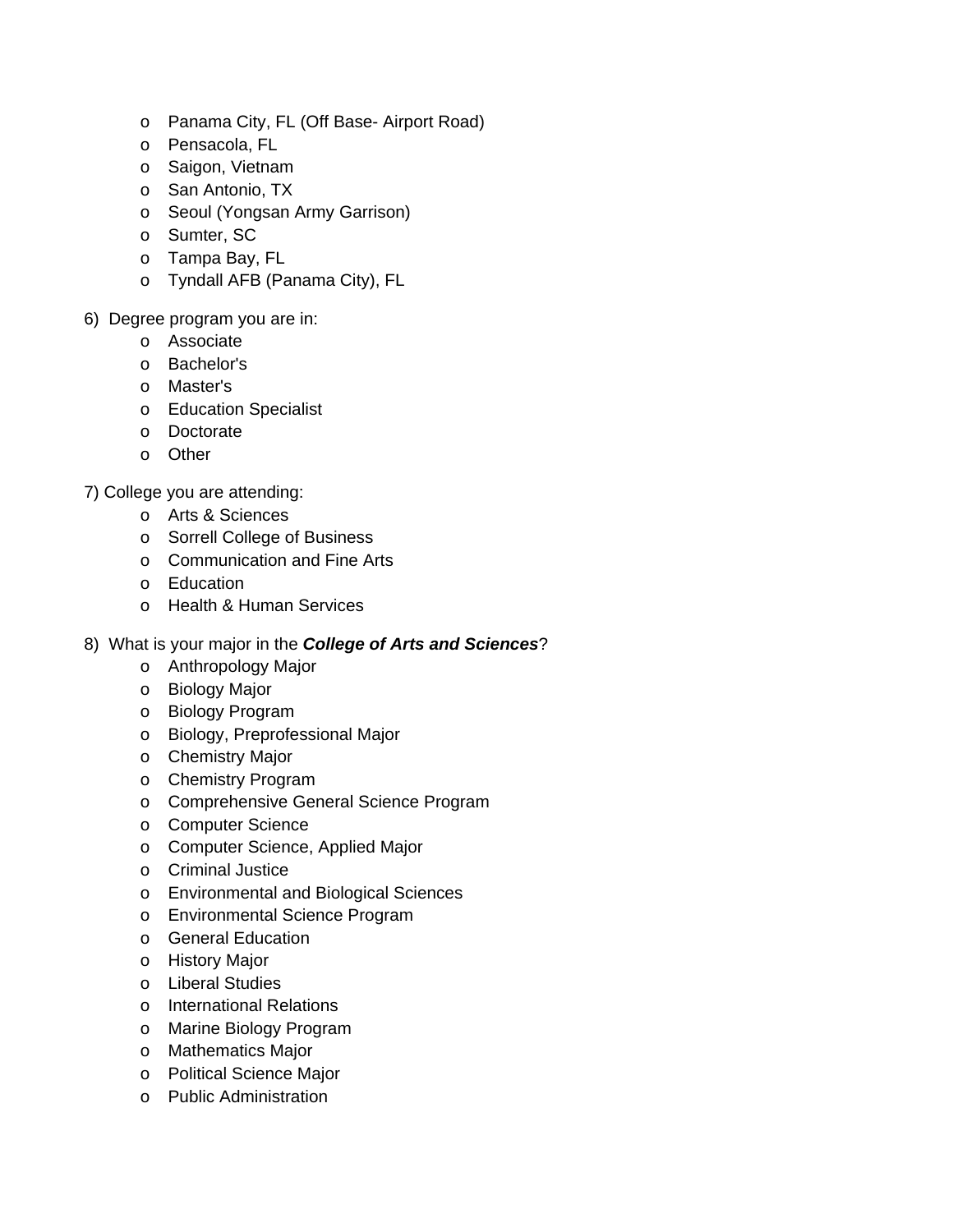- Panama City, FL (Off Base- Airport Road)
- Pensacola, FL
- Saigon, Vietnam
- San Antonio, TX
- Seoul (Yongsan Army Garrison)
- Sumter, SC
- Tampa Bay, FL
- Tyndall AFB (Panama City), FL

6) Degree program you are in:
   - Associate
   - Bachelor's
   - Master's
   - Education Specialist
   - Doctorate
   - Other

7) College you are attending:
   - Arts & Sciences
   - Sorrell College of Business
   - Communication and Fine Arts
   - Education
   - Health & Human Services

8) What is your major in the ***College of Arts and Sciences***?
   - Anthropology Major
   - Biology Major
   - Biology Program
   - Biology, Preprofessional Major
   - Chemistry Major
   - Chemistry Program
   - Comprehensive General Science Program
   - Computer Science
   - Computer Science, Applied Major
   - Criminal Justice
   - Environmental and Biological Sciences
   - Environmental Science Program
   - General Education
   - History Major
   - Liberal Studies
   - International Relations
   - Marine Biology Program
   - Mathematics Major
   - Political Science Major
   - Public Administration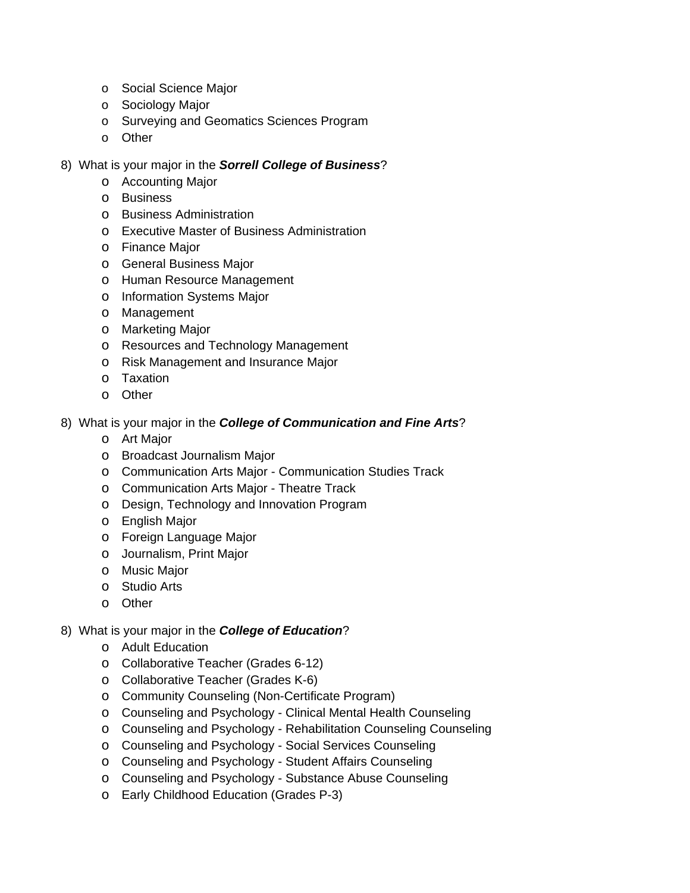- Social Science Major
- Sociology Major
- Surveying and Geomatics Sciences Program
- Other

8) What is your major in the ***Sorrell College of Business***?
   - Accounting Major
   - Business
   - Business Administration
   - Executive Master of Business Administration
   - Finance Major
   - General Business Major
   - Human Resource Management
   - Information Systems Major
   - Management
   - Marketing Major
   - Resources and Technology Management
   - Risk Management and Insurance Major
   - Taxation
   - Other

8) What is your major in the ***College of Communication and Fine Arts***?
   - Art Major
   - Broadcast Journalism Major
   - Communication Arts Major - Communication Studies Track
   - Communication Arts Major - Theatre Track
   - Design, Technology and Innovation Program
   - English Major
   - Foreign Language Major
   - Journalism, Print Major
   - Music Major
   - Studio Arts
   - Other

8) What is your major in the ***College of Education***?
   - Adult Education
   - Collaborative Teacher (Grades 6-12)
   - Collaborative Teacher (Grades K-6)
   - Community Counseling (Non-Certificate Program)
   - Counseling and Psychology - Clinical Mental Health Counseling
   - Counseling and Psychology - Rehabilitation Counseling Counseling
   - Counseling and Psychology - Social Services Counseling
   - Counseling and Psychology - Student Affairs Counseling
   - Counseling and Psychology - Substance Abuse Counseling
   - Early Childhood Education (Grades P-3)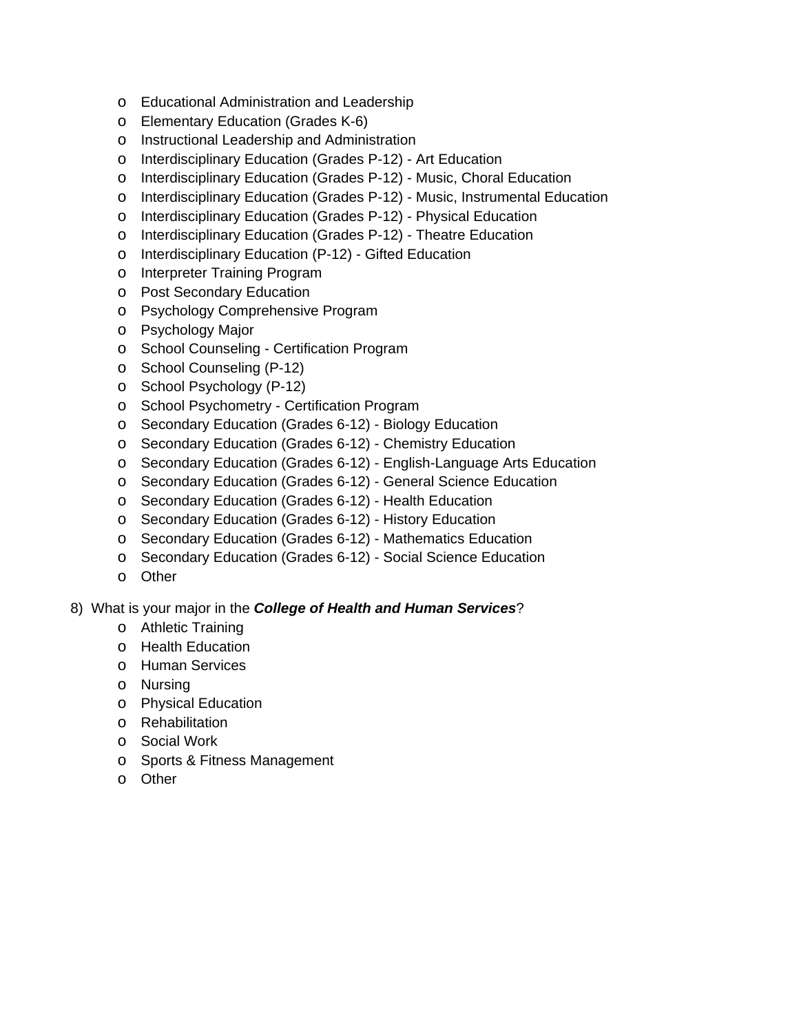- Educational Administration and Leadership
- Elementary Education (Grades K-6)
- Instructional Leadership and Administration
- Interdisciplinary Education (Grades P-12) - Art Education
- Interdisciplinary Education (Grades P-12) - Music, Choral Education
- Interdisciplinary Education (Grades P-12) - Music, Instrumental Education
- Interdisciplinary Education (Grades P-12) - Physical Education
- Interdisciplinary Education (Grades P-12) - Theatre Education
- Interdisciplinary Education (P-12) - Gifted Education
- Interpreter Training Program
- Post Secondary Education
- Psychology Comprehensive Program
- Psychology Major
- School Counseling - Certification Program
- School Counseling (P-12)
- School Psychology (P-12)
- School Psychometry - Certification Program
- Secondary Education (Grades 6-12) - Biology Education
- Secondary Education (Grades 6-12) - Chemistry Education
- Secondary Education (Grades 6-12) - English-Language Arts Education
- Secondary Education (Grades 6-12) - General Science Education
- Secondary Education (Grades 6-12) - Health Education
- Secondary Education (Grades 6-12) - History Education
- Secondary Education (Grades 6-12) - Mathematics Education
- Secondary Education (Grades 6-12) - Social Science Education
- Other

8) What is your major in the ***College of Health and Human Services***?
   - Athletic Training
   - Health Education
   - Human Services
   - Nursing
   - Physical Education
   - Rehabilitation
   - Social Work
   - Sports & Fitness Management
   - Other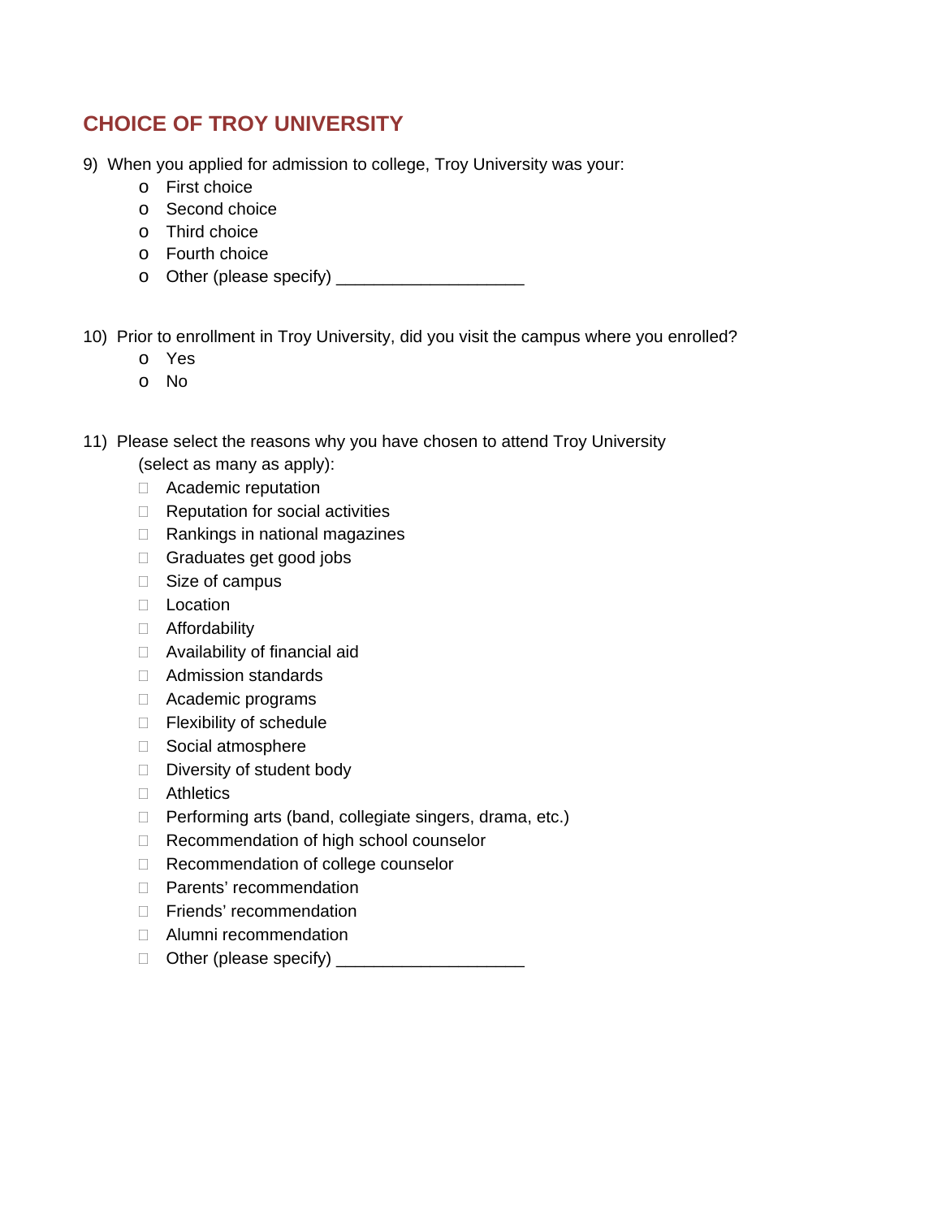## CHOICE OF TROY UNIVERSITY

9) When you applied for admission to college, Troy University was your:

- o First choice
- o Second choice
- o Third choice
- o Fourth choice
- o Other (please specify) ____________________

10) Prior to enrollment in Troy University, did you visit the campus where you enrolled?

- o Yes
- o No

11) Please select the reasons why you have chosen to attend Troy University (select as many as apply):

- ☐ Academic reputation
- ☐ Reputation for social activities
- ☐ Rankings in national magazines
- ☐ Graduates get good jobs
- ☐ Size of campus
- ☐ Location
- ☐ Affordability
- ☐ Availability of financial aid
- ☐ Admission standards
- ☐ Academic programs
- ☐ Flexibility of schedule
- ☐ Social atmosphere
- ☐ Diversity of student body
- ☐ Athletics
- ☐ Performing arts (band, collegiate singers, drama, etc.)
- ☐ Recommendation of high school counselor
- ☐ Recommendation of college counselor
- ☐ Parents' recommendation
- ☐ Friends' recommendation
- ☐ Alumni recommendation
- ☐ Other (please specify) ____________________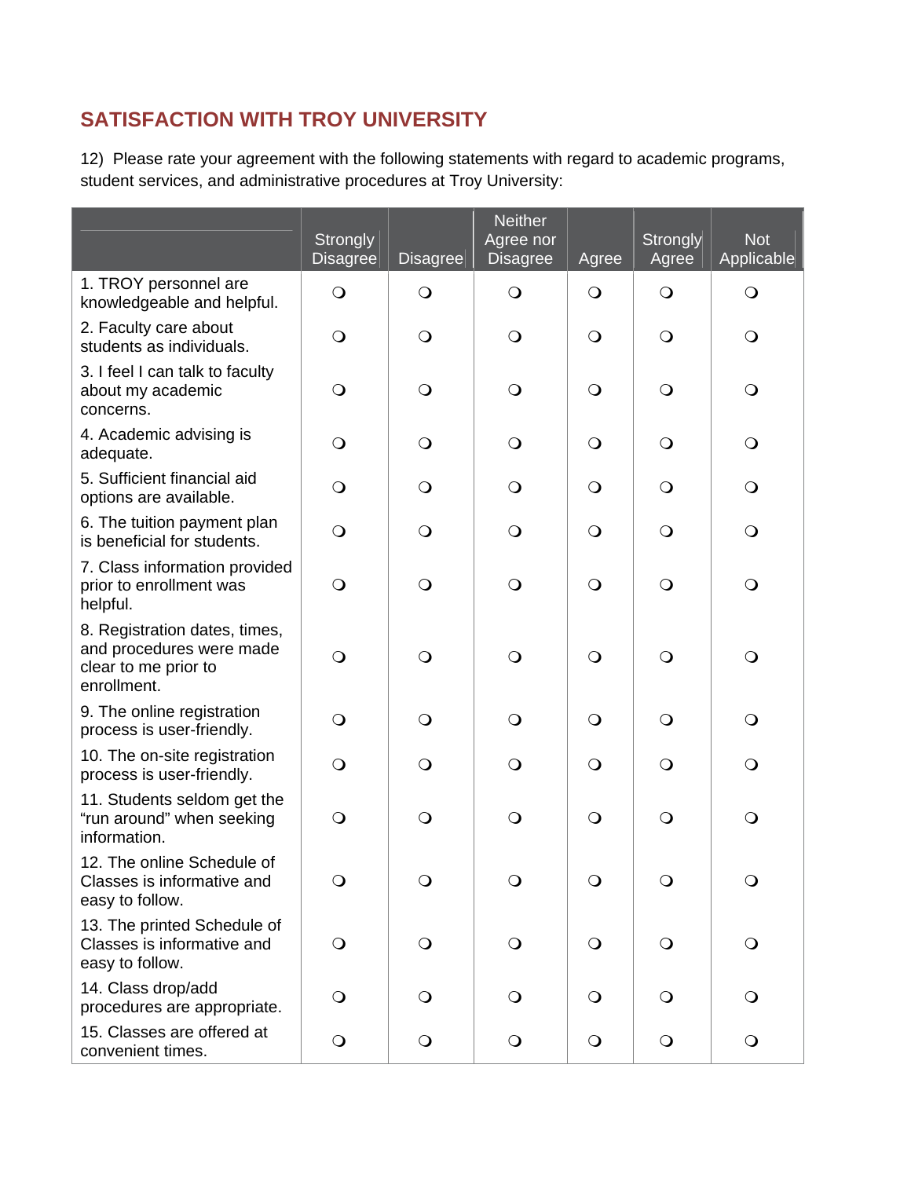## SATISFACTION WITH TROY UNIVERSITY

12) Please rate your agreement with the following statements with regard to academic programs, student services, and administrative procedures at Troy University:

| | Strongly Disagree | Disagree | Neither Agree nor Disagree | Agree | Strongly Agree | Not Applicable |
|---|---|---|---|---|---|---|
| 1. TROY personnel are knowledgeable and helpful. | ❍ | ❍ | ❍ | ❍ | ❍ | ❍ |
| 2. Faculty care about students as individuals. | ❍ | ❍ | ❍ | ❍ | ❍ | ❍ |
| 3. I feel I can talk to faculty about my academic concerns. | ❍ | ❍ | ❍ | ❍ | ❍ | ❍ |
| 4. Academic advising is adequate. | ❍ | ❍ | ❍ | ❍ | ❍ | ❍ |
| 5. Sufficient financial aid options are available. | ❍ | ❍ | ❍ | ❍ | ❍ | ❍ |
| 6. The tuition payment plan is beneficial for students. | ❍ | ❍ | ❍ | ❍ | ❍ | ❍ |
| 7. Class information provided prior to enrollment was helpful. | ❍ | ❍ | ❍ | ❍ | ❍ | ❍ |
| 8. Registration dates, times, and procedures were made clear to me prior to enrollment. | ❍ | ❍ | ❍ | ❍ | ❍ | ❍ |
| 9. The online registration process is user-friendly. | ❍ | ❍ | ❍ | ❍ | ❍ | ❍ |
| 10. The on-site registration process is user-friendly. | ❍ | ❍ | ❍ | ❍ | ❍ | ❍ |
| 11. Students seldom get the “run around” when seeking information. | ❍ | ❍ | ❍ | ❍ | ❍ | ❍ |
| 12. The online Schedule of Classes is informative and easy to follow. | ❍ | ❍ | ❍ | ❍ | ❍ | ❍ |
| 13. The printed Schedule of Classes is informative and easy to follow. | ❍ | ❍ | ❍ | ❍ | ❍ | ❍ |
| 14. Class drop/add procedures are appropriate. | ❍ | ❍ | ❍ | ❍ | ❍ | ❍ |
| 15. Classes are offered at convenient times. | ❍ | ❍ | ❍ | ❍ | ❍ | ❍ |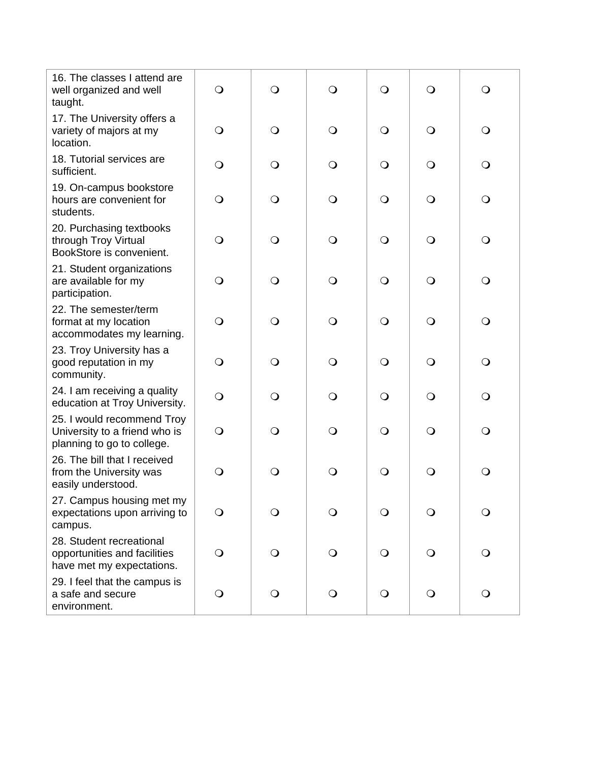| | | | | | | |
|---|---|---|---|---|---|---|
| 16. The classes I attend are well organized and well taught. | ❍ | ❍ | ❍ | ❍ | ❍ | ❍ |
| 17. The University offers a variety of majors at my location. | ❍ | ❍ | ❍ | ❍ | ❍ | ❍ |
| 18. Tutorial services are sufficient. | ❍ | ❍ | ❍ | ❍ | ❍ | ❍ |
| 19. On-campus bookstore hours are convenient for students. | ❍ | ❍ | ❍ | ❍ | ❍ | ❍ |
| 20. Purchasing textbooks through Troy Virtual BookStore is convenient. | ❍ | ❍ | ❍ | ❍ | ❍ | ❍ |
| 21. Student organizations are available for my participation. | ❍ | ❍ | ❍ | ❍ | ❍ | ❍ |
| 22. The semester/term format at my location accommodates my learning. | ❍ | ❍ | ❍ | ❍ | ❍ | ❍ |
| 23. Troy University has a good reputation in my community. | ❍ | ❍ | ❍ | ❍ | ❍ | ❍ |
| 24. I am receiving a quality education at Troy University. | ❍ | ❍ | ❍ | ❍ | ❍ | ❍ |
| 25. I would recommend Troy University to a friend who is planning to go to college. | ❍ | ❍ | ❍ | ❍ | ❍ | ❍ |
| 26. The bill that I received from the University was easily understood. | ❍ | ❍ | ❍ | ❍ | ❍ | ❍ |
| 27. Campus housing met my expectations upon arriving to campus. | ❍ | ❍ | ❍ | ❍ | ❍ | ❍ |
| 28. Student recreational opportunities and facilities have met my expectations. | ❍ | ❍ | ❍ | ❍ | ❍ | ❍ |
| 29. I feel that the campus is a safe and secure environment. | ❍ | ❍ | ❍ | ❍ | ❍ | ❍ |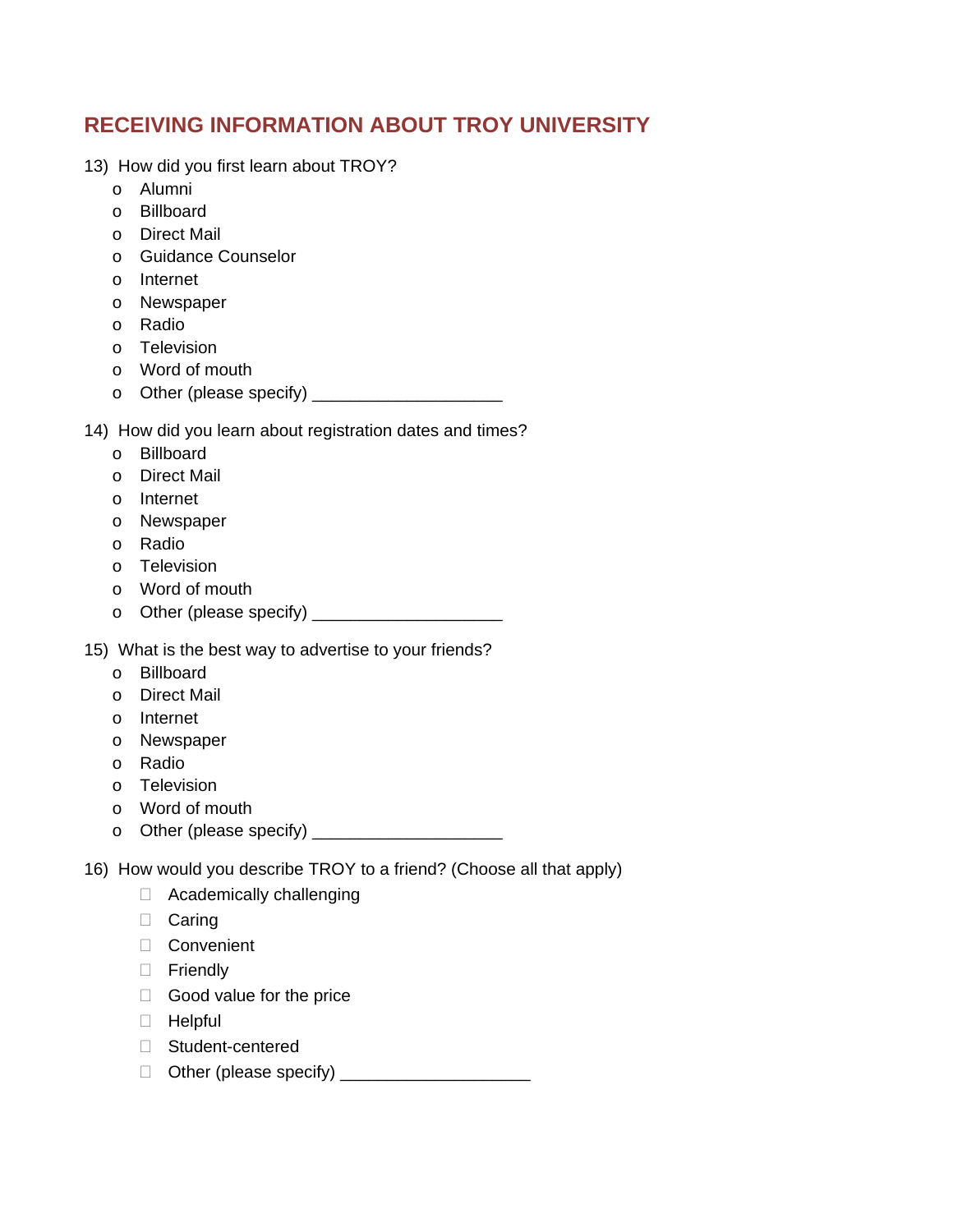## RECEIVING INFORMATION ABOUT TROY UNIVERSITY

13) How did you first learn about TROY?
   - Alumni
   - Billboard
   - Direct Mail
   - Guidance Counselor
   - Internet
   - Newspaper
   - Radio
   - Television
   - Word of mouth
   - Other (please specify) ____________________

14) How did you learn about registration dates and times?
   - Billboard
   - Direct Mail
   - Internet
   - Newspaper
   - Radio
   - Television
   - Word of mouth
   - Other (please specify) ____________________

15) What is the best way to advertise to your friends?
   - Billboard
   - Direct Mail
   - Internet
   - Newspaper
   - Radio
   - Television
   - Word of mouth
   - Other (please specify) ____________________

16) How would you describe TROY to a friend? (Choose all that apply)
   - [ ] Academically challenging
   - [ ] Caring
   - [ ] Convenient
   - [ ] Friendly
   - [ ] Good value for the price
   - [ ] Helpful
   - [ ] Student-centered
   - [ ] Other (please specify) ____________________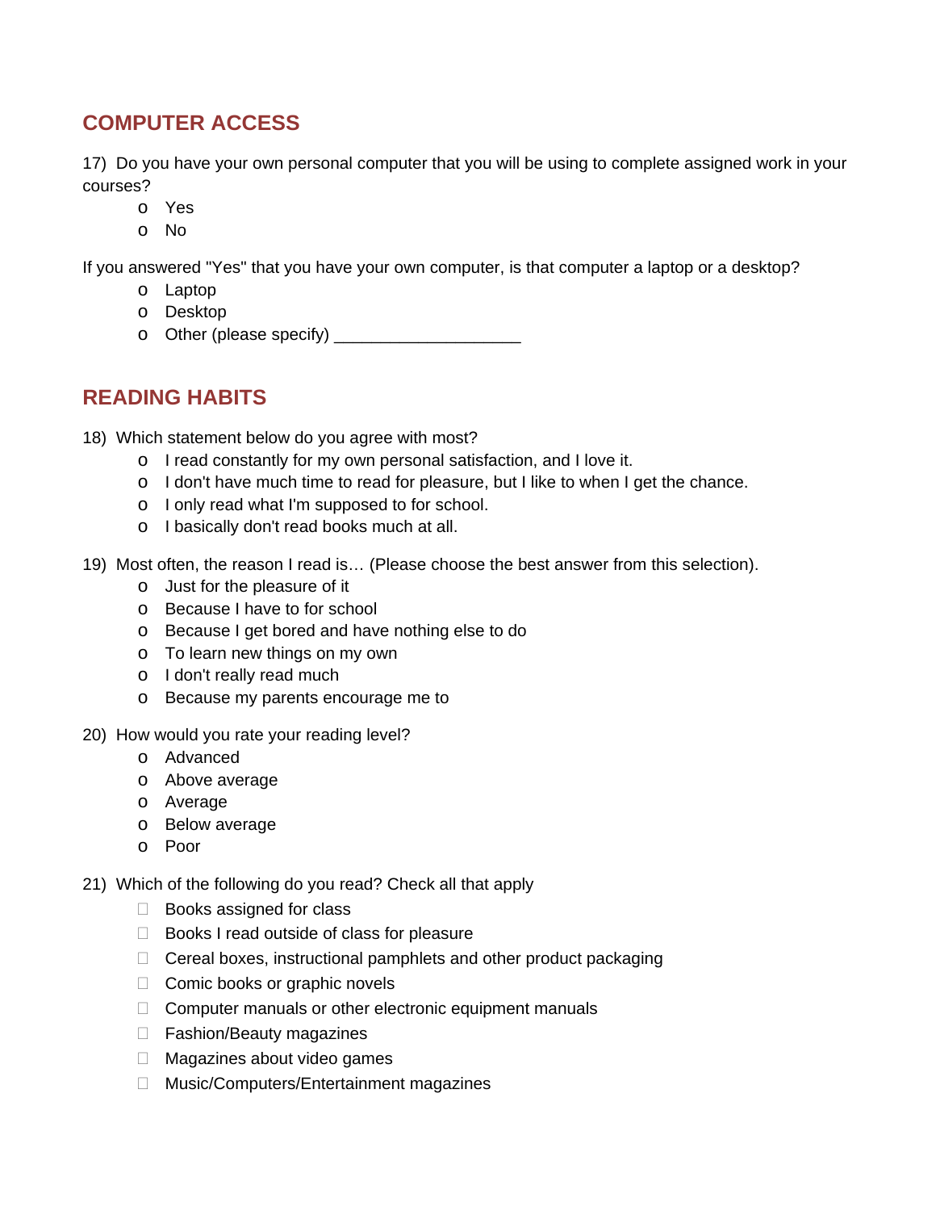## COMPUTER ACCESS

17) Do you have your own personal computer that you will be using to complete assigned work in your courses?

- Yes
- No

If you answered "Yes" that you have your own computer, is that computer a laptop or a desktop?

- Laptop
- Desktop
- Other (please specify) ____________________

## READING HABITS

18) Which statement below do you agree with most?

- I read constantly for my own personal satisfaction, and I love it.
- I don't have much time to read for pleasure, but I like to when I get the chance.
- I only read what I'm supposed to for school.
- I basically don't read books much at all.

19) Most often, the reason I read is… (Please choose the best answer from this selection).

- Just for the pleasure of it
- Because I have to for school
- Because I get bored and have nothing else to do
- To learn new things on my own
- I don't really read much
- Because my parents encourage me to

20) How would you rate your reading level?

- Advanced
- Above average
- Average
- Below average
- Poor

21) Which of the following do you read? Check all that apply

- [ ] Books assigned for class
- [ ] Books I read outside of class for pleasure
- [ ] Cereal boxes, instructional pamphlets and other product packaging
- [ ] Comic books or graphic novels
- [ ] Computer manuals or other electronic equipment manuals
- [ ] Fashion/Beauty magazines
- [ ] Magazines about video games
- [ ] Music/Computers/Entertainment magazines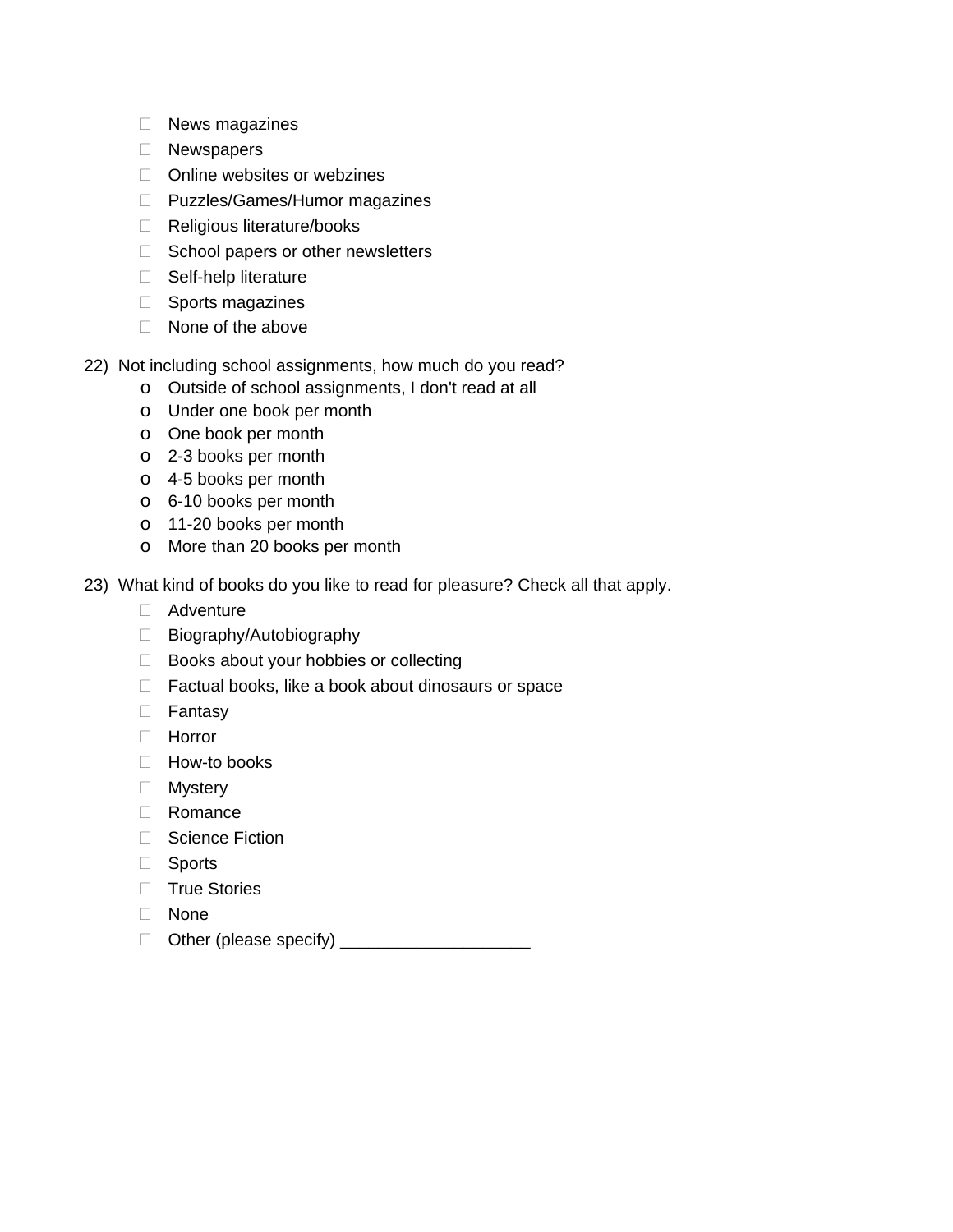- News magazines
- Newspapers
- Online websites or webzines
- Puzzles/Games/Humor magazines
- Religious literature/books
- School papers or other newsletters
- Self-help literature
- Sports magazines
- None of the above

22) Not including school assignments, how much do you read?
   - Outside of school assignments, I don't read at all
   - Under one book per month
   - One book per month
   - 2-3 books per month
   - 4-5 books per month
   - 6-10 books per month
   - 11-20 books per month
   - More than 20 books per month

23) What kind of books do you like to read for pleasure? Check all that apply.
   - Adventure
   - Biography/Autobiography
   - Books about your hobbies or collecting
   - Factual books, like a book about dinosaurs or space
   - Fantasy
   - Horror
   - How-to books
   - Mystery
   - Romance
   - Science Fiction
   - Sports
   - True Stories
   - None
   - Other (please specify) ____________________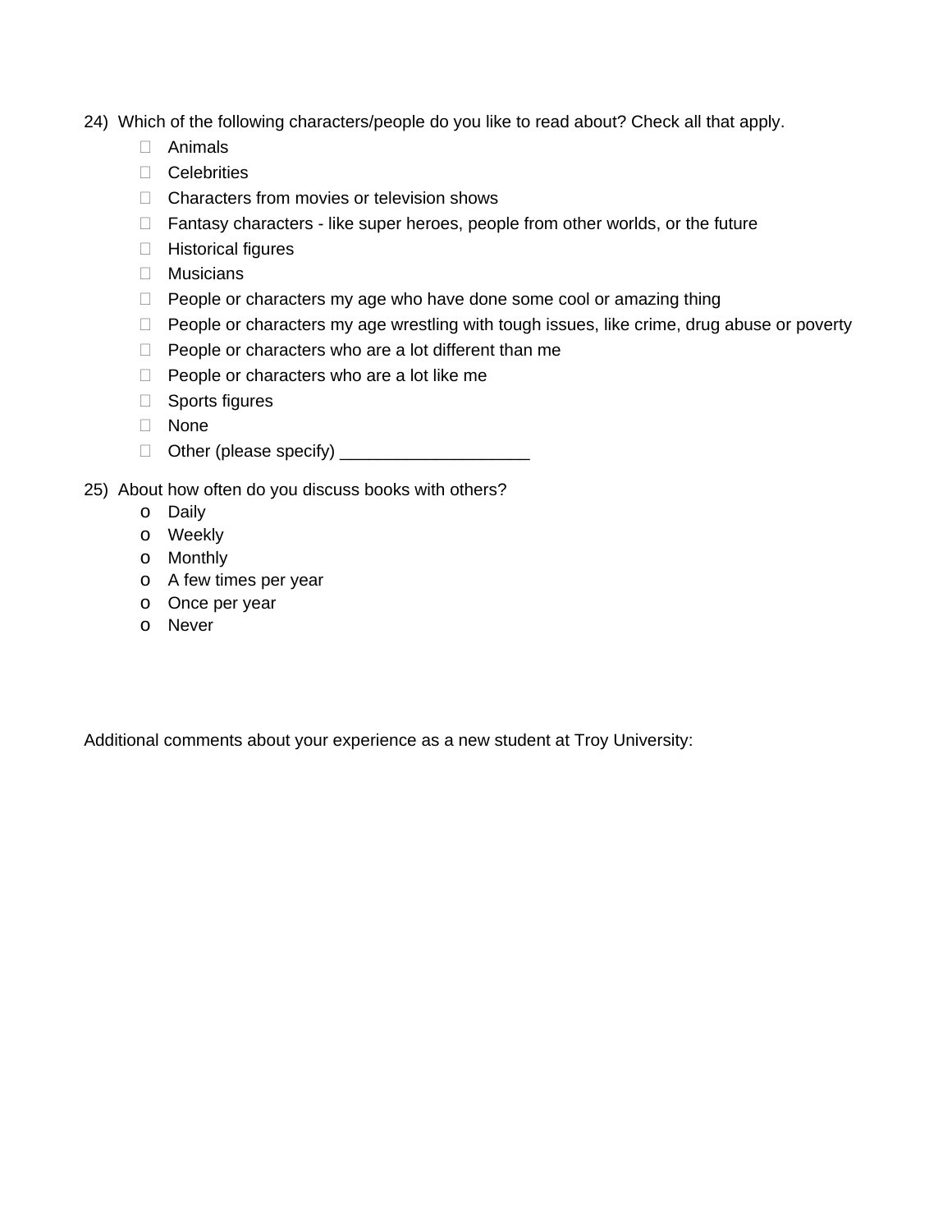24) Which of the following characters/people do you like to read about? Check all that apply.

- ☐ Animals
- ☐ Celebrities
- ☐ Characters from movies or television shows
- ☐ Fantasy characters - like super heroes, people from other worlds, or the future
- ☐ Historical figures
- ☐ Musicians
- ☐ People or characters my age who have done some cool or amazing thing
- ☐ People or characters my age wrestling with tough issues, like crime, drug abuse or poverty
- ☐ People or characters who are a lot different than me
- ☐ People or characters who are a lot like me
- ☐ Sports figures
- ☐ None
- ☐ Other (please specify) ____________________

25) About how often do you discuss books with others?

- o Daily
- o Weekly
- o Monthly
- o A few times per year
- o Once per year
- o Never

Additional comments about your experience as a new student at Troy University: